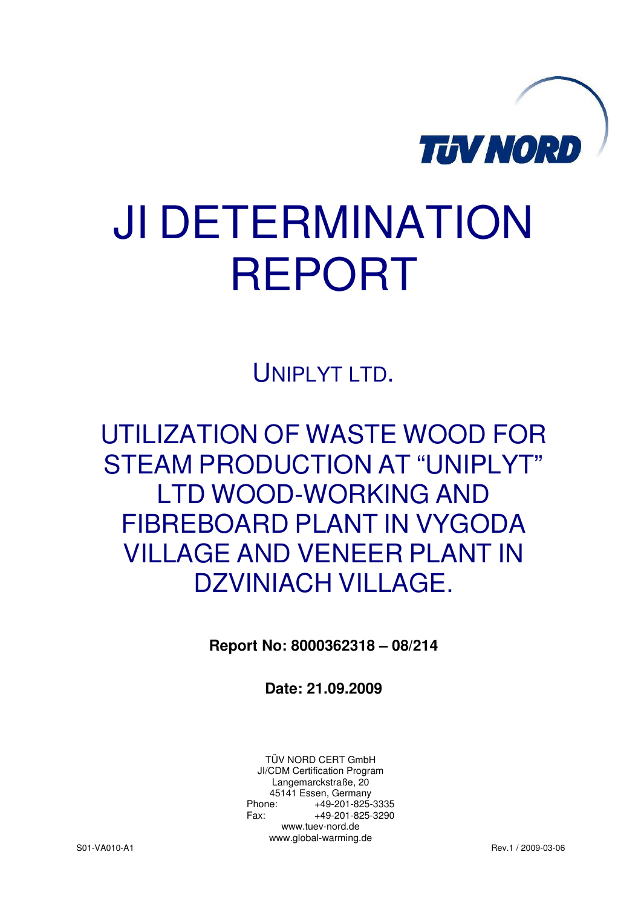TÜV NORD

# JI DETERMINATION REPORT

## UNIPLYT LTD.

## UTILIZATION OF WASTE WOOD FOR STEAM PRODUCTION AT "UNIPLYT" LTD WOOD-WORKING AND FIBREBOARD PLANT IN VYGODA VILLAGE AND VENEER PLANT IN DZVINIACH VILLAGE.

**Report No: 8000362318 – 08/214**

**Date: 21.09.2009**

TÜV NORD CERT GmbH
JI/CDM Certification Program
Langemarckstraße, 20
45141 Essen, Germany
Phone: +49-201-825-3335
Fax: +49-201-825-3290
www.tuev-nord.de
www.global-warming.de

S01-VA010-A1 Rev.1 / 2009-03-06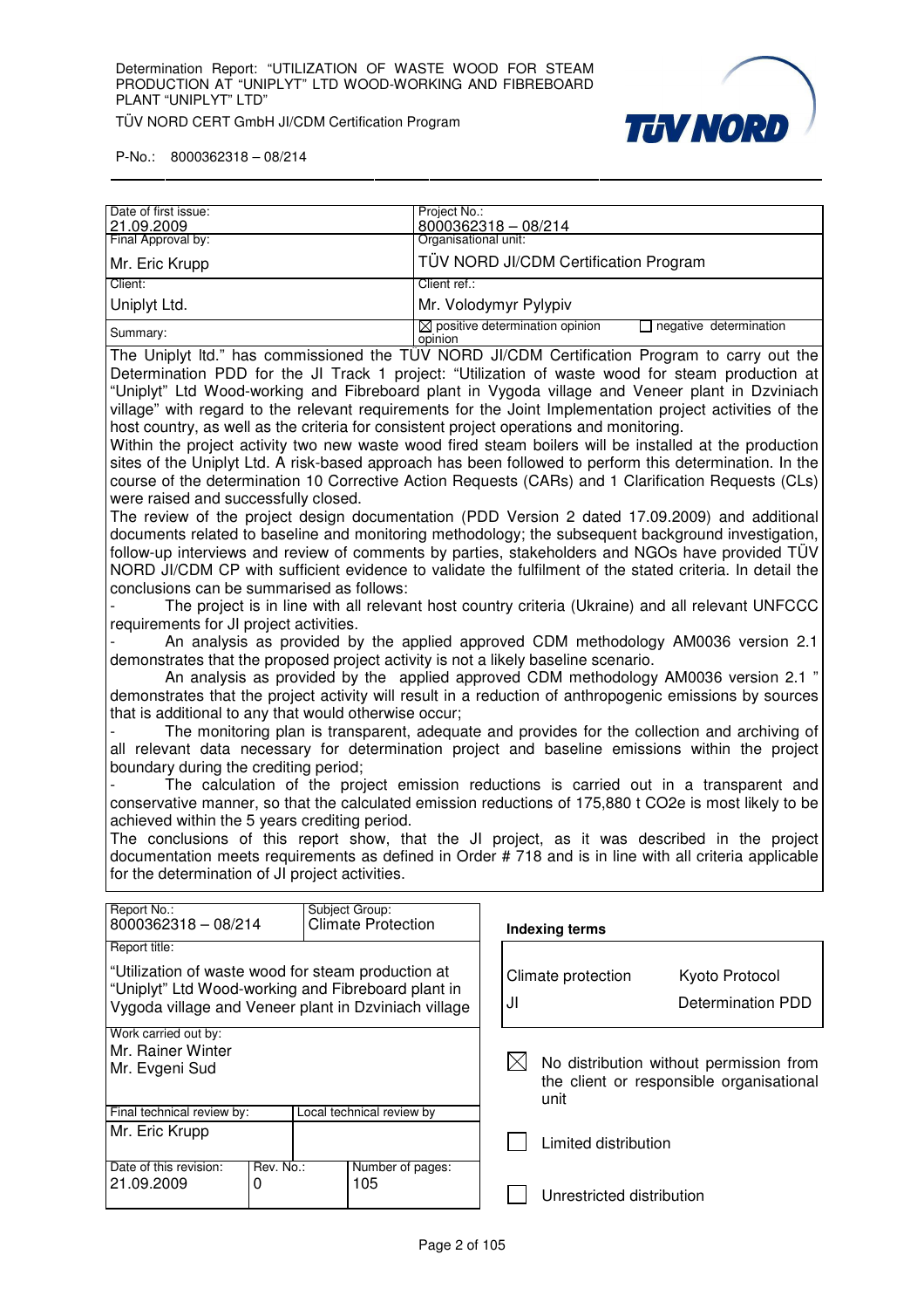| Date of first issue: 21.09.2009 | Project No.: 8000362318 – 08/214 |
|---|---|
| Final Approval by: Mr. Eric Krupp | Organisational unit: TÜV NORD JI/CDM Certification Program |
| Client: Uniplyt Ltd. | Client ref.: Mr. Volodymyr Pylypiv |
| Summary: | ☒ positive determination opinion ☐ negative determination opinion |

The Uniplyt ltd." has commissioned the TÜV NORD JI/CDM Certification Program to carry out the Determination PDD for the JI Track 1 project: "Utilization of waste wood for steam production at "Uniplyt" Ltd Wood-working and Fibreboard plant in Vygoda village and Veneer plant in Dzviniach village" with regard to the relevant requirements for the Joint Implementation project activities of the host country, as well as the criteria for consistent project operations and monitoring.

Within the project activity two new waste wood fired steam boilers will be installed at the production sites of the Uniplyt Ltd. A risk-based approach has been followed to perform this determination. In the course of the determination 10 Corrective Action Requests (CARs) and 1 Clarification Requests (CLs) were raised and successfully closed.

The review of the project design documentation (PDD Version 2 dated 17.09.2009) and additional documents related to baseline and monitoring methodology; the subsequent background investigation, follow-up interviews and review of comments by parties, stakeholders and NGOs have provided TÜV NORD JI/CDM CP with sufficient evidence to validate the fulfilment of the stated criteria. In detail the conclusions can be summarised as follows:

- The project is in line with all relevant host country criteria (Ukraine) and all relevant UNFCCC requirements for JI project activities.
- An analysis as provided by the applied approved CDM methodology AM0036 version 2.1 demonstrates that the proposed project activity is not a likely baseline scenario.
  An analysis as provided by the applied approved CDM methodology AM0036 version 2.1 " demonstrates that the project activity will result in a reduction of anthropogenic emissions by sources that is additional to any that would otherwise occur;
- The monitoring plan is transparent, adequate and provides for the collection and archiving of all relevant data necessary for determination project and baseline emissions within the project boundary during the crediting period;
- The calculation of the project emission reductions is carried out in a transparent and conservative manner, so that the calculated emission reductions of 175,880 t $CO_2e$ is most likely to be achieved within the 5 years crediting period.

The conclusions of this report show, that the JI project, as it was described in the project documentation meets requirements as defined in Order # 718 and is in line with all criteria applicable for the determination of JI project activities.

| Report No.: 8000362318 – 08/214 | Subject Group: Climate Protection | |
|---|---|---|
| Report title: "Utilization of waste wood for steam production at "Uniplyt" Ltd Wood-working and Fibreboard plant in Vygoda village and Veneer plant in Dzviniach village | | |
| Work carried out by: Mr. Rainer Winter, Mr. Evgeni Sud | | |
| Final technical review by: Mr. Eric Krupp | Local technical review by | |
| Date of this revision: 21.09.2009 | Rev. No.: 0 | Number of pages: 105 |

**Indexing terms**

| | |
|---|---|
| Climate protection | Kyoto Protocol |
| JI | Determination PDD |

☒ No distribution without permission from the client or responsible organisational unit

☐ Limited distribution

☐ Unrestricted distribution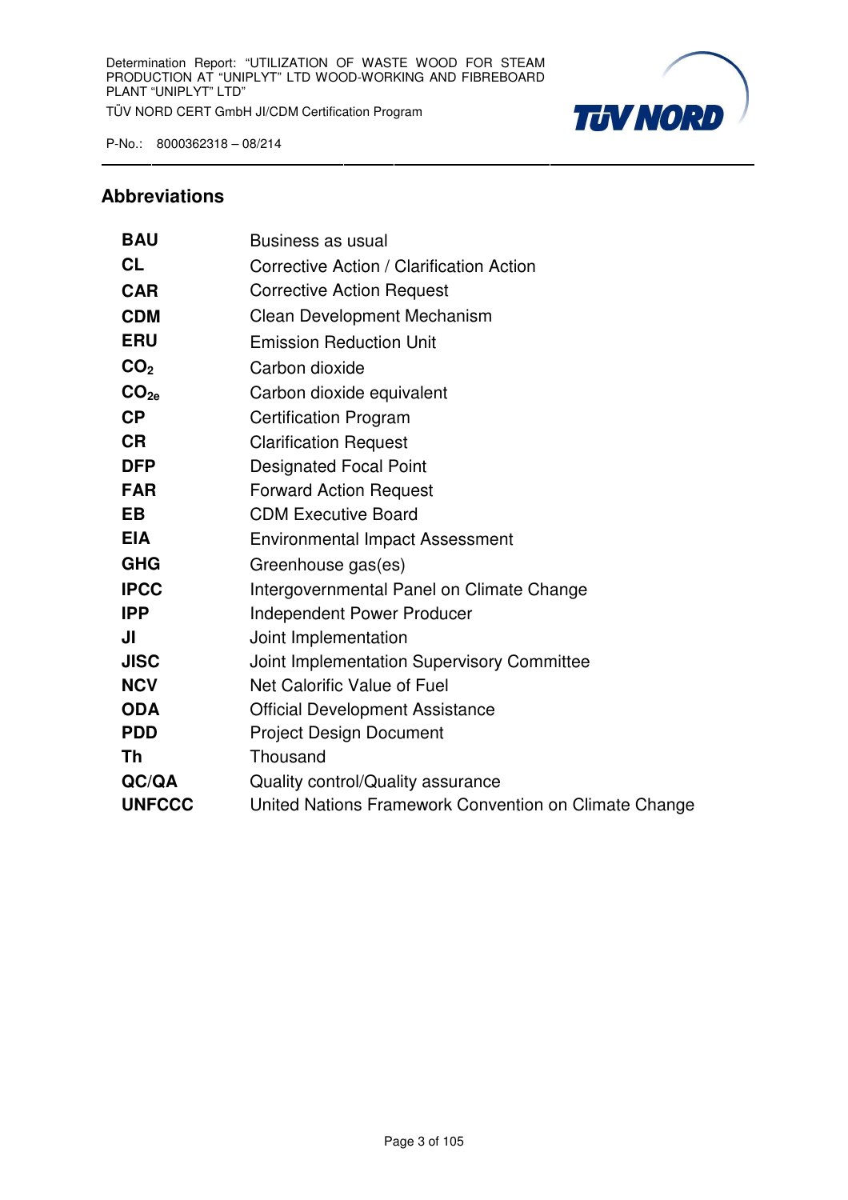## Abbreviations

| | |
|---|---|
| **BAU** | Business as usual |
| **CL** | Corrective Action / Clarification Action |
| **CAR** | Corrective Action Request |
| **CDM** | Clean Development Mechanism |
| **ERU** | Emission Reduction Unit |
| **$CO_2$** | Carbon dioxide |
| **$CO_{2e}$** | Carbon dioxide equivalent |
| **CP** | Certification Program |
| **CR** | Clarification Request |
| **DFP** | Designated Focal Point |
| **FAR** | Forward Action Request |
| **EB** | CDM Executive Board |
| **EIA** | Environmental Impact Assessment |
| **GHG** | Greenhouse gas(es) |
| **IPCC** | Intergovernmental Panel on Climate Change |
| **IPP** | Independent Power Producer |
| **JI** | Joint Implementation |
| **JISC** | Joint Implementation Supervisory Committee |
| **NCV** | Net Calorific Value of Fuel |
| **ODA** | Official Development Assistance |
| **PDD** | Project Design Document |
| **Th** | Thousand |
| **QC/QA** | Quality control/Quality assurance |
| **UNFCCC** | United Nations Framework Convention on Climate Change |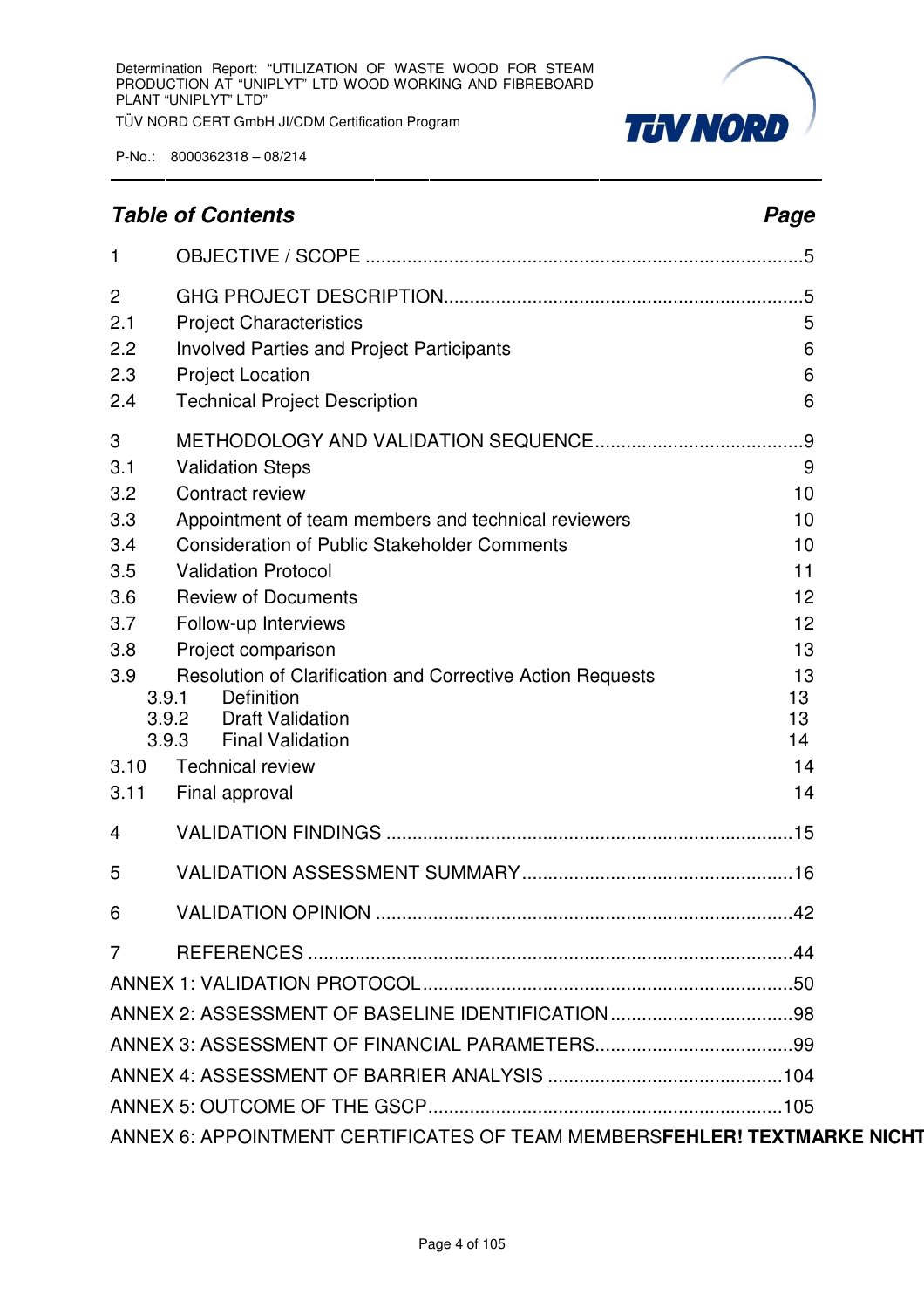## *Table of Contents* — *Page*

| | | |
|---|---|---|
| 1 | OBJECTIVE / SCOPE | 5 |
| 2 | GHG PROJECT DESCRIPTION | 5 |
| 2.1 | Project Characteristics | 5 |
| 2.2 | Involved Parties and Project Participants | 6 |
| 2.3 | Project Location | 6 |
| 2.4 | Technical Project Description | 6 |
| 3 | METHODOLOGY AND VALIDATION SEQUENCE | 9 |
| 3.1 | Validation Steps | 9 |
| 3.2 | Contract review | 10 |
| 3.3 | Appointment of team members and technical reviewers | 10 |
| 3.4 | Consideration of Public Stakeholder Comments | 10 |
| 3.5 | Validation Protocol | 11 |
| 3.6 | Review of Documents | 12 |
| 3.7 | Follow-up Interviews | 12 |
| 3.8 | Project comparison | 13 |
| 3.9 | Resolution of Clarification and Corrective Action Requests | 13 |
| 3.9.1 | Definition | 13 |
| 3.9.2 | Draft Validation | 13 |
| 3.9.3 | Final Validation | 14 |
| 3.10 | Technical review | 14 |
| 3.11 | Final approval | 14 |
| 4 | VALIDATION FINDINGS | 15 |
| 5 | VALIDATION ASSESSMENT SUMMARY | 16 |
| 6 | VALIDATION OPINION | 42 |
| 7 | REFERENCES | 44 |
| | ANNEX 1: VALIDATION PROTOCOL | 50 |
| | ANNEX 2: ASSESSMENT OF BASELINE IDENTIFICATION | 98 |
| | ANNEX 3: ASSESSMENT OF FINANCIAL PARAMETERS | 99 |
| | ANNEX 4: ASSESSMENT OF BARRIER ANALYSIS | 104 |
| | ANNEX 5: OUTCOME OF THE GSCP | 105 |
| | ANNEX 6: APPOINTMENT CERTIFICATES OF TEAM MEMBERS**FEHLER! TEXTMARKE NICHT** | |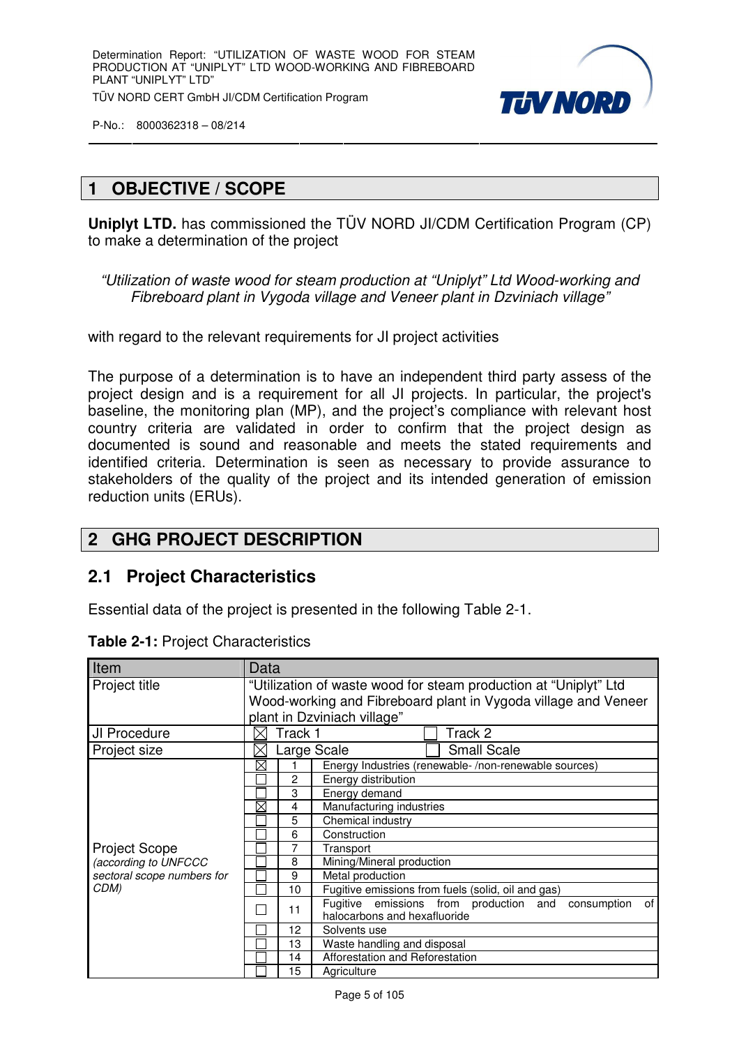# 1 OBJECTIVE / SCOPE

**Uniplyt LTD.** has commissioned the TÜV NORD JI/CDM Certification Program (CP) to make a determination of the project

*“Utilization of waste wood for steam production at “Uniplyt” Ltd Wood-working and Fibreboard plant in Vygoda village and Veneer plant in Dzviniach village”*

with regard to the relevant requirements for JI project activities

The purpose of a determination is to have an independent third party assess of the project design and is a requirement for all JI projects. In particular, the project's baseline, the monitoring plan (MP), and the project’s compliance with relevant host country criteria are validated in order to confirm that the project design as documented is sound and reasonable and meets the stated requirements and identified criteria. Determination is seen as necessary to provide assurance to stakeholders of the quality of the project and its intended generation of emission reduction units (ERUs).

# 2 GHG PROJECT DESCRIPTION

## 2.1 Project Characteristics

Essential data of the project is presented in the following Table 2-1.

**Table 2-1:** Project Characteristics

| Item | Data | | |
|---|---|---|---|
| Project title | “Utilization of waste wood for steam production at “Uniplyt” Ltd Wood-working and Fibreboard plant in Vygoda village and Veneer plant in Dzviniach village” | | |
| JI Procedure | ☒ Track 1 ☐ Track 2 | | |
| Project size | ☒ Large Scale ☐ Small Scale | | |
| Project Scope *(according to UNFCCC sectoral scope numbers for CDM)* | ☒ | 1 | Energy Industries (renewable- /non-renewable sources) |
| | ☐ | 2 | Energy distribution |
| | ☐ | 3 | Energy demand |
| | ☒ | 4 | Manufacturing industries |
| | ☐ | 5 | Chemical industry |
| | ☐ | 6 | Construction |
| | ☐ | 7 | Transport |
| | ☐ | 8 | Mining/Mineral production |
| | ☐ | 9 | Metal production |
| | ☐ | 10 | Fugitive emissions from fuels (solid, oil and gas) |
| | ☐ | 11 | Fugitive emissions from production and consumption of halocarbons and hexafluoride |
| | ☐ | 12 | Solvents use |
| | ☐ | 13 | Waste handling and disposal |
| | ☐ | 14 | Afforestation and Reforestation |
| | ☐ | 15 | Agriculture |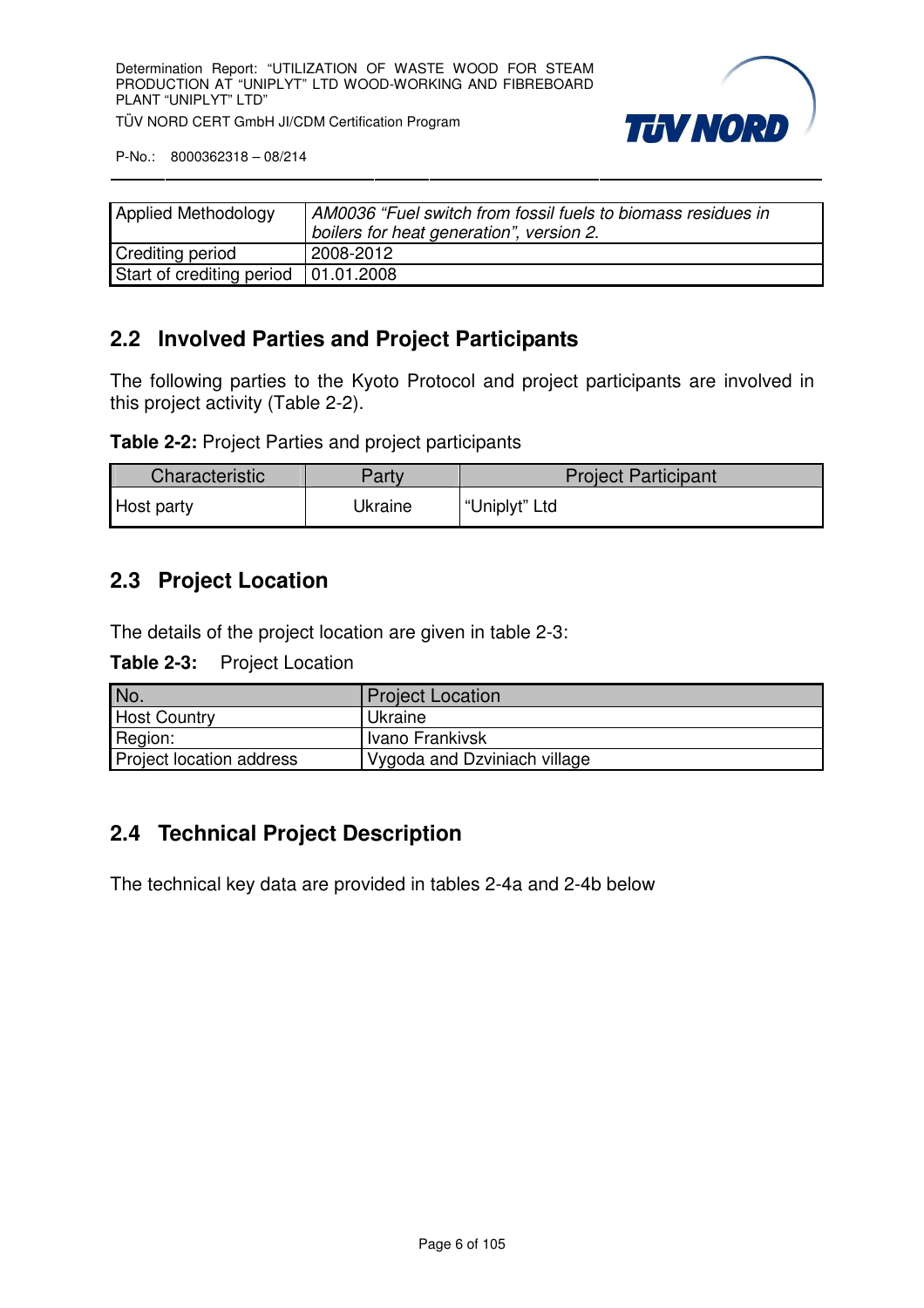| Applied Methodology | *AM0036 "Fuel switch from fossil fuels to biomass residues in boilers for heat generation", version 2.* |
|---|---|
| Crediting period | 2008-2012 |
| Start of crediting period | 01.01.2008 |

## 2.2 Involved Parties and Project Participants

The following parties to the Kyoto Protocol and project participants are involved in this project activity (Table 2-2).

**Table 2-2:** Project Parties and project participants

| Characteristic | Party | Project Participant |
|---|---|---|
| Host party | Ukraine | "Uniplyt" Ltd |

## 2.3 Project Location

The details of the project location are given in table 2-3:

**Table 2-3:** Project Location

| No. | Project Location |
|---|---|
| Host Country | Ukraine |
| Region: | Ivano Frankivsk |
| Project location address | Vygoda and Dzviniach village |

## 2.4 Technical Project Description

The technical key data are provided in tables 2-4a and 2-4b below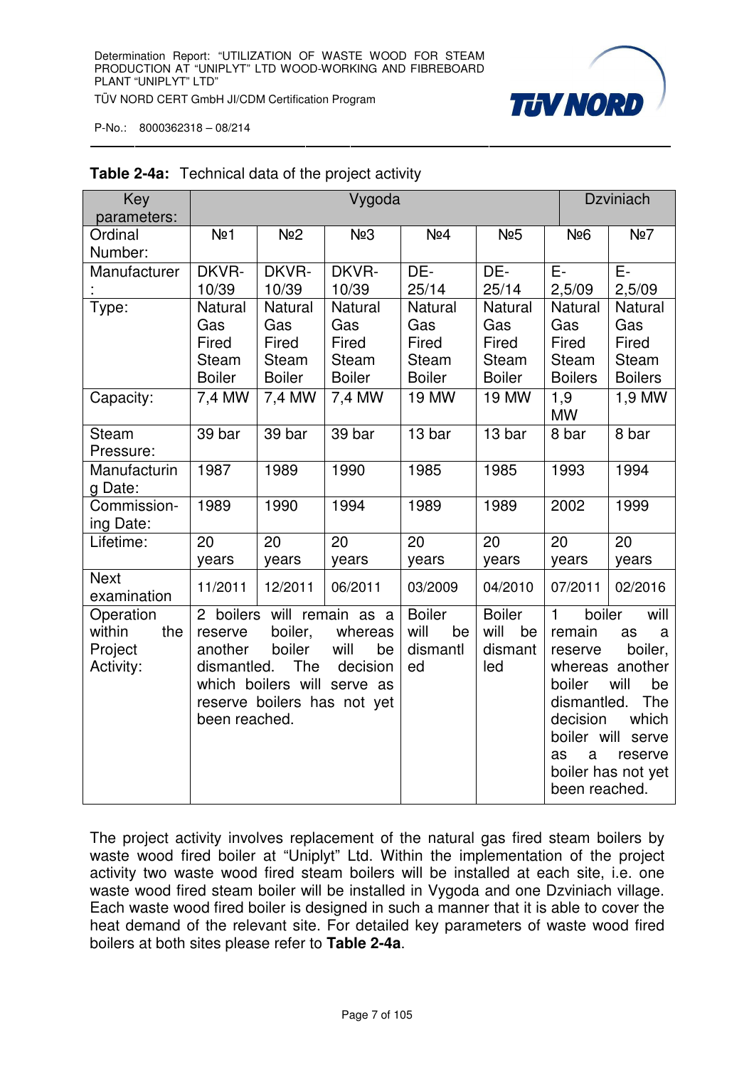**Table 2-4a:** Technical data of the project activity

| Key parameters: | Vygoda | | | | | Dzviniach | |
|---|---|---|---|---|---|---|---|
| Ordinal Number: | №1 | №2 | №3 | №4 | №5 | №6 | №7 |
| Manufacturer: | DKVR-10/39 | DKVR-10/39 | DKVR-10/39 | DE-25/14 | DE-25/14 | E-2,5/09 | E-2,5/09 |
| Type: | Natural Gas Fired Steam Boiler | Natural Gas Fired Steam Boiler | Natural Gas Fired Steam Boiler | Natural Gas Fired Steam Boiler | Natural Gas Fired Steam Boiler | Natural Gas Fired Steam Boilers | Natural Gas Fired Steam Boilers |
| Capacity: | 7,4 MW | 7,4 MW | 7,4 MW | 19 MW | 19 MW | 1,9 MW | 1,9 MW |
| Steam Pressure: | 39 bar | 39 bar | 39 bar | 13 bar | 13 bar | 8 bar | 8 bar |
| Manufacturing Date: | 1987 | 1989 | 1990 | 1985 | 1985 | 1993 | 1994 |
| Commission-ing Date: | 1989 | 1990 | 1994 | 1989 | 1989 | 2002 | 1999 |
| Lifetime: | 20 years | 20 years | 20 years | 20 years | 20 years | 20 years | 20 years |
| Next examination | 11/2011 | 12/2011 | 06/2011 | 03/2009 | 04/2010 | 07/2011 | 02/2016 |
| Operation within the Project Activity: | 2 boilers will remain as a reserve boiler, whereas another boiler will be dismantled. The decision which boilers will serve as reserve boilers has not yet been reached. | | | Boiler will be dismantled | Boiler will be dismantled | 1 boiler will remain as a reserve boiler, whereas another boiler will be dismantled. The decision which boiler will serve as a reserve boiler has not yet been reached. | |

The project activity involves replacement of the natural gas fired steam boilers by waste wood fired boiler at "Uniplyt" Ltd. Within the implementation of the project activity two waste wood fired steam boilers will be installed at each site, i.e. one waste wood fired steam boiler will be installed in Vygoda and one Dzviniach village. Each waste wood fired boiler is designed in such a manner that it is able to cover the heat demand of the relevant site. For detailed key parameters of waste wood fired boilers at both sites please refer to **Table 2-4a**.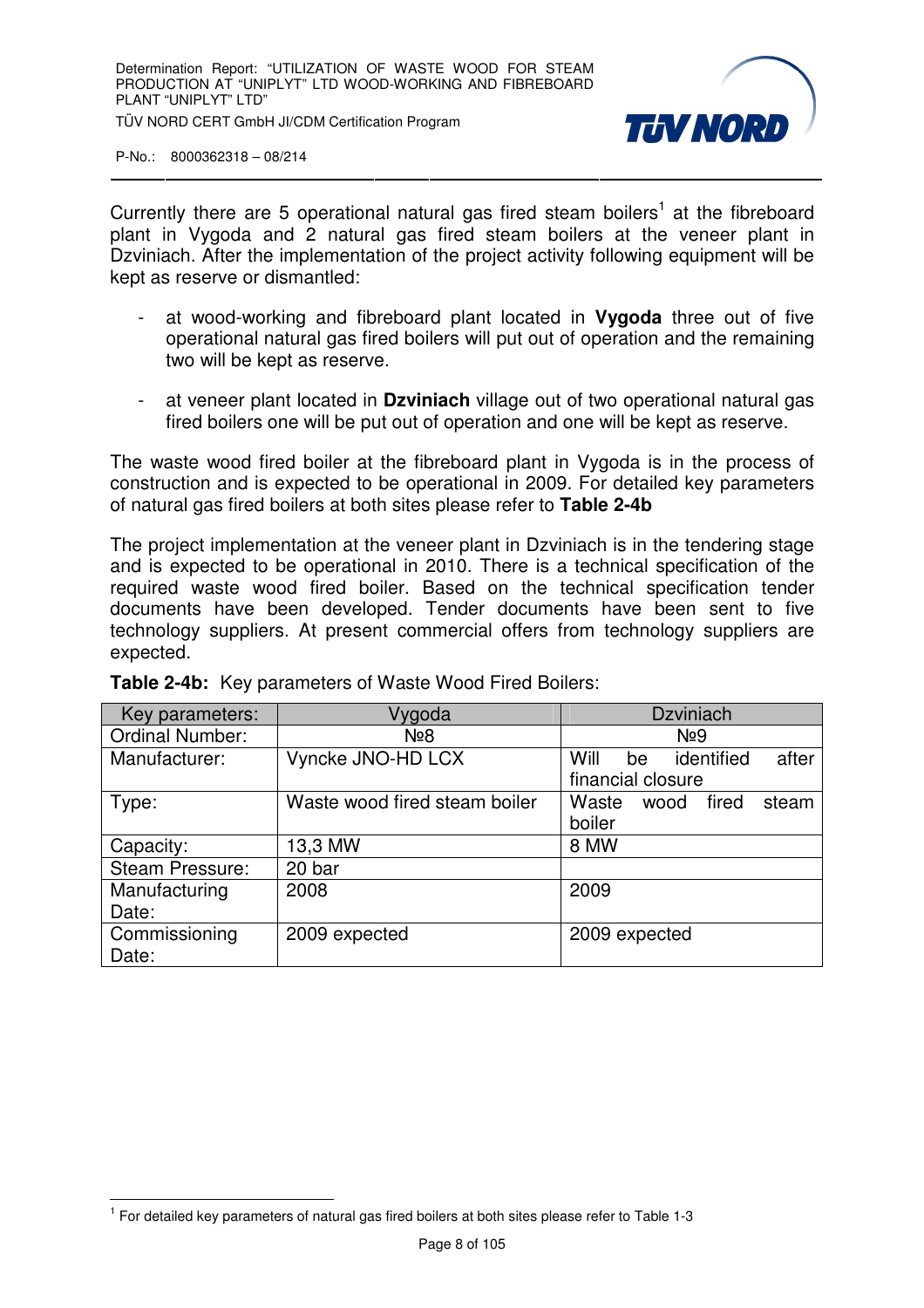Currently there are 5 operational natural gas fired steam boilers[1] at the fibreboard plant in Vygoda and 2 natural gas fired steam boilers at the veneer plant in Dzviniach. After the implementation of the project activity following equipment will be kept as reserve or dismantled:

- at wood-working and fibreboard plant located in **Vygoda** three out of five operational natural gas fired boilers will put out of operation and the remaining two will be kept as reserve.
- at veneer plant located in **Dzviniach** village out of two operational natural gas fired boilers one will be put out of operation and one will be kept as reserve.

The waste wood fired boiler at the fibreboard plant in Vygoda is in the process of construction and is expected to be operational in 2009. For detailed key parameters of natural gas fired boilers at both sites please refer to **Table 2-4b**

The project implementation at the veneer plant in Dzviniach is in the tendering stage and is expected to be operational in 2010. There is a technical specification of the required waste wood fired boiler. Based on the technical specification tender documents have been developed. Tender documents have been sent to five technology suppliers. At present commercial offers from technology suppliers are expected.

**Table 2-4b:** Key parameters of Waste Wood Fired Boilers:

| Key parameters: | Vygoda | Dzviniach |
|---|---|---|
| Ordinal Number: | №8 | №9 |
| Manufacturer: | Vyncke JNO-HD LCX | Will be identified after financial closure |
| Type: | Waste wood fired steam boiler | Waste wood fired steam boiler |
| Capacity: | 13,3 MW | 8 MW |
| Steam Pressure: | 20 bar | |
| Manufacturing Date: | 2008 | 2009 |
| Commissioning Date: | 2009 expected | 2009 expected |

[1] For detailed key parameters of natural gas fired boilers at both sites please refer to Table 1-3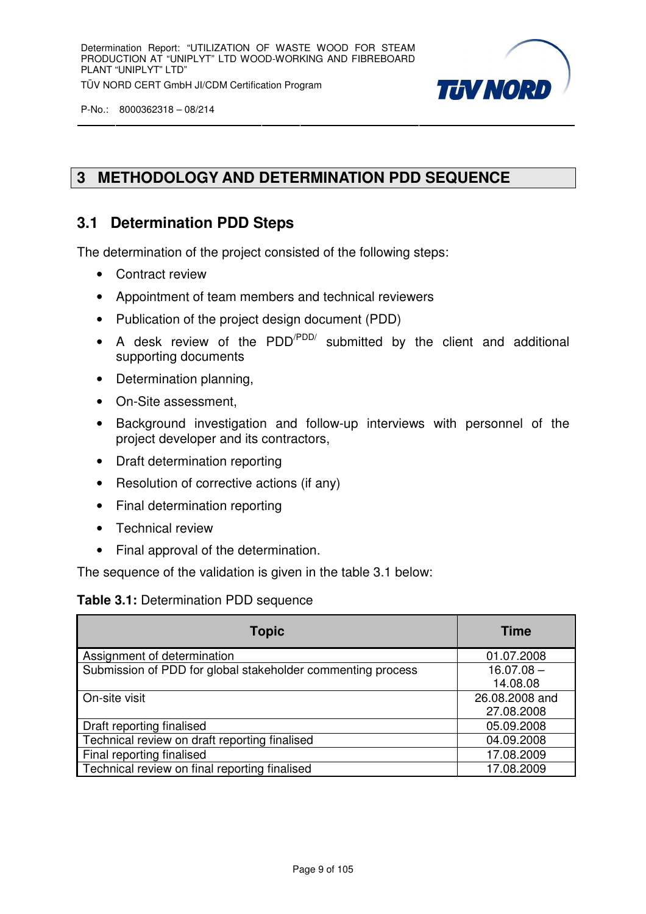# 3 METHODOLOGY AND DETERMINATION PDD SEQUENCE

## 3.1 Determination PDD Steps

The determination of the project consisted of the following steps:

- Contract review
- Appointment of team members and technical reviewers
- Publication of the project design document (PDD)
- A desk review of the PDD[/PDD/] submitted by the client and additional supporting documents
- Determination planning,
- On-Site assessment,
- Background investigation and follow-up interviews with personnel of the project developer and its contractors,
- Draft determination reporting
- Resolution of corrective actions (if any)
- Final determination reporting
- Technical review
- Final approval of the determination.

The sequence of the validation is given in the table 3.1 below:

**Table 3.1:** Determination PDD sequence

| Topic | Time |
|---|---|
| Assignment of determination | 01.07.2008 |
| Submission of PDD for global stakeholder commenting process | 16.07.08 – 14.08.08 |
| On-site visit | 26.08.2008 and 27.08.2008 |
| Draft reporting finalised | 05.09.2008 |
| Technical review on draft reporting finalised | 04.09.2008 |
| Final reporting finalised | 17.08.2009 |
| Technical review on final reporting finalised | 17.08.2009 |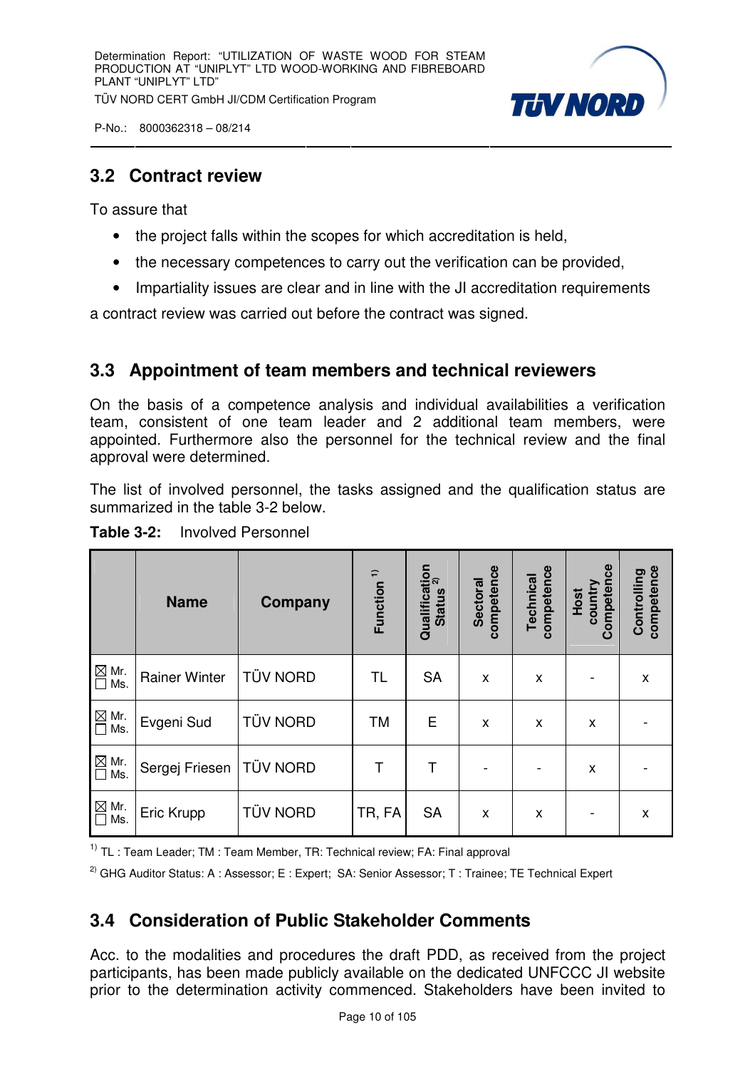## 3.2 Contract review

To assure that

- the project falls within the scopes for which accreditation is held,
- the necessary competences to carry out the verification can be provided,
- Impartiality issues are clear and in line with the JI accreditation requirements

a contract review was carried out before the contract was signed.

## 3.3 Appointment of team members and technical reviewers

On the basis of a competence analysis and individual availabilities a verification team, consistent of one team leader and 2 additional team members, were appointed. Furthermore also the personnel for the technical review and the final approval were determined.

The list of involved personnel, the tasks assigned and the qualification status are summarized in the table 3-2 below.

**Table 3-2:** Involved Personnel

| | Name | Company | Function [1] | Qualification Status [2] | Sectoral competence | Technical competence | Host country Competence | Controlling competence |
|---|---|---|---|---|---|---|---|---|
| ☒ Mr. ☐ Ms. | Rainer Winter | TÜV NORD | TL | SA | x | x | - | x |
| ☒ Mr. ☐ Ms. | Evgeni Sud | TÜV NORD | TM | E | x | x | x | - |
| ☒ Mr. ☐ Ms. | Sergej Friesen | TÜV NORD | T | T | - | - | x | - |
| ☒ Mr. ☐ Ms. | Eric Krupp | TÜV NORD | TR, FA | SA | x | x | - | x |

[1] TL : Team Leader; TM : Team Member, TR: Technical review; FA: Final approval

[2] GHG Auditor Status: A : Assessor; E : Expert; SA: Senior Assessor; T : Trainee; TE Technical Expert

## 3.4 Consideration of Public Stakeholder Comments

Acc. to the modalities and procedures the draft PDD, as received from the project participants, has been made publicly available on the dedicated UNFCCC JI website prior to the determination activity commenced. Stakeholders have been invited to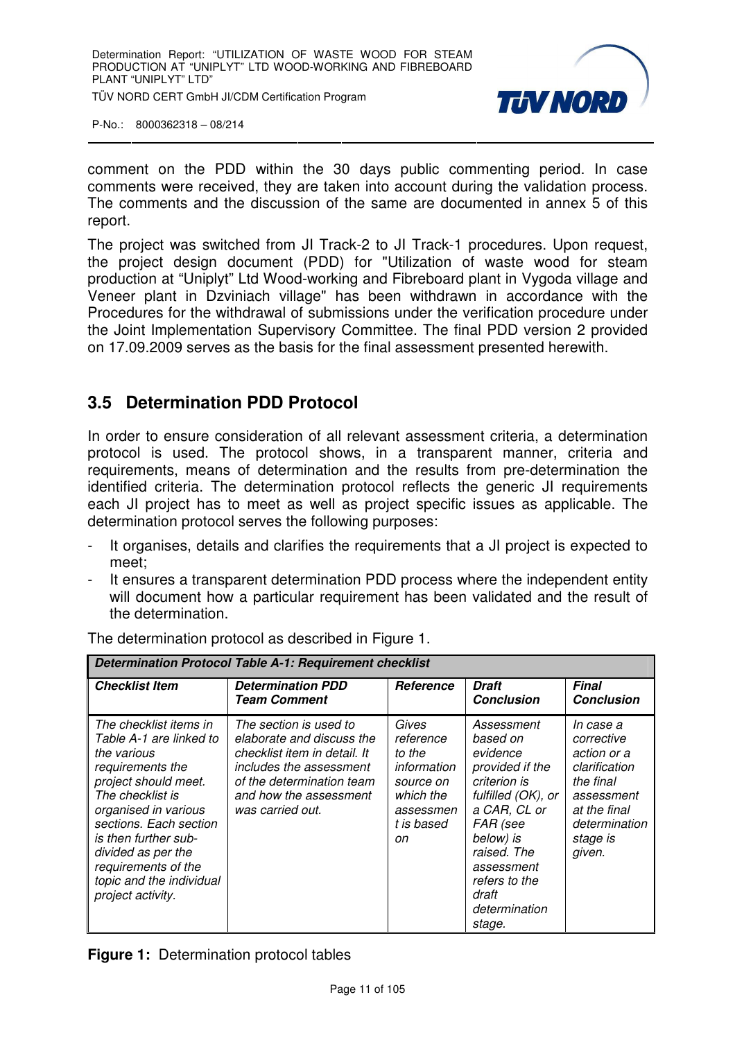comment on the PDD within the 30 days public commenting period. In case comments were received, they are taken into account during the validation process. The comments and the discussion of the same are documented in annex 5 of this report.

The project was switched from JI Track-2 to JI Track-1 procedures. Upon request, the project design document (PDD) for "Utilization of waste wood for steam production at "Uniplyt" Ltd Wood-working and Fibreboard plant in Vygoda village and Veneer plant in Dzviniach village" has been withdrawn in accordance with the Procedures for the withdrawal of submissions under the verification procedure under the Joint Implementation Supervisory Committee. The final PDD version 2 provided on 17.09.2009 serves as the basis for the final assessment presented herewith.

## 3.5 Determination PDD Protocol

In order to ensure consideration of all relevant assessment criteria, a determination protocol is used. The protocol shows, in a transparent manner, criteria and requirements, means of determination and the results from pre-determination the identified criteria. The determination protocol reflects the generic JI requirements each JI project has to meet as well as project specific issues as applicable. The determination protocol serves the following purposes:

- It organises, details and clarifies the requirements that a JI project is expected to meet;
- It ensures a transparent determination PDD process where the independent entity will document how a particular requirement has been validated and the result of the determination.

The determination protocol as described in Figure 1.

| ***Determination Protocol Table A-1: Requirement checklist*** | | | | |
|---|---|---|---|---|
| ***Checklist Item*** | ***Determination PDD Team Comment*** | ***Reference*** | ***Draft Conclusion*** | ***Final Conclusion*** |
| *The checklist items in Table A-1 are linked to the various requirements the project should meet. The checklist is organised in various sections. Each section is then further sub-divided as per the requirements of the topic and the individual project activity.* | *The section is used to elaborate and discuss the checklist item in detail. It includes the assessment of the determination team and how the assessment was carried out.* | *Gives reference to the information source on which the assessment is based on* | *Assessment based on evidence provided if the criterion is fulfilled (OK), or a CAR, CL or FAR (see below) is raised. The assessment refers to the draft determination stage.* | *In case a corrective action or a clarification the final assessment at the final determination stage is given.* |

**Figure 1:** Determination protocol tables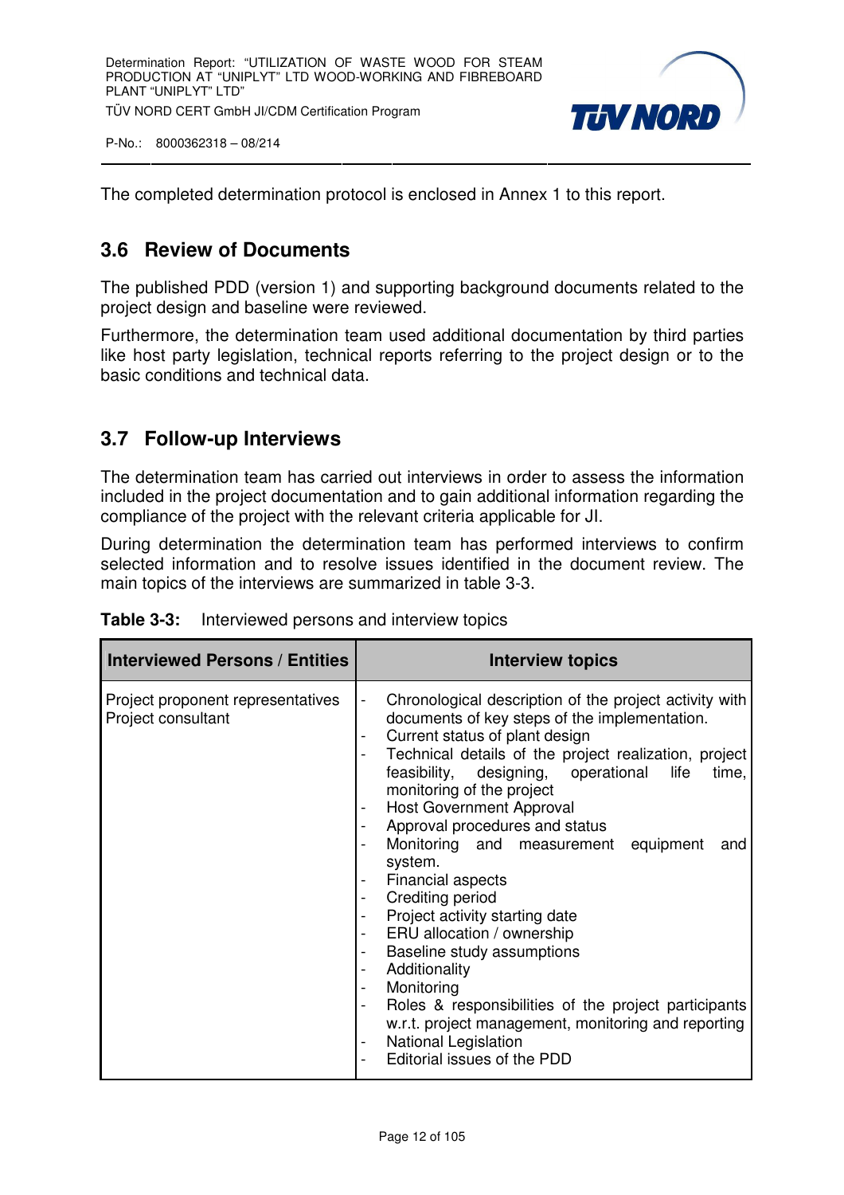The completed determination protocol is enclosed in Annex 1 to this report.

## 3.6 Review of Documents

The published PDD (version 1) and supporting background documents related to the project design and baseline were reviewed.

Furthermore, the determination team used additional documentation by third parties like host party legislation, technical reports referring to the project design or to the basic conditions and technical data.

## 3.7 Follow-up Interviews

The determination team has carried out interviews in order to assess the information included in the project documentation and to gain additional information regarding the compliance of the project with the relevant criteria applicable for JI.

During determination the determination team has performed interviews to confirm selected information and to resolve issues identified in the document review. The main topics of the interviews are summarized in table 3-3.

**Table 3-3:** Interviewed persons and interview topics

| Interviewed Persons / Entities | Interview topics |
|---|---|
| Project proponent representatives<br>Project consultant | - Chronological description of the project activity with documents of key steps of the implementation.<br>- Current status of plant design<br>- Technical details of the project realization, project feasibility, designing, operational life time, monitoring of the project<br>- Host Government Approval<br>- Approval procedures and status<br>- Monitoring and measurement equipment and system.<br>- Financial aspects<br>- Crediting period<br>- Project activity starting date<br>- ERU allocation / ownership<br>- Baseline study assumptions<br>- Additionality<br>- Monitoring<br>- Roles & responsibilities of the project participants w.r.t. project management, monitoring and reporting<br>- National Legislation<br>- Editorial issues of the PDD |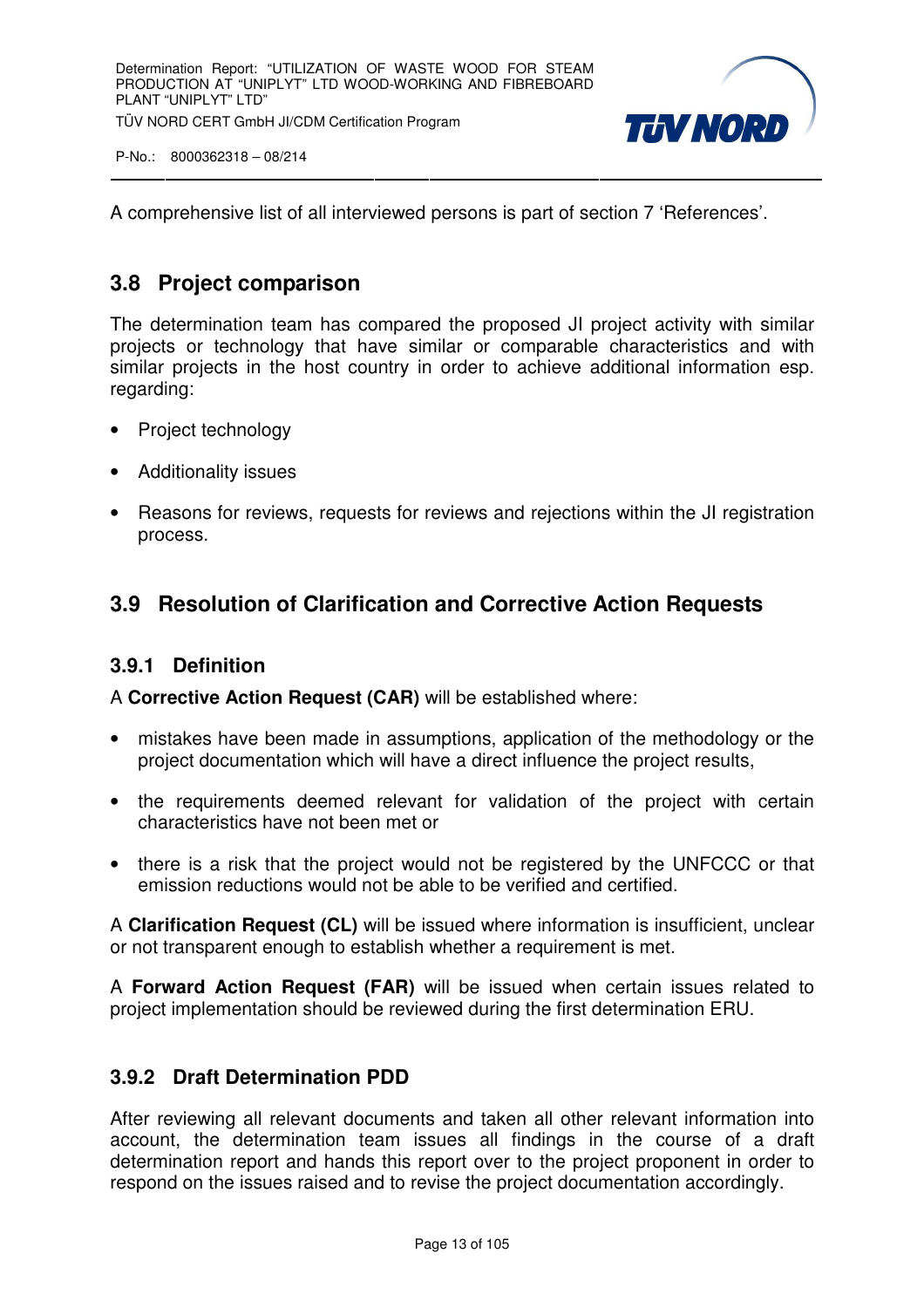A comprehensive list of all interviewed persons is part of section 7 ‘References’.

## 3.8 Project comparison

The determination team has compared the proposed JI project activity with similar projects or technology that have similar or comparable characteristics and with similar projects in the host country in order to achieve additional information esp. regarding:

- Project technology
- Additionality issues
- Reasons for reviews, requests for reviews and rejections within the JI registration process.

## 3.9 Resolution of Clarification and Corrective Action Requests

### 3.9.1 Definition

A **Corrective Action Request (CAR)** will be established where:

- mistakes have been made in assumptions, application of the methodology or the project documentation which will have a direct influence the project results,
- the requirements deemed relevant for validation of the project with certain characteristics have not been met or
- there is a risk that the project would not be registered by the UNFCCC or that emission reductions would not be able to be verified and certified.

A **Clarification Request (CL)** will be issued where information is insufficient, unclear or not transparent enough to establish whether a requirement is met.

A **Forward Action Request (FAR)** will be issued when certain issues related to project implementation should be reviewed during the first determination ERU.

### 3.9.2 Draft Determination PDD

After reviewing all relevant documents and taken all other relevant information into account, the determination team issues all findings in the course of a draft determination report and hands this report over to the project proponent in order to respond on the issues raised and to revise the project documentation accordingly.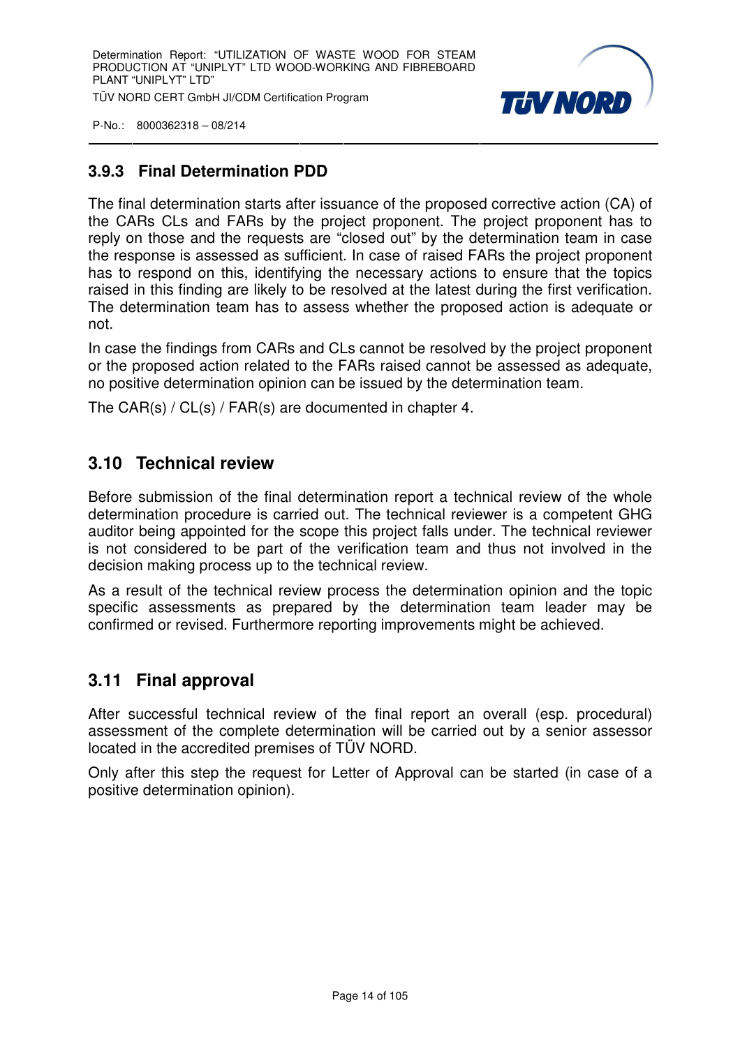### 3.9.3 Final Determination PDD

The final determination starts after issuance of the proposed corrective action (CA) of the CARs CLs and FARs by the project proponent. The project proponent has to reply on those and the requests are "closed out" by the determination team in case the response is assessed as sufficient. In case of raised FARs the project proponent has to respond on this, identifying the necessary actions to ensure that the topics raised in this finding are likely to be resolved at the latest during the first verification. The determination team has to assess whether the proposed action is adequate or not.

In case the findings from CARs and CLs cannot be resolved by the project proponent or the proposed action related to the FARs raised cannot be assessed as adequate, no positive determination opinion can be issued by the determination team.

The CAR(s) / CL(s) / FAR(s) are documented in chapter 4.

## 3.10 Technical review

Before submission of the final determination report a technical review of the whole determination procedure is carried out. The technical reviewer is a competent GHG auditor being appointed for the scope this project falls under. The technical reviewer is not considered to be part of the verification team and thus not involved in the decision making process up to the technical review.

As a result of the technical review process the determination opinion and the topic specific assessments as prepared by the determination team leader may be confirmed or revised. Furthermore reporting improvements might be achieved.

## 3.11 Final approval

After successful technical review of the final report an overall (esp. procedural) assessment of the complete determination will be carried out by a senior assessor located in the accredited premises of TÜV NORD.

Only after this step the request for Letter of Approval can be started (in case of a positive determination opinion).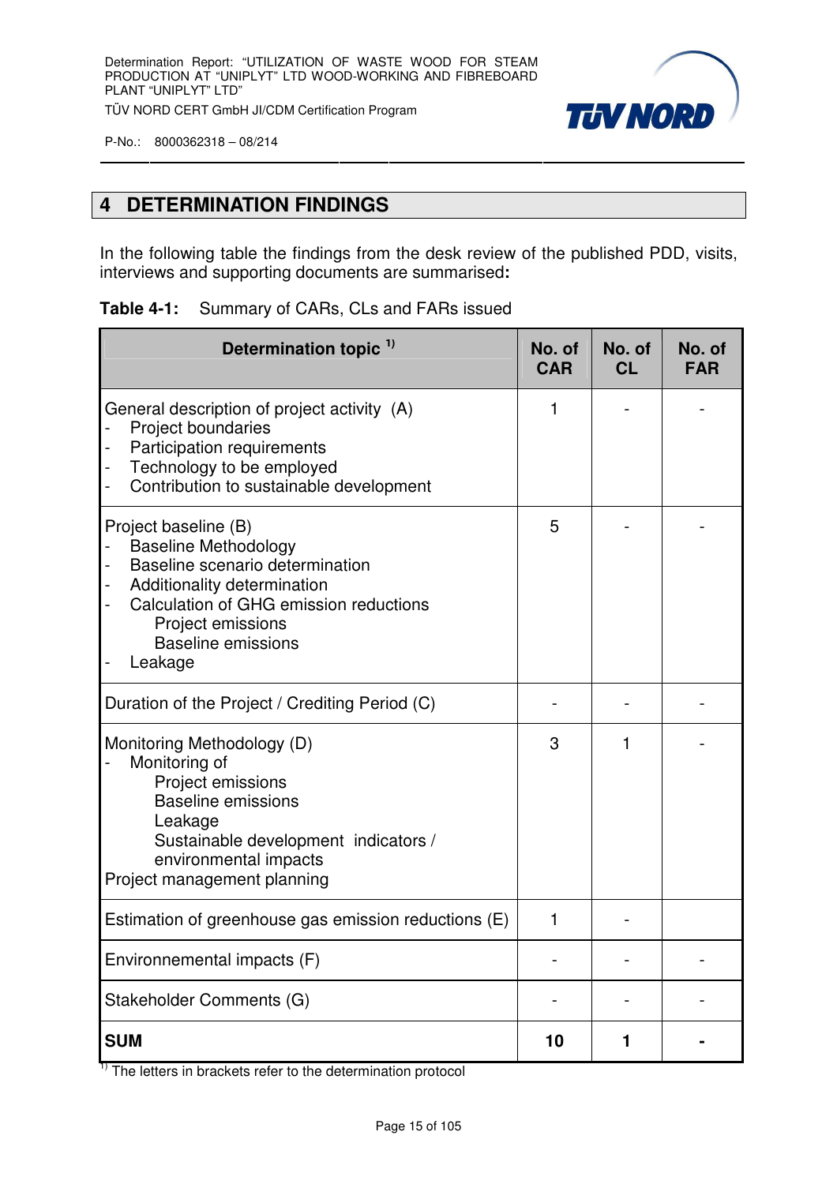# 4 DETERMINATION FINDINGS

In the following table the findings from the desk review of the published PDD, visits, interviews and supporting documents are summarised**:**

**Table 4-1:** Summary of CARs, CLs and FARs issued

| Determination topic [1)] | No. of CAR | No. of CL | No. of FAR |
|---|---|---|---|
| General description of project activity (A)<br>- Project boundaries<br>- Participation requirements<br>- Technology to be employed<br>- Contribution to sustainable development | 1 | - | - |
| Project baseline (B)<br>- Baseline Methodology<br>- Baseline scenario determination<br>- Additionality determination<br>- Calculation of GHG emission reductions<br>Project emissions<br>Baseline emissions<br>- Leakage | 5 | - | - |
| Duration of the Project / Crediting Period (C) | - | - | - |
| Monitoring Methodology (D)<br>- Monitoring of<br>Project emissions<br>Baseline emissions<br>Leakage<br>Sustainable development indicators / environmental impacts<br>Project management planning | 3 | 1 | - |
| Estimation of greenhouse gas emission reductions (E) | 1 | - | |
| Environnemental impacts (F) | - | - | - |
| Stakeholder Comments (G) | - | - | - |
| **SUM** | **10** | **1** | **-** |

[1)] The letters in brackets refer to the determination protocol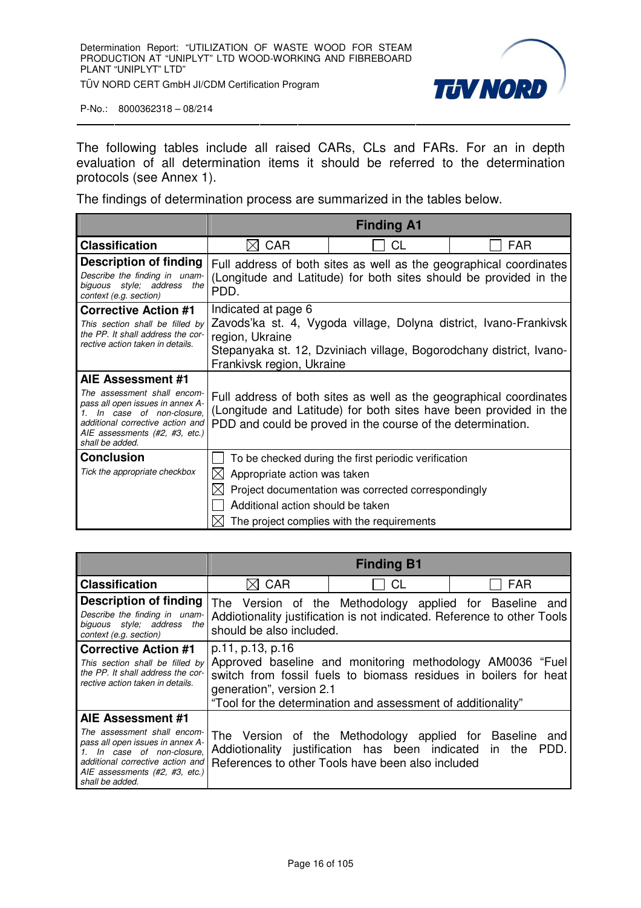The following tables include all raised CARs, CLs and FARs. For an in depth evaluation of all determination items it should be referred to the determination protocols (see Annex 1).

The findings of determination process are summarized in the tables below.

| | Finding A1 | | |
|---|---|---|---|
| **Classification** | ☒ CAR | ☐ CL | ☐ FAR |
| **Description of finding**<br>*Describe the finding in unambiguous style; address the context (e.g. section)* | Full address of both sites as well as the geographical coordinates (Longitude and Latitude) for both sites should be provided in the PDD. | | |
| **Corrective Action #1**<br>*This section shall be filled by the PP. It shall address the corrective action taken in details.* | Indicated at page 6<br>Zavods'ka st. 4, Vygoda village, Dolyna district, Ivano-Frankivsk region, Ukraine<br>Stepanyaka st. 12, Dzviniach village, Bogorodchany district, Ivano-Frankivsk region, Ukraine | | |
| **AIE Assessment #1**<br>*The assessment shall encompass all open issues in annex A-1. In case of non-closure, additional corrective action and AIE assessments (#2, #3, etc.) shall be added.* | Full address of both sites as well as the geographical coordinates (Longitude and Latitude) for both sites have been provided in the PDD and could be proved in the course of the determination. | | |
| **Conclusion**<br>*Tick the appropriate checkbox* | ☐ To be checked during the first periodic verification<br>☒ Appropriate action was taken<br>☒ Project documentation was corrected correspondingly<br>☐ Additional action should be taken<br>☒ The project complies with the requirements | | |

| | Finding B1 | | |
|---|---|---|---|
| **Classification** | ☒ CAR | ☐ CL | ☐ FAR |
| **Description of finding**<br>*Describe the finding in unambiguous style; address the context (e.g. section)* | The Version of the Methodology applied for Baseline and Addiotionality justification is not indicated. Reference to other Tools should be also included. | | |
| **Corrective Action #1**<br>*This section shall be filled by the PP. It shall address the corrective action taken in details.* | p.11, p.13, p.16<br>Approved baseline and monitoring methodology AM0036 "Fuel switch from fossil fuels to biomass residues in boilers for heat generation", version 2.1<br>"Tool for the determination and assessment of additionality" | | |
| **AIE Assessment #1**<br>*The assessment shall encompass all open issues in annex A-1. In case of non-closure, additional corrective action and AIE assessments (#2, #3, etc.) shall be added.* | The Version of the Methodology applied for Baseline and Addiotionality justification has been indicated in the PDD. References to other Tools have been also included | | |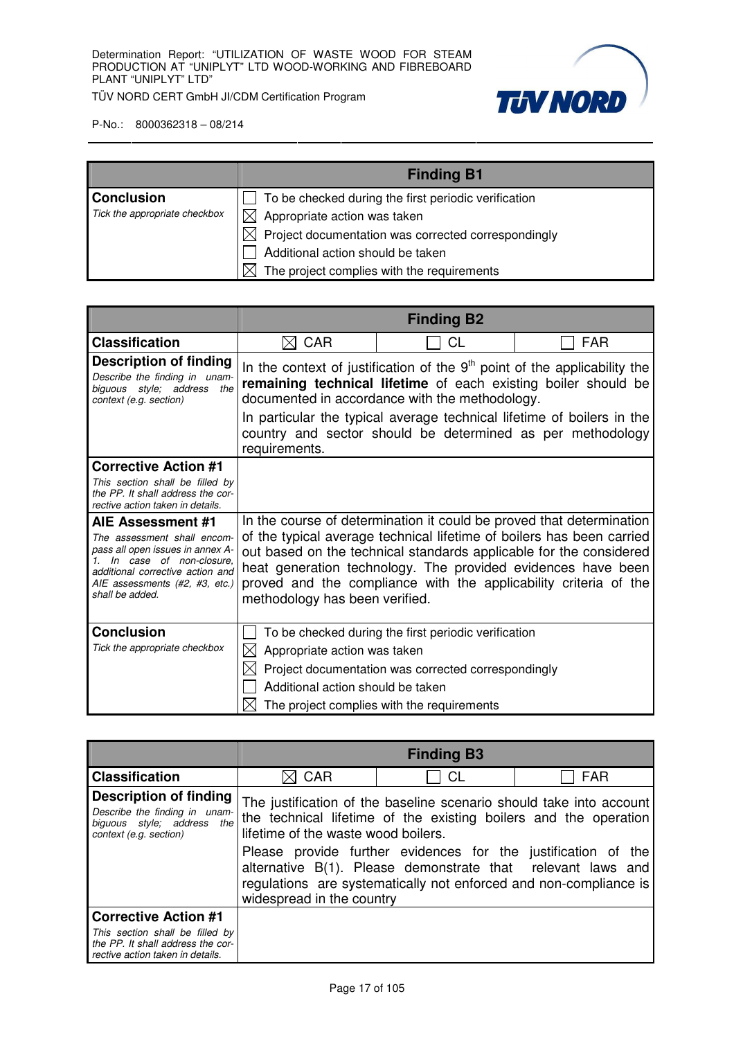| | Finding B1 |
|---|---|
| **Conclusion**<br>*Tick the appropriate checkbox* | ☐ To be checked during the first periodic verification<br>☒ Appropriate action was taken<br>☒ Project documentation was corrected correspondingly<br>☐ Additional action should be taken<br>☒ The project complies with the requirements |

| | Finding B2 | | |
|---|---|---|---|
| **Classification** | ☒ CAR | ☐ CL | ☐ FAR |
| **Description of finding**<br>*Describe the finding in unambiguous style; address the context (e.g. section)* | In the context of justification of the 9th point of the applicability the **remaining technical lifetime** of each existing boiler should be documented in accordance with the methodology.<br>In particular the typical average technical lifetime of boilers in the country and sector should be determined as per methodology requirements. | | |
| **Corrective Action #1**<br>*This section shall be filled by the PP. It shall address the corrective action taken in details.* | | | |
| **AIE Assessment #1**<br>*The assessment shall encompass all open issues in annex A-1. In case of non-closure, additional corrective action and AIE assessments (#2, #3, etc.) shall be added.* | In the course of determination it could be proved that determination of the typical average technical lifetime of boilers has been carried out based on the technical standards applicable for the considered heat generation technology. The provided evidences have been proved and the compliance with the applicability criteria of the methodology has been verified. | | |
| **Conclusion**<br>*Tick the appropriate checkbox* | ☐ To be checked during the first periodic verification<br>☒ Appropriate action was taken<br>☒ Project documentation was corrected correspondingly<br>☐ Additional action should be taken<br>☒ The project complies with the requirements | | |

| | Finding B3 | | |
|---|---|---|---|
| **Classification** | ☒ CAR | ☐ CL | ☐ FAR |
| **Description of finding**<br>*Describe the finding in unambiguous style; address the context (e.g. section)* | The justification of the baseline scenario should take into account the technical lifetime of the existing boilers and the operation lifetime of the waste wood boilers.<br>Please provide further evidences for the justification of the alternative B(1). Please demonstrate that relevant laws and regulations are systematically not enforced and non-compliance is widespread in the country | | |
| **Corrective Action #1**<br>*This section shall be filled by the PP. It shall address the corrective action taken in details.* | | | |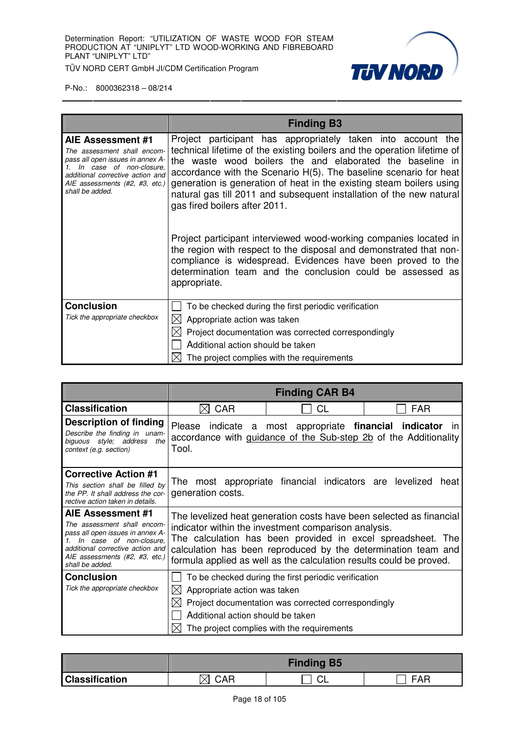| | Finding B3 |
|---|---|
| **AIE Assessment #1**<br>*The assessment shall encompass all open issues in annex A-1. In case of non-closure, additional corrective action and AIE assessments (#2, #3, etc.) shall be added.* | Project participant has appropriately taken into account the technical lifetime of the existing boilers and the operation lifetime of the waste wood boilers the and elaborated the baseline in accordance with the Scenario H(5). The baseline scenario for heat generation is generation of heat in the existing steam boilers using natural gas till 2011 and subsequent installation of the new natural gas fired boilers after 2011.<br><br>Project participant interviewed wood-working companies located in the region with respect to the disposal and demonstrated that non-compliance is widespread. Evidences have been proved to the determination team and the conclusion could be assessed as appropriate. |
| **Conclusion**<br>*Tick the appropriate checkbox* | ☐ To be checked during the first periodic verification<br>☒ Appropriate action was taken<br>☒ Project documentation was corrected correspondingly<br>☐ Additional action should be taken<br>☒ The project complies with the requirements |

| | Finding CAR B4 | | |
|---|---|---|---|
| **Classification** | ☒ CAR | ☐ CL | ☐ FAR |
| **Description of finding**<br>*Describe the finding in unambiguous style; address the context (e.g. section)* | Please indicate a most appropriate **financial indicator** in accordance with guidance of the Sub-step 2b of the Additionality Tool. | | |
| **Corrective Action #1**<br>*This section shall be filled by the PP. It shall address the corrective action taken in details.* | The most appropriate financial indicators are levelized heat generation costs. | | |
| **AIE Assessment #1**<br>*The assessment shall encompass all open issues in annex A-1. In case of non-closure, additional corrective action and AIE assessments (#2, #3, etc.) shall be added.* | The levelized heat generation costs have been selected as financial indicator within the investment comparison analysis.<br>The calculation has been provided in excel spreadsheet. The calculation has been reproduced by the determination team and formula applied as well as the calculation results could be proved. | | |
| **Conclusion**<br>*Tick the appropriate checkbox* | ☐ To be checked during the first periodic verification<br>☒ Appropriate action was taken<br>☒ Project documentation was corrected correspondingly<br>☐ Additional action should be taken<br>☒ The project complies with the requirements | | |

| | Finding B5 | | |
|---|---|---|---|
| **Classification** | ☒ CAR | ☐ CL | ☐ FAR |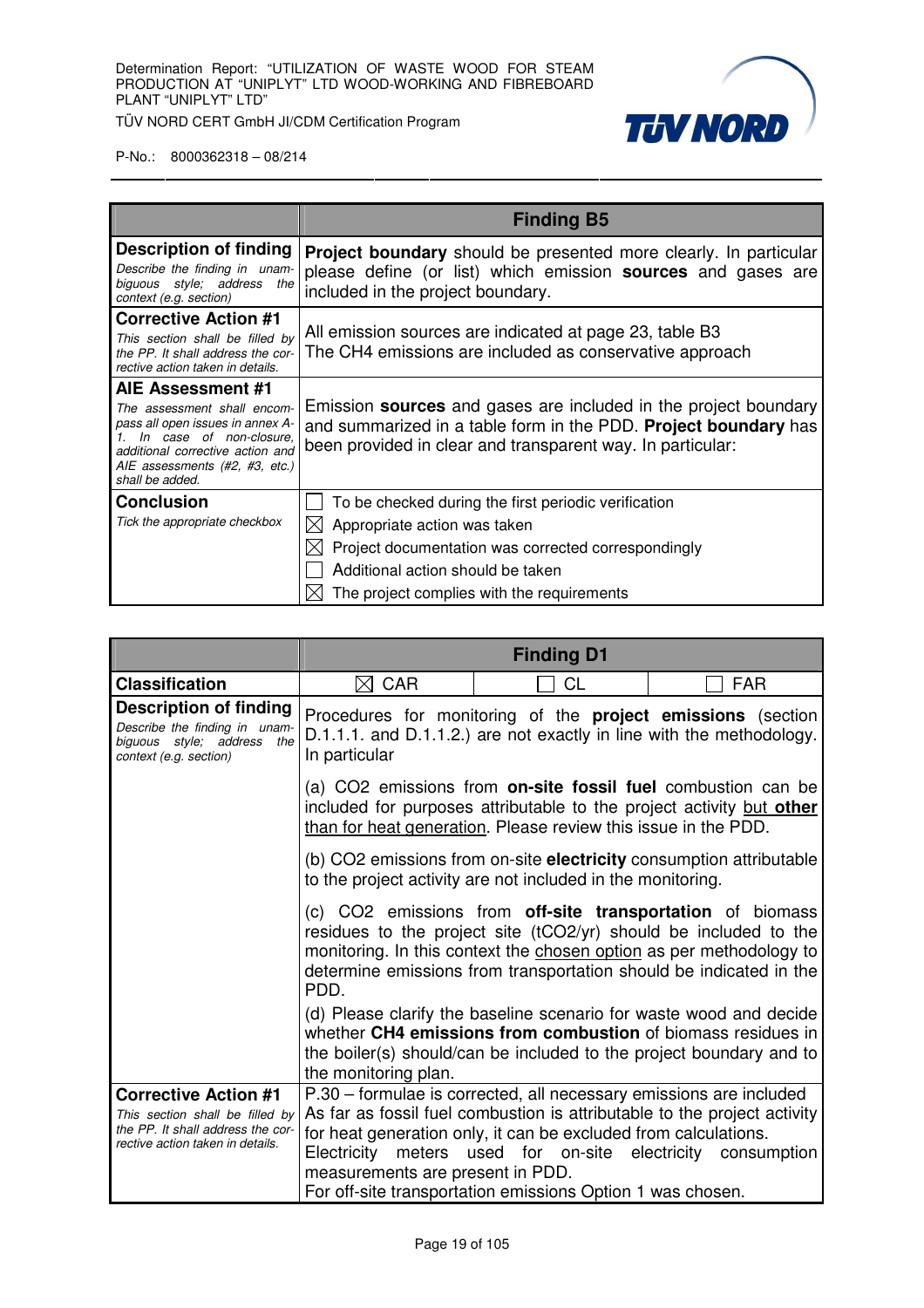| | **Finding B5** |
|---|---|
| **Description of finding**<br>*Describe the finding in unambiguous style; address the context (e.g. section)* | **Project boundary** should be presented more clearly. In particular please define (or list) which emission **sources** and gases are included in the project boundary. |
| **Corrective Action #1**<br>*This section shall be filled by the PP. It shall address the corrective action taken in details.* | All emission sources are indicated at page 23, table B3<br>The $CH_4$ emissions are included as conservative approach |
| **AIE Assessment #1**<br>*The assessment shall encompass all open issues in annex A-1. In case of non-closure, additional corrective action and AIE assessments (#2, #3, etc.) shall be added.* | Emission **sources** and gases are included in the project boundary and summarized in a table form in the PDD. **Project boundary** has been provided in clear and transparent way. In particular: |
| **Conclusion**<br>*Tick the appropriate checkbox* | ☐ To be checked during the first periodic verification<br>☒ Appropriate action was taken<br>☒ Project documentation was corrected correspondingly<br>☐ Additional action should be taken<br>☒ The project complies with the requirements |

| | **Finding D1** | | |
|---|---|---|---|
| **Classification** | ☒ CAR | ☐ CL | ☐ FAR |
| **Description of finding**<br>*Describe the finding in unambiguous style; address the context (e.g. section)* | Procedures for monitoring of the **project emissions** (section D.1.1.1. and D.1.1.2.) are not exactly in line with the methodology. In particular<br><br>(a) $CO_2$ emissions from **on-site fossil fuel** combustion can be included for purposes attributable to the project activity but **other** than for heat generation. Please review this issue in the PDD.<br><br>(b) $CO_2$ emissions from on-site **electricity** consumption attributable to the project activity are not included in the monitoring.<br><br>(c) $CO_2$ emissions from **off-site transportation** of biomass residues to the project site ($tCO_2$/yr) should be included to the monitoring. In this context the chosen option as per methodology to determine emissions from transportation should be indicated in the PDD.<br><br>(d) Please clarify the baseline scenario for waste wood and decide whether **$CH_4$ emissions from combustion** of biomass residues in the boiler(s) should/can be included to the project boundary and to the monitoring plan. | | |
| **Corrective Action #1**<br>*This section shall be filled by the PP. It shall address the corrective action taken in details.* | P.30 – formulae is corrected, all necessary emissions are included<br>As far as fossil fuel combustion is attributable to the project activity for heat generation only, it can be excluded from calculations.<br>Electricity meters used for on-site electricity consumption measurements are present in PDD.<br>For off-site transportation emissions Option 1 was chosen. | | |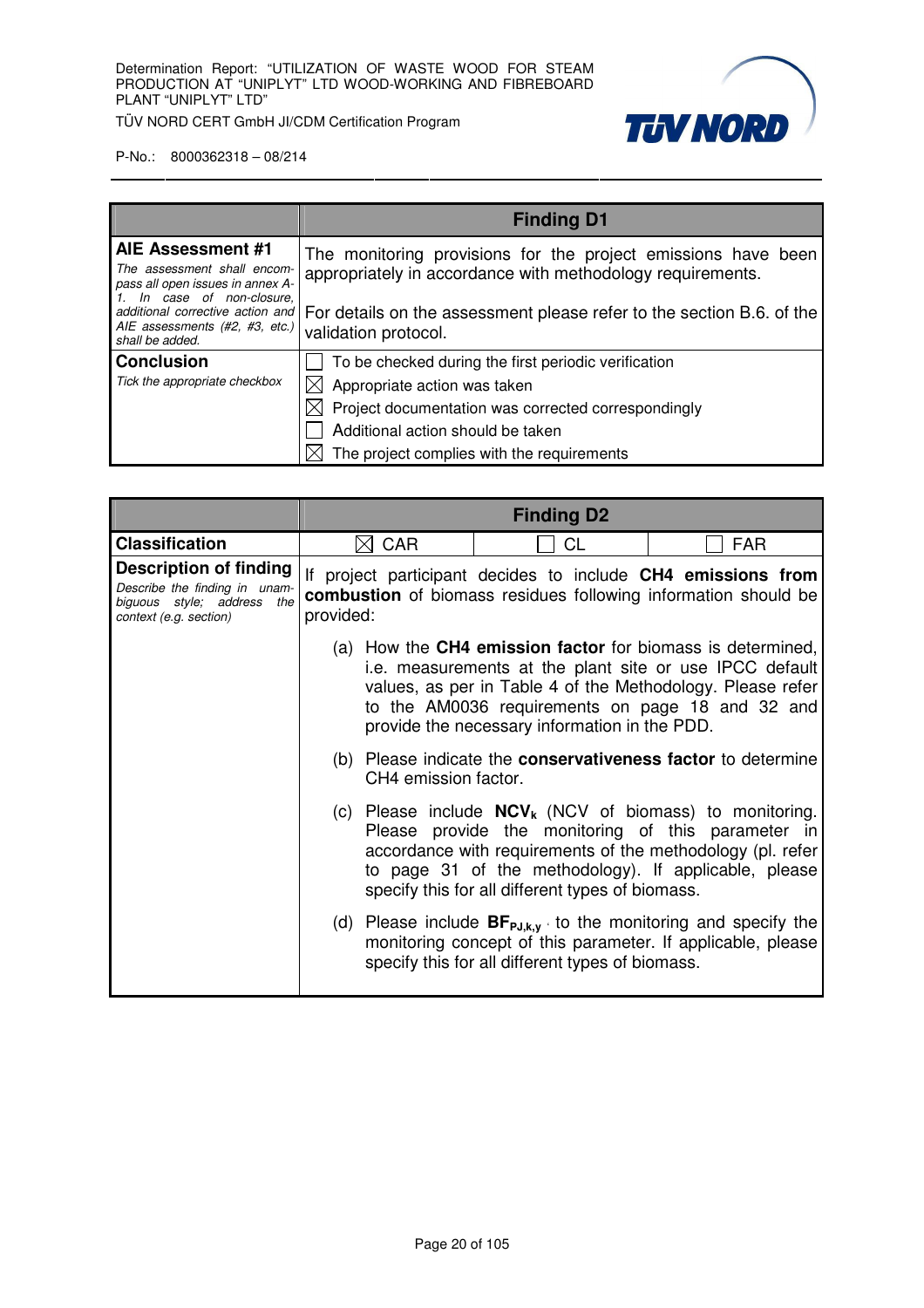| | **Finding D1** |
|---|---|
| **AIE Assessment #1**<br>*The assessment shall encompass all open issues in annex A-1. In case of non-closure, additional corrective action and AIE assessments (#2, #3, etc.) shall be added.* | The monitoring provisions for the project emissions have been appropriately in accordance with methodology requirements.<br><br>For details on the assessment please refer to the section B.6. of the validation protocol. |
| **Conclusion**<br>*Tick the appropriate checkbox* | ☐ To be checked during the first periodic verification<br>☒ Appropriate action was taken<br>☒ Project documentation was corrected correspondingly<br>☐ Additional action should be taken<br>☒ The project complies with the requirements |

| | **Finding D2** | | |
|---|---|---|---|
| **Classification** | ☒ CAR | ☐ CL | ☐ FAR |
| **Description of finding**<br>*Describe the finding in unambiguous style; address the context (e.g. section)* | If project participant decides to include **CH4 emissions from combustion** of biomass residues following information should be provided:<br><br>(a) How the **CH4 emission factor** for biomass is determined, i.e. measurements at the plant site or use IPCC default values, as per in Table 4 of the Methodology. Please refer to the AM0036 requirements on page 18 and 32 and provide the necessary information in the PDD.<br><br>(b) Please indicate the **conservativeness factor** to determine CH4 emission factor.<br><br>(c) Please include **$NCV_k$** (NCV of biomass) to monitoring. Please provide the monitoring of this parameter in accordance with requirements of the methodology (pl. refer to page 31 of the methodology). If applicable, please specify this for all different types of biomass.<br><br>(d) Please include **$BF_{PJ,k,y}$** to the monitoring and specify the monitoring concept of this parameter. If applicable, please specify this for all different types of biomass. | | |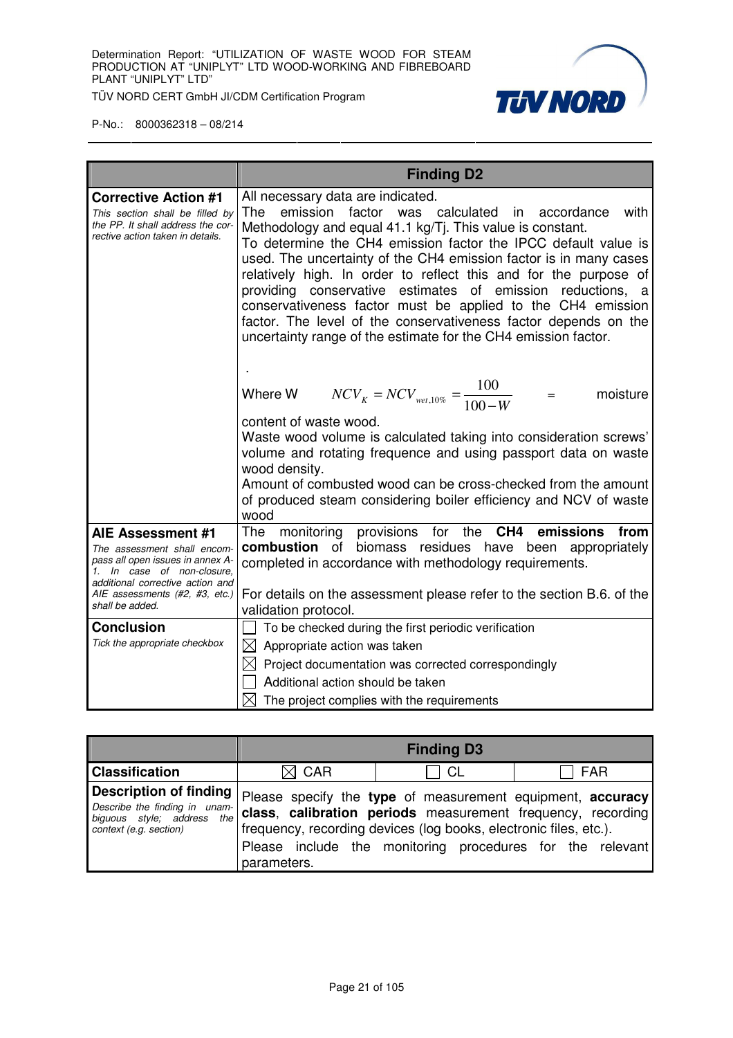| | **Finding D2** |
|---|---|
| **Corrective Action #1**<br>*This section shall be filled by the PP. It shall address the corrective action taken in details.* | All necessary data are indicated.<br>The emission factor was calculated in accordance with Methodology and equal 41.1 kg/Tj. This value is constant.<br>To determine the CH4 emission factor the IPCC default value is used. The uncertainty of the CH4 emission factor is in many cases relatively high. In order to reflect this and for the purpose of providing conservative estimates of emission reductions, a conservativeness factor must be applied to the CH4 emission factor. The level of the conservativeness factor depends on the uncertainty range of the estimate for the CH4 emission factor.<br><br>.<br>Where W $NCV_K = NCV_{wet,10\%} = \frac{100}{100-W}$ = moisture content of waste wood.<br>Waste wood volume is calculated taking into consideration screws' volume and rotating frequence and using passport data on waste wood density.<br>Amount of combusted wood can be cross-checked from the amount of produced steam considering boiler efficiency and NCV of waste wood |
| **AIE Assessment #1**<br>*The assessment shall encompass all open issues in annex A-1. In case of non-closure, additional corrective action and AIE assessments (#2, #3, etc.) shall be added.* | The monitoring provisions for the **CH4 emissions from combustion** of biomass residues have been appropriately completed in accordance with methodology requirements.<br><br>For details on the assessment please refer to the section B.6. of the validation protocol. |
| **Conclusion**<br>*Tick the appropriate checkbox* | ☐ To be checked during the first periodic verification<br>☒ Appropriate action was taken<br>☒ Project documentation was corrected correspondingly<br>☐ Additional action should be taken<br>☒ The project complies with the requirements |

| | **Finding D3** | | |
|---|---|---|---|
| **Classification** | ☒ CAR | ☐ CL | ☐ FAR |
| **Description of finding**<br>*Describe the finding in unambiguous style; address the context (e.g. section)* | Please specify the **type** of measurement equipment, **accuracy class**, **calibration periods** measurement frequency, recording frequency, recording devices (log books, electronic files, etc.).<br>Please include the monitoring procedures for the relevant parameters. | | |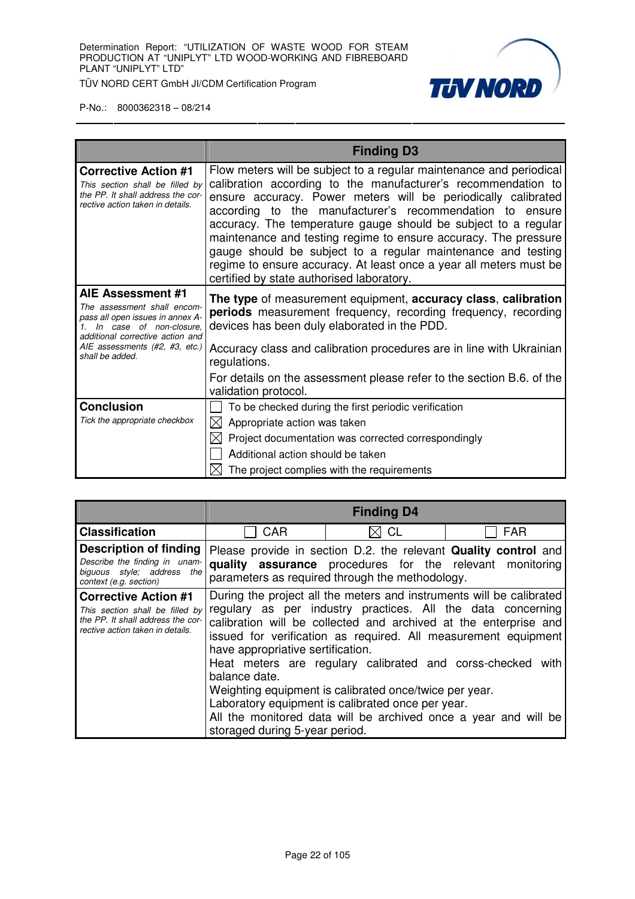| | Finding D3 |
|---|---|
| **Corrective Action #1**<br>*This section shall be filled by the PP. It shall address the corrective action taken in details.* | Flow meters will be subject to a regular maintenance and periodical calibration according to the manufacturer's recommendation to ensure accuracy. Power meters will be periodically calibrated according to the manufacturer's recommendation to ensure accuracy. The temperature gauge should be subject to a regular maintenance and testing regime to ensure accuracy. The pressure gauge should be subject to a regular maintenance and testing regime to ensure accuracy. At least once a year all meters must be certified by state authorised laboratory. |
| **AIE Assessment #1**<br>*The assessment shall encompass all open issues in annex A-1. In case of non-closure, additional corrective action and AIE assessments (#2, #3, etc.) shall be added.* | **The type** of measurement equipment, **accuracy class**, **calibration periods** measurement frequency, recording frequency, recording devices has been duly elaborated in the PDD.<br><br>Accuracy class and calibration procedures are in line with Ukrainian regulations.<br><br>For details on the assessment please refer to the section B.6. of the validation protocol. |
| **Conclusion**<br>*Tick the appropriate checkbox* | ☐ To be checked during the first periodic verification<br>☒ Appropriate action was taken<br>☒ Project documentation was corrected correspondingly<br>☐ Additional action should be taken<br>☒ The project complies with the requirements |

| | Finding D4 | | |
|---|---|---|---|
| **Classification** | ☐ CAR | ☒ CL | ☐ FAR |
| **Description of finding**<br>*Describe the finding in unambiguous style; address the context (e.g. section)* | Please provide in section D.2. the relevant **Quality control** and **quality assurance** procedures for the relevant monitoring parameters as required through the methodology. | | |
| **Corrective Action #1**<br>*This section shall be filled by the PP. It shall address the corrective action taken in details.* | During the project all the meters and instruments will be calibrated regulary as per industry practices. All the data concerning calibration will be collected and archived at the enterprise and issued for verification as required. All measurement equipment have appropriative sertification.<br>Heat meters are regulary calibrated and corss-checked with balance date.<br>Weighting equipment is calibrated once/twice per year.<br>Laboratory equipment is calibrated once per year.<br>All the monitored data will be archived once a year and will be storaged during 5-year period. | | |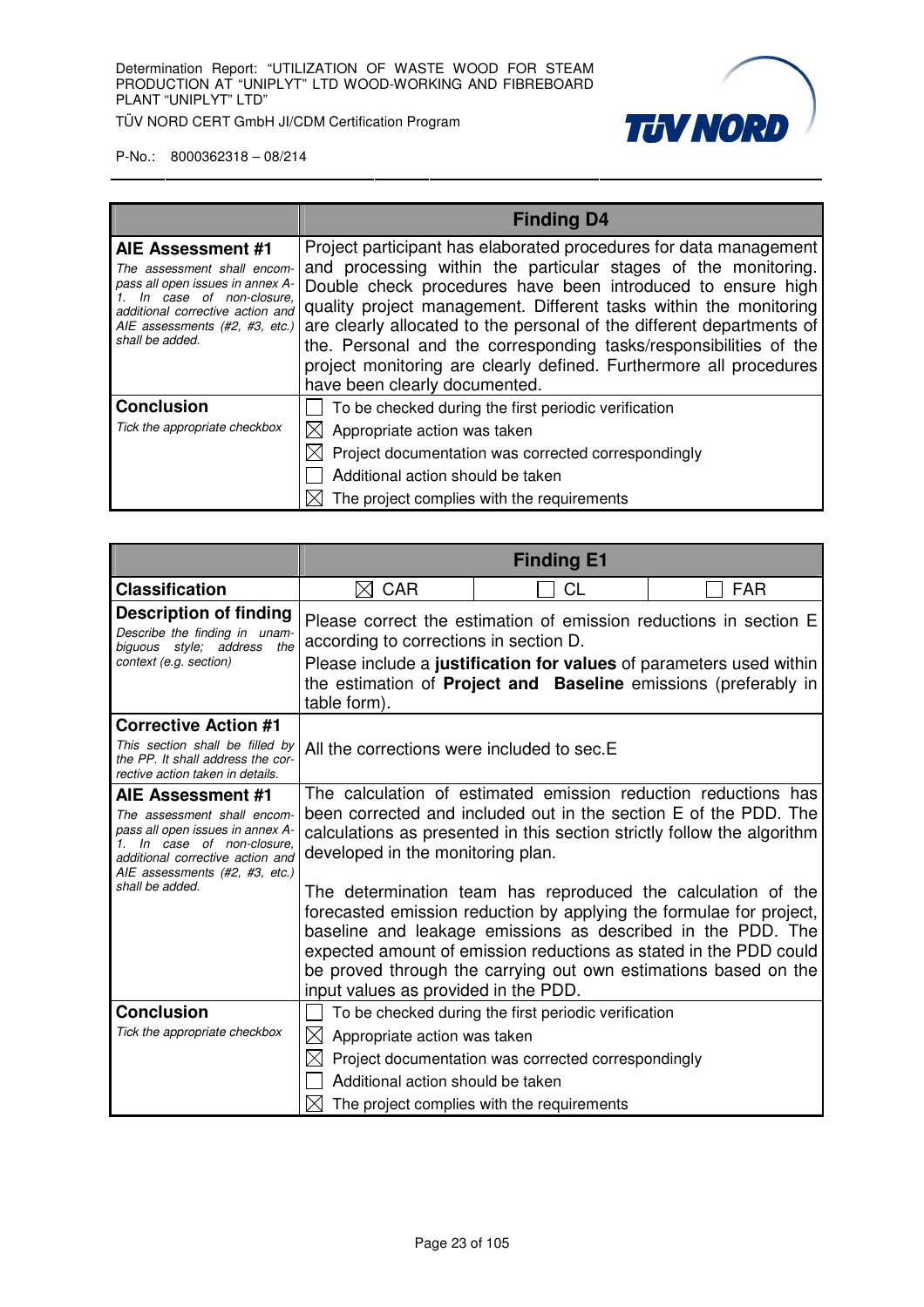| | Finding D4 |
|---|---|
| **AIE Assessment #1**<br>*The assessment shall encompass all open issues in annex A-1. In case of non-closure, additional corrective action and AIE assessments (#2, #3, etc.) shall be added.* | Project participant has elaborated procedures for data management and processing within the particular stages of the monitoring. Double check procedures have been introduced to ensure high quality project management. Different tasks within the monitoring are clearly allocated to the personal of the different departments of the. Personal and the corresponding tasks/responsibilities of the project monitoring are clearly defined. Furthermore all procedures have been clearly documented. |
| **Conclusion**<br>*Tick the appropriate checkbox* | ☐ To be checked during the first periodic verification<br>☒ Appropriate action was taken<br>☒ Project documentation was corrected correspondingly<br>☐ Additional action should be taken<br>☒ The project complies with the requirements |

| | Finding E1 | | |
|---|---|---|---|
| **Classification** | ☒ CAR | ☐ CL | ☐ FAR |
| **Description of finding**<br>*Describe the finding in unambiguous style; address the context (e.g. section)* | Please correct the estimation of emission reductions in section E according to corrections in section D.<br>Please include a **justification for values** of parameters used within the estimation of **Project and Baseline** emissions (preferably in table form). | | |
| **Corrective Action #1**<br>*This section shall be filled by the PP. It shall address the corrective action taken in details.* | All the corrections were included to sec.E | | |
| **AIE Assessment #1**<br>*The assessment shall encompass all open issues in annex A-1. In case of non-closure, additional corrective action and AIE assessments (#2, #3, etc.) shall be added.* | The calculation of estimated emission reduction reductions has been corrected and included out in the section E of the PDD. The calculations as presented in this section strictly follow the algorithm developed in the monitoring plan.<br><br>The determination team has reproduced the calculation of the forecasted emission reduction by applying the formulae for project, baseline and leakage emissions as described in the PDD. The expected amount of emission reductions as stated in the PDD could be proved through the carrying out own estimations based on the input values as provided in the PDD. | | |
| **Conclusion**<br>*Tick the appropriate checkbox* | ☐ To be checked during the first periodic verification<br>☒ Appropriate action was taken<br>☒ Project documentation was corrected correspondingly<br>☐ Additional action should be taken<br>☒ The project complies with the requirements | | |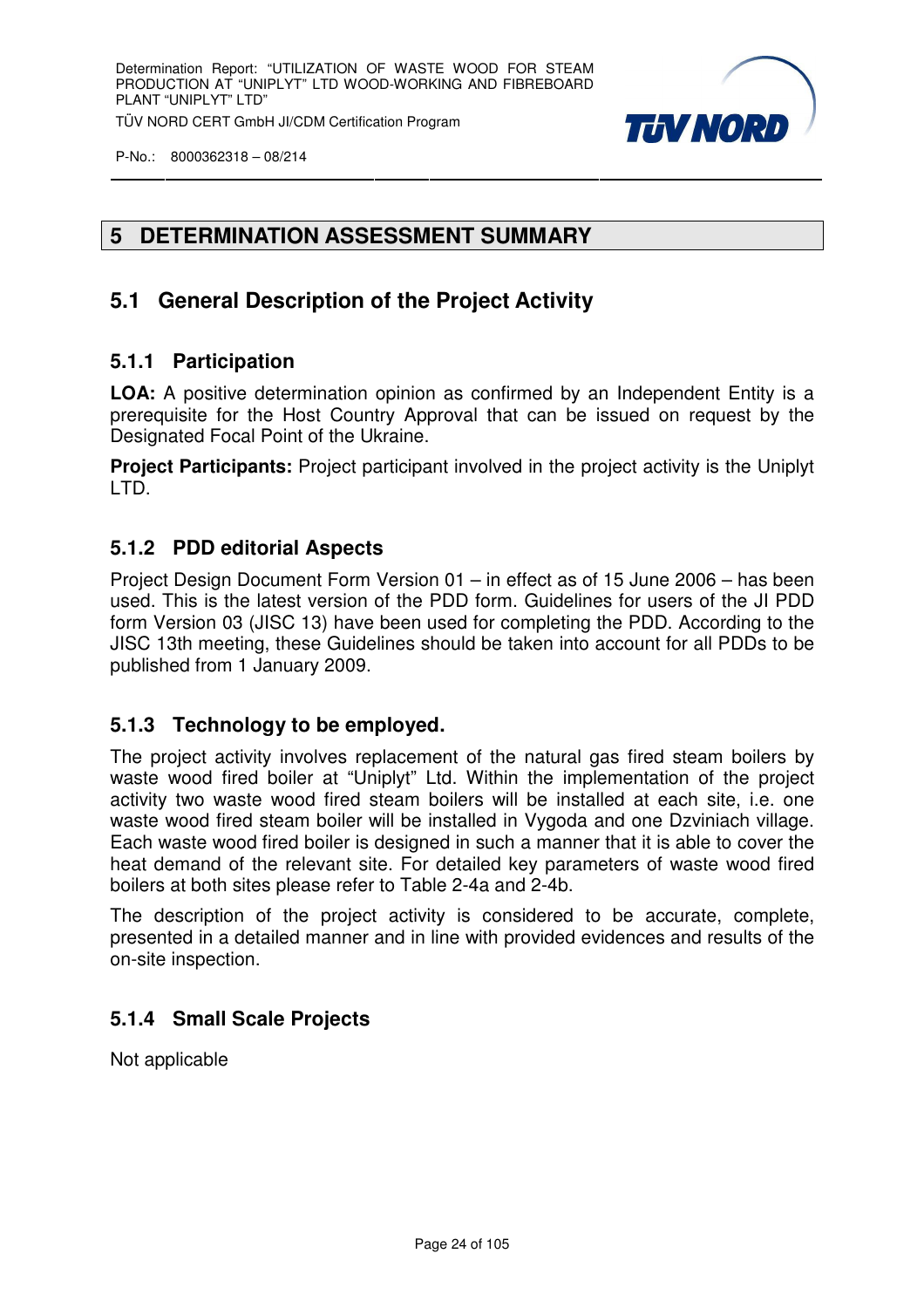# 5 DETERMINATION ASSESSMENT SUMMARY

## 5.1 General Description of the Project Activity

### 5.1.1 Participation

**LOA:** A positive determination opinion as confirmed by an Independent Entity is a prerequisite for the Host Country Approval that can be issued on request by the Designated Focal Point of the Ukraine.

**Project Participants:** Project participant involved in the project activity is the Uniplyt LTD.

### 5.1.2 PDD editorial Aspects

Project Design Document Form Version 01 – in effect as of 15 June 2006 – has been used. This is the latest version of the PDD form. Guidelines for users of the JI PDD form Version 03 (JISC 13) have been used for completing the PDD. According to the JISC 13th meeting, these Guidelines should be taken into account for all PDDs to be published from 1 January 2009.

### 5.1.3 Technology to be employed.

The project activity involves replacement of the natural gas fired steam boilers by waste wood fired boiler at "Uniplyt" Ltd. Within the implementation of the project activity two waste wood fired steam boilers will be installed at each site, i.e. one waste wood fired steam boiler will be installed in Vygoda and one Dzviniach village. Each waste wood fired boiler is designed in such a manner that it is able to cover the heat demand of the relevant site. For detailed key parameters of waste wood fired boilers at both sites please refer to Table 2-4a and 2-4b.

The description of the project activity is considered to be accurate, complete, presented in a detailed manner and in line with provided evidences and results of the on-site inspection.

### 5.1.4 Small Scale Projects

Not applicable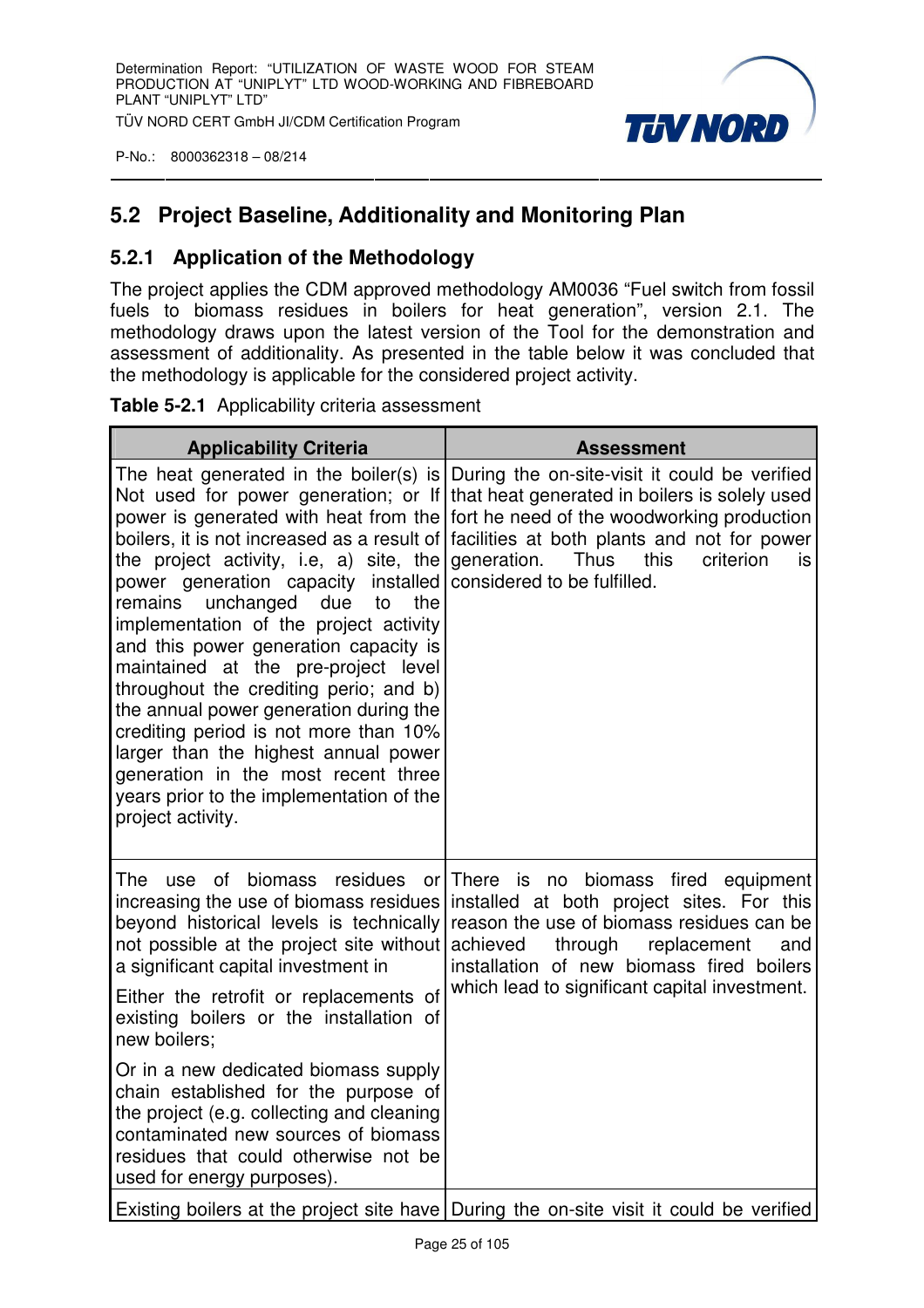## 5.2 Project Baseline, Additionality and Monitoring Plan

### 5.2.1 Application of the Methodology

The project applies the CDM approved methodology AM0036 "Fuel switch from fossil fuels to biomass residues in boilers for heat generation", version 2.1. The methodology draws upon the latest version of the Tool for the demonstration and assessment of additionality. As presented in the table below it was concluded that the methodology is applicable for the considered project activity.

**Table 5-2.1** Applicability criteria assessment

| Applicability Criteria | Assessment |
|---|---|
| The heat generated in the boiler(s) is Not used for power generation; or If power is generated with heat from the boilers, it is not increased as a result of the project activity, i.e, a) site, the power generation capacity installed remains unchanged due to the implementation of the project activity and this power generation capacity is maintained at the pre-project level throughout the crediting perio; and b) the annual power generation during the crediting period is not more than 10% larger than the highest annual power generation in the most recent three years prior to the implementation of the project activity. | During the on-site-visit it could be verified that heat generated in boilers is solely used fort he need of the woodworking production facilities at both plants and not for power generation. Thus this criterion is considered to be fulfilled. |
| The use of biomass residues or increasing the use of biomass residues beyond historical levels is technically not possible at the project site without a significant capital investment in<br><br>Either the retrofit or replacements of existing boilers or the installation of new boilers;<br><br>Or in a new dedicated biomass supply chain established for the purpose of the project (e.g. collecting and cleaning contaminated new sources of biomass residues that could otherwise not be used for energy purposes). | There is no biomass fired equipment installed at both project sites. For this reason the use of biomass residues can be achieved through replacement and installation of new biomass fired boilers which lead to significant capital investment. |
| Existing boilers at the project site have | During the on-site visit it could be verified |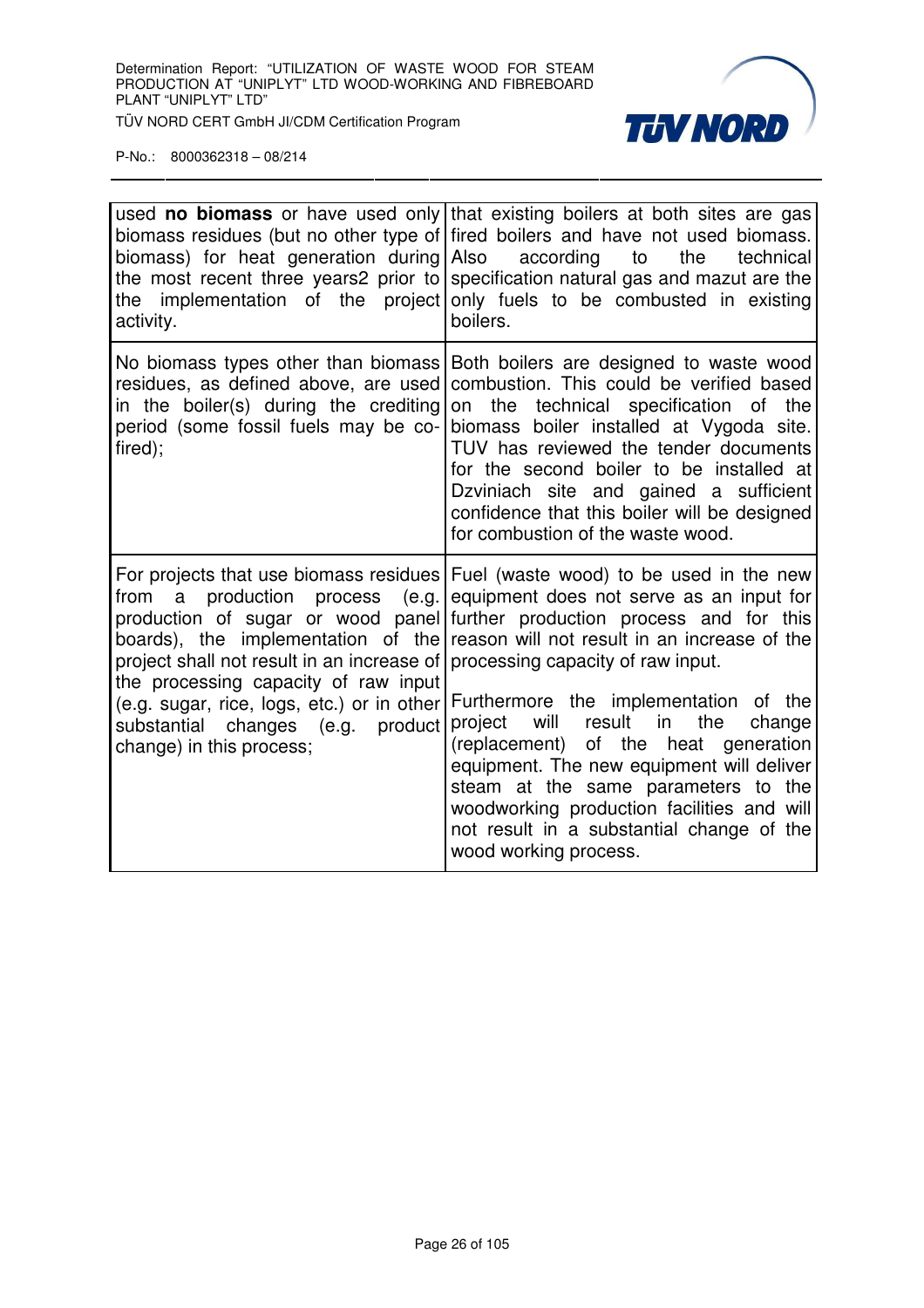| | |
|---|---|
| used **no biomass** or have used only biomass residues (but no other type of biomass) for heat generation during the most recent three years2 prior to the implementation of the project activity. | that existing boilers at both sites are gas fired boilers and have not used biomass. Also according to the technical specification natural gas and mazut are the only fuels to be combusted in existing boilers. |
| No biomass types other than biomass residues, as defined above, are used in the boiler(s) during the crediting period (some fossil fuels may be co-fired); | Both boilers are designed to waste wood combustion. This could be verified based on the technical specification of the biomass boiler installed at Vygoda site. TUV has reviewed the tender documents for the second boiler to be installed at Dzviniach site and gained a sufficient confidence that this boiler will be designed for combustion of the waste wood. |
| For projects that use biomass residues from a production process (e.g. production of sugar or wood panel boards), the implementation of the project shall not result in an increase of the processing capacity of raw input (e.g. sugar, rice, logs, etc.) or in other substantial changes (e.g. product change) in this process; | Fuel (waste wood) to be used in the new equipment does not serve as an input for further production process and for this reason will not result in an increase of the processing capacity of raw input.<br><br>Furthermore the implementation of the project will result in the change (replacement) of the heat generation equipment. The new equipment will deliver steam at the same parameters to the woodworking production facilities and will not result in a substantial change of the wood working process. |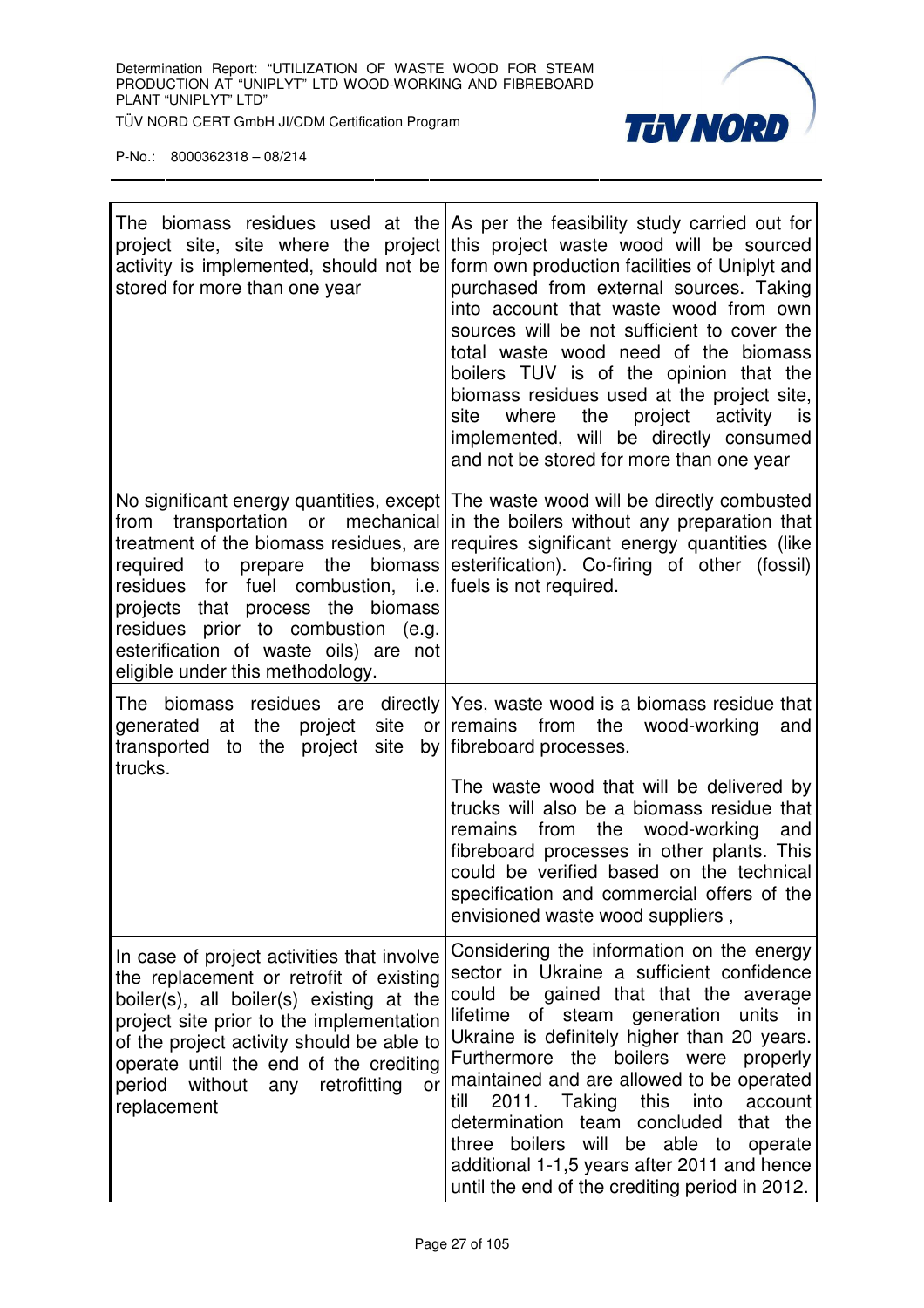| The biomass residues used at the project site, site where the project activity is implemented, should not be stored for more than one year | As per the feasibility study carried out for this project waste wood will be sourced form own production facilities of Uniplyt and purchased from external sources. Taking into account that waste wood from own sources will be not sufficient to cover the total waste wood need of the biomass boilers TUV is of the opinion that the biomass residues used at the project site, site where the project activity is implemented, will be directly consumed and not be stored for more than one year |
|---|---|
| No significant energy quantities, except from transportation or mechanical treatment of the biomass residues, are required to prepare the biomass residues for fuel combustion, i.e. projects that process the biomass residues prior to combustion (e.g. esterification of waste oils) are not eligible under this methodology. | The waste wood will be directly combusted in the boilers without any preparation that requires significant energy quantities (like esterification). Co-firing of other (fossil) fuels is not required. |
| The biomass residues are directly generated at the project site or transported to the project site by trucks. | Yes, waste wood is a biomass residue that remains from the wood-working and fibreboard processes.<br><br>The waste wood that will be delivered by trucks will also be a biomass residue that remains from the wood-working and fibreboard processes in other plants. This could be verified based on the technical specification and commercial offers of the envisioned waste wood suppliers , |
| In case of project activities that involve the replacement or retrofit of existing boiler(s), all boiler(s) existing at the project site prior to the implementation of the project activity should be able to operate until the end of the crediting period without any retrofitting or replacement | Considering the information on the energy sector in Ukraine a sufficient confidence could be gained that that the average lifetime of steam generation units in Ukraine is definitely higher than 20 years. Furthermore the boilers were properly maintained and are allowed to be operated till 2011. Taking this into account determination team concluded that the three boilers will be able to operate additional 1-1,5 years after 2011 and hence until the end of the crediting period in 2012. |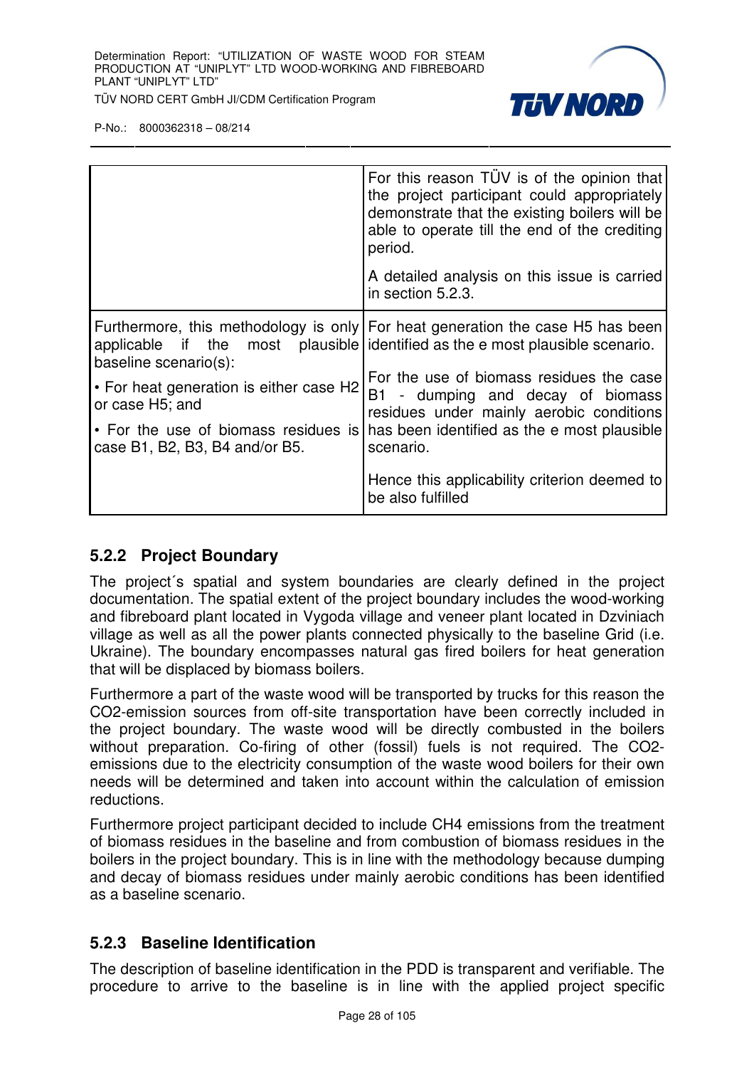| | |
|---|---|
| | For this reason TÜV is of the opinion that the project participant could appropriately demonstrate that the existing boilers will be able to operate till the end of the crediting period.<br><br>A detailed analysis on this issue is carried in section 5.2.3. |
| Furthermore, this methodology is only applicable if the most plausible baseline scenario(s):<br><br>• For heat generation is either case H2 or case H5; and<br><br>• For the use of biomass residues is case B1, B2, B3, B4 and/or B5. | For heat generation the case H5 has been identified as the e most plausible scenario.<br><br>For the use of biomass residues the case B1 - dumping and decay of biomass residues under mainly aerobic conditions has been identified as the e most plausible scenario.<br><br>Hence this applicability criterion deemed to be also fulfilled |

### 5.2.2 Project Boundary

The project´s spatial and system boundaries are clearly defined in the project documentation. The spatial extent of the project boundary includes the wood-working and fibreboard plant located in Vygoda village and veneer plant located in Dzviniach village as well as all the power plants connected physically to the baseline Grid (i.e. Ukraine). The boundary encompasses natural gas fired boilers for heat generation that will be displaced by biomass boilers.

Furthermore a part of the waste wood will be transported by trucks for this reason the $CO_2$-emission sources from off-site transportation have been correctly included in the project boundary. The waste wood will be directly combusted in the boilers without preparation. Co-firing of other (fossil) fuels is not required. The $CO_2$-emissions due to the electricity consumption of the waste wood boilers for their own needs will be determined and taken into account within the calculation of emission reductions.

Furthermore project participant decided to include $CH_4$ emissions from the treatment of biomass residues in the baseline and from combustion of biomass residues in the boilers in the project boundary. This is in line with the methodology because dumping and decay of biomass residues under mainly aerobic conditions has been identified as a baseline scenario.

### 5.2.3 Baseline Identification

The description of baseline identification in the PDD is transparent and verifiable. The procedure to arrive to the baseline is in line with the applied project specific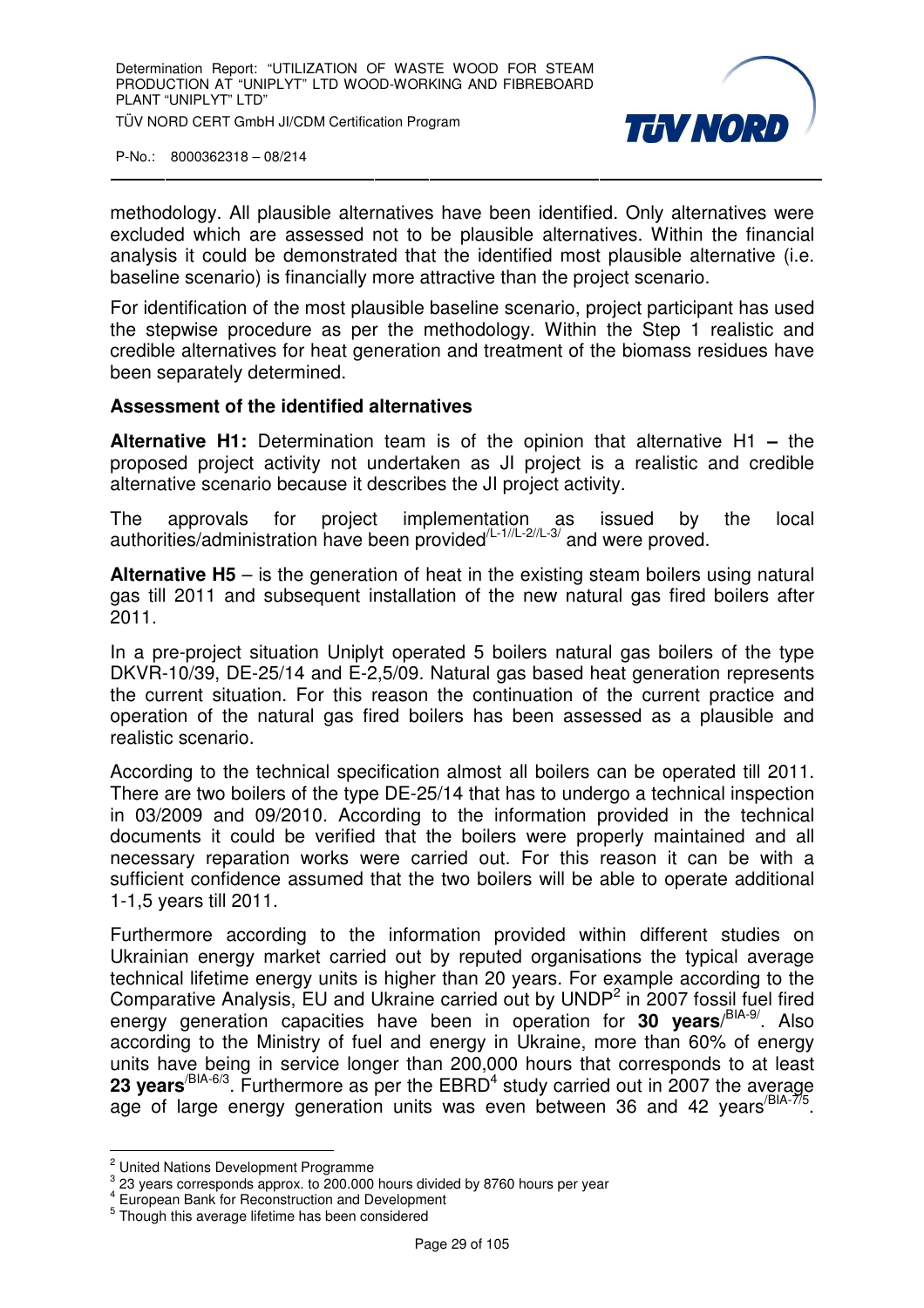methodology. All plausible alternatives have been identified. Only alternatives were excluded which are assessed not to be plausible alternatives. Within the financial analysis it could be demonstrated that the identified most plausible alternative (i.e. baseline scenario) is financially more attractive than the project scenario.

For identification of the most plausible baseline scenario, project participant has used the stepwise procedure as per the methodology. Within the Step 1 realistic and credible alternatives for heat generation and treatment of the biomass residues have been separately determined.

**Assessment of the identified alternatives**

**Alternative H1:** Determination team is of the opinion that alternative H1 **–** the proposed project activity not undertaken as JI project is a realistic and credible alternative scenario because it describes the JI project activity.

The approvals for project implementation as issued by the local authorities/administration have been provided[/L-1//L-2//L-3/] and were proved.

**Alternative H5** – is the generation of heat in the existing steam boilers using natural gas till 2011 and subsequent installation of the new natural gas fired boilers after 2011.

In a pre-project situation Uniplyt operated 5 boilers natural gas boilers of the type DKVR-10/39, DE-25/14 and E-2,5/09. Natural gas based heat generation represents the current situation. For this reason the continuation of the current practice and operation of the natural gas fired boilers has been assessed as a plausible and realistic scenario.

According to the technical specification almost all boilers can be operated till 2011. There are two boilers of the type DE-25/14 that has to undergo a technical inspection in 03/2009 and 09/2010. According to the information provided in the technical documents it could be verified that the boilers were properly maintained and all necessary reparation works were carried out. For this reason it can be with a sufficient confidence assumed that the two boilers will be able to operate additional 1-1,5 years till 2011.

Furthermore according to the information provided within different studies on Ukrainian energy market carried out by reputed organisations the typical average technical lifetime energy units is higher than 20 years. For example according to the Comparative Analysis, EU and Ukraine carried out by UNDP[2] in 2007 fossil fuel fired energy generation capacities have been in operation for **30 years**[/BIA-9/]. Also according to the Ministry of fuel and energy in Ukraine, more than 60% of energy units have being in service longer than 200,000 hours that corresponds to at least **23 years**[/BIA-6/3]. Furthermore as per the EBRD[4] study carried out in 2007 the average age of large energy generation units was even between 36 and 42 years[/BIA-7/5].

---

[2] United Nations Development Programme
[3] 23 years corresponds approx. to 200.000 hours divided by 8760 hours per year
[4] European Bank for Reconstruction and Development
[5] Though this average lifetime has been considered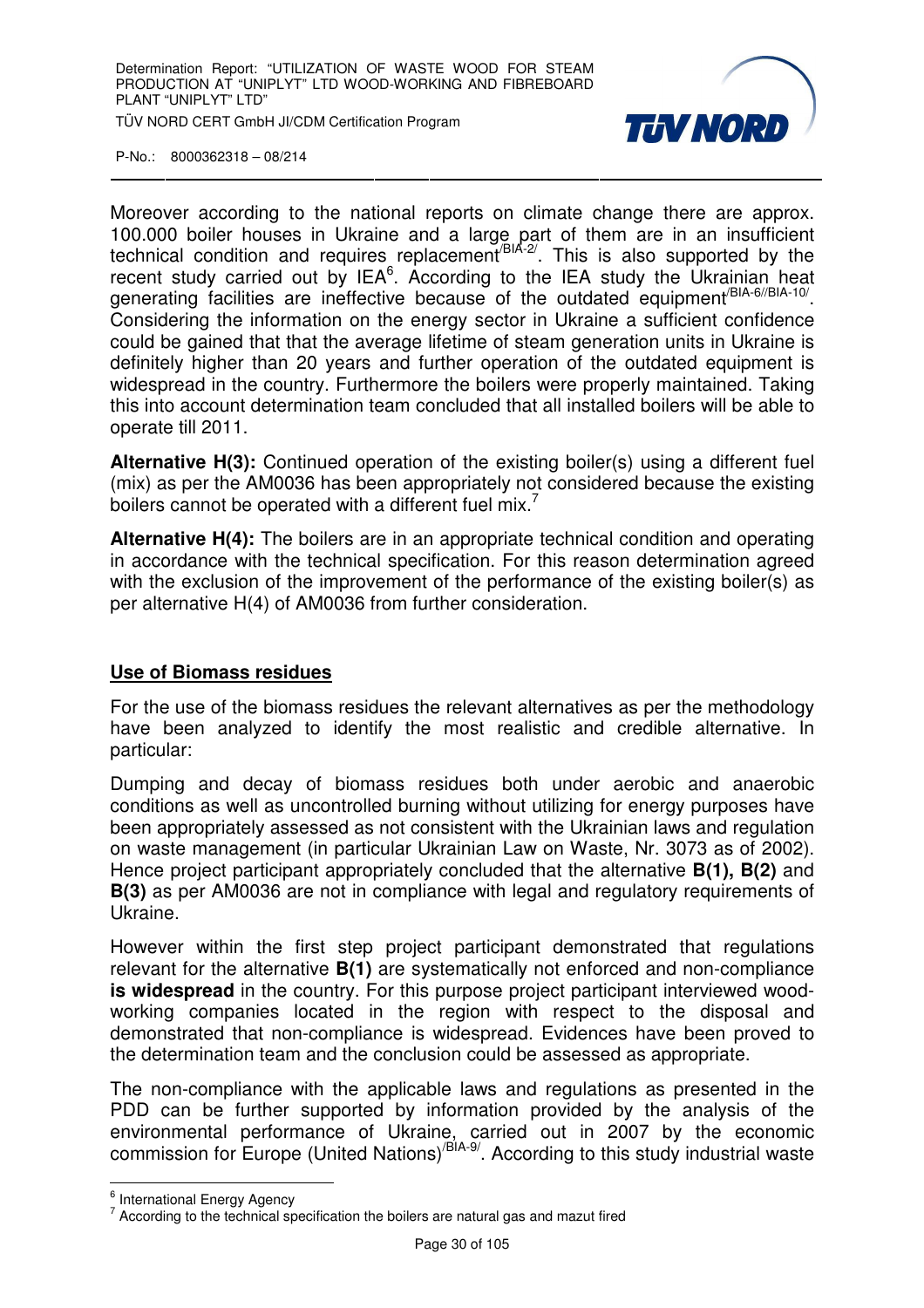Moreover according to the national reports on climate change there are approx. 100.000 boiler houses in Ukraine and a large part of them are in an insufficient technical condition and requires replacement[/BIA-2/]. This is also supported by the recent study carried out by IEA[6]. According to the IEA study the Ukrainian heat generating facilities are ineffective because of the outdated equipment[/BIA-6//BIA-10/]. Considering the information on the energy sector in Ukraine a sufficient confidence could be gained that that the average lifetime of steam generation units in Ukraine is definitely higher than 20 years and further operation of the outdated equipment is widespread in the country. Furthermore the boilers were properly maintained. Taking this into account determination team concluded that all installed boilers will be able to operate till 2011.

**Alternative H(3):** Continued operation of the existing boiler(s) using a different fuel (mix) as per the AM0036 has been appropriately not considered because the existing boilers cannot be operated with a different fuel mix.[7]

**Alternative H(4):** The boilers are in an appropriate technical condition and operating in accordance with the technical specification. For this reason determination agreed with the exclusion of the improvement of the performance of the existing boiler(s) as per alternative H(4) of AM0036 from further consideration.

**Use of Biomass residues**

For the use of the biomass residues the relevant alternatives as per the methodology have been analyzed to identify the most realistic and credible alternative. In particular:

Dumping and decay of biomass residues both under aerobic and anaerobic conditions as well as uncontrolled burning without utilizing for energy purposes have been appropriately assessed as not consistent with the Ukrainian laws and regulation on waste management (in particular Ukrainian Law on Waste, Nr. 3073 as of 2002). Hence project participant appropriately concluded that the alternative **B(1), B(2)** and **B(3)** as per AM0036 are not in compliance with legal and regulatory requirements of Ukraine.

However within the first step project participant demonstrated that regulations relevant for the alternative **B(1)** are systematically not enforced and non-compliance **is widespread** in the country. For this purpose project participant interviewed wood-working companies located in the region with respect to the disposal and demonstrated that non-compliance is widespread. Evidences have been proved to the determination team and the conclusion could be assessed as appropriate.

The non-compliance with the applicable laws and regulations as presented in the PDD can be further supported by information provided by the analysis of the environmental performance of Ukraine, carried out in 2007 by the economic commission for Europe (United Nations)[/BIA-9/]. According to this study industrial waste

---

[6] International Energy Agency

[7] According to the technical specification the boilers are natural gas and mazut fired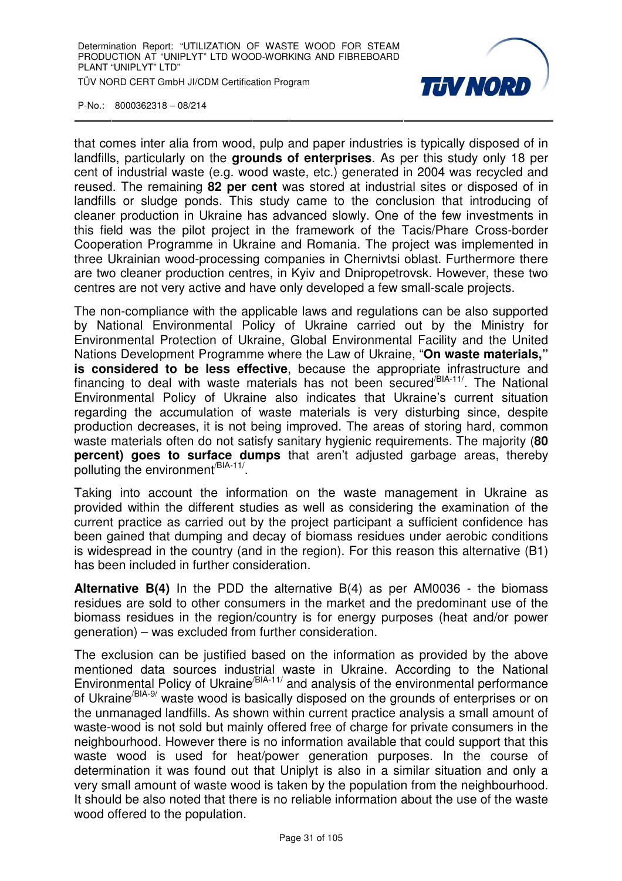that comes inter alia from wood, pulp and paper industries is typically disposed of in landfills, particularly on the **grounds of enterprises**. As per this study only 18 per cent of industrial waste (e.g. wood waste, etc.) generated in 2004 was recycled and reused. The remaining **82 per cent** was stored at industrial sites or disposed of in landfills or sludge ponds. This study came to the conclusion that introducing of cleaner production in Ukraine has advanced slowly. One of the few investments in this field was the pilot project in the framework of the Tacis/Phare Cross-border Cooperation Programme in Ukraine and Romania. The project was implemented in three Ukrainian wood-processing companies in Chernivtsi oblast. Furthermore there are two cleaner production centres, in Kyiv and Dnipropetrovsk. However, these two centres are not very active and have only developed a few small-scale projects.

The non-compliance with the applicable laws and regulations can be also supported by National Environmental Policy of Ukraine carried out by the Ministry for Environmental Protection of Ukraine, Global Environmental Facility and the United Nations Development Programme where the Law of Ukraine, "**On waste materials," is considered to be less effective**, because the appropriate infrastructure and financing to deal with waste materials has not been secured[/BIA-11/]. The National Environmental Policy of Ukraine also indicates that Ukraine's current situation regarding the accumulation of waste materials is very disturbing since, despite production decreases, it is not being improved. The areas of storing hard, common waste materials often do not satisfy sanitary hygienic requirements. The majority (**80 percent) goes to surface dumps** that aren't adjusted garbage areas, thereby polluting the environment[/BIA-11/].

Taking into account the information on the waste management in Ukraine as provided within the different studies as well as considering the examination of the current practice as carried out by the project participant a sufficient confidence has been gained that dumping and decay of biomass residues under aerobic conditions is widespread in the country (and in the region). For this reason this alternative (B1) has been included in further consideration.

**Alternative B(4)** In the PDD the alternative B(4) as per AM0036 - the biomass residues are sold to other consumers in the market and the predominant use of the biomass residues in the region/country is for energy purposes (heat and/or power generation) – was excluded from further consideration.

The exclusion can be justified based on the information as provided by the above mentioned data sources industrial waste in Ukraine. According to the National Environmental Policy of Ukraine[/BIA-11/] and analysis of the environmental performance of Ukraine[/BIA-9/] waste wood is basically disposed on the grounds of enterprises or on the unmanaged landfills. As shown within current practice analysis a small amount of waste-wood is not sold but mainly offered free of charge for private consumers in the neighbourhood. However there is no information available that could support that this waste wood is used for heat/power generation purposes. In the course of determination it was found out that Uniplyt is also in a similar situation and only a very small amount of waste wood is taken by the population from the neighbourhood. It should be also noted that there is no reliable information about the use of the waste wood offered to the population.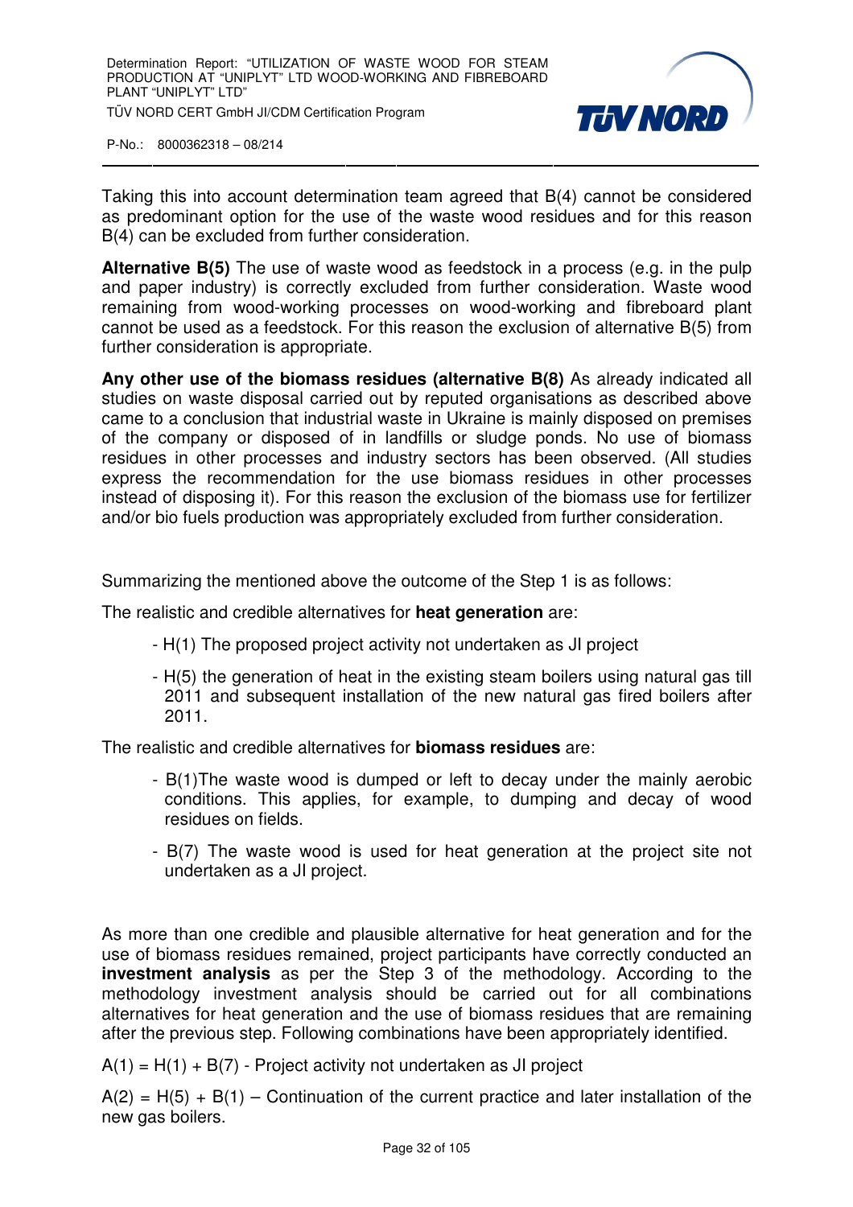Taking this into account determination team agreed that B(4) cannot be considered as predominant option for the use of the waste wood residues and for this reason B(4) can be excluded from further consideration.

**Alternative B(5)** The use of waste wood as feedstock in a process (e.g. in the pulp and paper industry) is correctly excluded from further consideration. Waste wood remaining from wood-working processes on wood-working and fibreboard plant cannot be used as a feedstock. For this reason the exclusion of alternative B(5) from further consideration is appropriate.

**Any other use of the biomass residues (alternative B(8)** As already indicated all studies on waste disposal carried out by reputed organisations as described above came to a conclusion that industrial waste in Ukraine is mainly disposed on premises of the company or disposed of in landfills or sludge ponds. No use of biomass residues in other processes and industry sectors has been observed. (All studies express the recommendation for the use biomass residues in other processes instead of disposing it). For this reason the exclusion of the biomass use for fertilizer and/or bio fuels production was appropriately excluded from further consideration.

Summarizing the mentioned above the outcome of the Step 1 is as follows:

The realistic and credible alternatives for **heat generation** are:

- H(1) The proposed project activity not undertaken as JI project
- H(5) the generation of heat in the existing steam boilers using natural gas till 2011 and subsequent installation of the new natural gas fired boilers after 2011.

The realistic and credible alternatives for **biomass residues** are:

- B(1)The waste wood is dumped or left to decay under the mainly aerobic conditions. This applies, for example, to dumping and decay of wood residues on fields.
- B(7) The waste wood is used for heat generation at the project site not undertaken as a JI project.

As more than one credible and plausible alternative for heat generation and for the use of biomass residues remained, project participants have correctly conducted an **investment analysis** as per the Step 3 of the methodology. According to the methodology investment analysis should be carried out for all combinations alternatives for heat generation and the use of biomass residues that are remaining after the previous step. Following combinations have been appropriately identified.

A(1) = H(1) + B(7) - Project activity not undertaken as JI project

A(2) = H(5) + B(1) – Continuation of the current practice and later installation of the new gas boilers.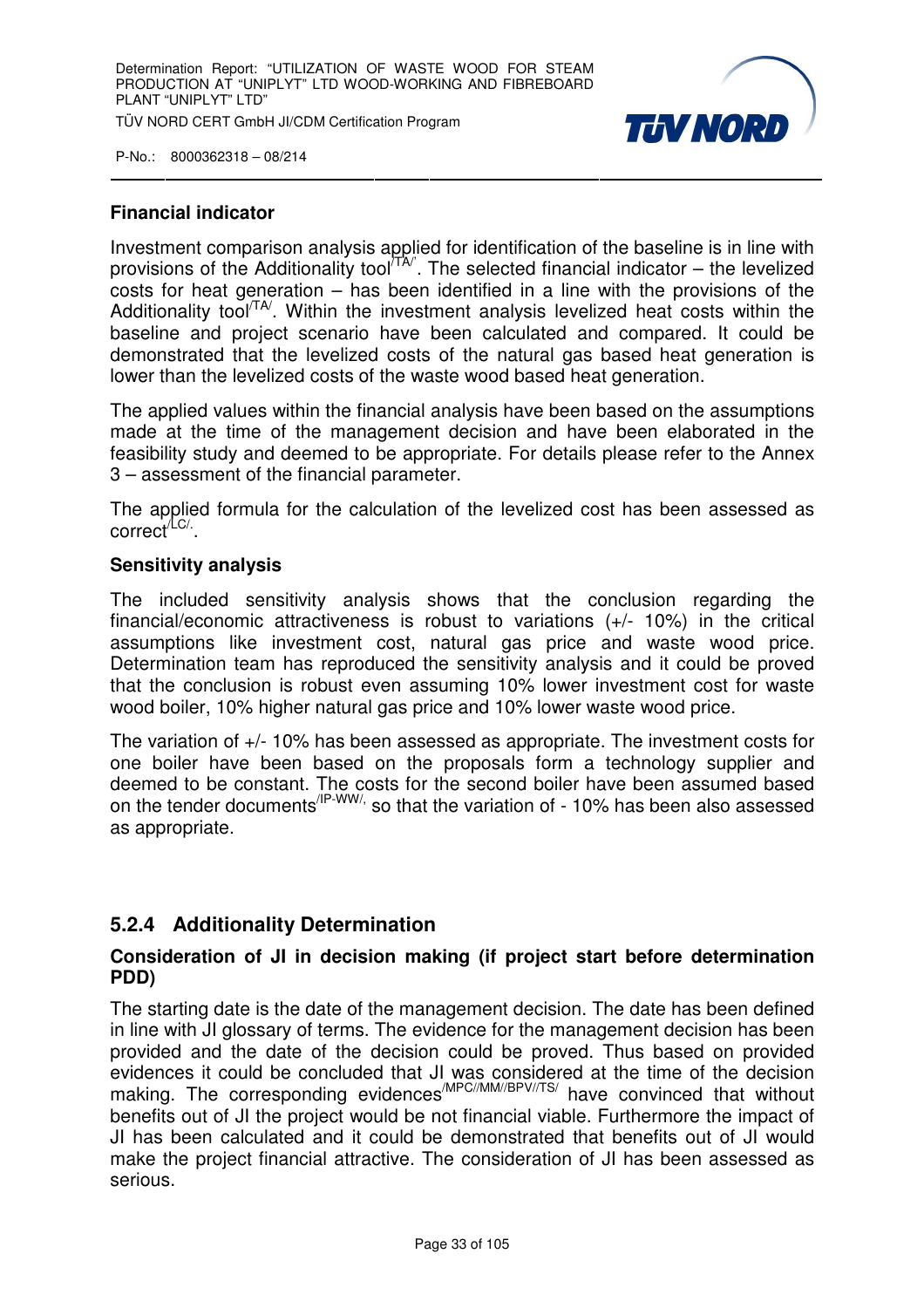**Financial indicator**

Investment comparison analysis applied for identification of the baseline is in line with provisions of the Additionality tool[/TA/]. The selected financial indicator – the levelized costs for heat generation – has been identified in a line with the provisions of the Additionality tool[/TA/]. Within the investment analysis levelized heat costs within the baseline and project scenario have been calculated and compared. It could be demonstrated that the levelized costs of the natural gas based heat generation is lower than the levelized costs of the waste wood based heat generation.

The applied values within the financial analysis have been based on the assumptions made at the time of the management decision and have been elaborated in the feasibility study and deemed to be appropriate. For details please refer to the Annex 3 – assessment of the financial parameter.

The applied formula for the calculation of the levelized cost has been assessed as correct[/LC/].

**Sensitivity analysis**

The included sensitivity analysis shows that the conclusion regarding the financial/economic attractiveness is robust to variations (+/- 10%) in the critical assumptions like investment cost, natural gas price and waste wood price. Determination team has reproduced the sensitivity analysis and it could be proved that the conclusion is robust even assuming 10% lower investment cost for waste wood boiler, 10% higher natural gas price and 10% lower waste wood price.

The variation of +/- 10% has been assessed as appropriate. The investment costs for one boiler have been based on the proposals form a technology supplier and deemed to be constant. The costs for the second boiler have been assumed based on the tender documents[/IP-WW/] so that the variation of - 10% has been also assessed as appropriate.

### 5.2.4 Additionality Determination

**Consideration of JI in decision making (if project start before determination PDD)**

The starting date is the date of the management decision. The date has been defined in line with JI glossary of terms. The evidence for the management decision has been provided and the date of the decision could be proved. Thus based on provided evidences it could be concluded that JI was considered at the time of the decision making. The corresponding evidences[/MPC//MM//BPV//TS/] have convinced that without benefits out of JI the project would be not financial viable. Furthermore the impact of JI has been calculated and it could be demonstrated that benefits out of JI would make the project financial attractive. The consideration of JI has been assessed as serious.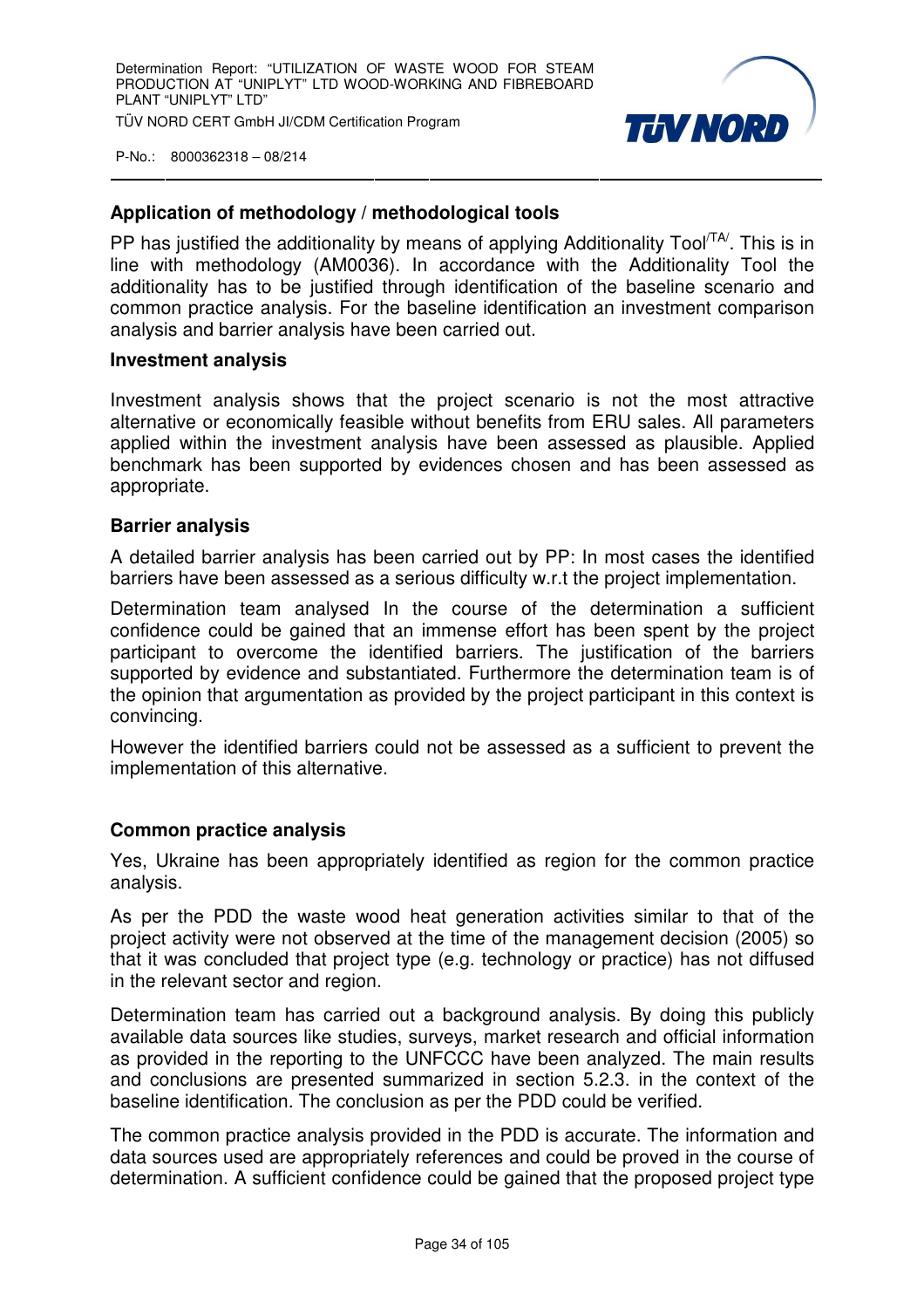**Application of methodology / methodological tools**

PP has justified the additionality by means of applying Additionality Tool[/TA/]. This is in line with methodology (AM0036). In accordance with the Additionality Tool the additionality has to be justified through identification of the baseline scenario and common practice analysis. For the baseline identification an investment comparison analysis and barrier analysis have been carried out.

**Investment analysis**

Investment analysis shows that the project scenario is not the most attractive alternative or economically feasible without benefits from ERU sales. All parameters applied within the investment analysis have been assessed as plausible. Applied benchmark has been supported by evidences chosen and has been assessed as appropriate.

**Barrier analysis**

A detailed barrier analysis has been carried out by PP: In most cases the identified barriers have been assessed as a serious difficulty w.r.t the project implementation.

Determination team analysed In the course of the determination a sufficient confidence could be gained that an immense effort has been spent by the project participant to overcome the identified barriers. The justification of the barriers supported by evidence and substantiated. Furthermore the determination team is of the opinion that argumentation as provided by the project participant in this context is convincing.

However the identified barriers could not be assessed as a sufficient to prevent the implementation of this alternative.

**Common practice analysis**

Yes, Ukraine has been appropriately identified as region for the common practice analysis.

As per the PDD the waste wood heat generation activities similar to that of the project activity were not observed at the time of the management decision (2005) so that it was concluded that project type (e.g. technology or practice) has not diffused in the relevant sector and region.

Determination team has carried out a background analysis. By doing this publicly available data sources like studies, surveys, market research and official information as provided in the reporting to the UNFCCC have been analyzed. The main results and conclusions are presented summarized in section 5.2.3. in the context of the baseline identification. The conclusion as per the PDD could be verified.

The common practice analysis provided in the PDD is accurate. The information and data sources used are appropriately references and could be proved in the course of determination. A sufficient confidence could be gained that the proposed project type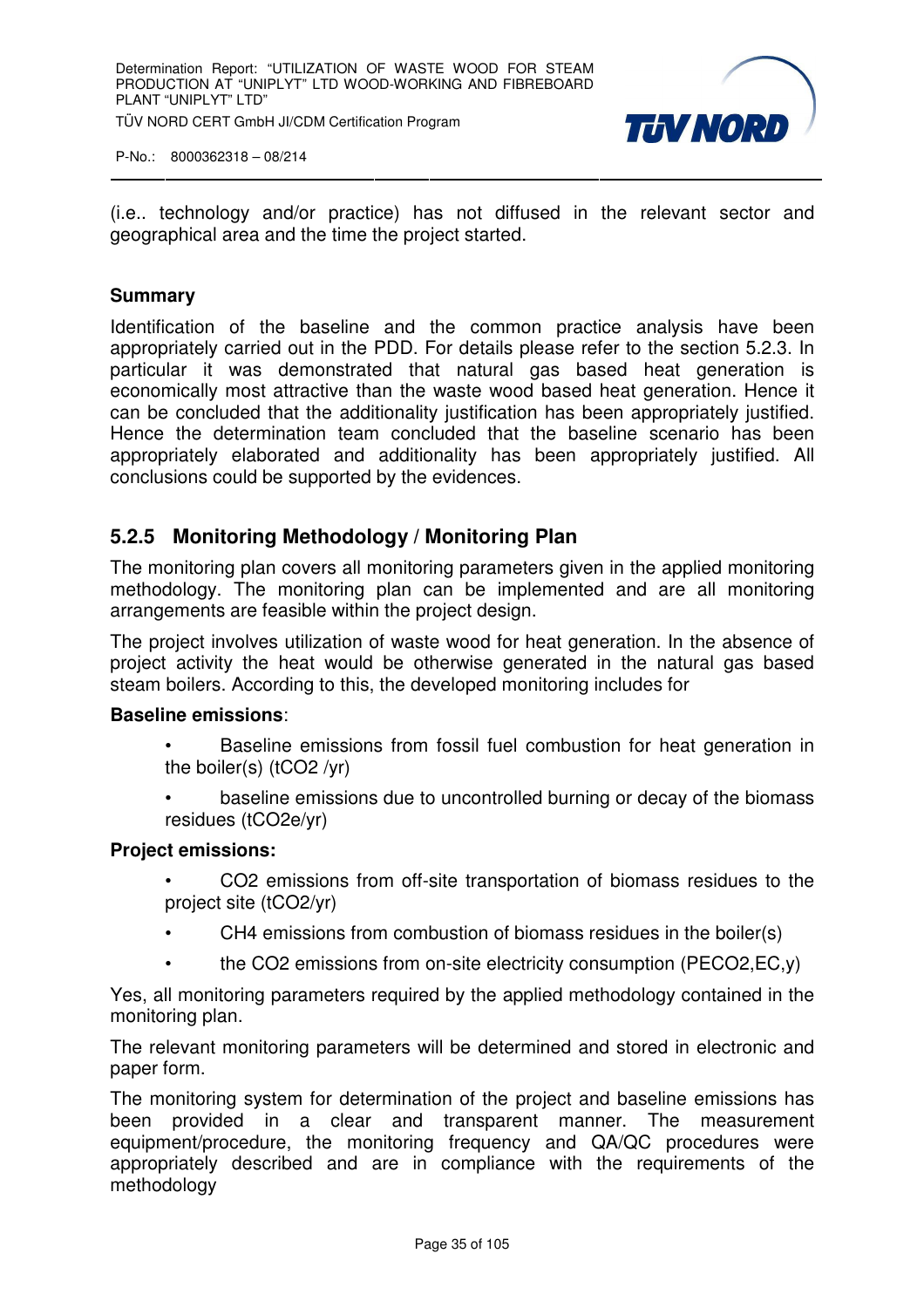(i.e.. technology and/or practice) has not diffused in the relevant sector and geographical area and the time the project started.

**Summary**

Identification of the baseline and the common practice analysis have been appropriately carried out in the PDD. For details please refer to the section 5.2.3. In particular it was demonstrated that natural gas based heat generation is economically most attractive than the waste wood based heat generation. Hence it can be concluded that the additionality justification has been appropriately justified. Hence the determination team concluded that the baseline scenario has been appropriately elaborated and additionality has been appropriately justified. All conclusions could be supported by the evidences.

### 5.2.5 Monitoring Methodology / Monitoring Plan

The monitoring plan covers all monitoring parameters given in the applied monitoring methodology. The monitoring plan can be implemented and are all monitoring arrangements are feasible within the project design.

The project involves utilization of waste wood for heat generation. In the absence of project activity the heat would be otherwise generated in the natural gas based steam boilers. According to this, the developed monitoring includes for

**Baseline emissions**:

- Baseline emissions from fossil fuel combustion for heat generation in the boiler(s) ($tCO_2$ /yr)
- baseline emissions due to uncontrolled burning or decay of the biomass residues ($tCO_2e$/yr)

**Project emissions:**

- $CO_2$ emissions from off-site transportation of biomass residues to the project site ($tCO_2$/yr)
- $CH_4$ emissions from combustion of biomass residues in the boiler(s)
- the $CO_2$ emissions from on-site electricity consumption ($PE_{CO2,EC,y}$)

Yes, all monitoring parameters required by the applied methodology contained in the monitoring plan.

The relevant monitoring parameters will be determined and stored in electronic and paper form.

The monitoring system for determination of the project and baseline emissions has been provided in a clear and transparent manner. The measurement equipment/procedure, the monitoring frequency and QA/QC procedures were appropriately described and are in compliance with the requirements of the methodology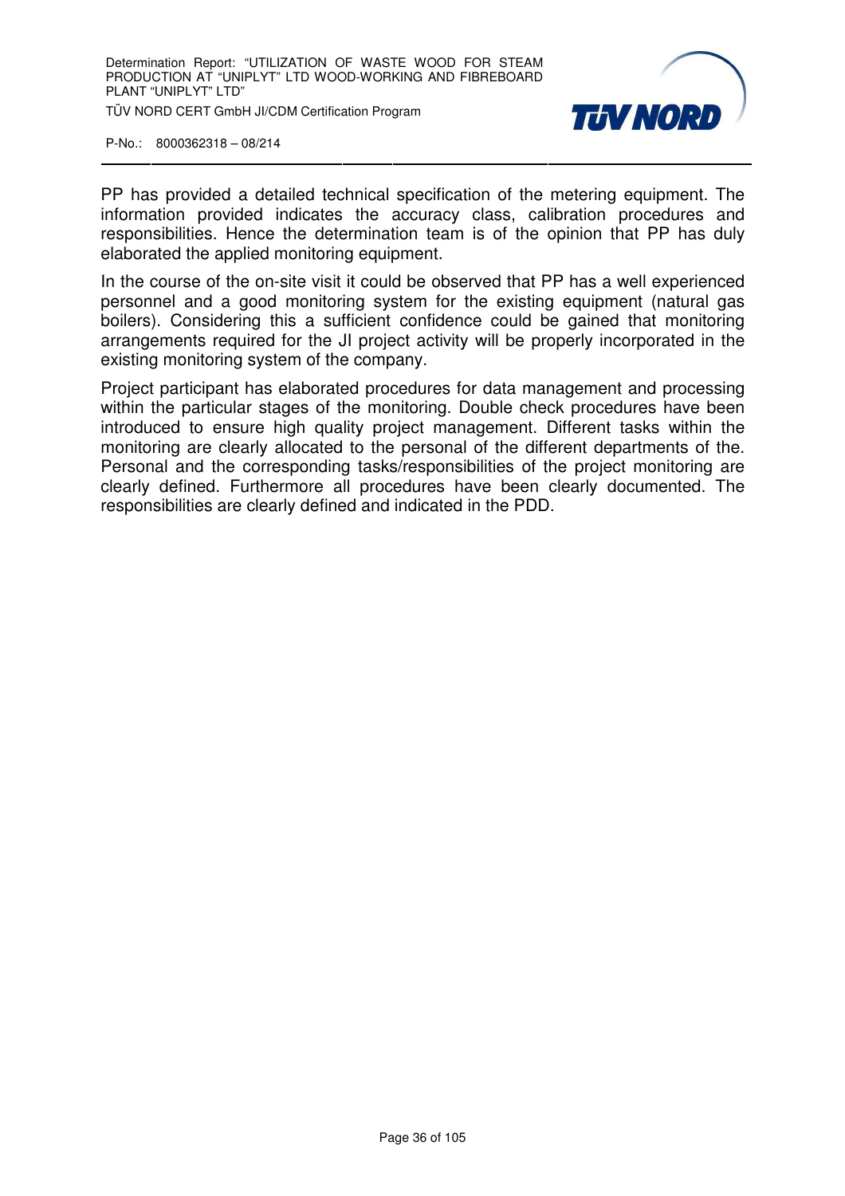PP has provided a detailed technical specification of the metering equipment. The information provided indicates the accuracy class, calibration procedures and responsibilities. Hence the determination team is of the opinion that PP has duly elaborated the applied monitoring equipment.

In the course of the on-site visit it could be observed that PP has a well experienced personnel and a good monitoring system for the existing equipment (natural gas boilers). Considering this a sufficient confidence could be gained that monitoring arrangements required for the JI project activity will be properly incorporated in the existing monitoring system of the company.

Project participant has elaborated procedures for data management and processing within the particular stages of the monitoring. Double check procedures have been introduced to ensure high quality project management. Different tasks within the monitoring are clearly allocated to the personal of the different departments of the. Personal and the corresponding tasks/responsibilities of the project monitoring are clearly defined. Furthermore all procedures have been clearly documented. The responsibilities are clearly defined and indicated in the PDD.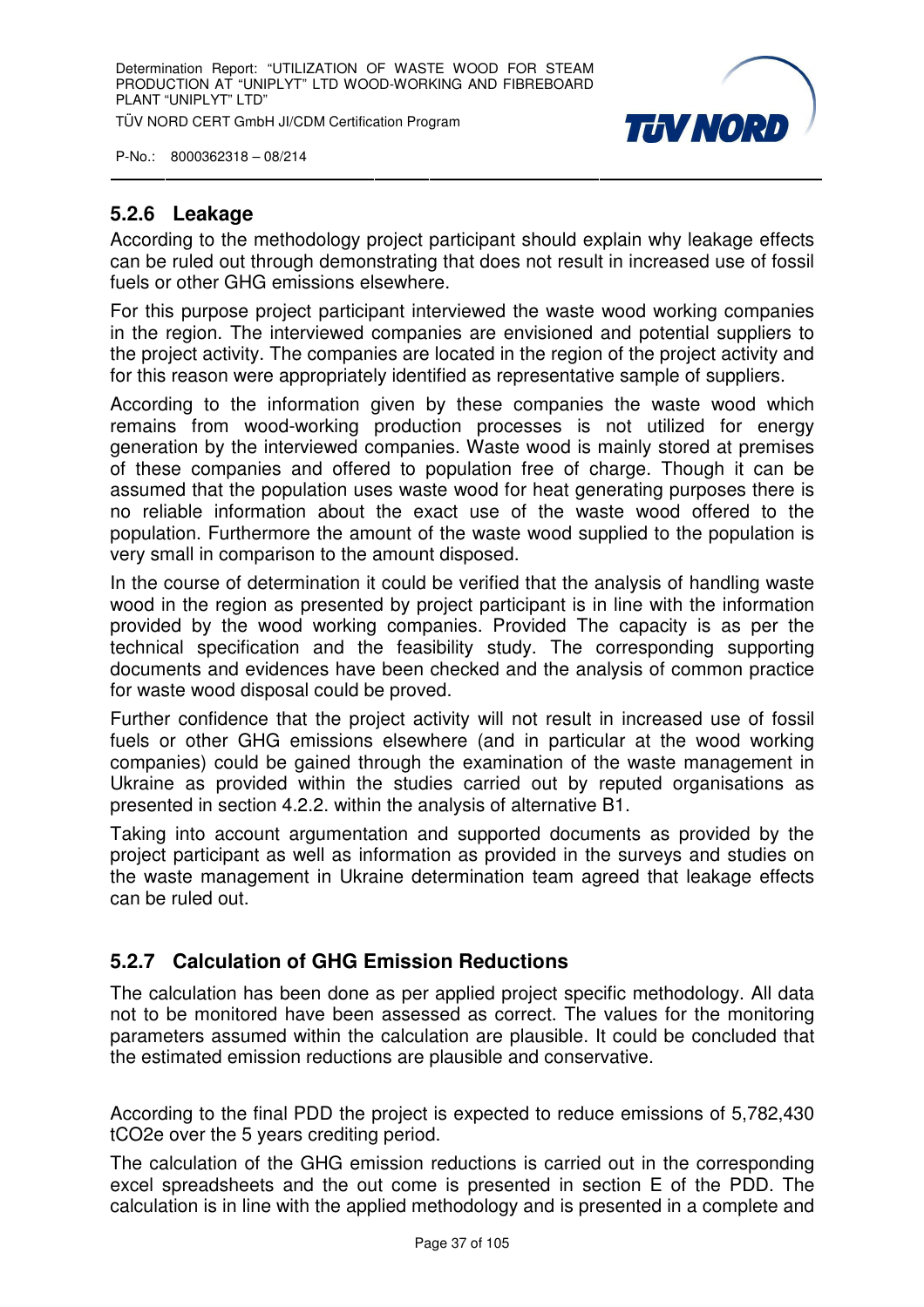### 5.2.6 Leakage

According to the methodology project participant should explain why leakage effects can be ruled out through demonstrating that does not result in increased use of fossil fuels or other GHG emissions elsewhere.

For this purpose project participant interviewed the waste wood working companies in the region. The interviewed companies are envisioned and potential suppliers to the project activity. The companies are located in the region of the project activity and for this reason were appropriately identified as representative sample of suppliers.

According to the information given by these companies the waste wood which remains from wood-working production processes is not utilized for energy generation by the interviewed companies. Waste wood is mainly stored at premises of these companies and offered to population free of charge. Though it can be assumed that the population uses waste wood for heat generating purposes there is no reliable information about the exact use of the waste wood offered to the population. Furthermore the amount of the waste wood supplied to the population is very small in comparison to the amount disposed.

In the course of determination it could be verified that the analysis of handling waste wood in the region as presented by project participant is in line with the information provided by the wood working companies. Provided The capacity is as per the technical specification and the feasibility study. The corresponding supporting documents and evidences have been checked and the analysis of common practice for waste wood disposal could be proved.

Further confidence that the project activity will not result in increased use of fossil fuels or other GHG emissions elsewhere (and in particular at the wood working companies) could be gained through the examination of the waste management in Ukraine as provided within the studies carried out by reputed organisations as presented in section 4.2.2. within the analysis of alternative B1.

Taking into account argumentation and supported documents as provided by the project participant as well as information as provided in the surveys and studies on the waste management in Ukraine determination team agreed that leakage effects can be ruled out.

### 5.2.7 Calculation of GHG Emission Reductions

The calculation has been done as per applied project specific methodology. All data not to be monitored have been assessed as correct. The values for the monitoring parameters assumed within the calculation are plausible. It could be concluded that the estimated emission reductions are plausible and conservative.

According to the final PDD the project is expected to reduce emissions of 5,782,430 tCO2e over the 5 years crediting period.

The calculation of the GHG emission reductions is carried out in the corresponding excel spreadsheets and the out come is presented in section E of the PDD. The calculation is in line with the applied methodology and is presented in a complete and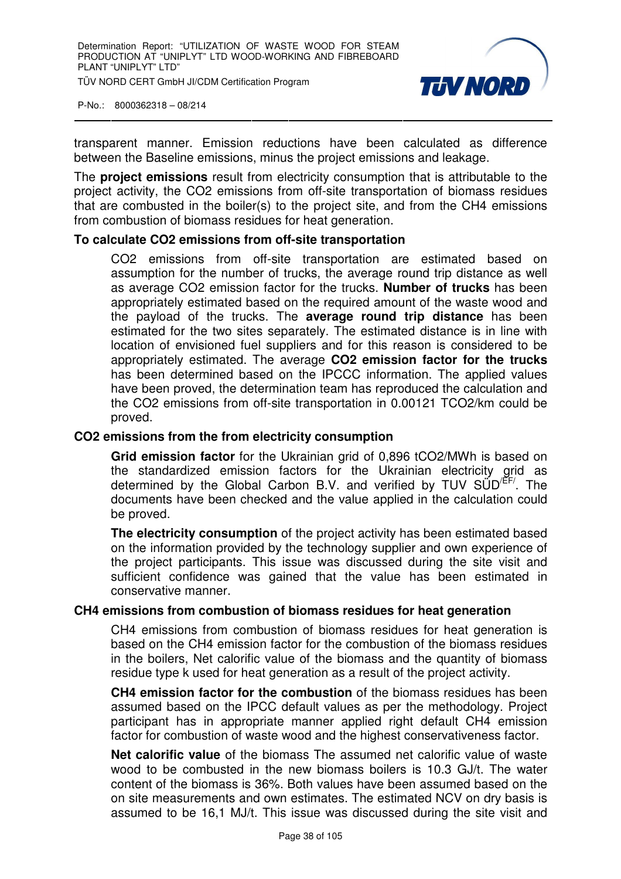transparent manner. Emission reductions have been calculated as difference between the Baseline emissions, minus the project emissions and leakage.

The **project emissions** result from electricity consumption that is attributable to the project activity, the $CO_2$ emissions from off-site transportation of biomass residues that are combusted in the boiler(s) to the project site, and from the $CH_4$ emissions from combustion of biomass residues for heat generation.

**To calculate CO2 emissions from off-site transportation**

> $CO_2$ emissions from off-site transportation are estimated based on assumption for the number of trucks, the average round trip distance as well as average $CO_2$ emission factor for the trucks. **Number of trucks** has been appropriately estimated based on the required amount of the waste wood and the payload of the trucks. The **average round trip distance** has been estimated for the two sites separately. The estimated distance is in line with location of envisioned fuel suppliers and for this reason is considered to be appropriately estimated. The average **CO2 emission factor for the trucks** has been determined based on the IPCCC information. The applied values have been proved, the determination team has reproduced the calculation and the $CO_2$ emissions from off-site transportation in 0.00121 TCO2/km could be proved.

**CO2 emissions from the from electricity consumption**

> **Grid emission factor** for the Ukrainian grid of 0,896 tCO2/MWh is based on the standardized emission factors for the Ukrainian electricity grid as determined by the Global Carbon B.V. and verified by TUV SÜD[/EF/]. The documents have been checked and the value applied in the calculation could be proved.
>
> **The electricity consumption** of the project activity has been estimated based on the information provided by the technology supplier and own experience of the project participants. This issue was discussed during the site visit and sufficient confidence was gained that the value has been estimated in conservative manner.

**CH4 emissions from combustion of biomass residues for heat generation**

> $CH_4$ emissions from combustion of biomass residues for heat generation is based on the $CH_4$ emission factor for the combustion of the biomass residues in the boilers, Net calorific value of the biomass and the quantity of biomass residue type k used for heat generation as a result of the project activity.
>
> **CH4 emission factor for the combustion** of the biomass residues has been assumed based on the IPCC default values as per the methodology. Project participant has in appropriate manner applied right default $CH_4$ emission factor for combustion of waste wood and the highest conservativeness factor.
>
> **Net calorific value** of the biomass The assumed net calorific value of waste wood to be combusted in the new biomass boilers is 10.3 GJ/t. The water content of the biomass is 36%. Both values have been assumed based on the on site measurements and own estimates. The estimated NCV on dry basis is assumed to be 16,1 MJ/t. This issue was discussed during the site visit and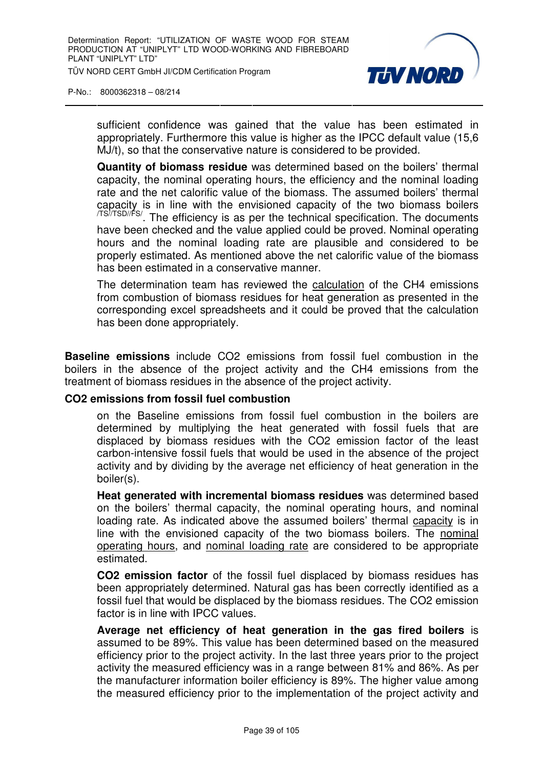sufficient confidence was gained that the value has been estimated in appropriately. Furthermore this value is higher as the IPCC default value (15,6 MJ/t), so that the conservative nature is considered to be provided.

**Quantity of biomass residue** was determined based on the boilers' thermal capacity, the nominal operating hours, the efficiency and the nominal loading rate and the net calorific value of the biomass. The assumed boilers' thermal capacity is in line with the envisioned capacity of the two biomass boilers /TS//TSD//FS/. The efficiency is as per the technical specification. The documents have been checked and the value applied could be proved. Nominal operating hours and the nominal loading rate are plausible and considered to be properly estimated. As mentioned above the net calorific value of the biomass has been estimated in a conservative manner.

The determination team has reviewed the calculation of the $CH_4$ emissions from combustion of biomass residues for heat generation as presented in the corresponding excel spreadsheets and it could be proved that the calculation has been done appropriately.

**Baseline emissions** include $CO_2$ emissions from fossil fuel combustion in the boilers in the absence of the project activity and the $CH_4$ emissions from the treatment of biomass residues in the absence of the project activity.

**$CO_2$ emissions from fossil fuel combustion**

on the Baseline emissions from fossil fuel combustion in the boilers are determined by multiplying the heat generated with fossil fuels that are displaced by biomass residues with the $CO_2$ emission factor of the least carbon-intensive fossil fuels that would be used in the absence of the project activity and by dividing by the average net efficiency of heat generation in the boiler(s).

**Heat generated with incremental biomass residues** was determined based on the boilers' thermal capacity, the nominal operating hours, and nominal loading rate. As indicated above the assumed boilers' thermal capacity is in line with the envisioned capacity of the two biomass boilers. The nominal operating hours, and nominal loading rate are considered to be appropriate estimated.

**$CO_2$ emission factor** of the fossil fuel displaced by biomass residues has been appropriately determined. Natural gas has been correctly identified as a fossil fuel that would be displaced by the biomass residues. The $CO_2$ emission factor is in line with IPCC values.

**Average net efficiency of heat generation in the gas fired boilers** is assumed to be 89%. This value has been determined based on the measured efficiency prior to the project activity. In the last three years prior to the project activity the measured efficiency was in a range between 81% and 86%. As per the manufacturer information boiler efficiency is 89%. The higher value among the measured efficiency prior to the implementation of the project activity and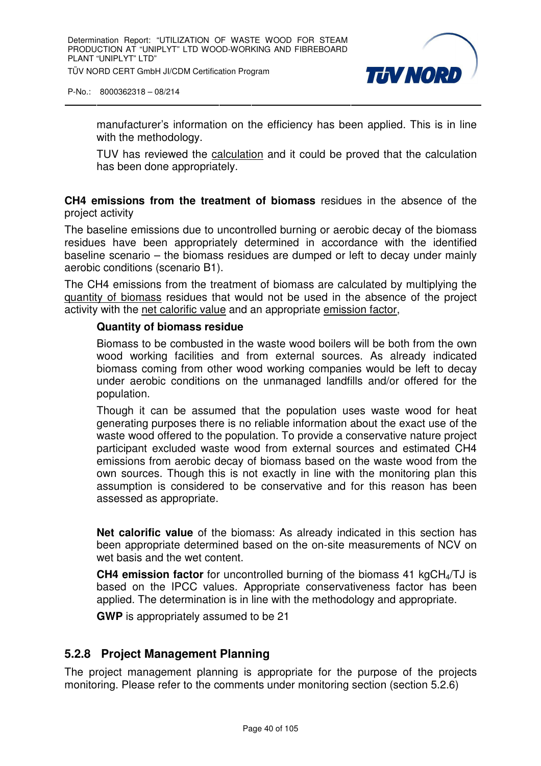manufacturer's information on the efficiency has been applied. This is in line with the methodology.

TUV has reviewed the calculation and it could be proved that the calculation has been done appropriately.

**CH4 emissions from the treatment of biomass** residues in the absence of the project activity

The baseline emissions due to uncontrolled burning or aerobic decay of the biomass residues have been appropriately determined in accordance with the identified baseline scenario – the biomass residues are dumped or left to decay under mainly aerobic conditions (scenario B1).

The CH4 emissions from the treatment of biomass are calculated by multiplying the quantity of biomass residues that would not be used in the absence of the project activity with the net calorific value and an appropriate emission factor,

**Quantity of biomass residue**

Biomass to be combusted in the waste wood boilers will be both from the own wood working facilities and from external sources. As already indicated biomass coming from other wood working companies would be left to decay under aerobic conditions on the unmanaged landfills and/or offered for the population.

Though it can be assumed that the population uses waste wood for heat generating purposes there is no reliable information about the exact use of the waste wood offered to the population. To provide a conservative nature project participant excluded waste wood from external sources and estimated CH4 emissions from aerobic decay of biomass based on the waste wood from the own sources. Though this is not exactly in line with the monitoring plan this assumption is considered to be conservative and for this reason has been assessed as appropriate.

**Net calorific value** of the biomass: As already indicated in this section has been appropriate determined based on the on-site measurements of NCV on wet basis and the wet content.

**CH4 emission factor** for uncontrolled burning of the biomass 41 kg$CH_4$/TJ is based on the IPCC values. Appropriate conservativeness factor has been applied. The determination is in line with the methodology and appropriate.

**GWP** is appropriately assumed to be 21

### 5.2.8 Project Management Planning

The project management planning is appropriate for the purpose of the projects monitoring. Please refer to the comments under monitoring section (section 5.2.6)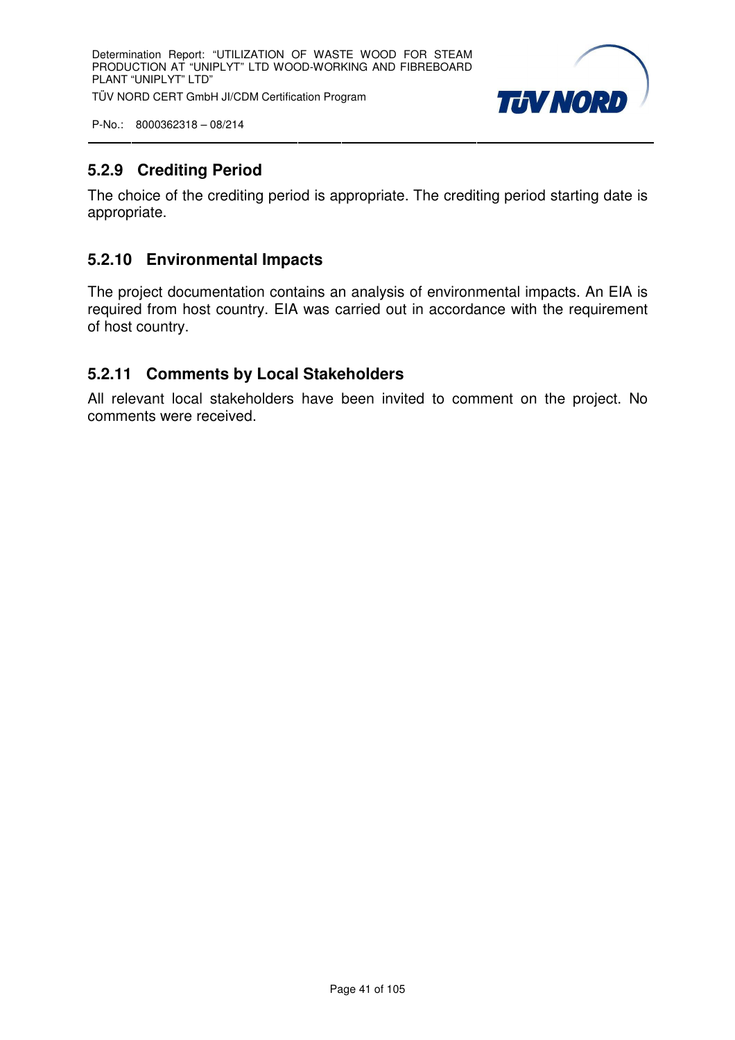### 5.2.9 Crediting Period

The choice of the crediting period is appropriate. The crediting period starting date is appropriate.

### 5.2.10 Environmental Impacts

The project documentation contains an analysis of environmental impacts. An EIA is required from host country. EIA was carried out in accordance with the requirement of host country.

### 5.2.11 Comments by Local Stakeholders

All relevant local stakeholders have been invited to comment on the project. No comments were received.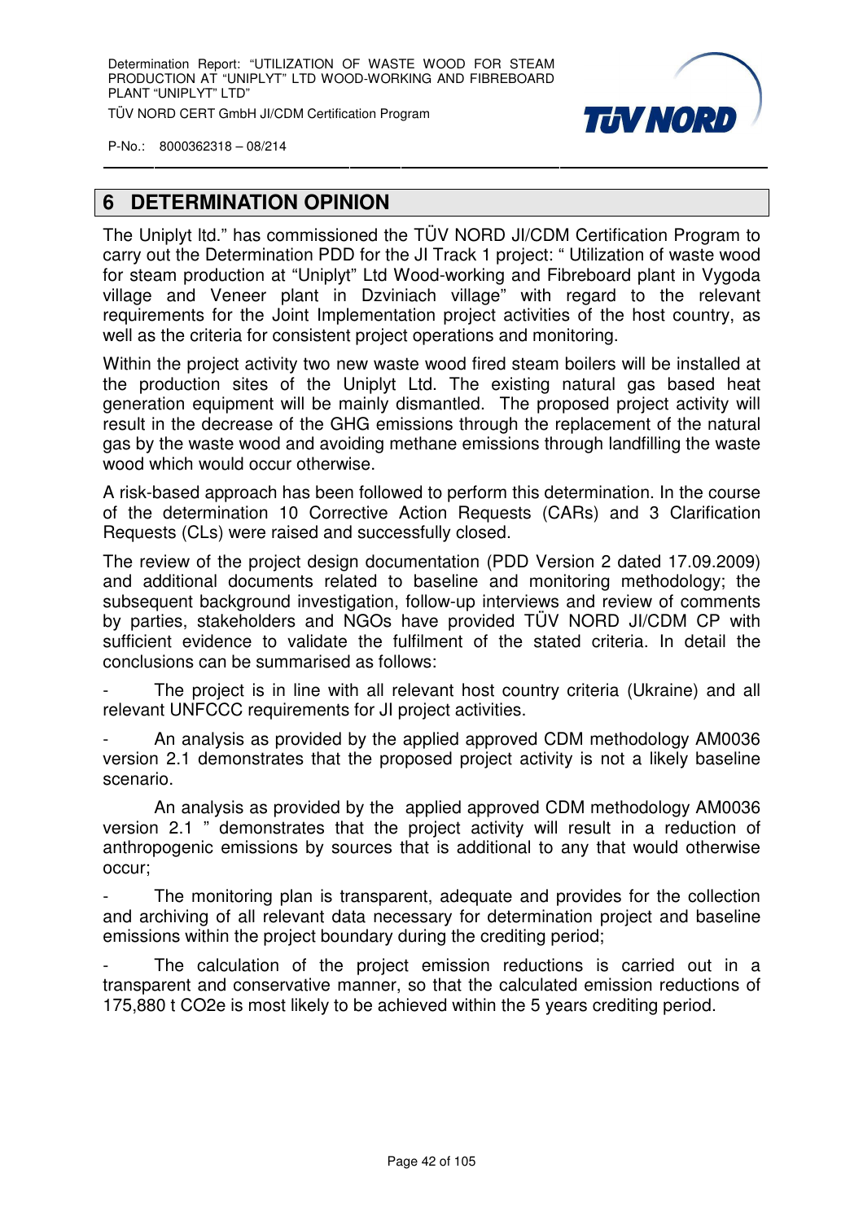## 6 DETERMINATION OPINION

The Uniplyt ltd." has commissioned the TÜV NORD JI/CDM Certification Program to carry out the Determination PDD for the JI Track 1 project: " Utilization of waste wood for steam production at "Uniplyt" Ltd Wood-working and Fibreboard plant in Vygoda village and Veneer plant in Dzviniach village" with regard to the relevant requirements for the Joint Implementation project activities of the host country, as well as the criteria for consistent project operations and monitoring.

Within the project activity two new waste wood fired steam boilers will be installed at the production sites of the Uniplyt Ltd. The existing natural gas based heat generation equipment will be mainly dismantled. The proposed project activity will result in the decrease of the GHG emissions through the replacement of the natural gas by the waste wood and avoiding methane emissions through landfilling the waste wood which would occur otherwise.

A risk-based approach has been followed to perform this determination. In the course of the determination 10 Corrective Action Requests (CARs) and 3 Clarification Requests (CLs) were raised and successfully closed.

The review of the project design documentation (PDD Version 2 dated 17.09.2009) and additional documents related to baseline and monitoring methodology; the subsequent background investigation, follow-up interviews and review of comments by parties, stakeholders and NGOs have provided TÜV NORD JI/CDM CP with sufficient evidence to validate the fulfilment of the stated criteria. In detail the conclusions can be summarised as follows:

- The project is in line with all relevant host country criteria (Ukraine) and all relevant UNFCCC requirements for JI project activities.

- An analysis as provided by the applied approved CDM methodology AM0036 version 2.1 demonstrates that the proposed project activity is not a likely baseline scenario.

  An analysis as provided by the applied approved CDM methodology AM0036 version 2.1 " demonstrates that the project activity will result in a reduction of anthropogenic emissions by sources that is additional to any that would otherwise occur;

- The monitoring plan is transparent, adequate and provides for the collection and archiving of all relevant data necessary for determination project and baseline emissions within the project boundary during the crediting period;

- The calculation of the project emission reductions is carried out in a transparent and conservative manner, so that the calculated emission reductions of 175,880 t $CO_2e$ is most likely to be achieved within the 5 years crediting period.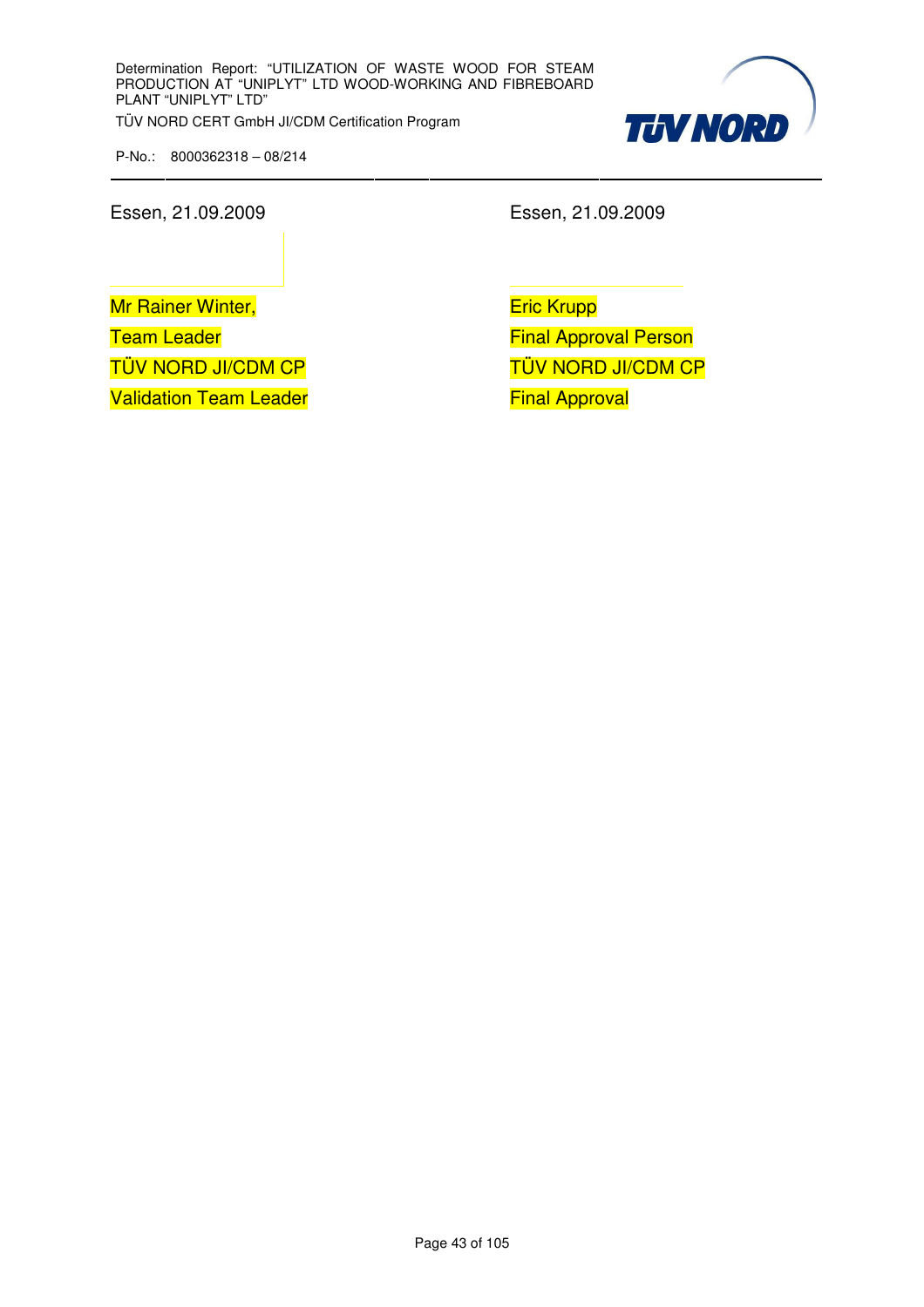| Essen, 21.09.2009 | Essen, 21.09.2009 |
|---|---|
| | |
| Mr Rainer Winter, | Eric Krupp |
| Team Leader | Final Approval Person |
| TÜV NORD JI/CDM CP | TÜV NORD JI/CDM CP |
| Validation Team Leader | Final Approval |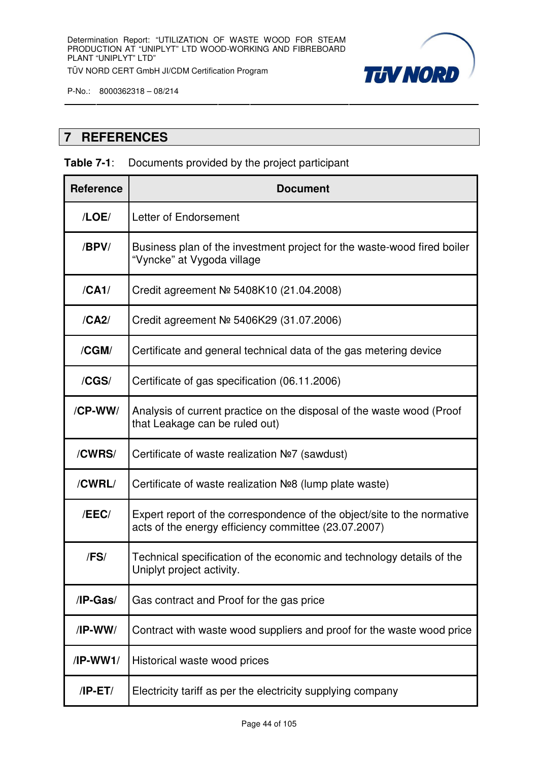# 7 REFERENCES

**Table 7-1**: Documents provided by the project participant

| Reference | Document |
|---|---|
| **/LOE/** | Letter of Endorsement |
| **/BPV/** | Business plan of the investment project for the waste-wood fired boiler "Vyncke" at Vygoda village |
| **/CA1/** | Credit agreement № 5408K10 (21.04.2008) |
| **/CA2/** | Credit agreement № 5406K29 (31.07.2006) |
| **/CGM/** | Certificate and general technical data of the gas metering device |
| **/CGS/** | Certificate of gas specification (06.11.2006) |
| **/CP-WW/** | Analysis of current practice on the disposal of the waste wood (Proof that Leakage can be ruled out) |
| **/CWRS/** | Certificate of waste realization №7 (sawdust) |
| **/CWRL/** | Certificate of waste realization №8 (lump plate waste) |
| **/EEC/** | Expert report of the correspondence of the object/site to the normative acts of the energy efficiency committee (23.07.2007) |
| **/FS/** | Technical specification of the economic and technology details of the Uniplyt project activity. |
| **/IP-Gas/** | Gas contract and Proof for the gas price |
| **/IP-WW/** | Contract with waste wood suppliers and proof for the waste wood price |
| **/IP-WW1/** | Historical waste wood prices |
| **/IP-ET/** | Electricity tariff as per the electricity supplying company |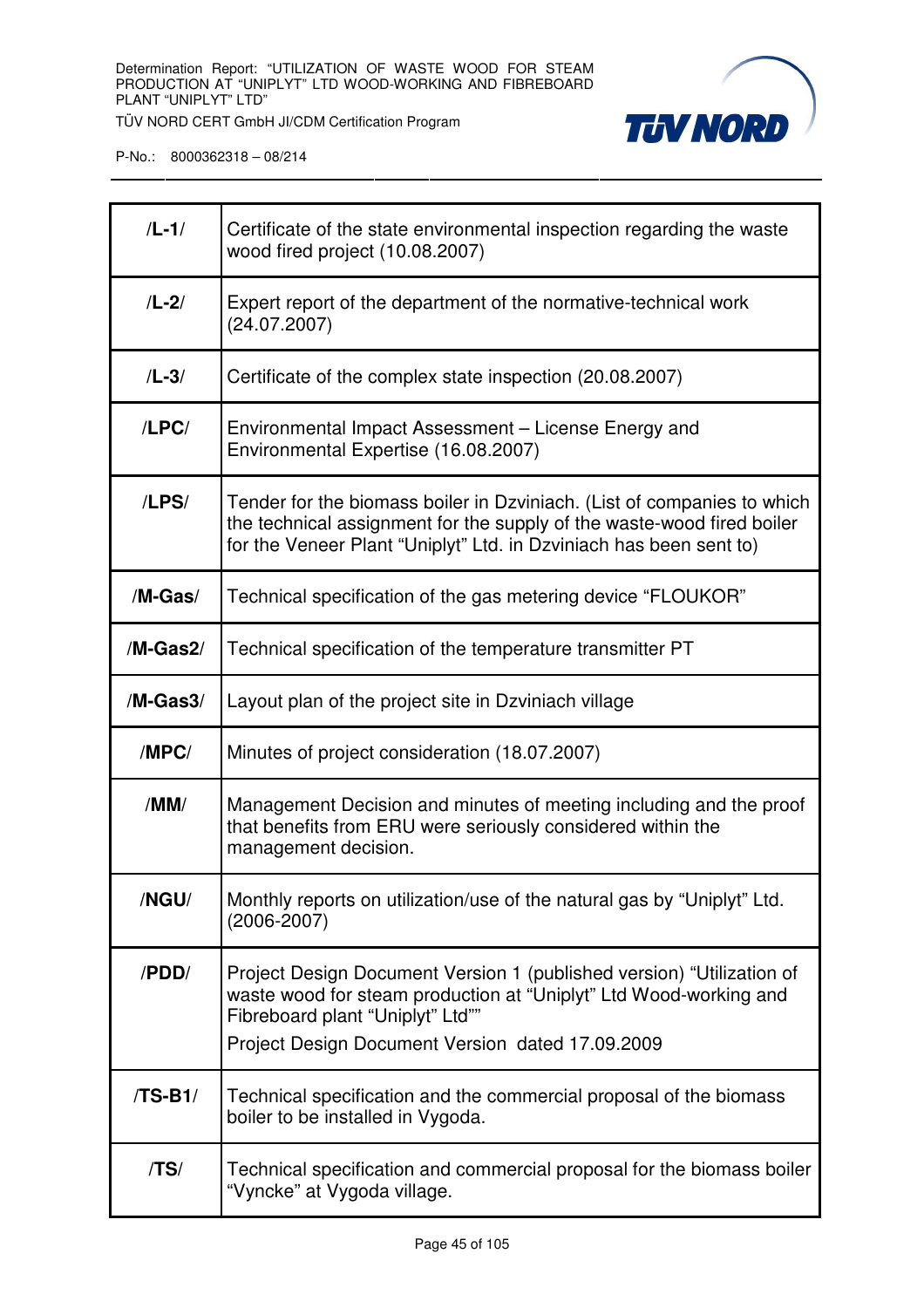| | |
|---|---|
| **/L-1/** | Certificate of the state environmental inspection regarding the waste wood fired project (10.08.2007) |
| **/L-2/** | Expert report of the department of the normative-technical work (24.07.2007) |
| **/L-3/** | Certificate of the complex state inspection (20.08.2007) |
| **/LPC/** | Environmental Impact Assessment – License Energy and Environmental Expertise (16.08.2007) |
| **/LPS/** | Tender for the biomass boiler in Dzviniach. (List of companies to which the technical assignment for the supply of the waste-wood fired boiler for the Veneer Plant "Uniplyt" Ltd. in Dzviniach has been sent to) |
| **/M-Gas/** | Technical specification of the gas metering device "FLOUKOR" |
| **/M-Gas2/** | Technical specification of the temperature transmitter PT |
| **/M-Gas3/** | Layout plan of the project site in Dzviniach village |
| **/MPC/** | Minutes of project consideration (18.07.2007) |
| **/MM/** | Management Decision and minutes of meeting including and the proof that benefits from ERU were seriously considered within the management decision. |
| **/NGU/** | Monthly reports on utilization/use of the natural gas by "Uniplyt" Ltd. (2006-2007) |
| **/PDD/** | Project Design Document Version 1 (published version) "Utilization of waste wood for steam production at "Uniplyt" Ltd Wood-working and Fibreboard plant "Uniplyt" Ltd"" <br> Project Design Document Version dated 17.09.2009 |
| **/TS-B1/** | Technical specification and the commercial proposal of the biomass boiler to be installed in Vygoda. |
| **/TS/** | Technical specification and commercial proposal for the biomass boiler "Vyncke" at Vygoda village. |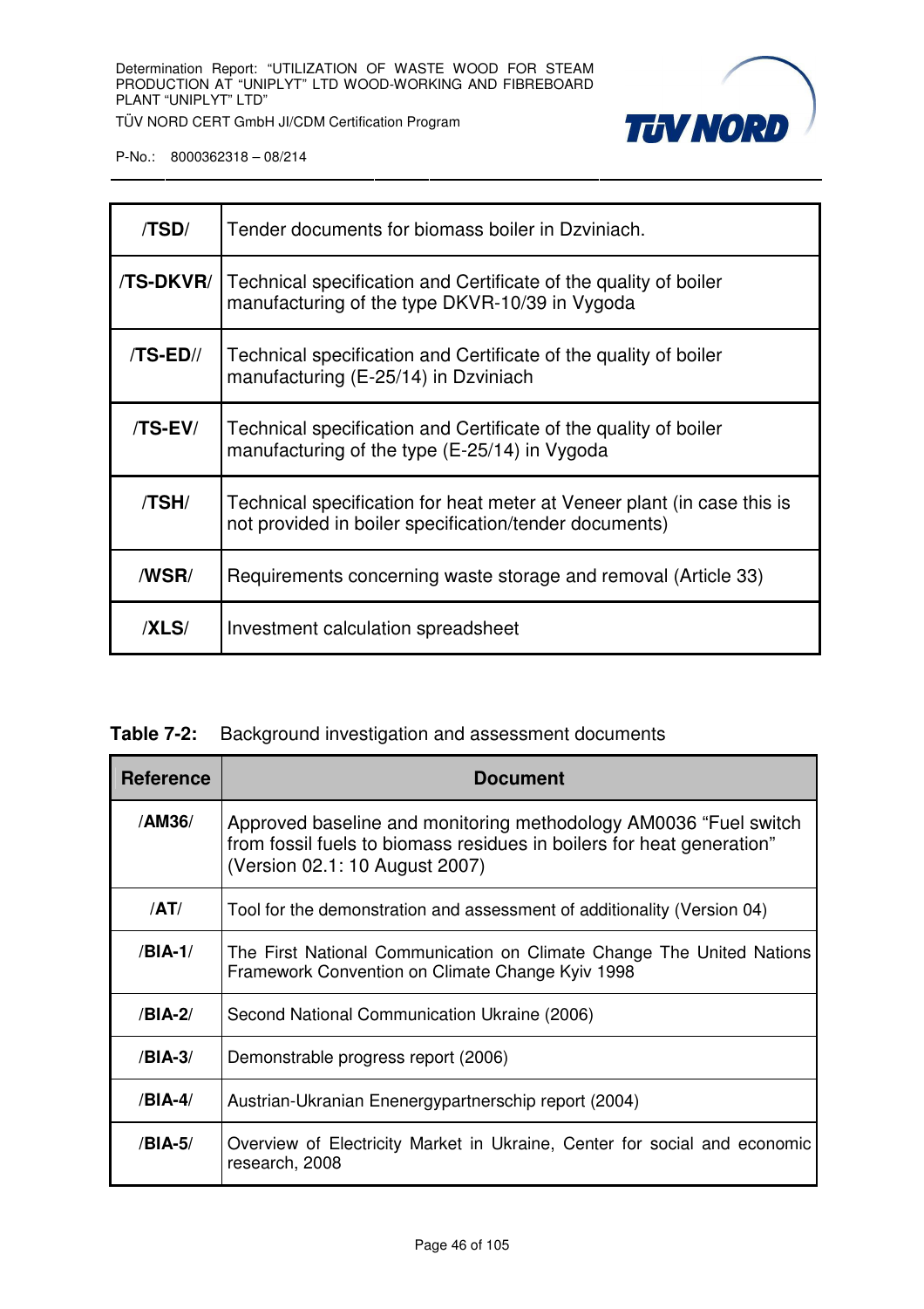| | |
|---|---|
| **/TSD/** | Tender documents for biomass boiler in Dzviniach. |
| **/TS-DKVR/** | Technical specification and Certificate of the quality of boiler manufacturing of the type DKVR-10/39 in Vygoda |
| **/TS-ED//** | Technical specification and Certificate of the quality of boiler manufacturing (E-25/14) in Dzviniach |
| **/TS-EV/** | Technical specification and Certificate of the quality of boiler manufacturing of the type (E-25/14) in Vygoda |
| **/TSH/** | Technical specification for heat meter at Veneer plant (in case this is not provided in boiler specification/tender documents) |
| **/WSR/** | Requirements concerning waste storage and removal (Article 33) |
| **/XLS/** | Investment calculation spreadsheet |

**Table 7-2:** Background investigation and assessment documents

| Reference | Document |
|---|---|
| **/AM36/** | Approved baseline and monitoring methodology AM0036 "Fuel switch from fossil fuels to biomass residues in boilers for heat generation" (Version 02.1: 10 August 2007) |
| **/AT/** | Tool for the demonstration and assessment of additionality (Version 04) |
| **/BIA-1/** | The First National Communication on Climate Change The United Nations Framework Convention on Climate Change Kyiv 1998 |
| **/BIA-2/** | Second National Communication Ukraine (2006) |
| **/BIA-3/** | Demonstrable progress report (2006) |
| **/BIA-4/** | Austrian-Ukranian Enenergypartnerschip report (2004) |
| **/BIA-5/** | Overview of Electricity Market in Ukraine, Center for social and economic research, 2008 |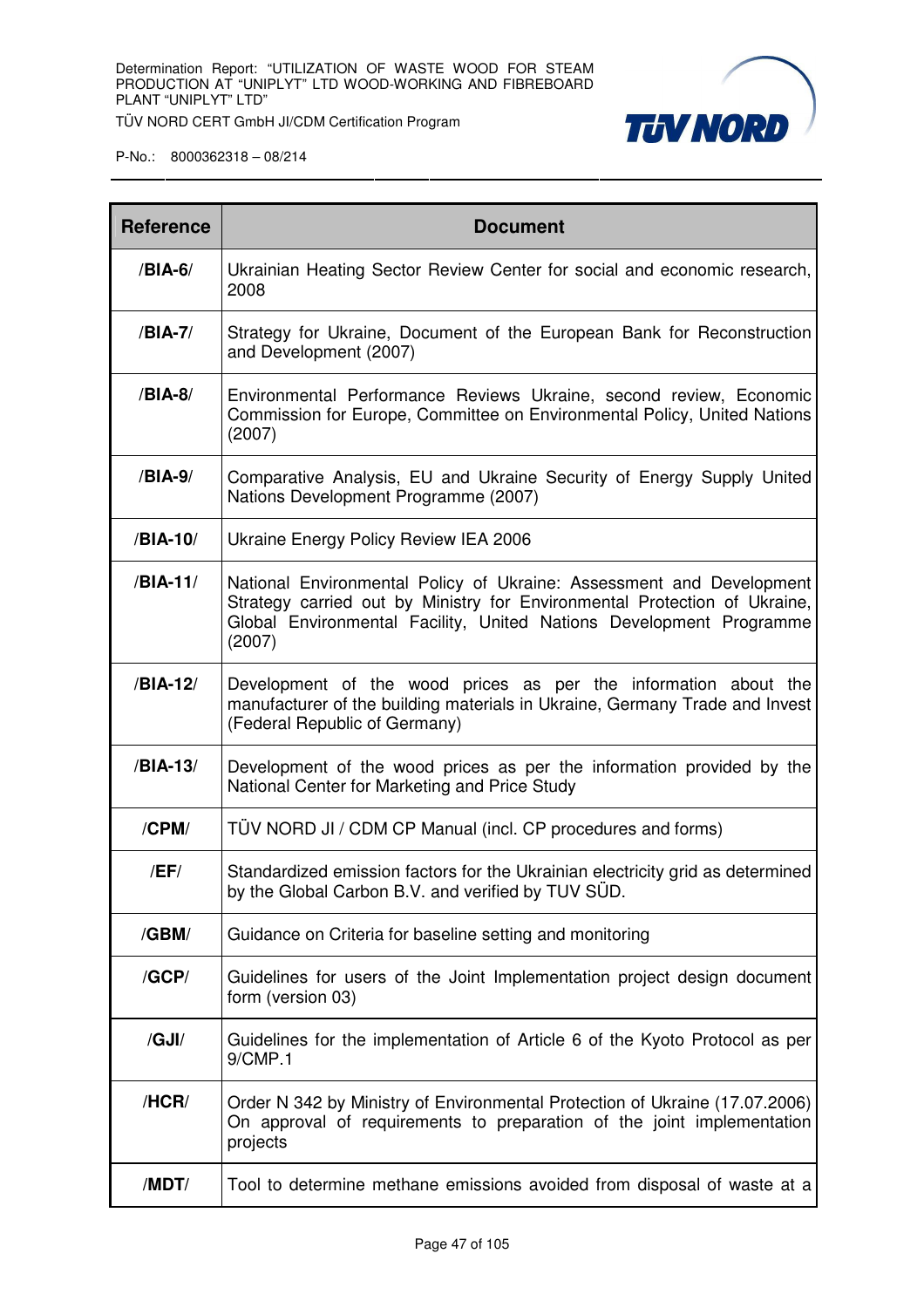| Reference | Document |
|---|---|
| /**BIA-6**/ | Ukrainian Heating Sector Review Center for social and economic research, 2008 |
| /**BIA-7**/ | Strategy for Ukraine, Document of the European Bank for Reconstruction and Development (2007) |
| /**BIA-8**/ | Environmental Performance Reviews Ukraine, second review, Economic Commission for Europe, Committee on Environmental Policy, United Nations (2007) |
| /**BIA-9**/ | Comparative Analysis, EU and Ukraine Security of Energy Supply United Nations Development Programme (2007) |
| /**BIA-10**/ | Ukraine Energy Policy Review IEA 2006 |
| /**BIA-11**/ | National Environmental Policy of Ukraine: Assessment and Development Strategy carried out by Ministry for Environmental Protection of Ukraine, Global Environmental Facility, United Nations Development Programme (2007) |
| /**BIA-12**/ | Development of the wood prices as per the information about the manufacturer of the building materials in Ukraine, Germany Trade and Invest (Federal Republic of Germany) |
| /**BIA-13**/ | Development of the wood prices as per the information provided by the National Center for Marketing and Price Study |
| /**CPM**/ | TÜV NORD JI / CDM CP Manual (incl. CP procedures and forms) |
| /**EF**/ | Standardized emission factors for the Ukrainian electricity grid as determined by the Global Carbon B.V. and verified by TUV SÜD. |
| /**GBM**/ | Guidance on Criteria for baseline setting and monitoring |
| /**GCP**/ | Guidelines for users of the Joint Implementation project design document form (version 03) |
| /**GJI**/ | Guidelines for the implementation of Article 6 of the Kyoto Protocol as per 9/CMP.1 |
| /**HCR**/ | Order N 342 by Ministry of Environmental Protection of Ukraine (17.07.2006) On approval of requirements to preparation of the joint implementation projects |
| /**MDT**/ | Tool to determine methane emissions avoided from disposal of waste at a |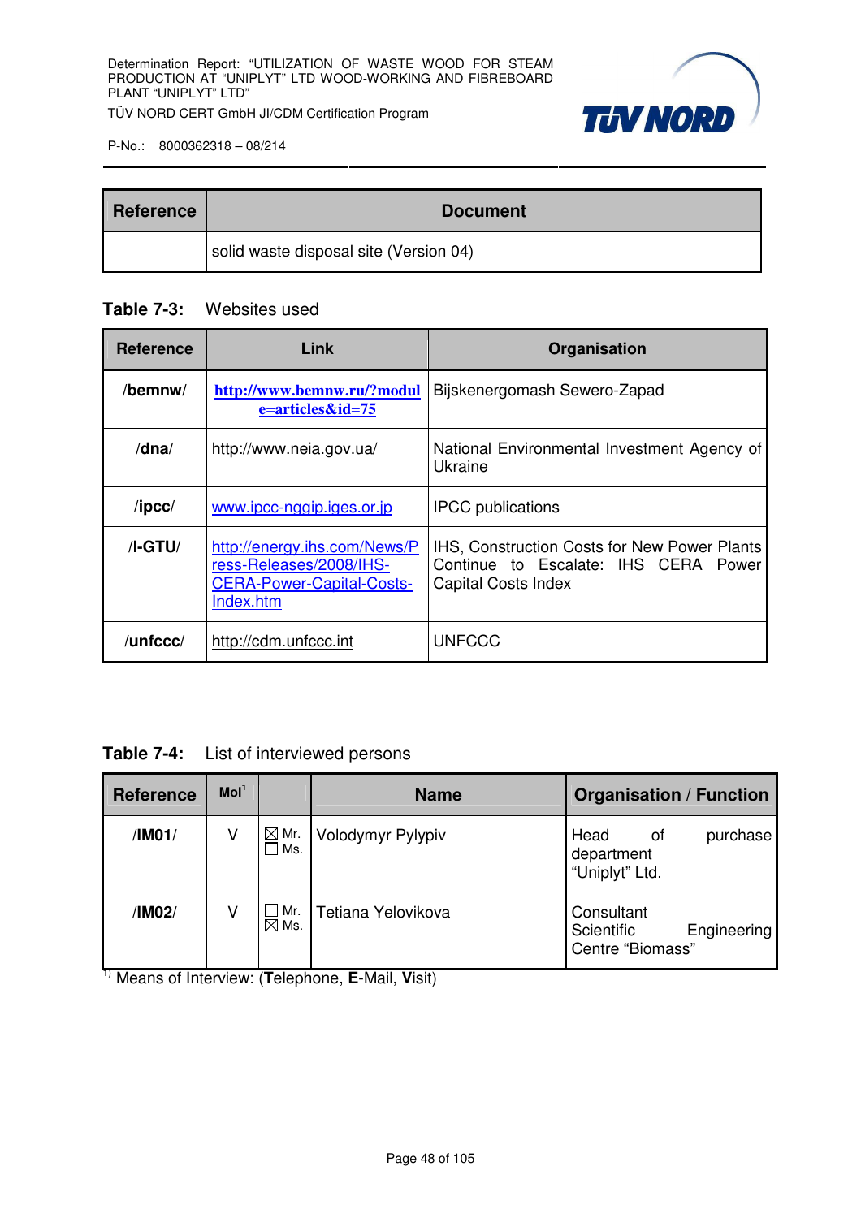| Reference | Document |
|---|---|
| | solid waste disposal site (Version 04) |

**Table 7-3:** Websites used

| Reference | Link | Organisation |
|---|---|---|
| **/bemnw/** | http://www.bemnw.ru/?module=articles&id=75 | Bijskenergomash Sewero-Zapad |
| **/dna/** | http://www.neia.gov.ua/ | National Environmental Investment Agency of Ukraine |
| **/ipcc/** | www.ipcc-nggip.iges.or.jp | IPCC publications |
| **/I-GTU/** | http://energy.ihs.com/News/Press-Releases/2008/IHS-CERA-Power-Capital-Costs-Index.htm | IHS, Construction Costs for New Power Plants Continue to Escalate: IHS CERA Power Capital Costs Index |
| **/unfccc/** | http://cdm.unfccc.int | UNFCCC |

**Table 7-4:** List of interviewed persons

| Reference | MoI[1] | | Name | Organisation / Function |
|---|---|---|---|---|
| **/IM01/** | V | ☒ Mr. ☐ Ms. | Volodymyr Pylypiv | Head of purchase department "Uniplyt" Ltd. |
| **/IM02/** | V | ☐ Mr. ☒ Ms. | Tetiana Yelovikova | Consultant Scientific Engineering Centre "Biomass" |

[1] Means of Interview: (**T**elephone, **E**-Mail, **V**isit)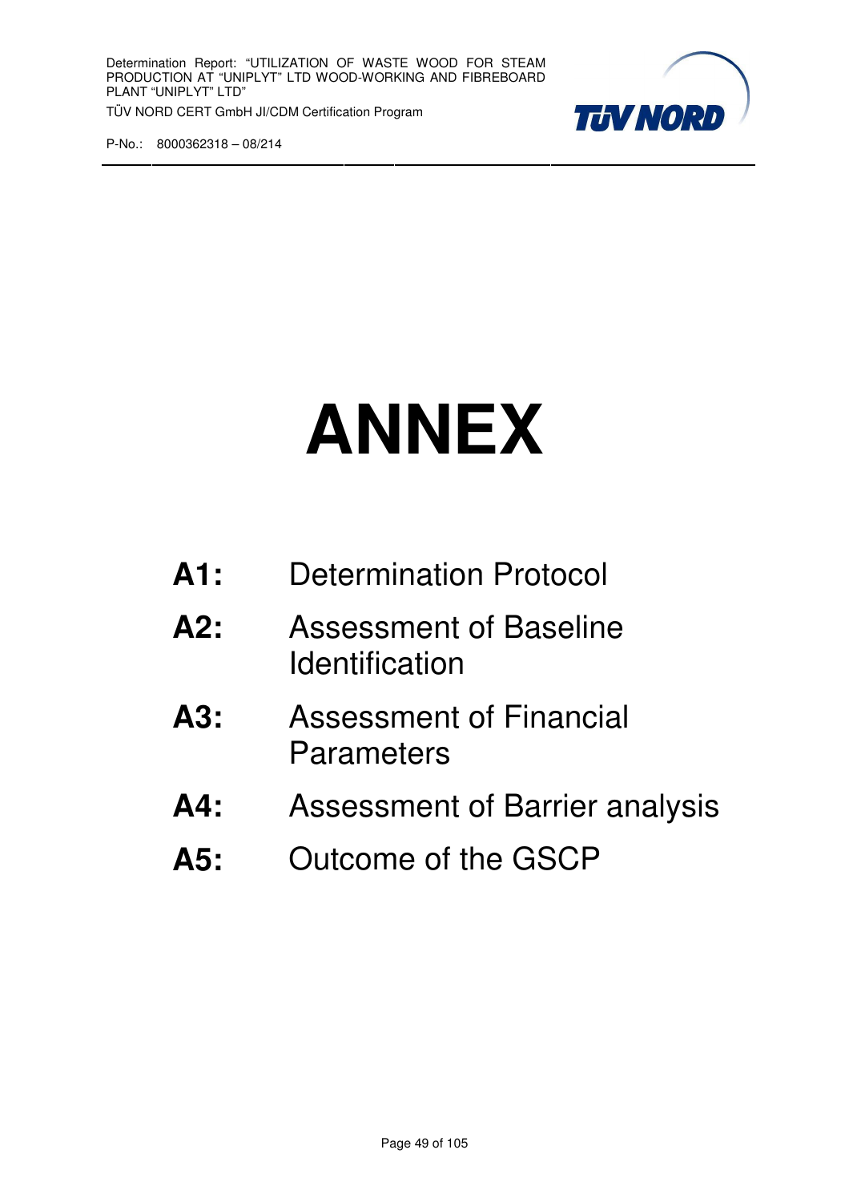# ANNEX

**A1:** Determination Protocol

**A2:** Assessment of Baseline Identification

**A3:** Assessment of Financial Parameters

**A4:** Assessment of Barrier analysis

**A5:** Outcome of the GSCP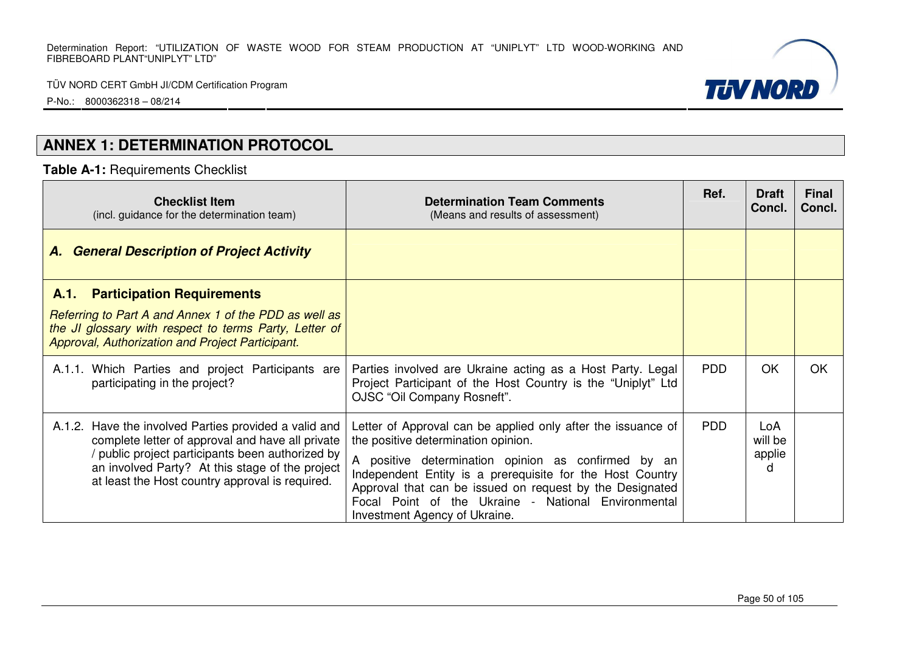## ANNEX 1: DETERMINATION PROTOCOL

**Table A-1:** Requirements Checklist

| **Checklist Item** (incl. guidance for the determination team) | **Determination Team Comments** (Means and results of assessment) | **Ref.** | **Draft Concl.** | **Final Concl.** |
|---|---|---|---|---|
| ***A. General Description of Project Activity*** | | | | |
| **A.1. Participation Requirements** *Referring to Part A and Annex 1 of the PDD as well as the JI glossary with respect to terms Party, Letter of Approval, Authorization and Project Participant.* | | | | |
| A.1.1. Which Parties and project Participants are participating in the project? | Parties involved are Ukraine acting as a Host Party. Legal Project Participant of the Host Country is the "Uniplyt" Ltd OJSC "Oil Company Rosneft". | PDD | OK | OK |
| A.1.2. Have the involved Parties provided a valid and complete letter of approval and have all private / public project participants been authorized by an involved Party? At this stage of the project at least the Host country approval is required. | Letter of Approval can be applied only after the issuance of the positive determination opinion. A positive determination opinion as confirmed by an Independent Entity is a prerequisite for the Host Country Approval that can be issued on request by the Designated Focal Point of the Ukraine - National Environmental Investment Agency of Ukraine. | PDD | LoA will be applied | |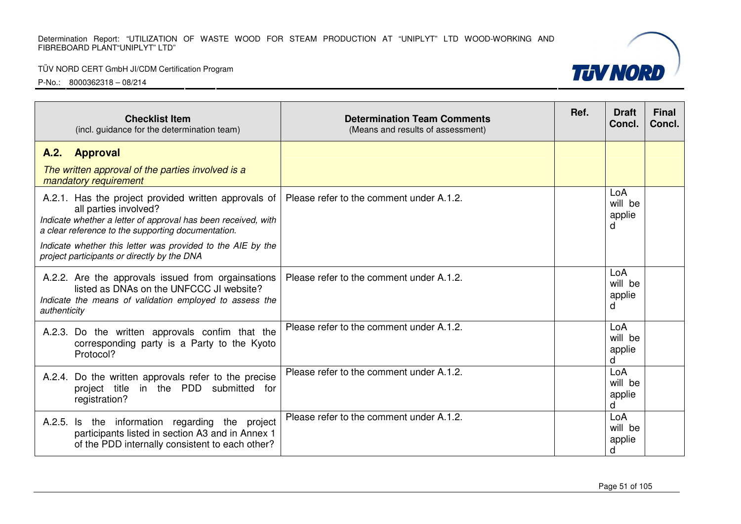| **Checklist Item** (incl. guidance for the determination team) | **Determination Team Comments** (Means and results of assessment) | **Ref.** | **Draft Concl.** | **Final Concl.** |
|---|---|---|---|---|
| **A.2. Approval** *The written approval of the parties involved is a mandatory requirement* | | | | |
| A.2.1. Has the project provided written approvals of all parties involved? *Indicate whether a letter of approval has been received, with a clear reference to the supporting documentation.* *Indicate whether this letter was provided to the AIE by the project participants or directly by the DNA* | Please refer to the comment under A.1.2. | | LoA will be applied | |
| A.2.2. Are the approvals issued from orgainsations listed as DNAs on the UNFCCC JI website? *Indicate the means of validation employed to assess the authenticity* | Please refer to the comment under A.1.2. | | LoA will be applied | |
| A.2.3. Do the written approvals confim that the corresponding party is a Party to the Kyoto Protocol? | Please refer to the comment under A.1.2. | | LoA will be applied | |
| A.2.4. Do the written approvals refer to the precise project title in the PDD submitted for registration? | Please refer to the comment under A.1.2. | | LoA will be applied | |
| A.2.5. Is the information regarding the project participants listed in section A3 and in Annex 1 of the PDD internally consistent to each other? | Please refer to the comment under A.1.2. | | LoA will be applied | |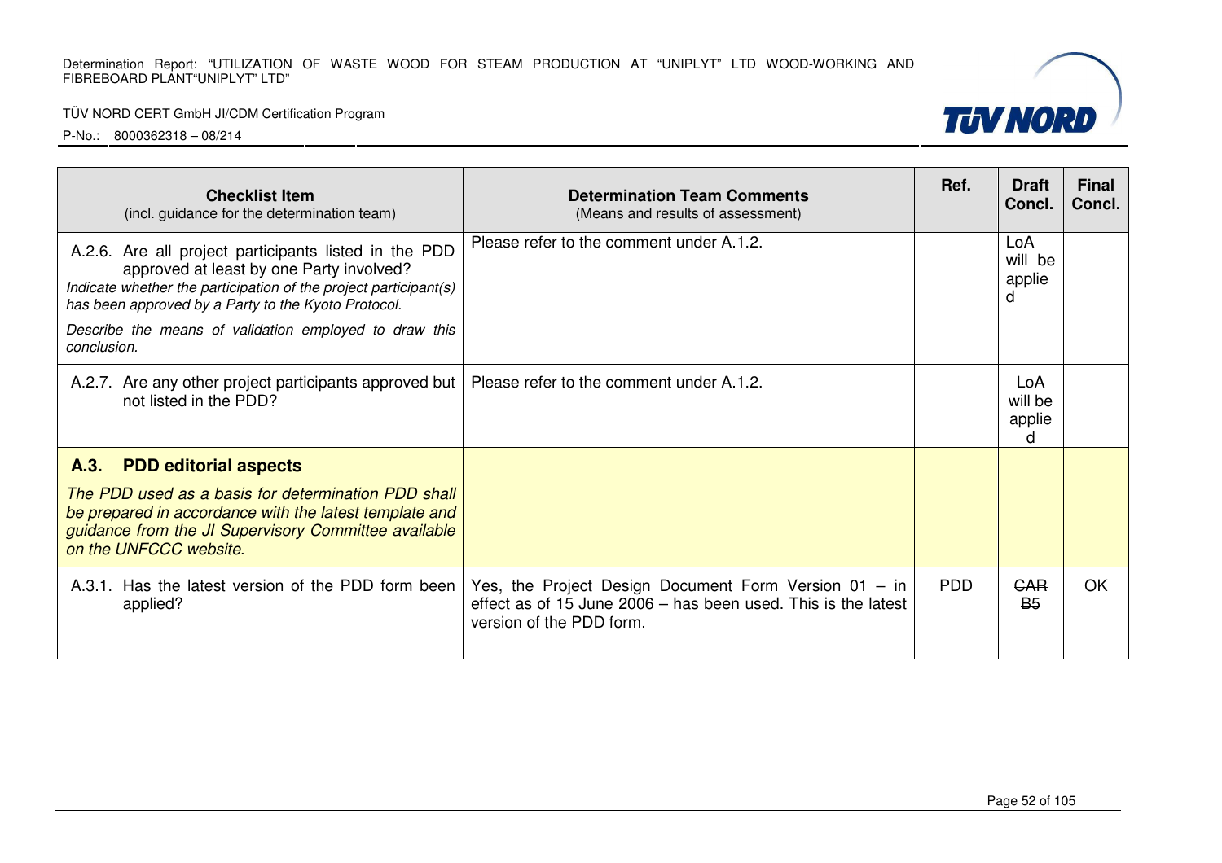| **Checklist Item** (incl. guidance for the determination team) | **Determination Team Comments** (Means and results of assessment) | **Ref.** | **Draft Concl.** | **Final Concl.** |
|---|---|---|---|---|
| A.2.6. Are all project participants listed in the PDD approved at least by one Party involved? *Indicate whether the participation of the project participant(s) has been approved by a Party to the Kyoto Protocol.* *Describe the means of validation employed to draw this conclusion.* | Please refer to the comment under A.1.2. | | LoA will be applied | |
| A.2.7. Are any other project participants approved but not listed in the PDD? | Please refer to the comment under A.1.2. | | LoA will be applied | |
| **A.3. PDD editorial aspects** *The PDD used as a basis for determination PDD shall be prepared in accordance with the latest template and guidance from the JI Supervisory Committee available on the UNFCCC website.* | | | | |
| A.3.1. Has the latest version of the PDD form been applied? | Yes, the Project Design Document Form Version 01 – in effect as of 15 June 2006 – has been used. This is the latest version of the PDD form. | PDD | ~~CAR B5~~ | OK |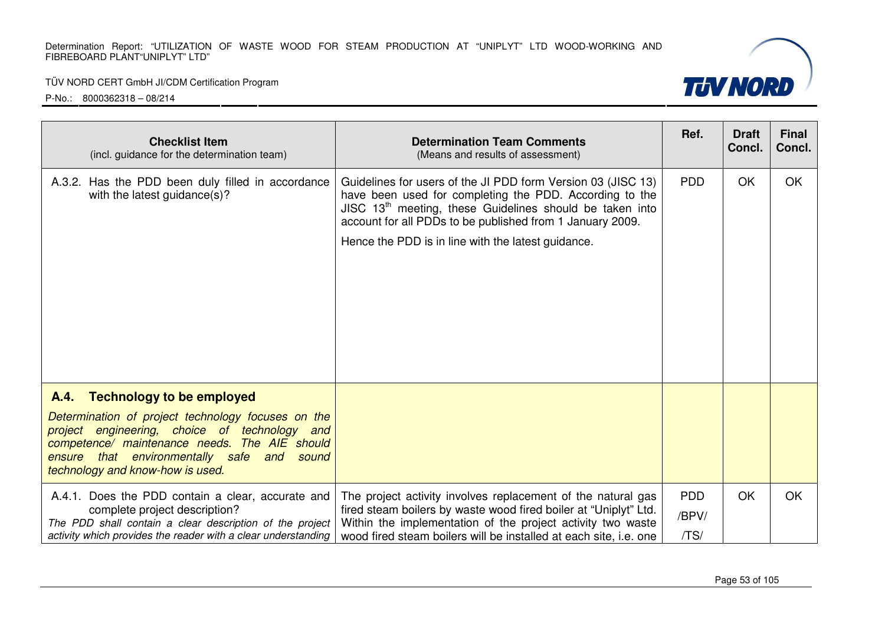| Checklist Item (incl. guidance for the determination team) | Determination Team Comments (Means and results of assessment) | Ref. | Draft Concl. | Final Concl. |
|---|---|---|---|---|
| A.3.2. Has the PDD been duly filled in accordance with the latest guidance(s)? | Guidelines for users of the JI PDD form Version 03 (JISC 13) have been used for completing the PDD. According to the JISC 13[th] meeting, these Guidelines should be taken into account for all PDDs to be published from 1 January 2009.<br><br>Hence the PDD is in line with the latest guidance. | PDD | OK | OK |
| **A.4. Technology to be employed**<br><br>*Determination of project technology focuses on the project engineering, choice of technology and competence/ maintenance needs. The AIE should ensure that environmentally safe and sound technology and know-how is used.* | | | | |
| A.4.1. Does the PDD contain a clear, accurate and complete project description?<br>*The PDD shall contain a clear description of the project activity which provides the reader with a clear understanding* | The project activity involves replacement of the natural gas fired steam boilers by waste wood fired boiler at "Uniplyt" Ltd. Within the implementation of the project activity two waste wood fired steam boilers will be installed at each site, i.e. one | PDD<br>/BPV/<br>/TS/ | OK | OK |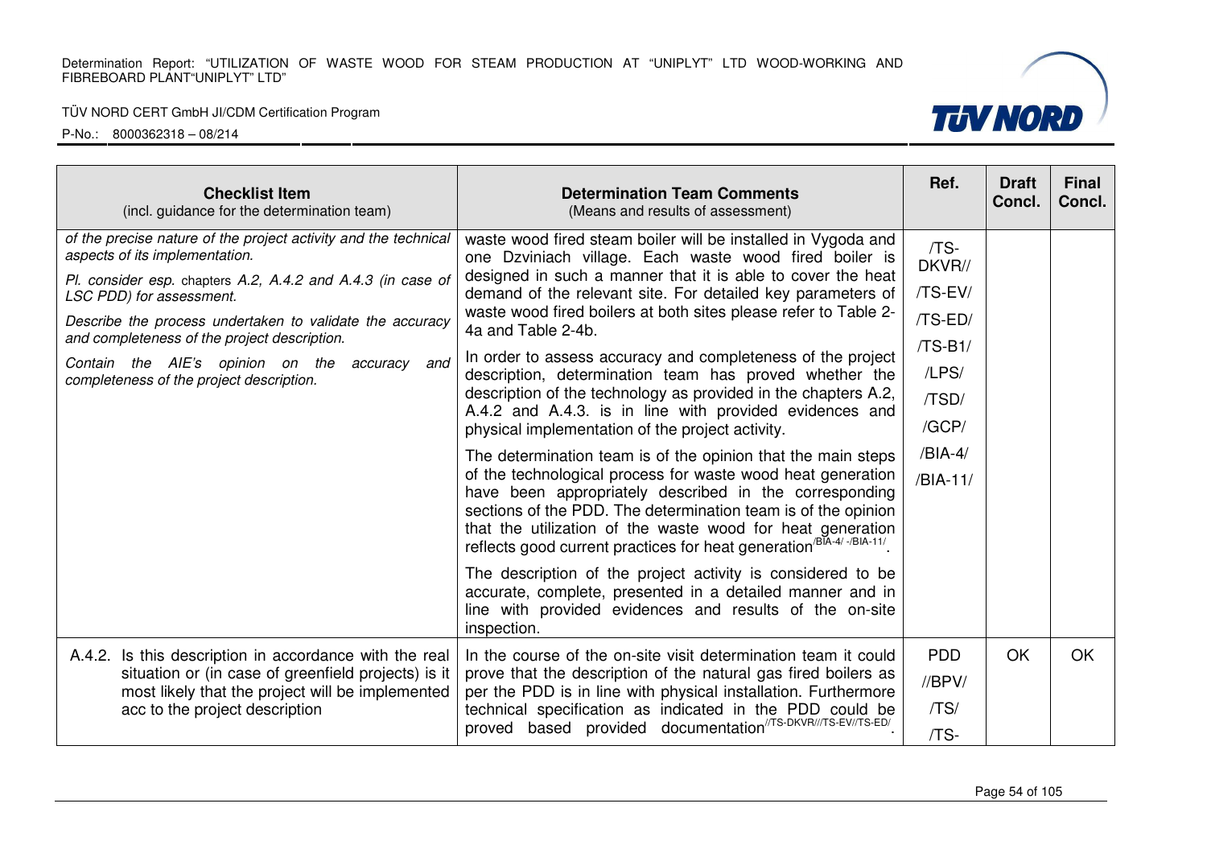| **Checklist Item** (incl. guidance for the determination team) | **Determination Team Comments** (Means and results of assessment) | Ref. | Draft Concl. | Final Concl. |
|---|---|---|---|---|
| *of the precise nature of the project activity and the technical aspects of its implementation.* *Pl. consider esp. chapters A.2, A.4.2 and A.4.3 (in case of LSC PDD) for assessment.* *Describe the process undertaken to validate the accuracy and completeness of the project description.* *Contain the AIE's opinion on the accuracy and completeness of the project description.* | waste wood fired steam boiler will be installed in Vygoda and one Dzviniach village. Each waste wood fired boiler is designed in such a manner that it is able to cover the heat demand of the relevant site. For detailed key parameters of waste wood fired boilers at both sites please refer to Table 2-4a and Table 2-4b. In order to assess accuracy and completeness of the project description, determination team has proved whether the description of the technology as provided in the chapters A.2, A.4.2 and A.4.3. is in line with provided evidences and physical implementation of the project activity. The determination team is of the opinion that the main steps of the technological process for waste wood heat generation have been appropriately described in the corresponding sections of the PDD. The determination team is of the opinion that the utilization of the waste wood for heat generation reflects good current practices for heat generation[/BIA-4/ -/BIA-11/]. The description of the project activity is considered to be accurate, complete, presented in a detailed manner and in line with provided evidences and results of the on-site inspection. | /TS-DKVR// /TS-EV/ /TS-ED/ /TS-B1/ /LPS/ /TSD/ /GCP/ /BIA-4/ /BIA-11/ | | |
| A.4.2. Is this description in accordance with the real situation or (in case of greenfield projects) is it most likely that the project will be implemented acc to the project description | In the course of the on-site visit determination team it could prove that the description of the natural gas fired boilers as per the PDD is in line with physical installation. Furthermore technical specification as indicated in the PDD could be proved based provided documentation[//TS-DKVR///TS-EV//TS-ED/]. | PDD //BPV/ /TS/ /TS- | OK | OK |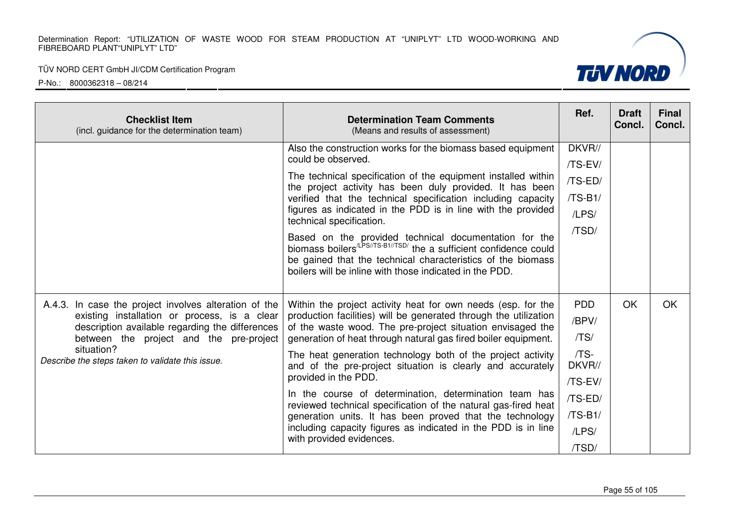| Checklist Item<br>(incl. guidance for the determination team) | Determination Team Comments<br>(Means and results of assessment) | Ref. | Draft Concl. | Final Concl. |
|---|---|---|---|---|
| | Also the construction works for the biomass based equipment could be observed.<br><br>The technical specification of the equipment installed within the project activity has been duly provided. It has been verified that the technical specification including capacity figures as indicated in the PDD is in line with the provided technical specification.<br><br>Based on the provided technical documentation for the biomass boilers[/LPS//TS-B1//TSD/] the a sufficient confidence could be gained that the technical characteristics of the biomass boilers will be inline with those indicated in the PDD. | DKVR//<br>/TS-EV/<br>/TS-ED/<br>/TS-B1/<br>/LPS/<br>/TSD/ | | |
| A.4.3. In case the project involves alteration of the existing installation or process, is a clear description available regarding the differences between the project and the pre-project situation?<br>*Describe the steps taken to validate this issue.* | Within the project activity heat for own needs (esp. for the production facilities) will be generated through the utilization of the waste wood. The pre-project situation envisaged the generation of heat through natural gas fired boiler equipment.<br><br>The heat generation technology both of the project activity and of the pre-project situation is clearly and accurately provided in the PDD.<br><br>In the course of determination, determination team has reviewed technical specification of the natural gas-fired heat generation units. It has been proved that the technology including capacity figures as indicated in the PDD is in line with provided evidences. | PDD<br>/BPV/<br>/TS/<br>/TS-DKVR//<br>/TS-EV/<br>/TS-ED/<br>/TS-B1/<br>/LPS/<br>/TSD/ | OK | OK |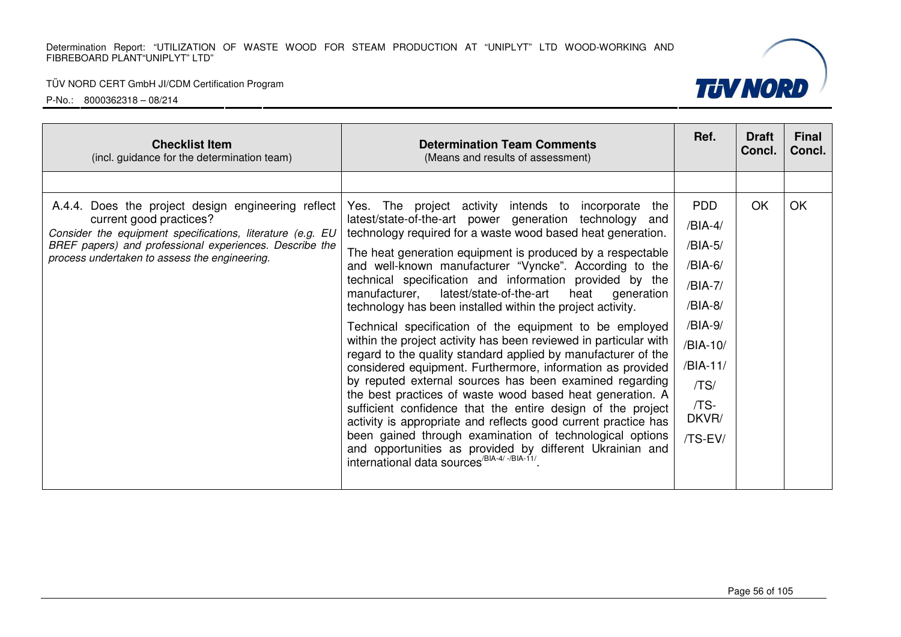| Checklist Item (incl. guidance for the determination team) | Determination Team Comments (Means and results of assessment) | Ref. | Draft Concl. | Final Concl. |
|---|---|---|---|---|
| | | | | |
| A.4.4. Does the project design engineering reflect current good practices? *Consider the equipment specifications, literature (e.g. EU BREF papers) and professional experiences. Describe the process undertaken to assess the engineering.* | Yes. The project activity intends to incorporate the latest/state-of-the-art power generation technology and technology required for a waste wood based heat generation. <br><br> The heat generation equipment is produced by a respectable and well-known manufacturer "Vyncke". According to the technical specification and information provided by the manufacturer, latest/state-of-the-art heat generation technology has been installed within the project activity. <br><br> Technical specification of the equipment to be employed within the project activity has been reviewed in particular with regard to the quality standard applied by manufacturer of the considered equipment. Furthermore, information as provided by reputed external sources has been examined regarding the best practices of waste wood based heat generation. A sufficient confidence that the entire design of the project activity is appropriate and reflects good current practice has been gained through examination of technological options and opportunities as provided by different Ukrainian and international data sources[/BIA-4/ -/BIA-11/]. | PDD <br> /BIA-4/ <br> /BIA-5/ <br> /BIA-6/ <br> /BIA-7/ <br> /BIA-8/ <br> /BIA-9/ <br> /BIA-10/ <br> /BIA-11/ <br> /TS/ <br> /TS-DKVR/ <br> /TS-EV/ | OK | OK |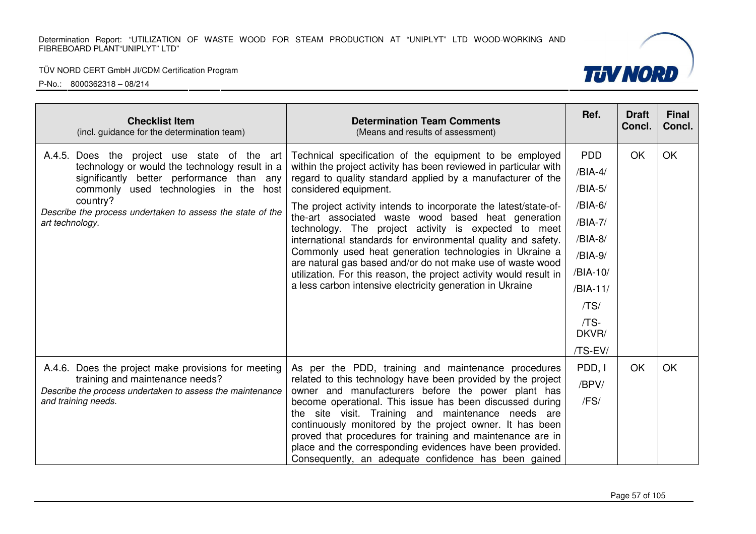| Checklist Item (incl. guidance for the determination team) | Determination Team Comments (Means and results of assessment) | Ref. | Draft Concl. | Final Concl. |
|---|---|---|---|---|
| A.4.5. Does the project use state of the art technology or would the technology result in a significantly better performance than any commonly used technologies in the host country? *Describe the process undertaken to assess the state of the art technology.* | Technical specification of the equipment to be employed within the project activity has been reviewed in particular with regard to quality standard applied by a manufacturer of the considered equipment. The project activity intends to incorporate the latest/state-of-the-art associated waste wood based heat generation technology. The project activity is expected to meet international standards for environmental quality and safety. Commonly used heat generation technologies in Ukraine a are natural gas based and/or do not make use of waste wood utilization. For this reason, the project activity would result in a less carbon intensive electricity generation in Ukraine | PDD /BIA-4/ /BIA-5/ /BIA-6/ /BIA-7/ /BIA-8/ /BIA-9/ /BIA-10/ /BIA-11/ /TS/ /TS-DKVR/ /TS-EV/ | OK | OK |
| A.4.6. Does the project make provisions for meeting training and maintenance needs? *Describe the process undertaken to assess the maintenance and training needs.* | As per the PDD, training and maintenance procedures related to this technology have been provided by the project owner and manufacturers before the power plant has become operational. This issue has been discussed during the site visit. Training and maintenance needs are continuously monitored by the project owner. It has been proved that procedures for training and maintenance are in place and the corresponding evidences have been provided. Consequently, an adequate confidence has been gained | PDD, I /BPV/ /FS/ | OK | OK |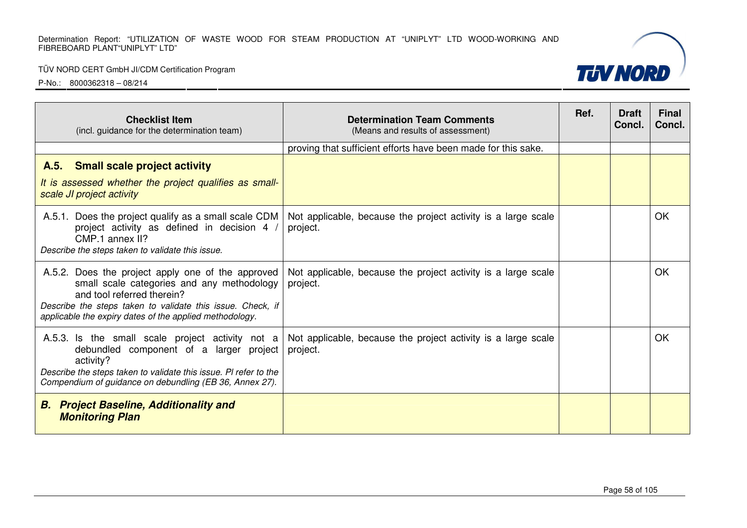| Checklist Item (incl. guidance for the determination team) | Determination Team Comments (Means and results of assessment) | Ref. | Draft Concl. | Final Concl. |
|---|---|---|---|---|
| | proving that sufficient efforts have been made for this sake. | | | |
| **A.5. Small scale project activity** *It is assessed whether the project qualifies as small-scale JI project activity* | | | | |
| A.5.1. Does the project qualify as a small scale CDM project activity as defined in decision 4 / CMP.1 annex II? *Describe the steps taken to validate this issue.* | Not applicable, because the project activity is a large scale project. | | | OK |
| A.5.2. Does the project apply one of the approved small scale categories and any methodology and tool referred therein? *Describe the steps taken to validate this issue. Check, if applicable the expiry dates of the applied methodology.* | Not applicable, because the project activity is a large scale project. | | | OK |
| A.5.3. Is the small scale project activity not a debundled component of a larger project activity? *Describe the steps taken to validate this issue. Pl refer to the Compendium of guidance on debundling (EB 36, Annex 27).* | Not applicable, because the project activity is a large scale project. | | | OK |
| ***B. Project Baseline, Additionality and Monitoring Plan*** | | | | |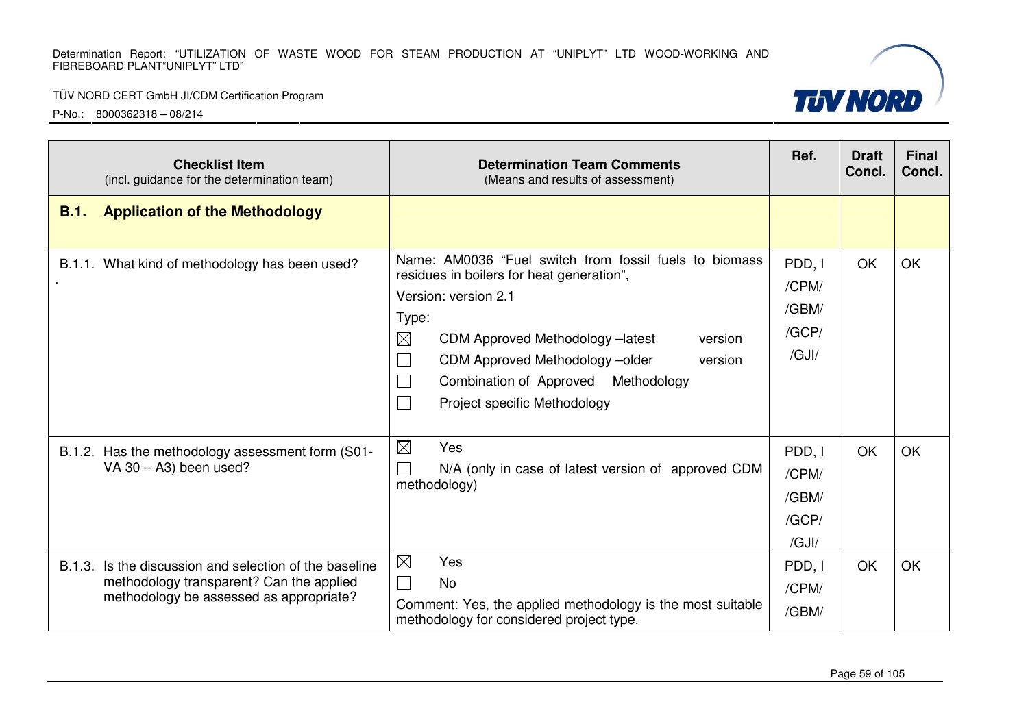| Checklist Item (incl. guidance for the determination team) | Determination Team Comments (Means and results of assessment) | Ref. | Draft Concl. | Final Concl. |
|---|---|---|---|---|
| **B.1. Application of the Methodology** | | | | |
| B.1.1. What kind of methodology has been used? . | Name: AM0036 “Fuel switch from fossil fuels to biomass residues in boilers for heat generation”,<br>Version: version 2.1<br>Type:<br>☒ CDM Approved Methodology –latest version<br>☐ CDM Approved Methodology –older version<br>☐ Combination of Approved Methodology<br>☐ Project specific Methodology | PDD, I<br>/CPM/<br>/GBM/<br>/GCP/<br>/GJI/ | OK | OK |
| B.1.2. Has the methodology assessment form (S01-VA 30 – A3) been used? | ☒ Yes<br>☐ N/A (only in case of latest version of approved CDM methodology) | PDD, I<br>/CPM/<br>/GBM/<br>/GCP/<br>/GJI/ | OK | OK |
| B.1.3. Is the discussion and selection of the baseline methodology transparent? Can the applied methodology be assessed as appropriate? | ☒ Yes<br>☐ No<br>Comment: Yes, the applied methodology is the most suitable methodology for considered project type. | PDD, I<br>/CPM/<br>/GBM/ | OK | OK |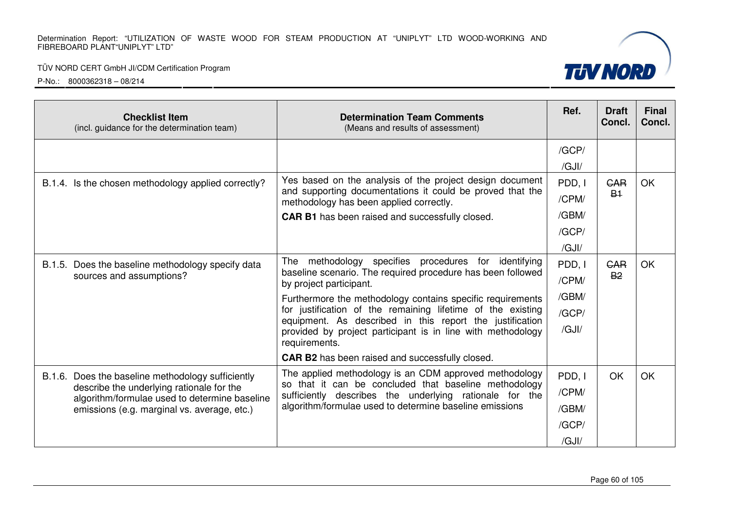| Checklist Item<br>(incl. guidance for the determination team) | Determination Team Comments<br>(Means and results of assessment) | Ref. | Draft Concl. | Final Concl. |
|---|---|---|---|---|
| | | /GCP/<br>/GJI/ | | |
| B.1.4. Is the chosen methodology applied correctly? | Yes based on the analysis of the project design document and supporting documentations it could be proved that the methodology has been applied correctly.<br>**CAR B1** has been raised and successfully closed. | PDD, I<br>/CPM/<br>/GBM/<br>/GCP/<br>/GJI/ | ~~CAR B1~~ | OK |
| B.1.5. Does the baseline methodology specify data sources and assumptions? | The methodology specifies procedures for identifying baseline scenario. The required procedure has been followed by project participant.<br>Furthermore the methodology contains specific requirements for justification of the remaining lifetime of the existing equipment. As described in this report the justification provided by project participant is in line with methodology requirements.<br>**CAR B2** has been raised and successfully closed. | PDD, I<br>/CPM/<br>/GBM/<br>/GCP/<br>/GJI/ | ~~CAR B2~~ | OK |
| B.1.6. Does the baseline methodology sufficiently describe the underlying rationale for the algorithm/formulae used to determine baseline emissions (e.g. marginal vs. average, etc.) | The applied methodology is an CDM approved methodology so that it can be concluded that baseline methodology sufficiently describes the underlying rationale for the algorithm/formulae used to determine baseline emissions | PDD, I<br>/CPM/<br>/GBM/<br>/GCP/<br>/GJI/ | OK | OK |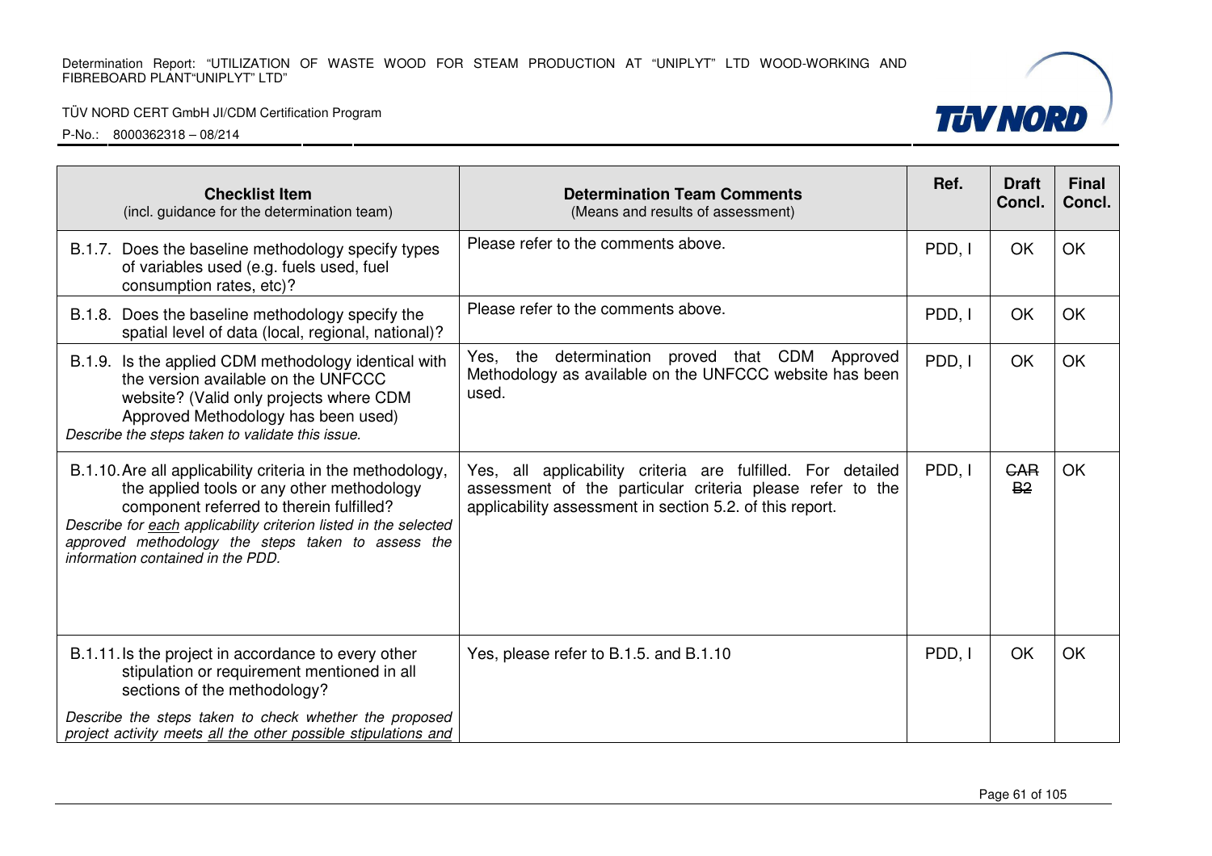| Checklist Item<br>(incl. guidance for the determination team) | Determination Team Comments<br>(Means and results of assessment) | Ref. | Draft Concl. | Final Concl. |
|---|---|---|---|---|
| B.1.7. Does the baseline methodology specify types of variables used (e.g. fuels used, fuel consumption rates, etc)? | Please refer to the comments above. | PDD, I | OK | OK |
| B.1.8. Does the baseline methodology specify the spatial level of data (local, regional, national)? | Please refer to the comments above. | PDD, I | OK | OK |
| B.1.9. Is the applied CDM methodology identical with the version available on the UNFCCC website? (Valid only projects where CDM Approved Methodology has been used)<br>*Describe the steps taken to validate this issue.* | Yes, the determination proved that CDM Approved Methodology as available on the UNFCCC website has been used. | PDD, I | OK | OK |
| B.1.10. Are all applicability criteria in the methodology, the applied tools or any other methodology component referred to therein fulfilled?<br>*Describe for each applicability criterion listed in the selected approved methodology the steps taken to assess the information contained in the PDD.* | Yes, all applicability criteria are fulfilled. For detailed assessment of the particular criteria please refer to the applicability assessment in section 5.2. of this report. | PDD, I | ~~CAR B2~~ | OK |
| B.1.11. Is the project in accordance to every other stipulation or requirement mentioned in all sections of the methodology?<br>*Describe the steps taken to check whether the proposed project activity meets all the other possible stipulations and* | Yes, please refer to B.1.5. and B.1.10 | PDD, I | OK | OK |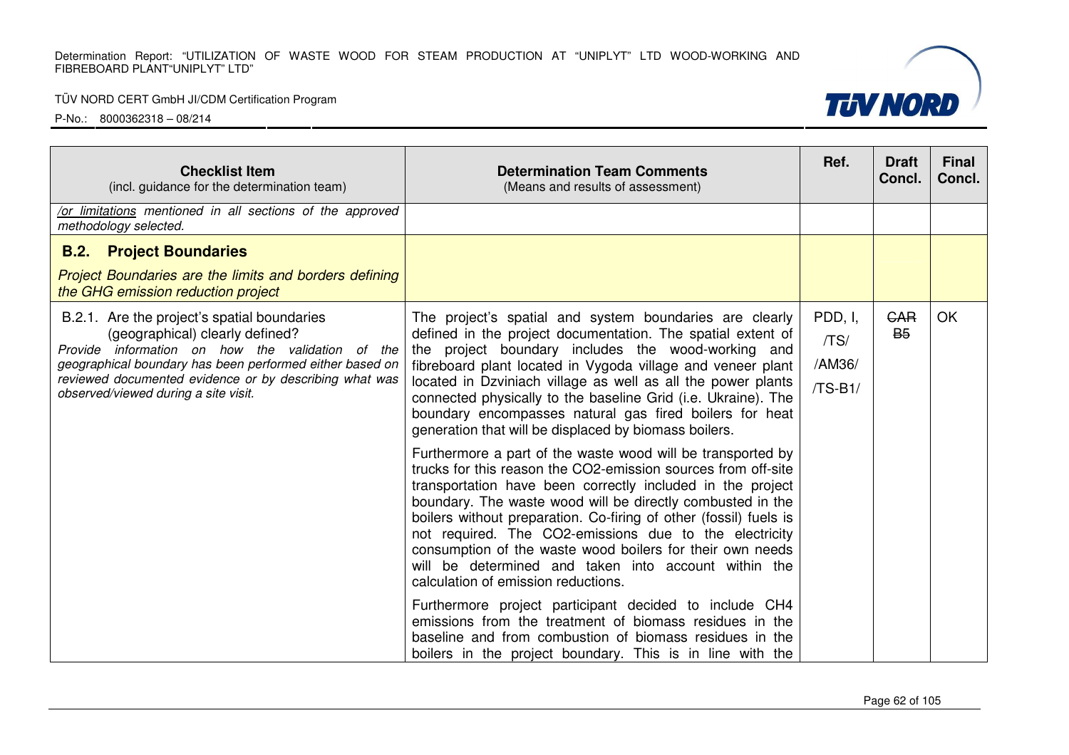| Checklist Item (incl. guidance for the determination team) | Determination Team Comments (Means and results of assessment) | Ref. | Draft Concl. | Final Concl. |
|---|---|---|---|---|
| */or limitations mentioned in all sections of the approved methodology selected.* | | | | |
| **B.2. Project Boundaries** *Project Boundaries are the limits and borders defining the GHG emission reduction project* | | | | |
| B.2.1. Are the project's spatial boundaries (geographical) clearly defined? *Provide information on how the validation of the geographical boundary has been performed either based on reviewed documented evidence or by describing what was observed/viewed during a site visit.* | The project's spatial and system boundaries are clearly defined in the project documentation. The spatial extent of the project boundary includes the wood-working and fibreboard plant located in Vygoda village and veneer plant located in Dzviniach village as well as all the power plants connected physically to the baseline Grid (i.e. Ukraine). The boundary encompasses natural gas fired boilers for heat generation that will be displaced by biomass boilers.<br><br>Furthermore a part of the waste wood will be transported by trucks for this reason the CO2-emission sources from off-site transportation have been correctly included in the project boundary. The waste wood will be directly combusted in the boilers without preparation. Co-firing of other (fossil) fuels is not required. The CO2-emissions due to the electricity consumption of the waste wood boilers for their own needs will be determined and taken into account within the calculation of emission reductions.<br><br>Furthermore project participant decided to include CH4 emissions from the treatment of biomass residues in the baseline and from combustion of biomass residues in the boilers in the project boundary. This is in line with the | PDD, I, /TS/ /AM36/ /TS-B1/ | ~~CAR B5~~ | OK |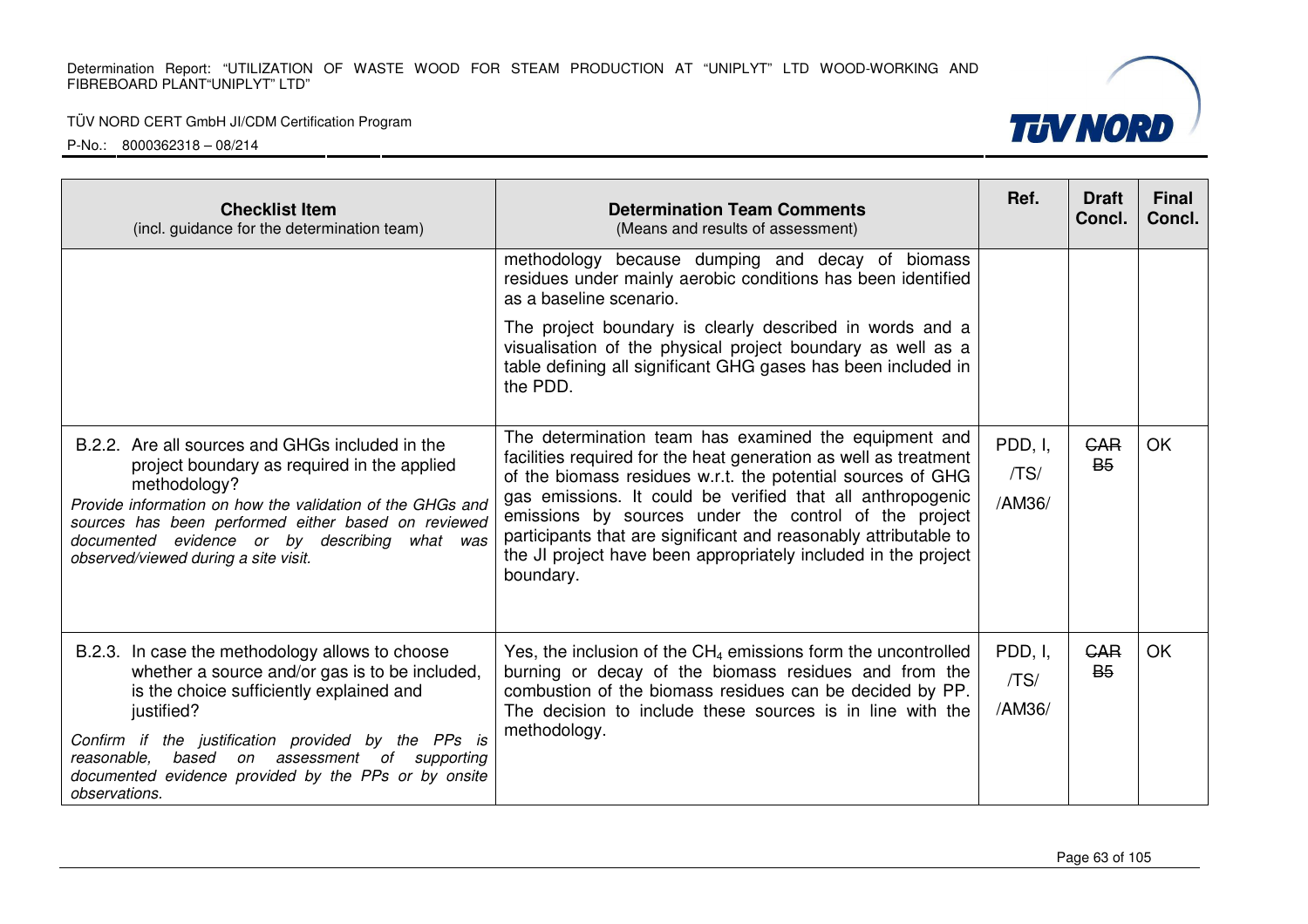| Checklist Item (incl. guidance for the determination team) | Determination Team Comments (Means and results of assessment) | Ref. | Draft Concl. | Final Concl. |
|---|---|---|---|---|
| | methodology because dumping and decay of biomass residues under mainly aerobic conditions has been identified as a baseline scenario.<br><br>The project boundary is clearly described in words and a visualisation of the physical project boundary as well as a table defining all significant GHG gases has been included in the PDD. | | | |
| B.2.2. Are all sources and GHGs included in the project boundary as required in the applied methodology?<br>*Provide information on how the validation of the GHGs and sources has been performed either based on reviewed documented evidence or by describing what was observed/viewed during a site visit.* | The determination team has examined the equipment and facilities required for the heat generation as well as treatment of the biomass residues w.r.t. the potential sources of GHG gas emissions. It could be verified that all anthropogenic emissions by sources under the control of the project participants that are significant and reasonably attributable to the JI project have been appropriately included in the project boundary. | PDD, I, /TS/ /AM36/ | ~~CAR B5~~ | OK |
| B.2.3. In case the methodology allows to choose whether a source and/or gas is to be included, is the choice sufficiently explained and justified?<br>*Confirm if the justification provided by the PPs is reasonable, based on assessment of supporting documented evidence provided by the PPs or by onsite observations.* | Yes, the inclusion of the $CH_4$ emissions form the uncontrolled burning or decay of the biomass residues and from the combustion of the biomass residues can be decided by PP. The decision to include these sources is in line with the methodology. | PDD, I, /TS/ /AM36/ | ~~CAR B5~~ | OK |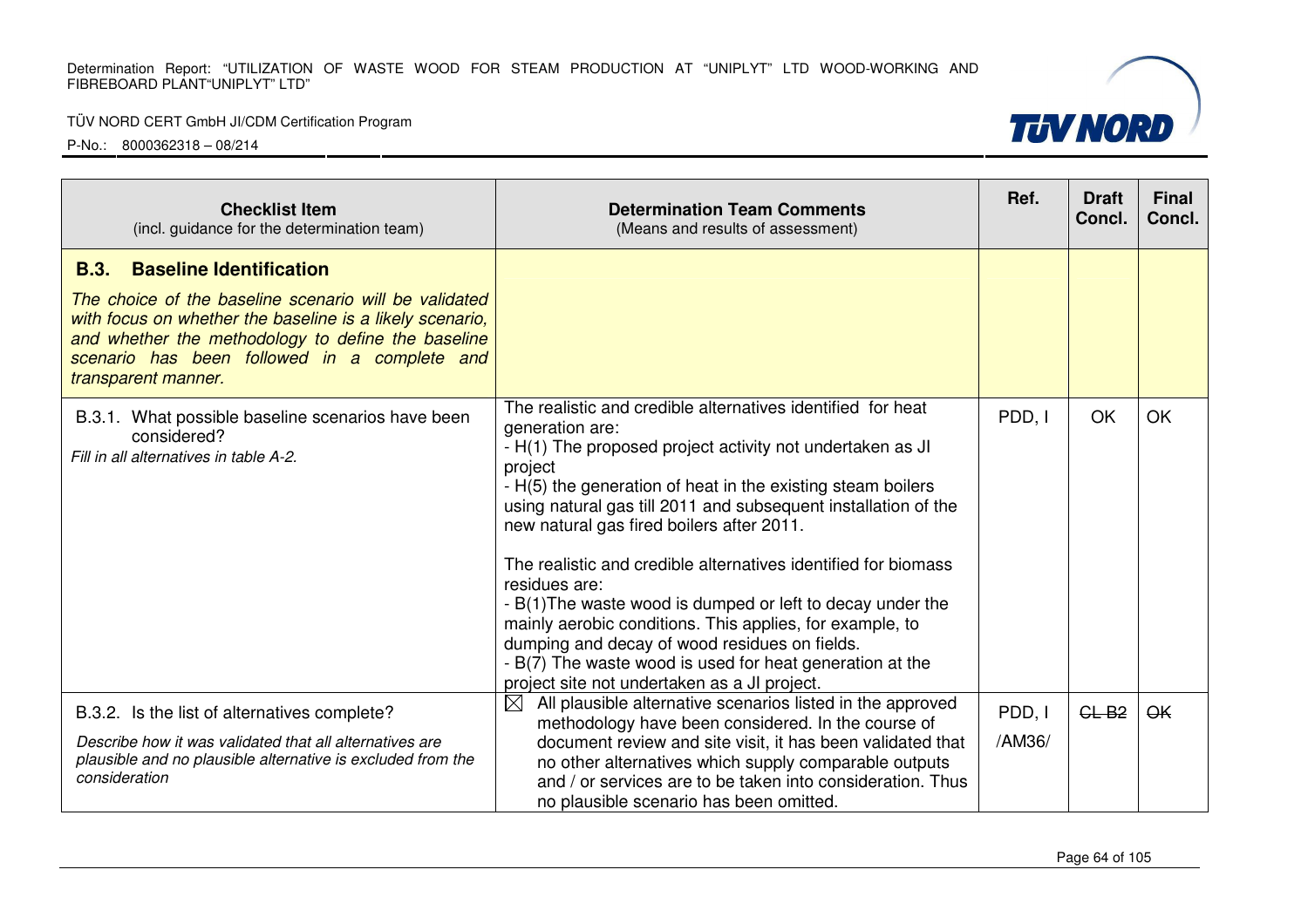| **Checklist Item** (incl. guidance for the determination team) | **Determination Team Comments** (Means and results of assessment) | **Ref.** | **Draft Concl.** | **Final Concl.** |
|---|---|---|---|---|
| **B.3. Baseline Identification** *The choice of the baseline scenario will be validated with focus on whether the baseline is a likely scenario, and whether the methodology to define the baseline scenario has been followed in a complete and transparent manner.* | | | | |
| B.3.1. What possible baseline scenarios have been considered? *Fill in all alternatives in table A-2.* | The realistic and credible alternatives identified for heat generation are:<br>- H(1) The proposed project activity not undertaken as JI project<br>- H(5) the generation of heat in the existing steam boilers using natural gas till 2011 and subsequent installation of the new natural gas fired boilers after 2011.<br><br>The realistic and credible alternatives identified for biomass residues are:<br>- B(1)The waste wood is dumped or left to decay under the mainly aerobic conditions. This applies, for example, to dumping and decay of wood residues on fields.<br>- B(7) The waste wood is used for heat generation at the project site not undertaken as a JI project. | PDD, I | OK | OK |
| B.3.2. Is the list of alternatives complete? *Describe how it was validated that all alternatives are plausible and no plausible alternative is excluded from the consideration* | ☒ All plausible alternative scenarios listed in the approved methodology have been considered. In the course of document review and site visit, it has been validated that no other alternatives which supply comparable outputs and / or services are to be taken into consideration. Thus no plausible scenario has been omitted. | PDD, I /AM36/ | ~~CL B2~~ | ~~OK~~ |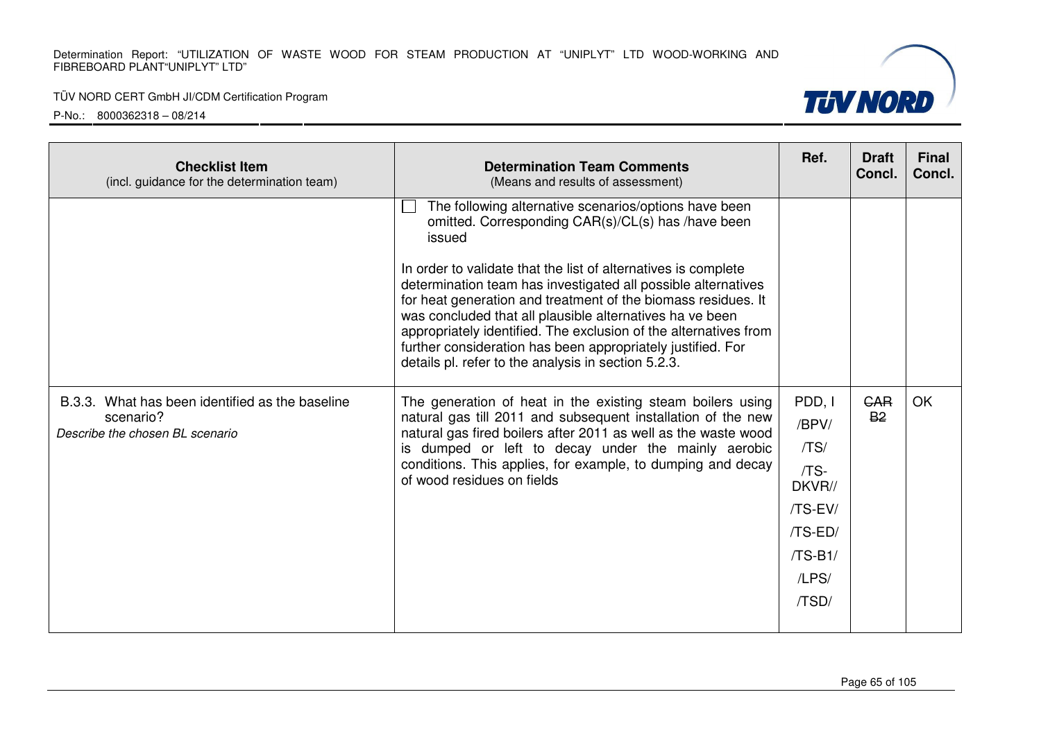| Checklist Item (incl. guidance for the determination team) | Determination Team Comments (Means and results of assessment) | Ref. | Draft Concl. | Final Concl. |
|---|---|---|---|---|
| | ☐ The following alternative scenarios/options have been omitted. Corresponding CAR(s)/CL(s) has /have been issued<br><br>In order to validate that the list of alternatives is complete determination team has investigated all possible alternatives for heat generation and treatment of the biomass residues. It was concluded that all plausible alternatives ha ve been appropriately identified. The exclusion of the alternatives from further consideration has been appropriately justified. For details pl. refer to the analysis in section 5.2.3. | | | |
| B.3.3. What has been identified as the baseline scenario?<br>*Describe the chosen BL scenario* | The generation of heat in the existing steam boilers using natural gas till 2011 and subsequent installation of the new natural gas fired boilers after 2011 as well as the waste wood is dumped or left to decay under the mainly aerobic conditions. This applies, for example, to dumping and decay of wood residues on fields | PDD, I<br>/BPV/<br>/TS/<br>/TS-DKVR//<br>/TS-EV/<br>/TS-ED/<br>/TS-B1/<br>/LPS/<br>/TSD/ | ~~CAR B2~~ | OK |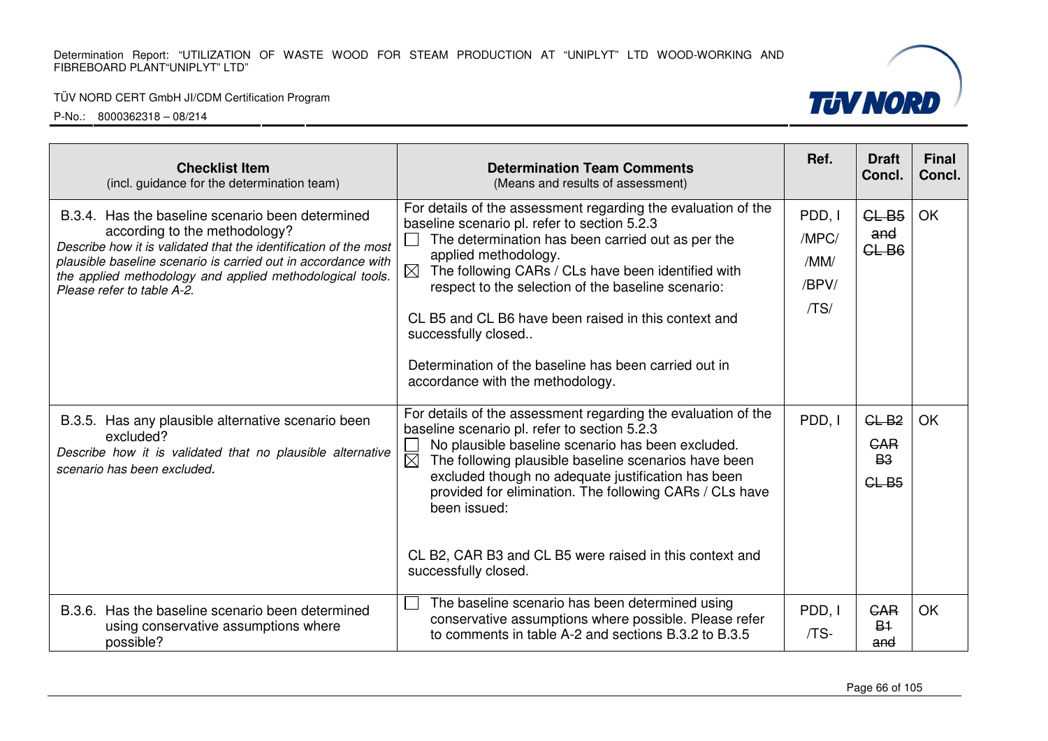| Checklist Item (incl. guidance for the determination team) | Determination Team Comments (Means and results of assessment) | Ref. | Draft Concl. | Final Concl. |
|---|---|---|---|---|
| B.3.4. Has the baseline scenario been determined according to the methodology? *Describe how it is validated that the identification of the most plausible baseline scenario is carried out in accordance with the applied methodology and applied methodological tools. Please refer to table A-2.* | For details of the assessment regarding the evaluation of the baseline scenario pl. refer to section 5.2.3<br>☐ The determination has been carried out as per the applied methodology.<br>☒ The following CARs / CLs have been identified with respect to the selection of the baseline scenario:<br><br>CL B5 and CL B6 have been raised in this context and successfully closed..<br><br>Determination of the baseline has been carried out in accordance with the methodology. | PDD, I<br>/MPC/<br>/MM/<br>/BPV/<br>/TS/ | ~~CL B5 and CL B6~~ | OK |
| B.3.5. Has any plausible alternative scenario been excluded? *Describe how it is validated that no plausible alternative scenario has been excluded.* | For details of the assessment regarding the evaluation of the baseline scenario pl. refer to section 5.2.3<br>☐ No plausible baseline scenario has been excluded.<br>☒ The following plausible baseline scenarios have been excluded though no adequate justification has been provided for elimination. The following CARs / CLs have been issued:<br><br>CL B2, CAR B3 and CL B5 were raised in this context and successfully closed. | PDD, I | ~~CL B2~~<br>~~CAR B3~~<br>~~CL B5~~ | OK |
| B.3.6. Has the baseline scenario been determined using conservative assumptions where possible? | ☐ The baseline scenario has been determined using conservative assumptions where possible. Please refer to comments in table A-2 and sections B.3.2 to B.3.5 | PDD, I<br>/TS- | ~~CAR B1 and~~ | OK |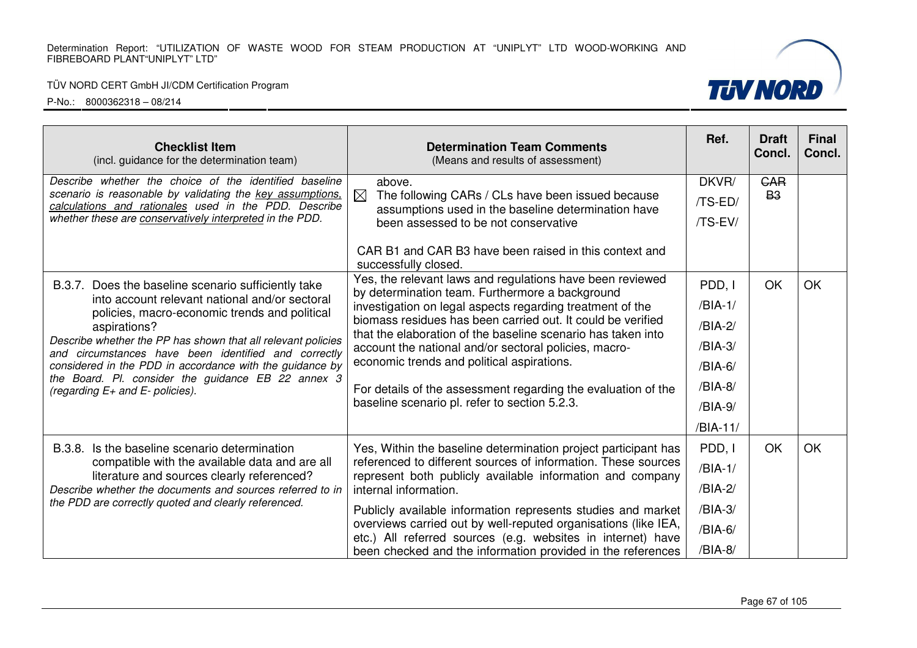| **Checklist Item** (incl. guidance for the determination team) | **Determination Team Comments** (Means and results of assessment) | Ref. | Draft Concl. | Final Concl. |
|---|---|---|---|---|
| *Describe whether the choice of the identified baseline scenario is reasonable by validating the key assumptions, calculations and rationales used in the PDD. Describe whether these are conservatively interpreted in the PDD.* | above.<br>☒ The following CARs / CLs have been issued because assumptions used in the baseline determination have been assessed to be not conservative<br><br>CAR B1 and CAR B3 have been raised in this context and successfully closed. | DKVR/<br>/TS-ED/<br>/TS-EV/ | ~~CAR B3~~ | |
| B.3.7. Does the baseline scenario sufficiently take into account relevant national and/or sectoral policies, macro-economic trends and political aspirations?<br>*Describe whether the PP has shown that all relevant policies and circumstances have been identified and correctly considered in the PDD in accordance with the guidance by the Board. Pl. consider the guidance EB 22 annex 3 (regarding E+ and E- policies).* | Yes, the relevant laws and regulations have been reviewed by determination team. Furthermore a background investigation on legal aspects regarding treatment of the biomass residues has been carried out. It could be verified that the elaboration of the baseline scenario has taken into account the national and/or sectoral policies, macro-economic trends and political aspirations.<br><br>For details of the assessment regarding the evaluation of the baseline scenario pl. refer to section 5.2.3. | PDD, I<br>/BIA-1/<br>/BIA-2/<br>/BIA-3/<br>/BIA-6/<br>/BIA-8/<br>/BIA-9/<br>/BIA-11/ | OK | OK |
| B.3.8. Is the baseline scenario determination compatible with the available data and are all literature and sources clearly referenced?<br>*Describe whether the documents and sources referred to in the PDD are correctly quoted and clearly referenced.* | Yes, Within the baseline determination project participant has referenced to different sources of information. These sources represent both publicly available information and company internal information.<br><br>Publicly available information represents studies and market overviews carried out by well-reputed organisations (like IEA, etc.) All referred sources (e.g. websites in internet) have been checked and the information provided in the references | PDD, I<br>/BIA-1/<br>/BIA-2/<br>/BIA-3/<br>/BIA-6/<br>/BIA-8/ | OK | OK |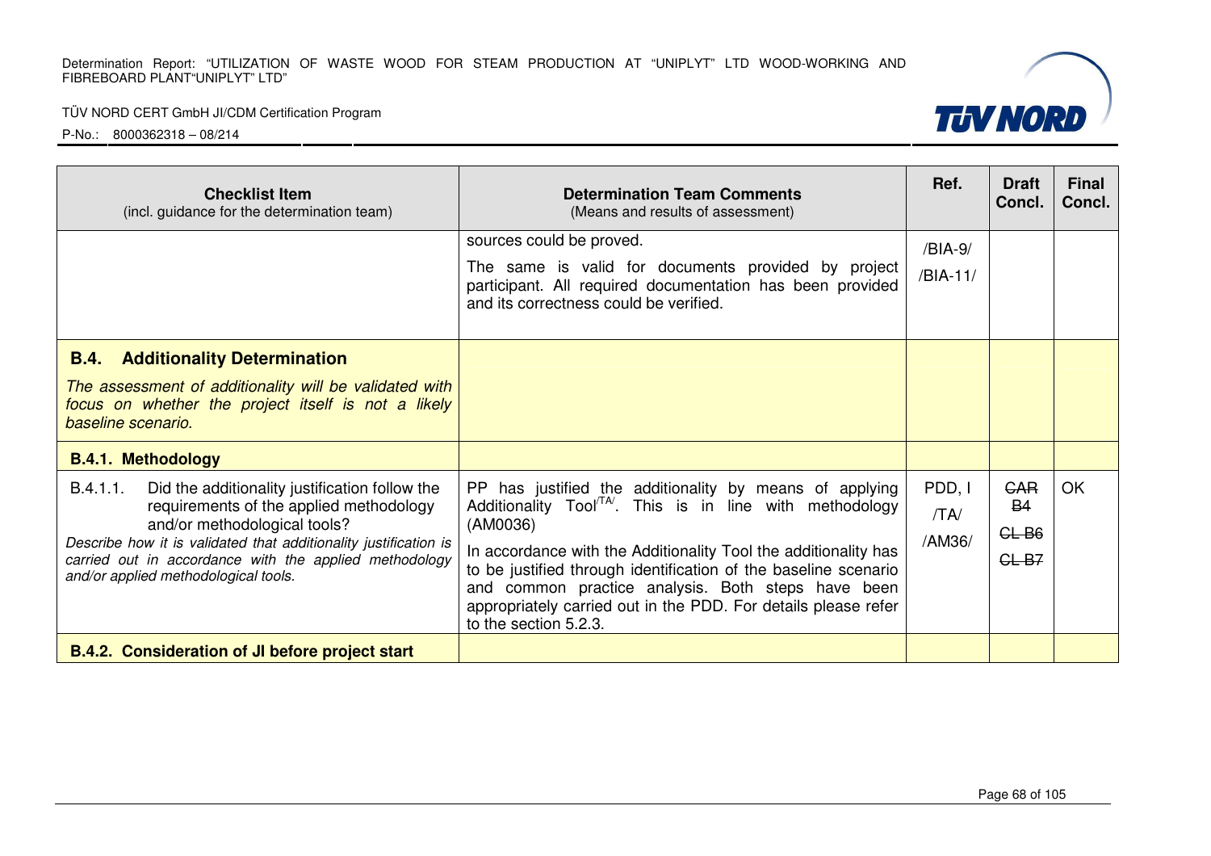| Checklist Item (incl. guidance for the determination team) | Determination Team Comments (Means and results of assessment) | Ref. | Draft Concl. | Final Concl. |
|---|---|---|---|---|
| | sources could be proved.<br>The same is valid for documents provided by project participant. All required documentation has been provided and its correctness could be verified. | /BIA-9/<br>/BIA-11/ | | |
| **B.4. Additionality Determination**<br>*The assessment of additionality will be validated with focus on whether the project itself is not a likely baseline scenario.* | | | | |
| **B.4.1. Methodology** | | | | |
| B.4.1.1. Did the additionality justification follow the requirements of the applied methodology and/or methodological tools?<br>*Describe how it is validated that additionality justification is carried out in accordance with the applied methodology and/or applied methodological tools.* | PP has justified the additionality by means of applying Additionality Tool[/TA/]. This is in line with methodology (AM0036)<br>In accordance with the Additionality Tool the additionality has to be justified through identification of the baseline scenario and common practice analysis. Both steps have been appropriately carried out in the PDD. For details please refer to the section 5.2.3. | PDD, I<br>/TA/<br>/AM36/ | ~~CAR B4~~<br>~~CL B6~~<br>~~CL B7~~ | OK |
| **B.4.2. Consideration of JI before project start** | | | | |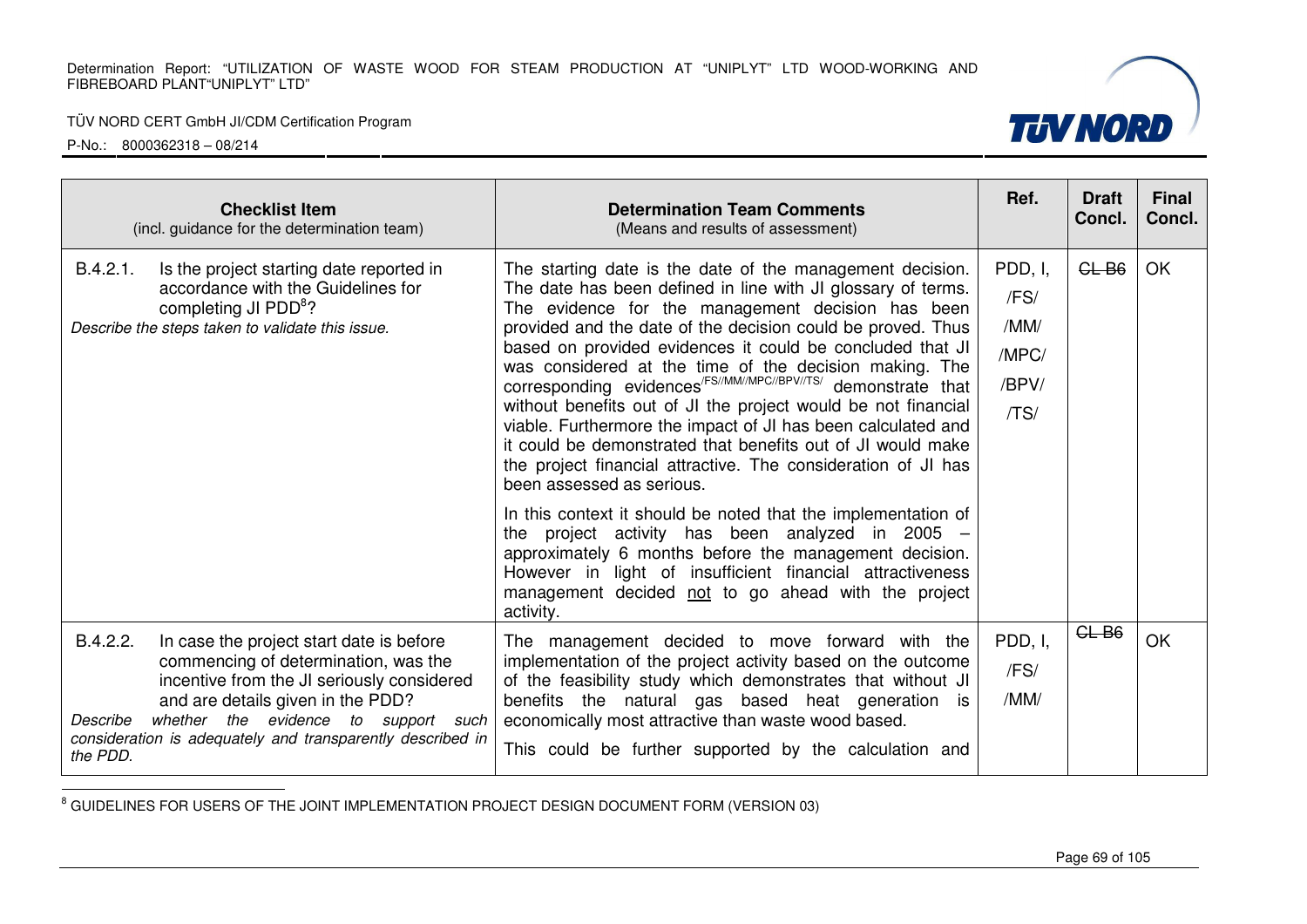| Checklist Item (incl. guidance for the determination team) | Determination Team Comments (Means and results of assessment) | Ref. | Draft Concl. | Final Concl. |
|---|---|---|---|---|
| B.4.2.1. Is the project starting date reported in accordance with the Guidelines for completing JI PDD[8]? *Describe the steps taken to validate this issue.* | The starting date is the date of the management decision. The date has been defined in line with JI glossary of terms. The evidence for the management decision has been provided and the date of the decision could be proved. Thus based on provided evidences it could be concluded that JI was considered at the time of the decision making. The corresponding evidences[/FS//MM//MPC//BPV//TS/] demonstrate that without benefits out of JI the project would be not financial viable. Furthermore the impact of JI has been calculated and it could be demonstrated that benefits out of JI would make the project financial attractive. The consideration of JI has been assessed as serious.<br><br>In this context it should be noted that the implementation of the project activity has been analyzed in 2005 – approximately 6 months before the management decision. However in light of insufficient financial attractiveness management decided <u>not</u> to go ahead with the project activity. | PDD, I, /FS/ /MM/ /MPC/ /BPV/ /TS/ | ~~CL B6~~ | OK |
| B.4.2.2. In case the project start date is before commencing of determination, was the incentive from the JI seriously considered and are details given in the PDD? *Describe whether the evidence to support such consideration is adequately and transparently described in the PDD.* | The management decided to move forward with the implementation of the project activity based on the outcome of the feasibility study which demonstrates that without JI benefits the natural gas based heat generation is economically most attractive than waste wood based.<br><br>This could be further supported by the calculation and | PDD, I, /FS/ /MM/ | ~~CL B6~~ | OK |

[8] GUIDELINES FOR USERS OF THE JOINT IMPLEMENTATION PROJECT DESIGN DOCUMENT FORM (VERSION 03)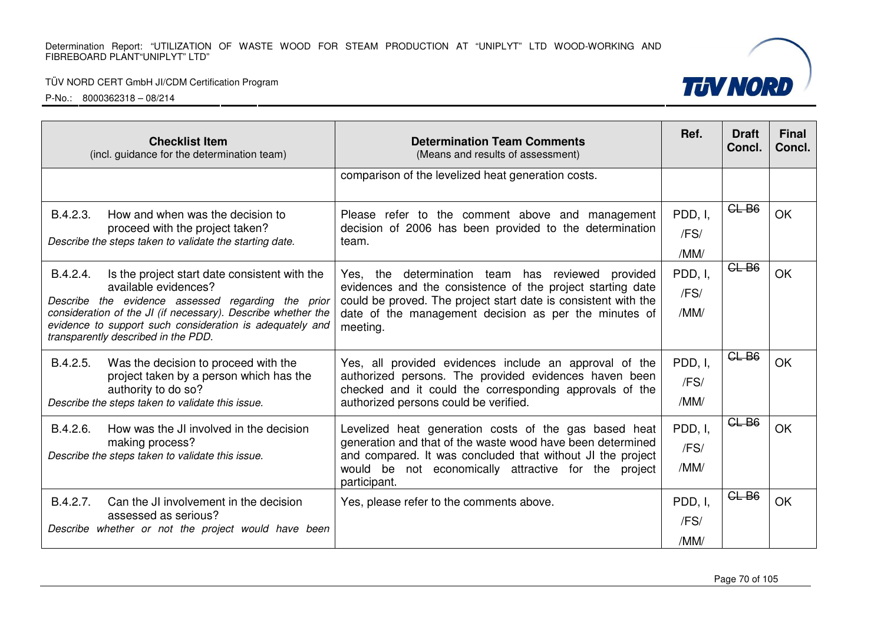| Checklist Item<br>(incl. guidance for the determination team) | Determination Team Comments<br>(Means and results of assessment) | Ref. | Draft Concl. | Final Concl. |
|---|---|---|---|---|
| | comparison of the levelized heat generation costs. | | | |
| B.4.2.3. How and when was the decision to proceed with the project taken?<br>*Describe the steps taken to validate the starting date.* | Please refer to the comment above and management decision of 2006 has been provided to the determination team. | PDD, I, /FS/ /MM/ | ~~CL B6~~ | OK |
| B.4.2.4. Is the project start date consistent with the available evidences?<br>*Describe the evidence assessed regarding the prior consideration of the JI (if necessary). Describe whether the evidence to support such consideration is adequately and transparently described in the PDD.* | Yes, the determination team has reviewed provided evidences and the consistence of the project starting date could be proved. The project start date is consistent with the date of the management decision as per the minutes of meeting. | PDD, I, /FS/ /MM/ | ~~CL B6~~ | OK |
| B.4.2.5. Was the decision to proceed with the project taken by a person which has the authority to do so?<br>*Describe the steps taken to validate this issue.* | Yes, all provided evidences include an approval of the authorized persons. The provided evidences haven been checked and it could the corresponding approvals of the authorized persons could be verified. | PDD, I, /FS/ /MM/ | ~~CL B6~~ | OK |
| B.4.2.6. How was the JI involved in the decision making process?<br>*Describe the steps taken to validate this issue.* | Levelized heat generation costs of the gas based heat generation and that of the waste wood have been determined and compared. It was concluded that without JI the project would be not economically attractive for the project participant. | PDD, I, /FS/ /MM/ | ~~CL B6~~ | OK |
| B.4.2.7. Can the JI involvement in the decision assessed as serious?<br>*Describe whether or not the project would have been* | Yes, please refer to the comments above. | PDD, I, /FS/ /MM/ | ~~CL B6~~ | OK |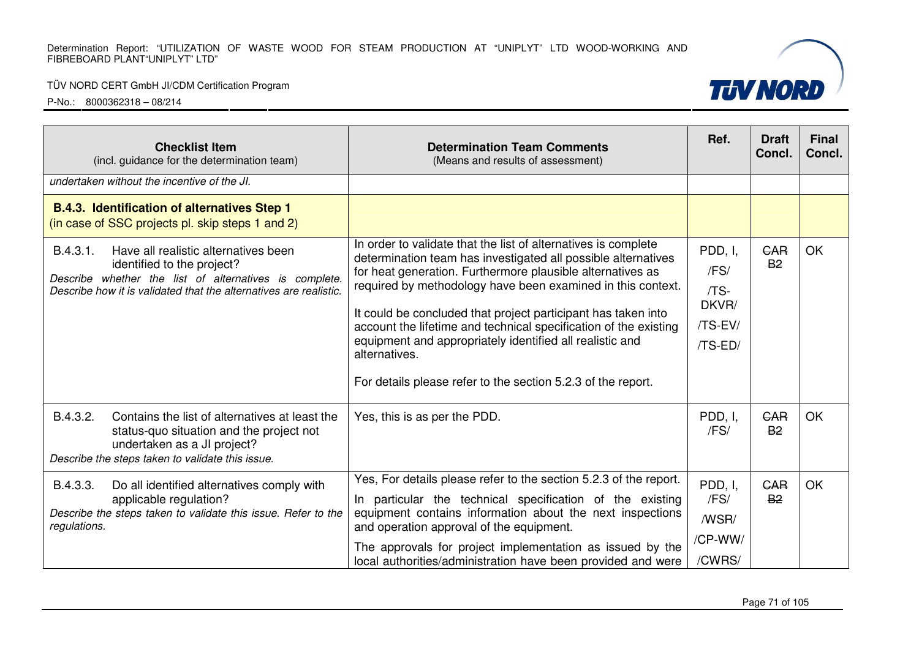| **Checklist Item** (incl. guidance for the determination team) | **Determination Team Comments** (Means and results of assessment) | **Ref.** | **Draft Concl.** | **Final Concl.** |
|---|---|---|---|---|
| *undertaken without the incentive of the JI.* | | | | |
| **B.4.3. Identification of alternatives Step 1** (in case of SSC projects pl. skip steps 1 and 2) | | | | |
| B.4.3.1. Have all realistic alternatives been identified to the project? *Describe whether the list of alternatives is complete. Describe how it is validated that the alternatives are realistic.* | In order to validate that the list of alternatives is complete determination team has investigated all possible alternatives for heat generation. Furthermore plausible alternatives as required by methodology have been examined in this context. It could be concluded that project participant has taken into account the lifetime and technical specification of the existing equipment and appropriately identified all realistic and alternatives. For details please refer to the section 5.2.3 of the report. | PDD, I, /FS/ /TS-DKVR/ /TS-EV/ /TS-ED/ | ~~CAR B2~~ | OK |
| B.4.3.2. Contains the list of alternatives at least the status-quo situation and the project not undertaken as a JI project? *Describe the steps taken to validate this issue.* | Yes, this is as per the PDD. | PDD, I, /FS/ | ~~CAR B2~~ | OK |
| B.4.3.3. Do all identified alternatives comply with applicable regulation? *Describe the steps taken to validate this issue. Refer to the regulations.* | Yes, For details please refer to the section 5.2.3 of the report. In particular the technical specification of the existing equipment contains information about the next inspections and operation approval of the equipment. The approvals for project implementation as issued by the local authorities/administration have been provided and were | PDD, I, /FS/ /WSR/ /CP-WW/ /CWRS/ | ~~CAR B2~~ | OK |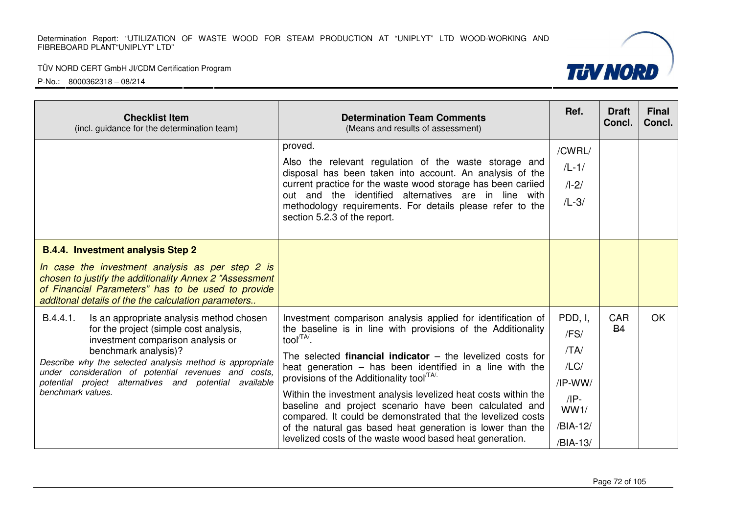| Checklist Item (incl. guidance for the determination team) | Determination Team Comments (Means and results of assessment) | Ref. | Draft Concl. | Final Concl. |
|---|---|---|---|---|
| | proved.<br><br>Also the relevant regulation of the waste storage and disposal has been taken into account. An analysis of the current practice for the waste wood storage has been cariied out and the identified alternatives are in line with methodology requirements. For details please refer to the section 5.2.3 of the report. | /CWRL/<br>/L-1/<br>/I-2/<br>/L-3/ | | |
| **B.4.4. Investment analysis Step 2**<br><br>*In case the investment analysis as per step 2 is chosen to justify the additionality Annex 2 "Assessment of Financial Parameters" has to be used to provide additonal details of the the calculation parameters..* | | | | |
| B.4.4.1. Is an appropriate analysis method chosen for the project (simple cost analysis, investment comparison analysis or benchmark analysis)?<br><br>*Describe why the selected analysis method is appropriate under consideration of potential revenues and costs, potential project alternatives and potential available benchmark values.* | Investment comparison analysis applied for identification of the baseline is in line with provisions of the Additionality tool/TA/.<br><br>The selected **financial indicator** – the levelized costs for heat generation – has been identified in a line with the provisions of the Additionality tool/TA/.<br><br>Within the investment analysis levelized heat costs within the baseline and project scenario have been calculated and compared. It could be demonstrated that the levelized costs of the natural gas based heat generation is lower than the levelized costs of the waste wood based heat generation. | PDD, I,<br>/FS/<br>/TA/<br>/LC/<br>/IP-WW/<br>/IP-WW1/<br>/BIA-12/<br>/BIA-13/ | ~~CAR B4~~ | OK |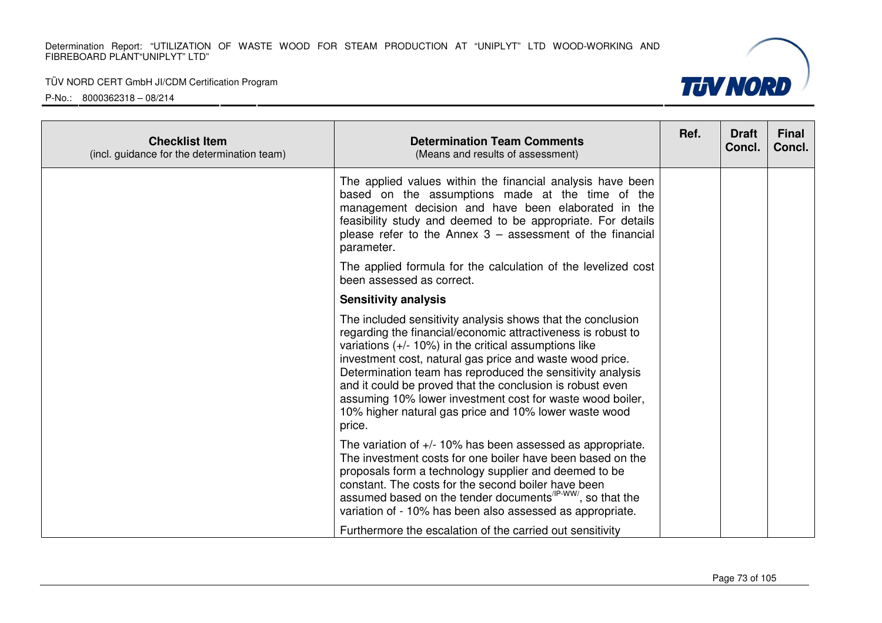| Checklist Item (incl. guidance for the determination team) | Determination Team Comments (Means and results of assessment) | Ref. | Draft Concl. | Final Concl. |
|---|---|---|---|---|
| | The applied values within the financial analysis have been based on the assumptions made at the time of the management decision and have been elaborated in the feasibility study and deemed to be appropriate. For details please refer to the Annex 3 – assessment of the financial parameter.<br><br>The applied formula for the calculation of the levelized cost been assessed as correct.<br><br>**Sensitivity analysis**<br><br>The included sensitivity analysis shows that the conclusion regarding the financial/economic attractiveness is robust to variations (+/- 10%) in the critical assumptions like investment cost, natural gas price and waste wood price. Determination team has reproduced the sensitivity analysis and it could be proved that the conclusion is robust even assuming 10% lower investment cost for waste wood boiler, 10% higher natural gas price and 10% lower waste wood price.<br><br>The variation of +/- 10% has been assessed as appropriate. The investment costs for one boiler have been based on the proposals form a technology supplier and deemed to be constant. The costs for the second boiler have been assumed based on the tender documents[/IP-WW/], so that the variation of - 10% has been also assessed as appropriate.<br><br>Furthermore the escalation of the carried out sensitivity | | | |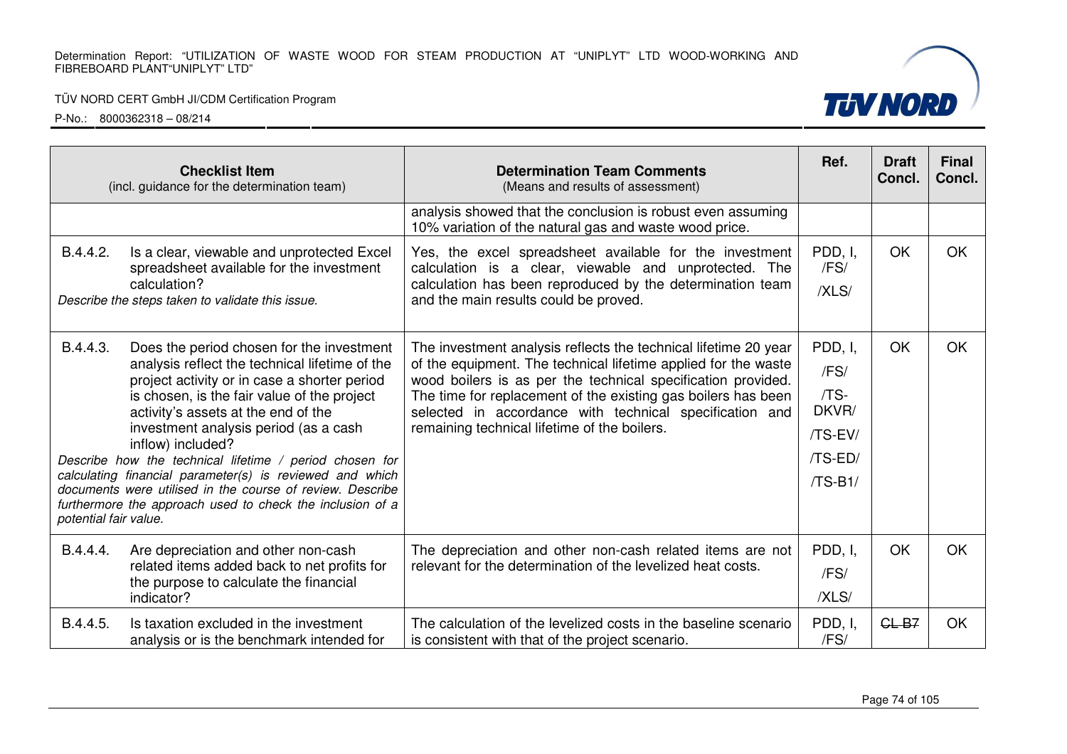| Checklist Item (incl. guidance for the determination team) | Determination Team Comments (Means and results of assessment) | Ref. | Draft Concl. | Final Concl. |
|---|---|---|---|---|
| | analysis showed that the conclusion is robust even assuming 10% variation of the natural gas and waste wood price. | | | |
| B.4.4.2. Is a clear, viewable and unprotected Excel spreadsheet available for the investment calculation? *Describe the steps taken to validate this issue.* | Yes, the excel spreadsheet available for the investment calculation is a clear, viewable and unprotected. The calculation has been reproduced by the determination team and the main results could be proved. | PDD, I, /FS/ /XLS/ | OK | OK |
| B.4.4.3. Does the period chosen for the investment analysis reflect the technical lifetime of the project activity or in case a shorter period is chosen, is the fair value of the project activity's assets at the end of the investment analysis period (as a cash inflow) included? *Describe how the technical lifetime / period chosen for calculating financial parameter(s) is reviewed and which documents were utilised in the course of review. Describe furthermore the approach used to check the inclusion of a potential fair value.* | The investment analysis reflects the technical lifetime 20 year of the equipment. The technical lifetime applied for the waste wood boilers is as per the technical specification provided. The time for replacement of the existing gas boilers has been selected in accordance with technical specification and remaining technical lifetime of the boilers. | PDD, I, /FS/ /TS-DKVR/ /TS-EV/ /TS-ED/ /TS-B1/ | OK | OK |
| B.4.4.4. Are depreciation and other non-cash related items added back to net profits for the purpose to calculate the financial indicator? | The depreciation and other non-cash related items are not relevant for the determination of the levelized heat costs. | PDD, I, /FS/ /XLS/ | OK | OK |
| B.4.4.5. Is taxation excluded in the investment analysis or is the benchmark intended for | The calculation of the levelized costs in the baseline scenario is consistent with that of the project scenario. | PDD, I, /FS/ | ~~CL B7~~ | OK |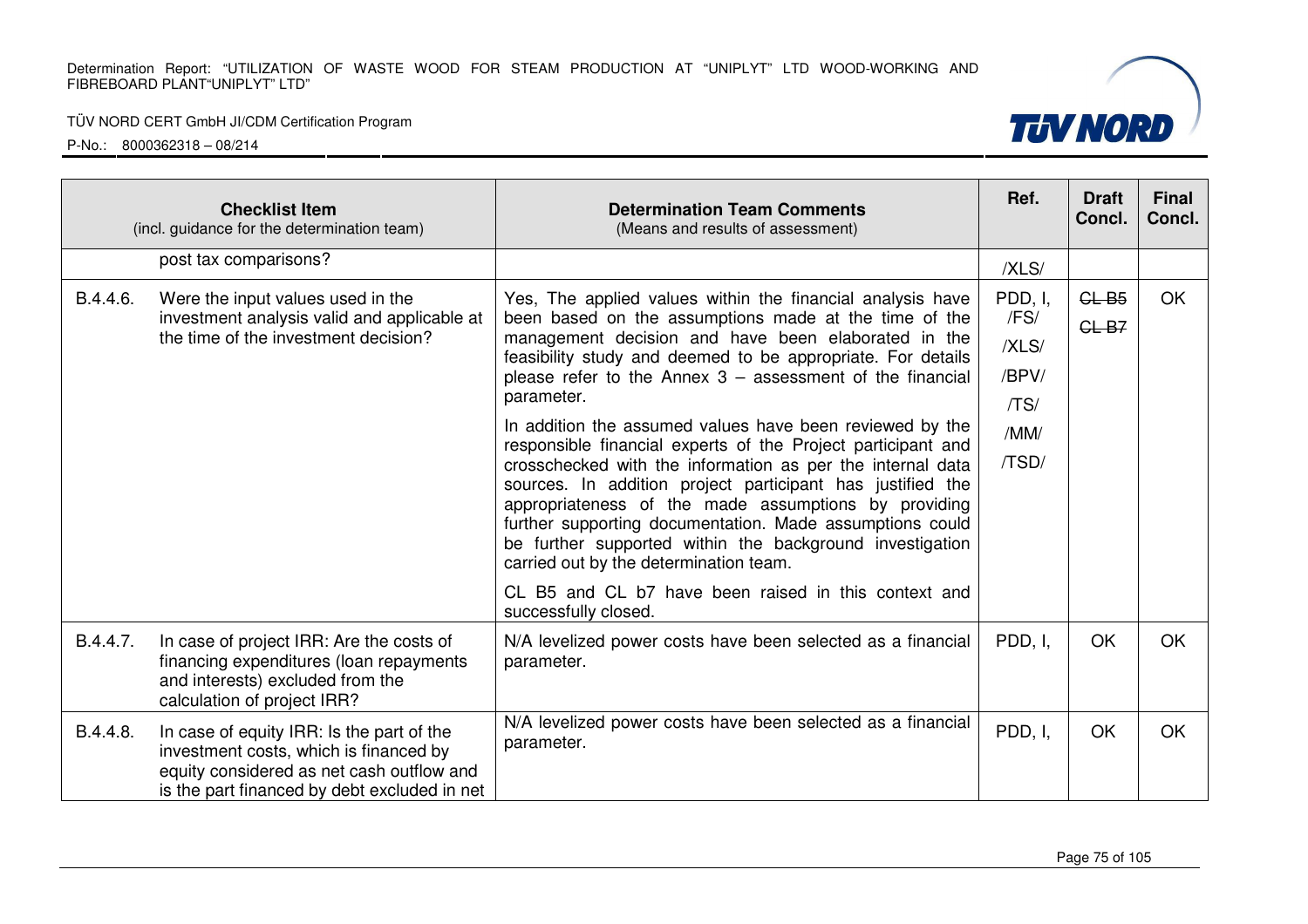| Checklist Item (incl. guidance for the determination team) | | Determination Team Comments (Means and results of assessment) | Ref. | Draft Concl. | Final Concl. |
|---|---|---|---|---|---|
| | post tax comparisons? | | /XLS/ | | |
| B.4.4.6. | Were the input values used in the investment analysis valid and applicable at the time of the investment decision? | Yes, The applied values within the financial analysis have been based on the assumptions made at the time of the management decision and have been elaborated in the feasibility study and deemed to be appropriate. For details please refer to the Annex 3 – assessment of the financial parameter.<br><br>In addition the assumed values have been reviewed by the responsible financial experts of the Project participant and crosschecked with the information as per the internal data sources. In addition project participant has justified the appropriateness of the made assumptions by providing further supporting documentation. Made assumptions could be further supported within the background investigation carried out by the determination team.<br><br>CL B5 and CL b7 have been raised in this context and successfully closed. | PDD, I, /FS/ /XLS/ /BPV/ /TS/ /MM/ /TSD/ | ~~CL B5~~ ~~CL B7~~ | OK |
| B.4.4.7. | In case of project IRR: Are the costs of financing expenditures (loan repayments and interests) excluded from the calculation of project IRR? | N/A levelized power costs have been selected as a financial parameter. | PDD, I, | OK | OK |
| B.4.4.8. | In case of equity IRR: Is the part of the investment costs, which is financed by equity considered as net cash outflow and is the part financed by debt excluded in net | N/A levelized power costs have been selected as a financial parameter. | PDD, I, | OK | OK |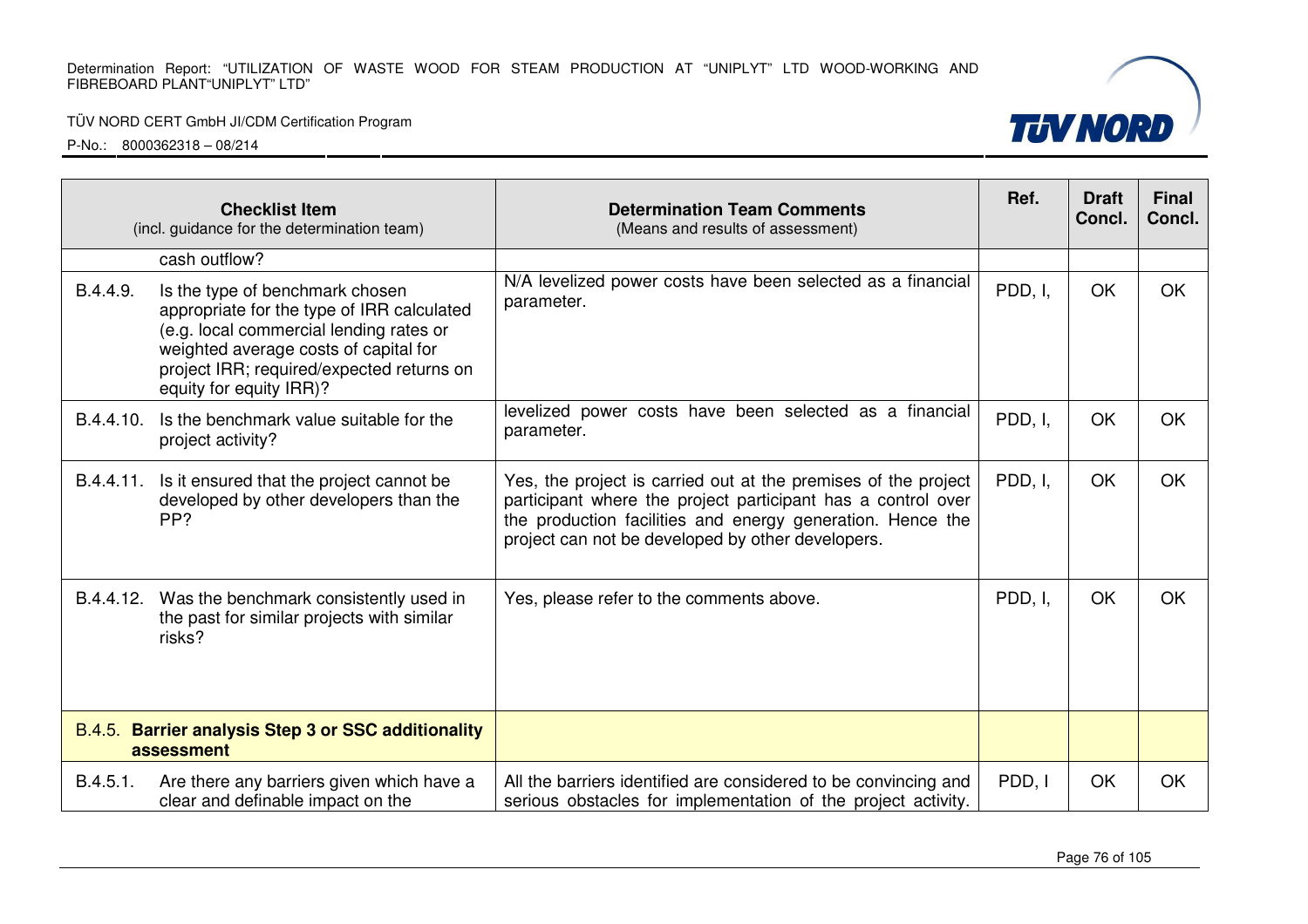| Checklist Item (incl. guidance for the determination team) | | Determination Team Comments (Means and results of assessment) | Ref. | Draft Concl. | Final Concl. |
|---|---|---|---|---|---|
| | cash outflow? | | | | |
| B.4.4.9. | Is the type of benchmark chosen appropriate for the type of IRR calculated (e.g. local commercial lending rates or weighted average costs of capital for project IRR; required/expected returns on equity for equity IRR)? | N/A levelized power costs have been selected as a financial parameter. | PDD, I, | OK | OK |
| B.4.4.10. | Is the benchmark value suitable for the project activity? | levelized power costs have been selected as a financial parameter. | PDD, I, | OK | OK |
| B.4.4.11. | Is it ensured that the project cannot be developed by other developers than the PP? | Yes, the project is carried out at the premises of the project participant where the project participant has a control over the production facilities and energy generation. Hence the project can not be developed by other developers. | PDD, I, | OK | OK |
| B.4.4.12. | Was the benchmark consistently used in the past for similar projects with similar risks? | Yes, please refer to the comments above. | PDD, I, | OK | OK |
| B.4.5. | **Barrier analysis Step 3 or SSC additionality assessment** | | | | |
| B.4.5.1. | Are there any barriers given which have a clear and definable impact on the | All the barriers identified are considered to be convincing and serious obstacles for implementation of the project activity. | PDD, I | OK | OK |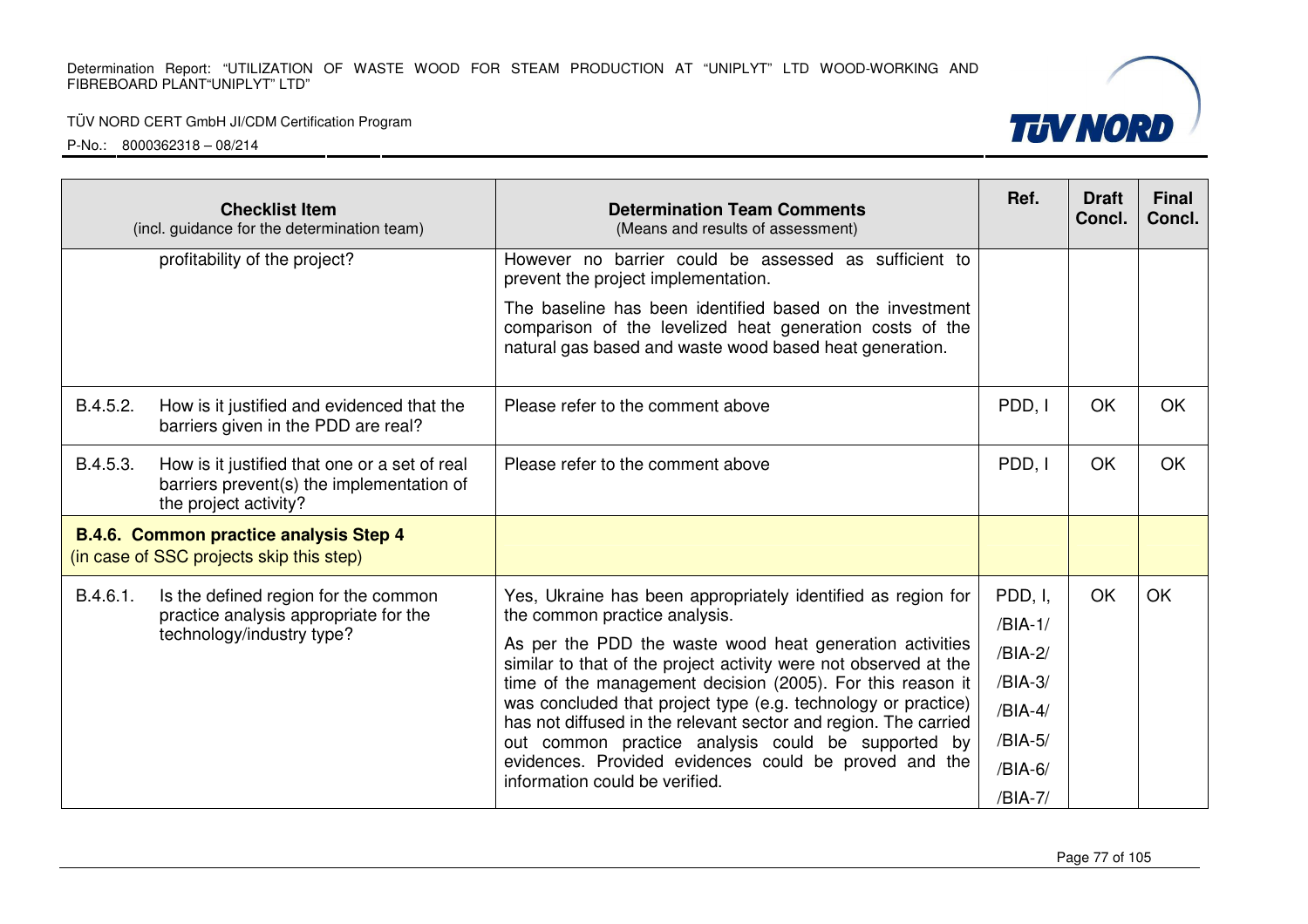| Checklist Item (incl. guidance for the determination team) | Determination Team Comments (Means and results of assessment) | Ref. | Draft Concl. | Final Concl. |
|---|---|---|---|---|
| profitability of the project? | However no barrier could be assessed as sufficient to prevent the project implementation.<br><br>The baseline has been identified based on the investment comparison of the levelized heat generation costs of the natural gas based and waste wood based heat generation. | | | |
| B.4.5.2. How is it justified and evidenced that the barriers given in the PDD are real? | Please refer to the comment above | PDD, I | OK | OK |
| B.4.5.3. How is it justified that one or a set of real barriers prevent(s) the implementation of the project activity? | Please refer to the comment above | PDD, I | OK | OK |
| **B.4.6. Common practice analysis Step 4** (in case of SSC projects skip this step) | | | | |
| B.4.6.1. Is the defined region for the common practice analysis appropriate for the technology/industry type? | Yes, Ukraine has been appropriately identified as region for the common practice analysis.<br><br>As per the PDD the waste wood heat generation activities similar to that of the project activity were not observed at the time of the management decision (2005). For this reason it was concluded that project type (e.g. technology or practice) has not diffused in the relevant sector and region. The carried out common practice analysis could be supported by evidences. Provided evidences could be proved and the information could be verified. | PDD, I, /BIA-1/ /BIA-2/ /BIA-3/ /BIA-4/ /BIA-5/ /BIA-6/ /BIA-7/ | OK | OK |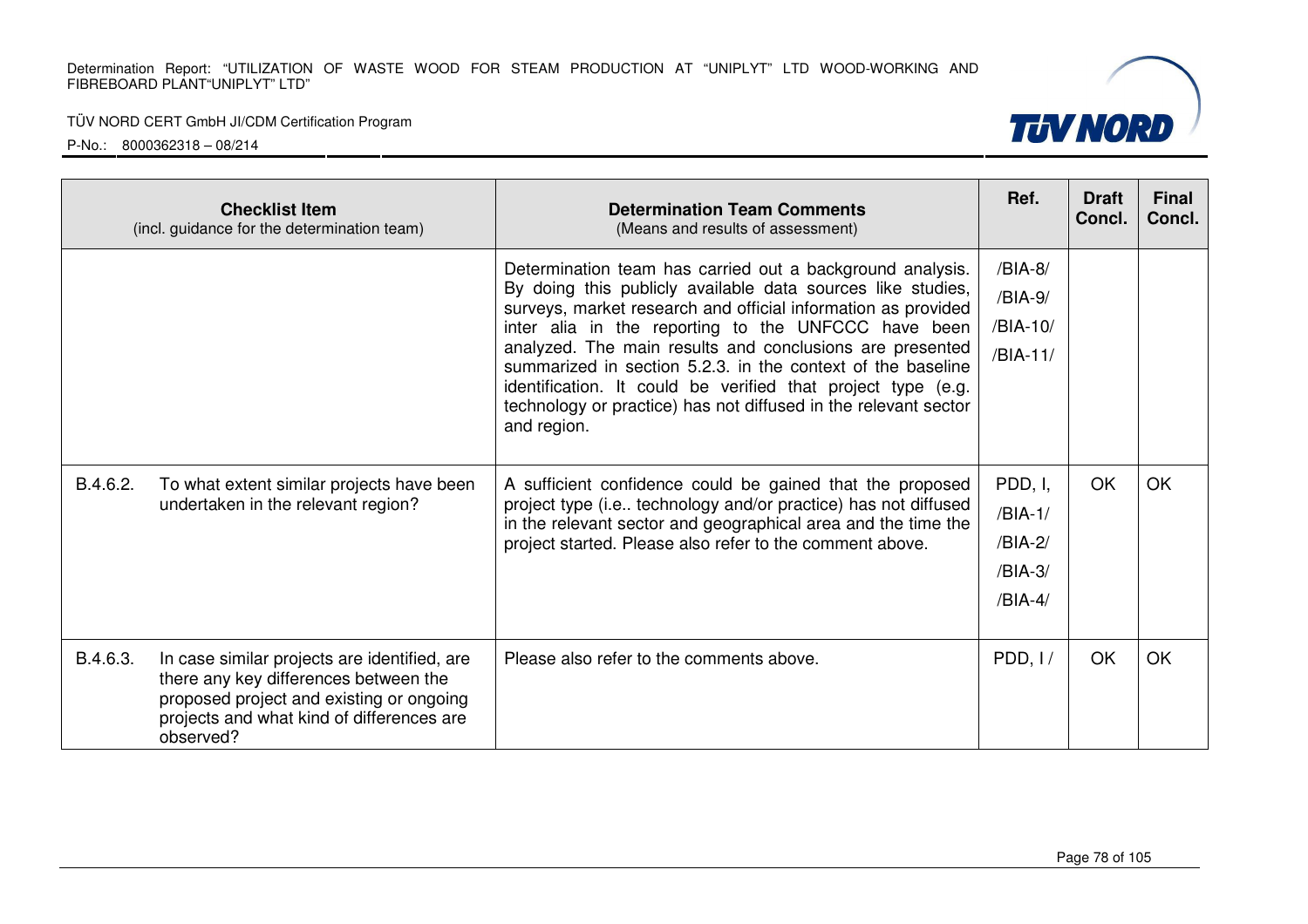| Checklist Item (incl. guidance for the determination team) | | Determination Team Comments (Means and results of assessment) | Ref. | Draft Concl. | Final Concl. |
|---|---|---|---|---|---|
| | | Determination team has carried out a background analysis. By doing this publicly available data sources like studies, surveys, market research and official information as provided inter alia in the reporting to the UNFCCC have been analyzed. The main results and conclusions are presented summarized in section 5.2.3. in the context of the baseline identification. It could be verified that project type (e.g. technology or practice) has not diffused in the relevant sector and region. | /BIA-8/ /BIA-9/ /BIA-10/ /BIA-11/ | | |
| B.4.6.2. | To what extent similar projects have been undertaken in the relevant region? | A sufficient confidence could be gained that the proposed project type (i.e.. technology and/or practice) has not diffused in the relevant sector and geographical area and the time the project started. Please also refer to the comment above. | PDD, I, /BIA-1/ /BIA-2/ /BIA-3/ /BIA-4/ | OK | OK |
| B.4.6.3. | In case similar projects are identified, are there any key differences between the proposed project and existing or ongoing projects and what kind of differences are observed? | Please also refer to the comments above. | PDD, I / | OK | OK |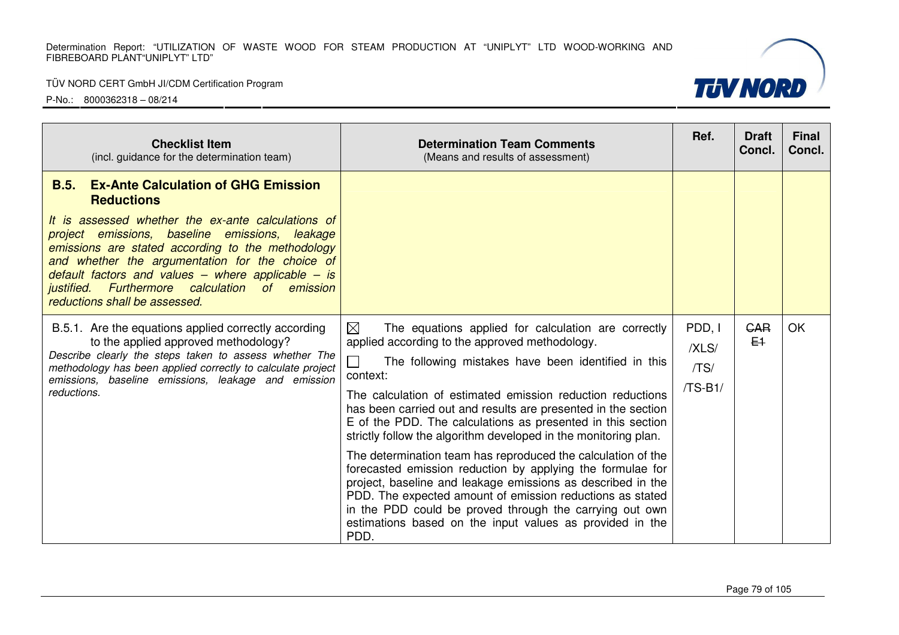| **Checklist Item** (incl. guidance for the determination team) | **Determination Team Comments** (Means and results of assessment) | **Ref.** | **Draft Concl.** | **Final Concl.** |
|---|---|---|---|---|
| **B.5. Ex-Ante Calculation of GHG Emission Reductions**<br>*It is assessed whether the ex-ante calculations of project emissions, baseline emissions, leakage emissions are stated according to the methodology and whether the argumentation for the choice of default factors and values – where applicable – is justified. Furthermore calculation of emission reductions shall be assessed.* | | | | |
| B.5.1. Are the equations applied correctly according to the applied approved methodology?<br>*Describe clearly the steps taken to assess whether The methodology has been applied correctly to calculate project emissions, baseline emissions, leakage and emission reductions.* | ☒ The equations applied for calculation are correctly applied according to the approved methodology.<br>☐ The following mistakes have been identified in this context:<br>The calculation of estimated emission reduction reductions has been carried out and results are presented in the section E of the PDD. The calculations as presented in this section strictly follow the algorithm developed in the monitoring plan.<br>The determination team has reproduced the calculation of the forecasted emission reduction by applying the formulae for project, baseline and leakage emissions as described in the PDD. The expected amount of emission reductions as stated in the PDD could be proved through the carrying out own estimations based on the input values as provided in the PDD. | PDD, I /XLS/ /TS/ /TS-B1/ | ~~CAR E1~~ | OK |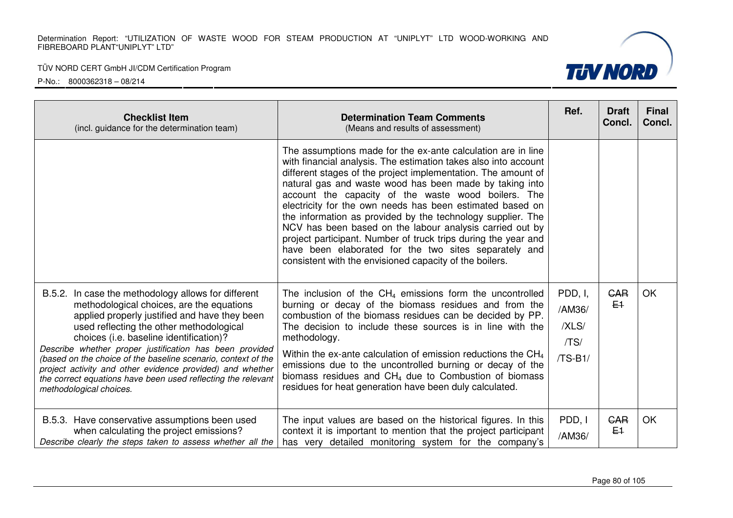| Checklist Item (incl. guidance for the determination team) | Determination Team Comments (Means and results of assessment) | Ref. | Draft Concl. | Final Concl. |
|---|---|---|---|---|
| | The assumptions made for the ex-ante calculation are in line with financial analysis. The estimation takes also into account different stages of the project implementation. The amount of natural gas and waste wood has been made by taking into account the capacity of the waste wood boilers. The electricity for the own needs has been estimated based on the information as provided by the technology supplier. The NCV has been based on the labour analysis carried out by project participant. Number of truck trips during the year and have been elaborated for the two sites separately and consistent with the envisioned capacity of the boilers. | | | |
| B.5.2. In case the methodology allows for different methodological choices, are the equations applied properly justified and have they been used reflecting the other methodological choices (i.e. baseline identification)?<br>*Describe whether proper justification has been provided (based on the choice of the baseline scenario, context of the project activity and other evidence provided) and whether the correct equations have been used reflecting the relevant methodological choices.* | The inclusion of the $CH_4$ emissions form the uncontrolled burning or decay of the biomass residues and from the combustion of the biomass residues can be decided by PP. The decision to include these sources is in line with the methodology.<br>Within the ex-ante calculation of emission reductions the $CH_4$ emissions due to the uncontrolled burning or decay of the biomass residues and $CH_4$ due to Combustion of biomass residues for heat generation have been duly calculated. | PDD, I, /AM36/ /XLS/ /TS/ /TS-B1/ | ~~CAR E1~~ | OK |
| B.5.3. Have conservative assumptions been used when calculating the project emissions?<br>*Describe clearly the steps taken to assess whether all the* | The input values are based on the historical figures. In this context it is important to mention that the project participant has very detailed monitoring system for the company's | PDD, I /AM36/ | ~~CAR E1~~ | OK |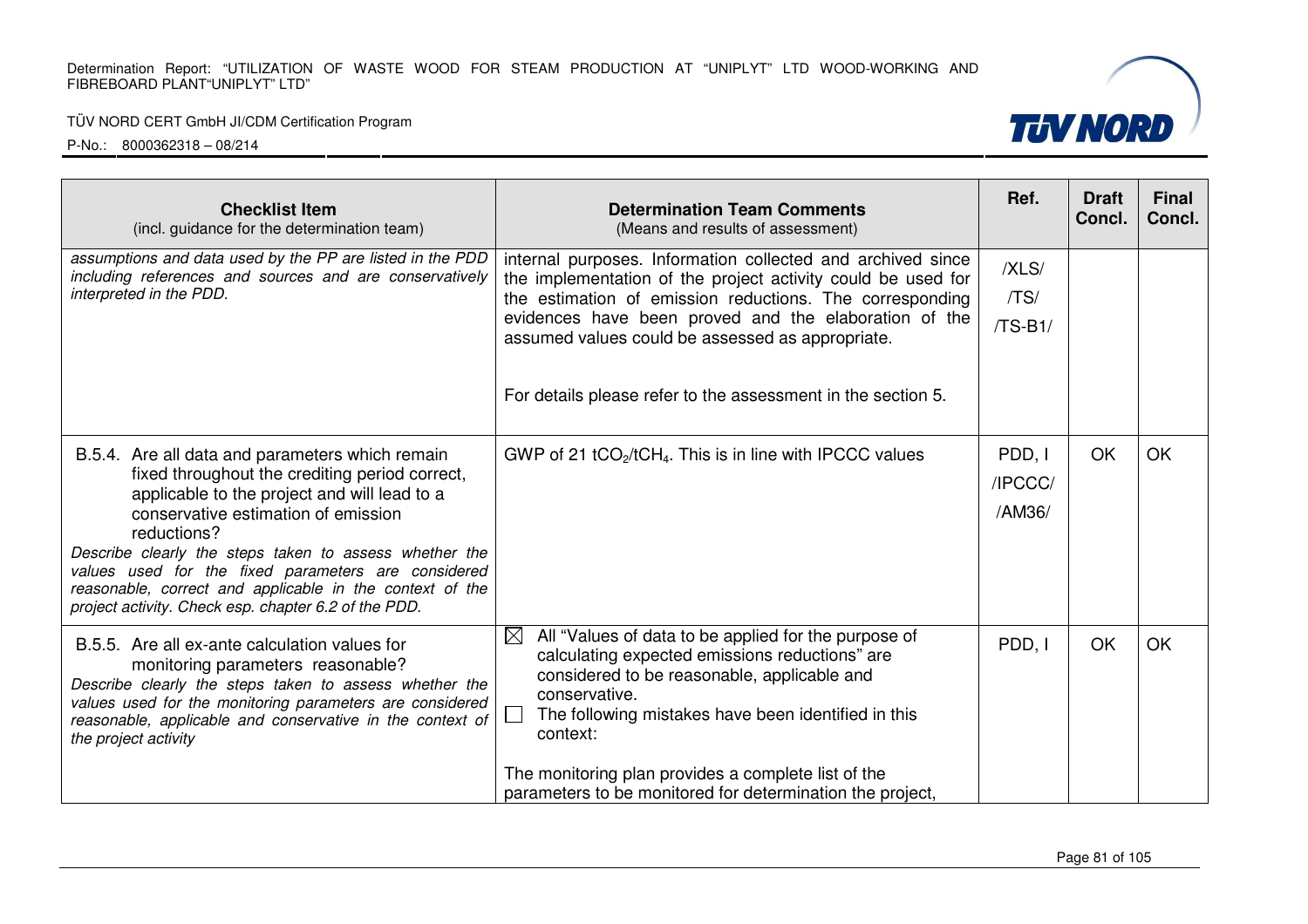| **Checklist Item** (incl. guidance for the determination team) | **Determination Team Comments** (Means and results of assessment) | Ref. | Draft Concl. | Final Concl. |
|---|---|---|---|---|
| *assumptions and data used by the PP are listed in the PDD including references and sources and are conservatively interpreted in the PDD.* | internal purposes. Information collected and archived since the implementation of the project activity could be used for the estimation of emission reductions. The corresponding evidences have been proved and the elaboration of the assumed values could be assessed as appropriate.<br><br>For details please refer to the assessment in the section 5. | /XLS/<br>/TS/<br>/TS-B1/ | | |
| B.5.4. Are all data and parameters which remain fixed throughout the crediting period correct, applicable to the project and will lead to a conservative estimation of emission reductions?<br>*Describe clearly the steps taken to assess whether the values used for the fixed parameters are considered reasonable, correct and applicable in the context of the project activity. Check esp. chapter 6.2 of the PDD.* | GWP of 21 $tCO_2/tCH_4$. This is in line with IPCC values | PDD, I<br>/IPCCC/<br>/AM36/ | OK | OK |
| B.5.5. Are all ex-ante calculation values for monitoring parameters reasonable?<br>*Describe clearly the steps taken to assess whether the values used for the monitoring parameters are considered reasonable, applicable and conservative in the context of the project activity* | ☒ All "Values of data to be applied for the purpose of calculating expected emissions reductions" are considered to be reasonable, applicable and conservative.<br>☐ The following mistakes have been identified in this context:<br><br>The monitoring plan provides a complete list of the parameters to be monitored for determination the project, | PDD, I | OK | OK |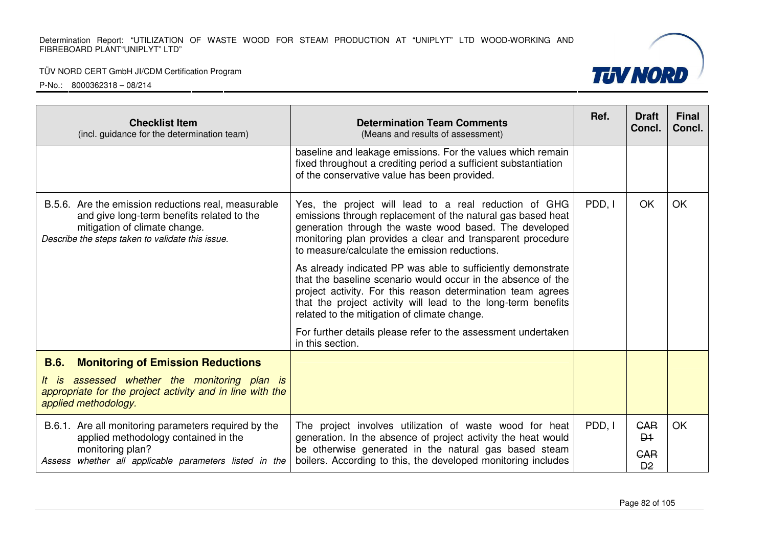| Checklist Item (incl. guidance for the determination team) | Determination Team Comments (Means and results of assessment) | Ref. | Draft Concl. | Final Concl. |
|---|---|---|---|---|
| | baseline and leakage emissions. For the values which remain fixed throughout a crediting period a sufficient substantiation of the conservative value has been provided. | | | |
| B.5.6. Are the emission reductions real, measurable and give long-term benefits related to the mitigation of climate change. *Describe the steps taken to validate this issue.* | Yes, the project will lead to a real reduction of GHG emissions through replacement of the natural gas based heat generation through the waste wood based. The developed monitoring plan provides a clear and transparent procedure to measure/calculate the emission reductions. As already indicated PP was able to sufficiently demonstrate that the baseline scenario would occur in the absence of the project activity. For this reason determination team agrees that the project activity will lead to the long-term benefits related to the mitigation of climate change. For further details please refer to the assessment undertaken in this section. | PDD, I | OK | OK |
| **B.6. Monitoring of Emission Reductions** *It is assessed whether the monitoring plan is appropriate for the project activity and in line with the applied methodology.* | | | | |
| B.6.1. Are all monitoring parameters required by the applied methodology contained in the monitoring plan? *Assess whether all applicable parameters listed in the* | The project involves utilization of waste wood for heat generation. In the absence of project activity the heat would be otherwise generated in the natural gas based steam boilers. According to this, the developed monitoring includes | PDD, I | ~~CAR D1~~ ~~CAR D2~~ | OK |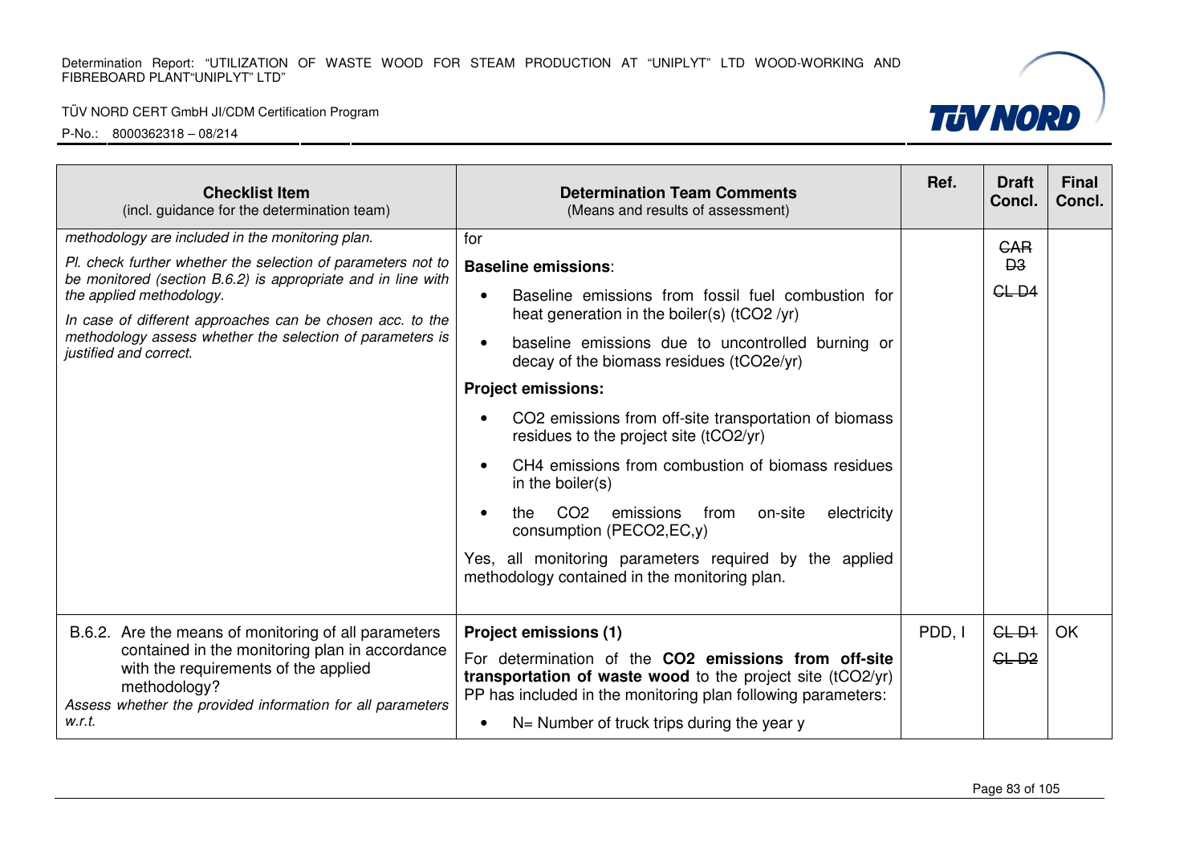| Checklist Item (incl. guidance for the determination team) | Determination Team Comments (Means and results of assessment) | Ref. | Draft Concl. | Final Concl. |
|---|---|---|---|---|
| *methodology are included in the monitoring plan.*<br><br>*Pl. check further whether the selection of parameters not to be monitored (section B.6.2) is appropriate and in line with the applied methodology.*<br><br>*In case of different approaches can be chosen acc. to the methodology assess whether the selection of parameters is justified and correct.* | for<br><br>**Baseline emissions**:<br><br>• Baseline emissions from fossil fuel combustion for heat generation in the boiler(s) ($tCO_2$ /yr)<br><br>• baseline emissions due to uncontrolled burning or decay of the biomass residues ($tCO_2e$/yr)<br><br>**Project emissions:**<br><br>• $CO_2$ emissions from off-site transportation of biomass residues to the project site ($tCO_2$/yr)<br><br>• $CH_4$ emissions from combustion of biomass residues in the boiler(s)<br><br>• the $CO_2$ emissions from on-site electricity consumption ($PE_{CO2,EC,y}$)<br><br>Yes, all monitoring parameters required by the applied methodology contained in the monitoring plan. | | ~~CAR D3~~<br><br>~~CL D4~~ | |
| B.6.2. Are the means of monitoring of all parameters contained in the monitoring plan in accordance with the requirements of the applied methodology?<br><br>*Assess whether the provided information for all parameters w.r.t.* | **Project emissions (1)**<br><br>For determination of the **$CO_2$ emissions from off-site transportation of waste wood** to the project site ($tCO_2$/yr) PP has included in the monitoring plan following parameters:<br><br>• N= Number of truck trips during the year y | PDD, I | ~~CL D1~~<br><br>~~CL D2~~ | OK |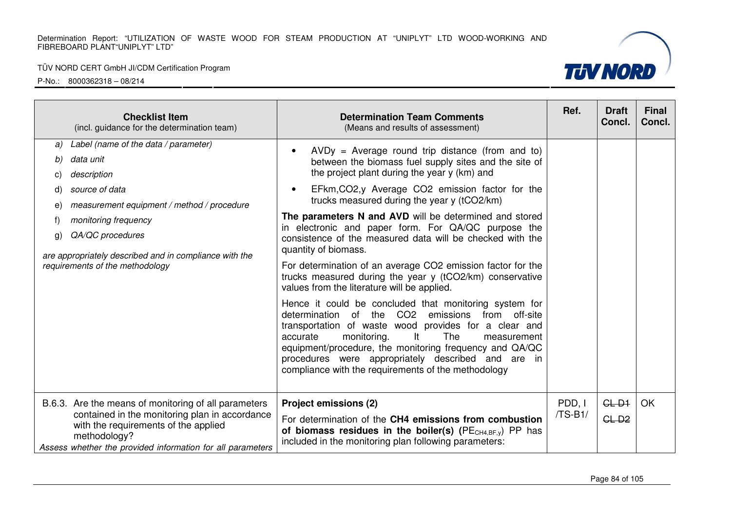| Checklist Item<br>(incl. guidance for the determination team) | Determination Team Comments<br>(Means and results of assessment) | Ref. | Draft Concl. | Final Concl. |
|---|---|---|---|---|
| *a) Label (name of the data / parameter)*<br>*b) data unit*<br>*c) description*<br>*d) source of data*<br>*e) measurement equipment / method / procedure*<br>*f) monitoring frequency*<br>*g) QA/QC procedures*<br>*are appropriately described and in compliance with the requirements of the methodology* | • $AVD_y$ = Average round trip distance (from and to) between the biomass fuel supply sites and the site of the project plant during the year y (km) and<br>• $EF_{km,CO2,y}$ Average $CO_2$ emission factor for the trucks measured during the year y ($tCO_2$/km)<br>**The parameters N and AVD** will be determined and stored in electronic and paper form. For QA/QC purpose the consistence of the measured data will be checked with the quantity of biomass.<br>For determination of an average $CO_2$ emission factor for the trucks measured during the year y ($tCO_2$/km) conservative values from the literature will be applied.<br>Hence it could be concluded that monitoring system for determination of the $CO_2$ emissions from off-site transportation of waste wood provides for a clear and accurate monitoring. It The measurement equipment/procedure, the monitoring frequency and QA/QC procedures were appropriately described and are in compliance with the requirements of the methodology | | | |
| B.6.3. Are the means of monitoring of all parameters contained in the monitoring plan in accordance with the requirements of the applied methodology?<br>*Assess whether the provided information for all parameters* | **Project emissions (2)**<br>For determination of the **CH4 emissions from combustion of biomass residues in the boiler(s)** ($PE_{CH4,BF,y}$) PP has included in the monitoring plan following parameters: | PDD, /TS-B1/ | ~~CL D1~~<br>~~CL D2~~ | OK |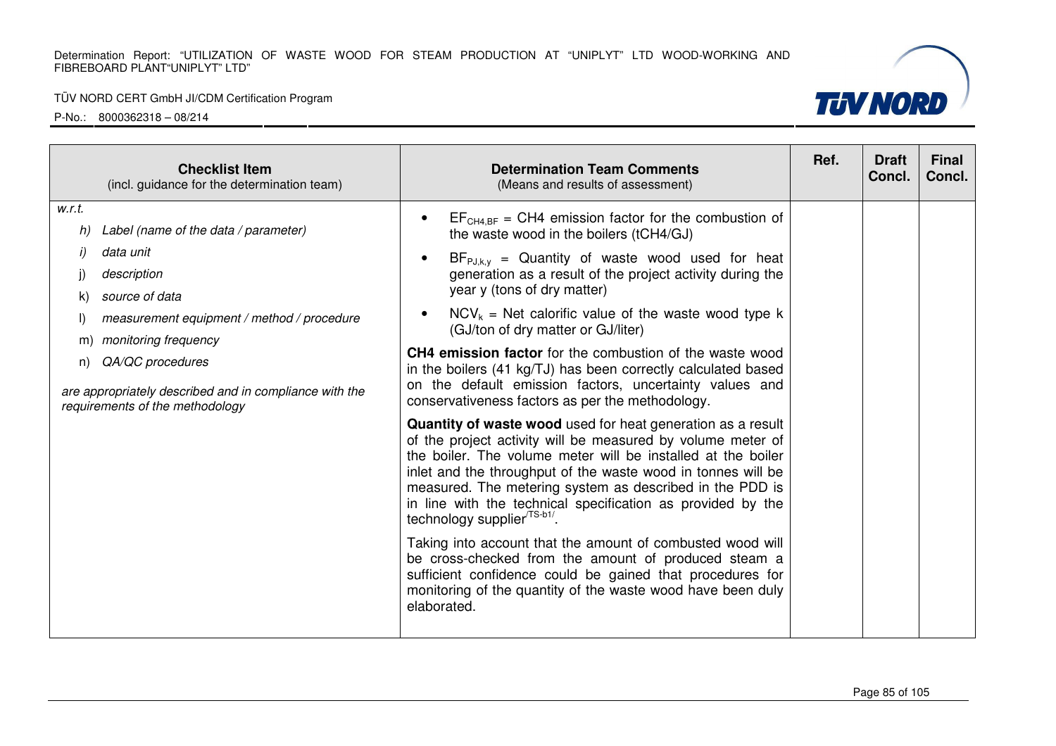| Checklist Item (incl. guidance for the determination team) | Determination Team Comments (Means and results of assessment) | Ref. | Draft Concl. | Final Concl. |
|---|---|---|---|---|
| *w.r.t.*<br>*h) Label (name of the data / parameter)*<br>*i) data unit*<br>*j) description*<br>*k) source of data*<br>*l) measurement equipment / method / procedure*<br>*m) monitoring frequency*<br>*n) QA/QC procedures*<br>*are appropriately described and in compliance with the requirements of the methodology* | • $EF_{CH4,BF}$ = CH4 emission factor for the combustion of the waste wood in the boilers (tCH4/GJ)<br>• $BF_{PJ,k,y}$ = Quantity of waste wood used for heat generation as a result of the project activity during the year y (tons of dry matter)<br>• $NCV_k$ = Net calorific value of the waste wood type k (GJ/ton of dry matter or GJ/liter)<br>**CH4 emission factor** for the combustion of the waste wood in the boilers (41 kg/TJ) has been correctly calculated based on the default emission factors, uncertainty values and conservativeness factors as per the methodology.<br>**Quantity of waste wood** used for heat generation as a result of the project activity will be measured by volume meter of the boiler. The volume meter will be installed at the boiler inlet and the throughput of the waste wood in tonnes will be measured. The metering system as described in the PDD is in line with the technical specification as provided by the technology supplier[/TS-b1/].<br>Taking into account that the amount of combusted wood will be cross-checked from the amount of produced steam a sufficient confidence could be gained that procedures for monitoring of the quantity of the waste wood have been duly elaborated. | | | |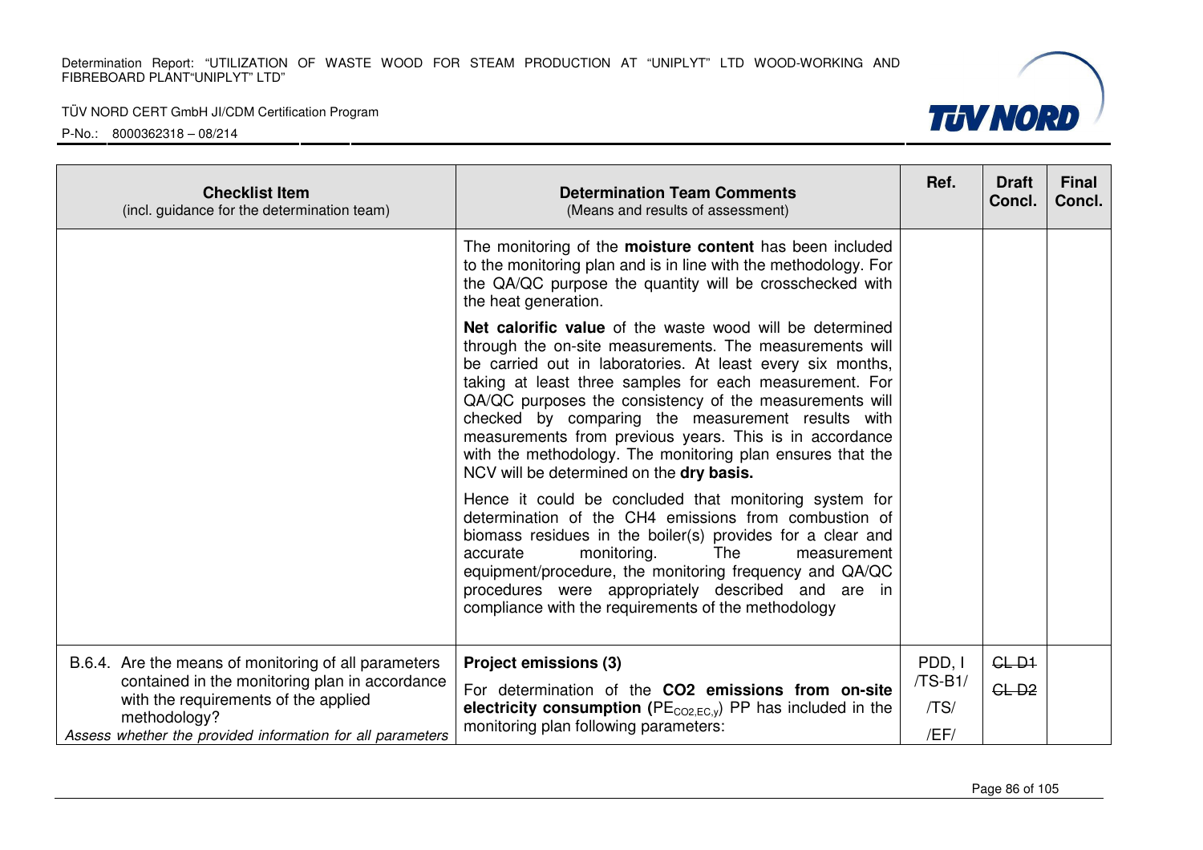| Checklist Item (incl. guidance for the determination team) | Determination Team Comments (Means and results of assessment) | Ref. | Draft Concl. | Final Concl. |
|---|---|---|---|---|
| | The monitoring of the **moisture content** has been included to the monitoring plan and is in line with the methodology. For the QA/QC purpose the quantity will be crosschecked with the heat generation.<br><br>**Net calorific value** of the waste wood will be determined through the on-site measurements. The measurements will be carried out in laboratories. At least every six months, taking at least three samples for each measurement. For QA/QC purposes the consistency of the measurements will checked by comparing the measurement results with measurements from previous years. This is in accordance with the methodology. The monitoring plan ensures that the NCV will be determined on the **dry basis.**<br><br>Hence it could be concluded that monitoring system for determination of the CH4 emissions from combustion of biomass residues in the boiler(s) provides for a clear and accurate monitoring. The measurement equipment/procedure, the monitoring frequency and QA/QC procedures were appropriately described and are in compliance with the requirements of the methodology | | | |
| B.6.4. Are the means of monitoring of all parameters contained in the monitoring plan in accordance with the requirements of the applied methodology?<br>*Assess whether the provided information for all parameters* | **Project emissions (3)**<br><br>For determination of the **CO2 emissions from on-site electricity consumption** ($PE_{CO2,EC,y}$) PP has included in the monitoring plan following parameters: | PDD, I /TS-B1/ /TS/ /EF/ | ~~CL D1~~<br>~~CL D2~~ | |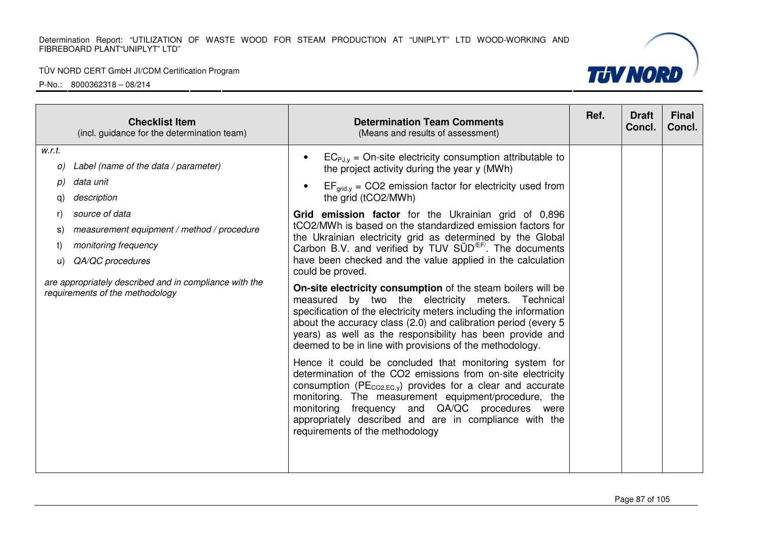| Checklist Item (incl. guidance for the determination team) | Determination Team Comments (Means and results of assessment) | Ref. | Draft Concl. | Final Concl. |
|---|---|---|---|---|
| *w.r.t.*<br>*o) Label (name of the data / parameter)*<br>*p) data unit*<br>*q) description*<br>*r) source of data*<br>*s) measurement equipment / method / procedure*<br>*t) monitoring frequency*<br>*u) QA/QC procedures*<br><br>*are appropriately described and in compliance with the requirements of the methodology* | • $EC_{PJ,y}$ = On-site electricity consumption attributable to the project activity during the year y (MWh)<br>• $EF_{grid,y}$ = $CO_2$ emission factor for electricity used from the grid ($tCO_2/MWh$)<br><br>**Grid emission factor** for the Ukrainian grid of 0,896 $tCO_2/MWh$ is based on the standardized emission factors for the Ukrainian electricity grid as determined by the Global Carbon B.V. and verified by TUV SÜD[/EF/]. The documents have been checked and the value applied in the calculation could be proved.<br><br>**On-site electricity consumption** of the steam boilers will be measured by two the electricity meters. Technical specification of the electricity meters including the information about the accuracy class (2.0) and calibration period (every 5 years) as well as the responsibility has been provide and deemed to be in line with provisions of the methodology.<br><br>Hence it could be concluded that monitoring system for determination of the $CO_2$ emissions from on-site electricity consumption ($PE_{CO2,EC,y}$) provides for a clear and accurate monitoring. The measurement equipment/procedure, the monitoring frequency and QA/QC procedures were appropriately described and are in compliance with the requirements of the methodology | | | |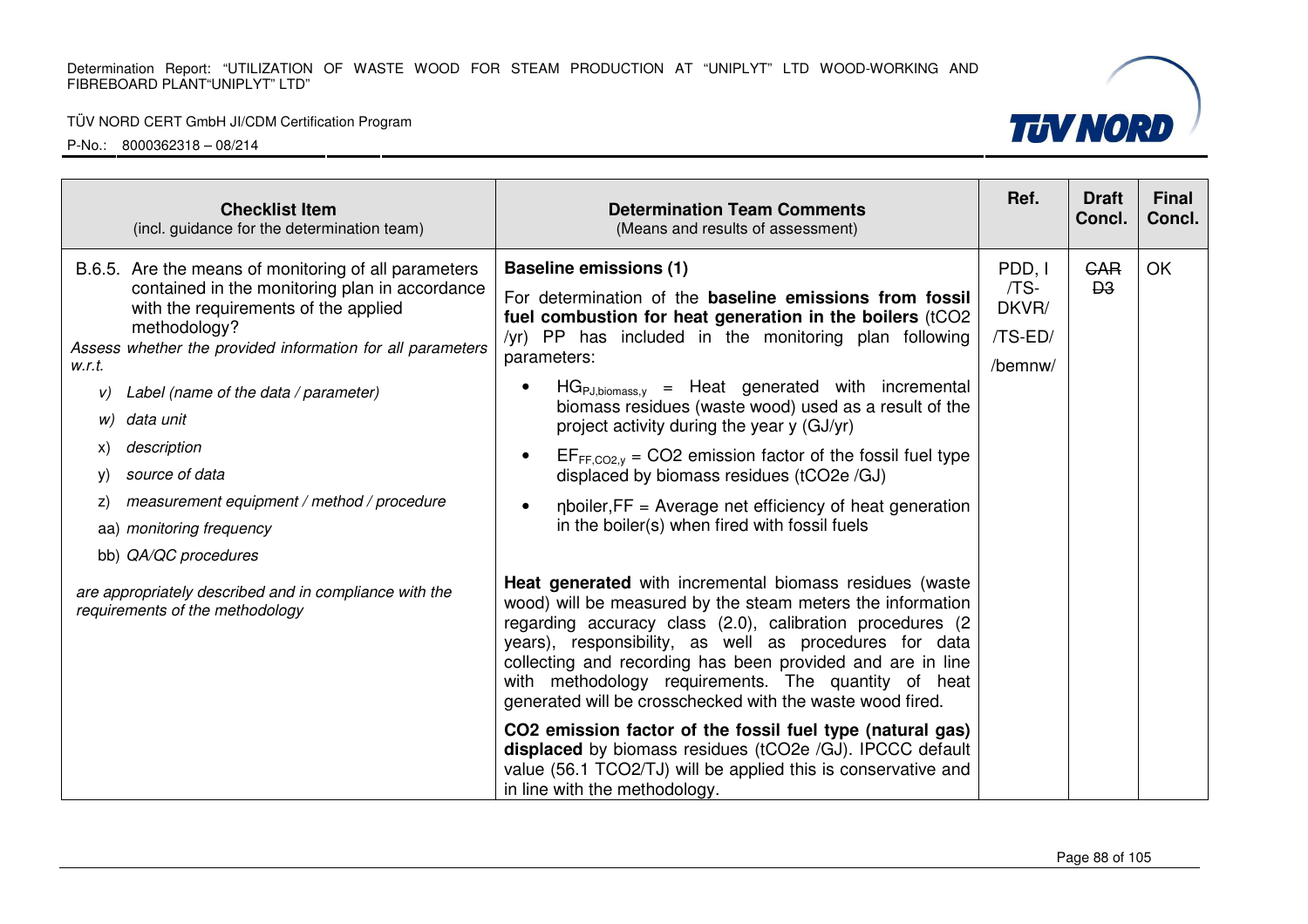| Checklist Item (incl. guidance for the determination team) | Determination Team Comments (Means and results of assessment) | Ref. | Draft Concl. | Final Concl. |
|---|---|---|---|---|
| B.6.5. Are the means of monitoring of all parameters contained in the monitoring plan in accordance with the requirements of the applied methodology?<br>*Assess whether the provided information for all parameters w.r.t.*<br>*v) Label (name of the data / parameter)*<br>*w) data unit*<br>*x) description*<br>*y) source of data*<br>*z) measurement equipment / method / procedure*<br>*aa) monitoring frequency*<br>*bb) QA/QC procedures*<br>*are appropriately described and in compliance with the requirements of the methodology* | **Baseline emissions (1)**<br>For determination of the **baseline emissions from fossil fuel combustion for heat generation in the boilers** (tCO2 /yr) PP has included in the monitoring plan following parameters:<br>• $HG_{PJ,biomass,y}$ = Heat generated with incremental biomass residues (waste wood) used as a result of the project activity during the year y (GJ/yr)<br>• $EF_{FF,CO2,y}$ = CO2 emission factor of the fossil fuel type displaced by biomass residues (tCO2e /GJ)<br>• $\eta_{boiler,FF}$ = Average net efficiency of heat generation in the boiler(s) when fired with fossil fuels<br><br>**Heat generated** with incremental biomass residues (waste wood) will be measured by the steam meters the information regarding accuracy class (2.0), calibration procedures (2 years), responsibility, as well as procedures for data collecting and recording has been provided and are in line with methodology requirements. The quantity of heat generated will be crosschecked with the waste wood fired.<br><br>**CO2 emission factor of the fossil fuel type (natural gas) displaced** by biomass residues (tCO2e /GJ). IPCCC default value (56.1 TCO2/TJ) will be applied this is conservative and in line with the methodology. | PDD, /TS-DKVR/ /TS-ED/ /bemnw/ | ~~CAR D3~~ | OK |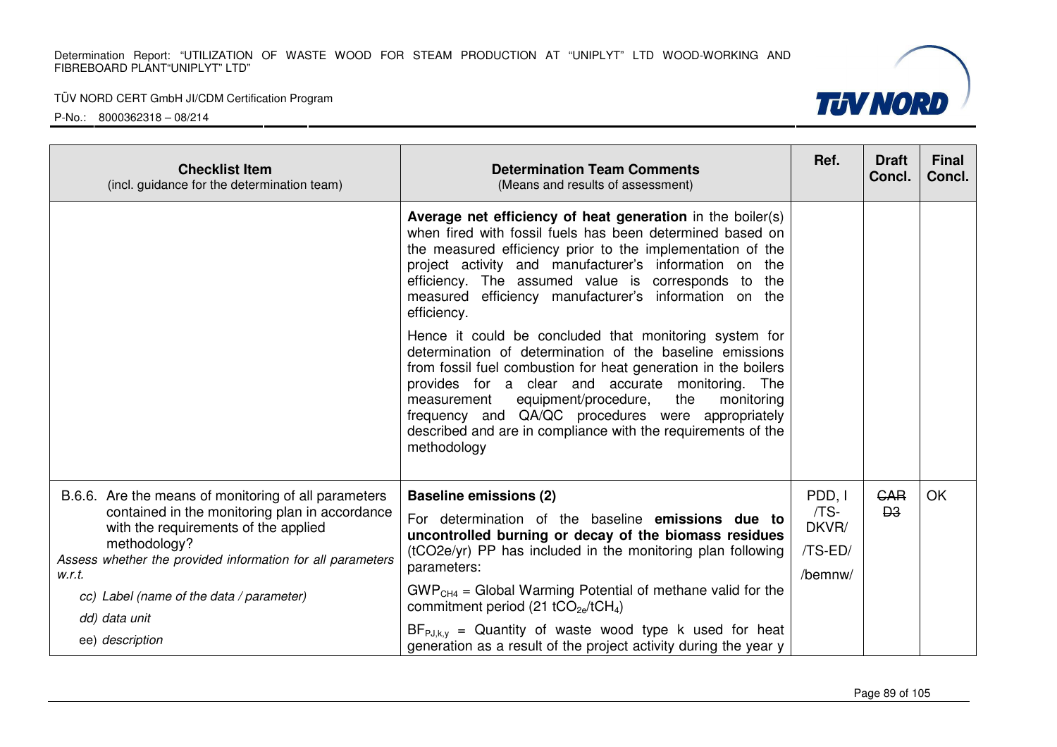| Checklist Item (incl. guidance for the determination team) | Determination Team Comments (Means and results of assessment) | Ref. | Draft Concl. | Final Concl. |
|---|---|---|---|---|
| | **Average net efficiency of heat generation** in the boiler(s) when fired with fossil fuels has been determined based on the measured efficiency prior to the implementation of the project activity and manufacturer's information on the efficiency. The assumed value is corresponds to the measured efficiency manufacturer's information on the efficiency.<br><br>Hence it could be concluded that monitoring system for determination of determination of the baseline emissions from fossil fuel combustion for heat generation in the boilers provides for a clear and accurate monitoring. The measurement equipment/procedure, the monitoring frequency and QA/QC procedures were appropriately described and are in compliance with the requirements of the methodology | | | |
| B.6.6. Are the means of monitoring of all parameters contained in the monitoring plan in accordance with the requirements of the applied methodology?<br>*Assess whether the provided information for all parameters w.r.t.*<br>*cc) Label (name of the data / parameter)*<br>*dd) data unit*<br>ee) *description* | **Baseline emissions (2)**<br><br>For determination of the baseline **emissions due to uncontrolled burning or decay of the biomass residues** (tCO2e/yr) PP has included in the monitoring plan following parameters:<br><br>$GWP_{CH4}$ = Global Warming Potential of methane valid for the commitment period (21 $tCO_{2e}/tCH_4$)<br><br>$BF_{PJ,k,y}$ = Quantity of waste wood type k used for heat generation as a result of the project activity during the year y | PDD, /TS-DKVR/ /TS-ED/ /bemnw/ | ~~CAR D3~~ | OK |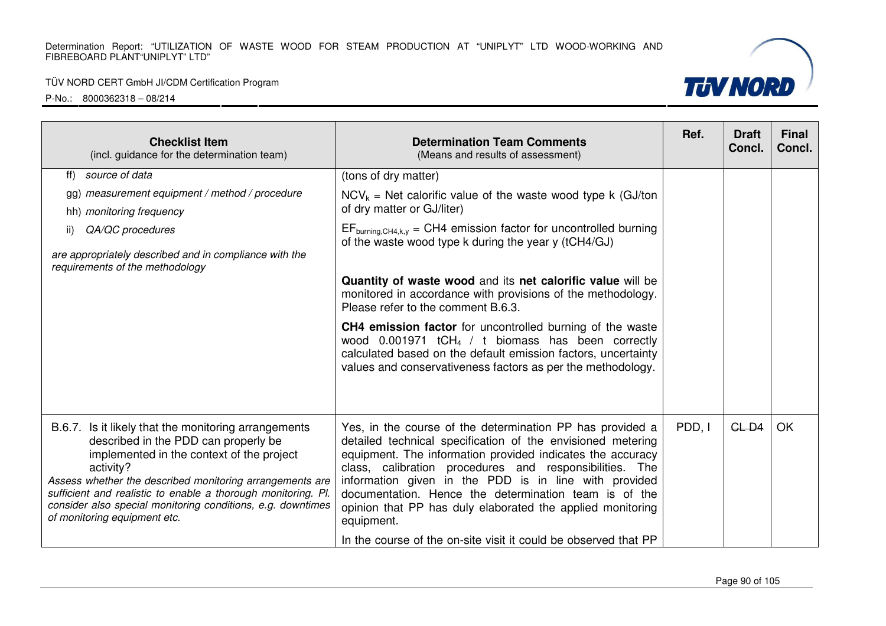| Checklist Item (incl. guidance for the determination team) | Determination Team Comments (Means and results of assessment) | Ref. | Draft Concl. | Final Concl. |
|---|---|---|---|---|
| ff) *source of data*<br>gg) *measurement equipment / method / procedure*<br>hh) *monitoring frequency*<br>ii) *QA/QC procedures*<br>*are appropriately described and in compliance with the requirements of the methodology* | (tons of dry matter)<br>$NCV_k$ = Net calorific value of the waste wood type k (GJ/ton of dry matter or GJ/liter)<br>$EF_{burning,CH4,k,y}$ = CH4 emission factor for uncontrolled burning of the waste wood type k during the year y (tCH4/GJ)<br>**Quantity of waste wood** and its **net calorific value** will be monitored in accordance with provisions of the methodology. Please refer to the comment B.6.3.<br>**CH4 emission factor** for uncontrolled burning of the waste wood 0.001971 $tCH_4$ / t biomass has been correctly calculated based on the default emission factors, uncertainty values and conservativeness factors as per the methodology. | | | |
| B.6.7. Is it likely that the monitoring arrangements described in the PDD can properly be implemented in the context of the project activity?<br>*Assess whether the described monitoring arrangements are sufficient and realistic to enable a thorough monitoring. Pl. consider also special monitoring conditions, e.g. downtimes of monitoring equipment etc.* | Yes, in the course of the determination PP has provided a detailed technical specification of the envisioned metering equipment. The information provided indicates the accuracy class, calibration procedures and responsibilities. The information given in the PDD is in line with provided documentation. Hence the determination team is of the opinion that PP has duly elaborated the applied monitoring equipment.<br>In the course of the on-site visit it could be observed that PP | PDD, I | ~~CL D4~~ | OK |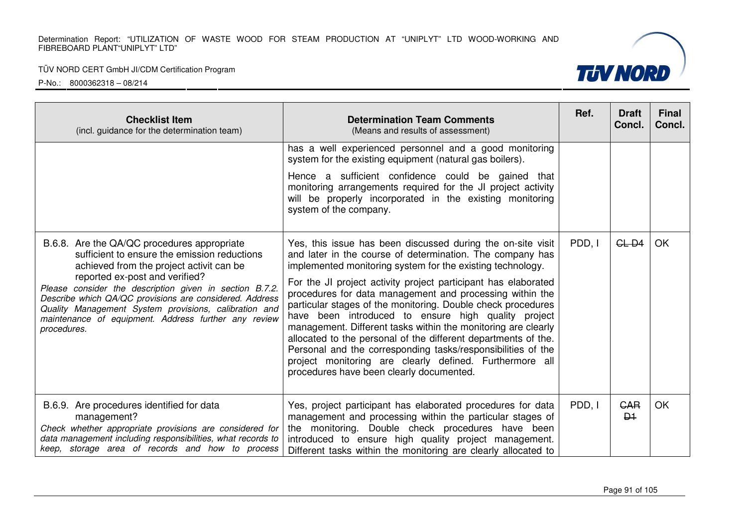| Checklist Item (incl. guidance for the determination team) | Determination Team Comments (Means and results of assessment) | Ref. | Draft Concl. | Final Concl. |
|---|---|---|---|---|
| | has a well experienced personnel and a good monitoring system for the existing equipment (natural gas boilers).<br><br>Hence a sufficient confidence could be gained that monitoring arrangements required for the JI project activity will be properly incorporated in the existing monitoring system of the company. | | | |
| B.6.8. Are the QA/QC procedures appropriate sufficient to ensure the emission reductions achieved from the project activit can be reported ex-post and verified?<br>*Please consider the description given in section B.7.2. Describe which QA/QC provisions are considered. Address Quality Management System provisions, calibration and maintenance of equipment. Address further any review procedures.* | Yes, this issue has been discussed during the on-site visit and later in the course of determination. The company has implemented monitoring system for the existing technology.<br><br>For the JI project activity project participant has elaborated procedures for data management and processing within the particular stages of the monitoring. Double check procedures have been introduced to ensure high quality project management. Different tasks within the monitoring are clearly allocated to the personal of the different departments of the. Personal and the corresponding tasks/responsibilities of the project monitoring are clearly defined. Furthermore all procedures have been clearly documented. | PDD, I | ~~CL D4~~ | OK |
| B.6.9. Are procedures identified for data management?<br>*Check whether appropriate provisions are considered for data management including responsibilities, what records to keep, storage area of records and how to process* | Yes, project participant has elaborated procedures for data management and processing within the particular stages of the monitoring. Double check procedures have been introduced to ensure high quality project management. Different tasks within the monitoring are clearly allocated to | PDD, I | ~~CAR D1~~ | OK |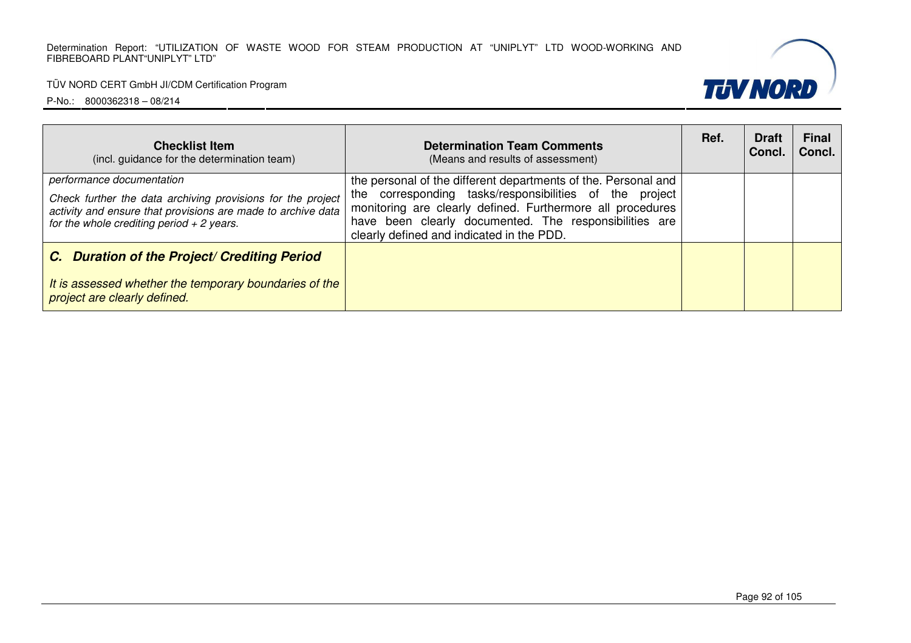| Checklist Item (incl. guidance for the determination team) | Determination Team Comments (Means and results of assessment) | Ref. | Draft Concl. | Final Concl. |
|---|---|---|---|---|
| *performance documentation*<br><br>*Check further the data archiving provisions for the project activity and ensure that provisions are made to archive data for the whole crediting period + 2 years.* | the personal of the different departments of the. Personal and the corresponding tasks/responsibilities of the project monitoring are clearly defined. Furthermore all procedures have been clearly documented. The responsibilities are clearly defined and indicated in the PDD. | | | |
| ***C. Duration of the Project/ Crediting Period***<br><br>*It is assessed whether the temporary boundaries of the project are clearly defined.* | | | | |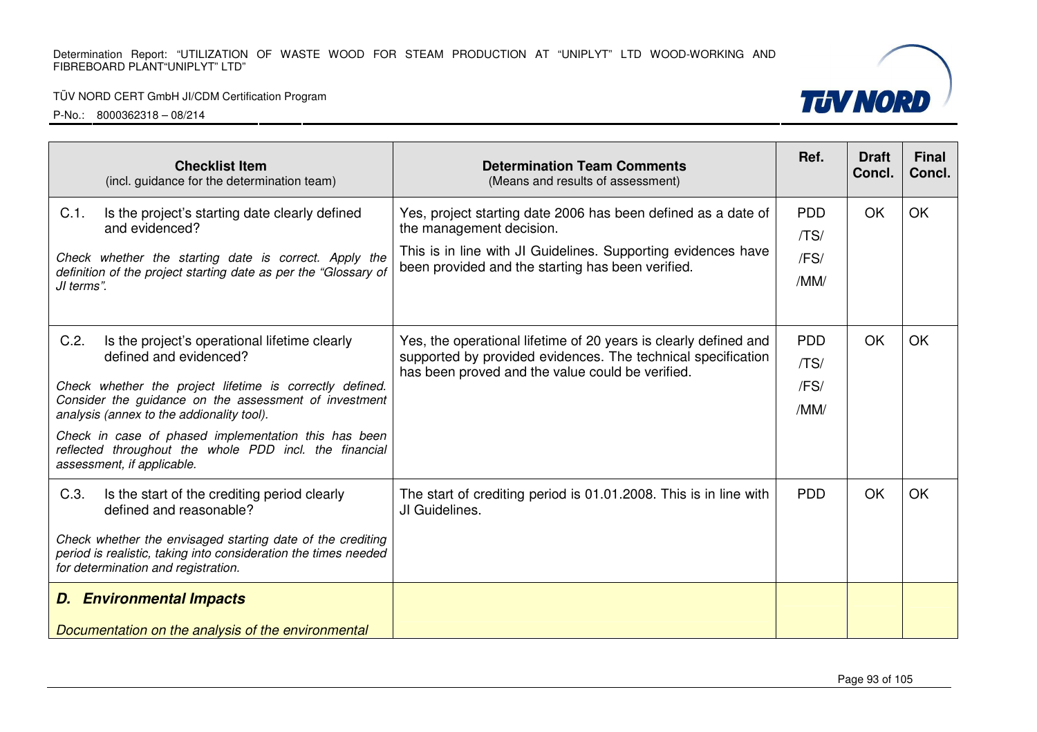| Checklist Item (incl. guidance for the determination team) | Determination Team Comments (Means and results of assessment) | Ref. | Draft Concl. | Final Concl. |
|---|---|---|---|---|
| C.1. Is the project's starting date clearly defined and evidenced?<br><br>*Check whether the starting date is correct. Apply the definition of the project starting date as per the "Glossary of JI terms".* | Yes, project starting date 2006 has been defined as a date of the management decision.<br><br>This is in line with JI Guidelines. Supporting evidences have been provided and the starting has been verified. | PDD<br>/TS/<br>/FS/<br>/MM/ | OK | OK |
| C.2. Is the project's operational lifetime clearly defined and evidenced?<br><br>*Check whether the project lifetime is correctly defined. Consider the guidance on the assessment of investment analysis (annex to the addionality tool).*<br><br>*Check in case of phased implementation this has been reflected throughout the whole PDD incl. the financial assessment, if applicable.* | Yes, the operational lifetime of 20 years is clearly defined and supported by provided evidences. The technical specification has been proved and the value could be verified. | PDD<br>/TS/<br>/FS/<br>/MM/ | OK | OK |
| C.3. Is the start of the crediting period clearly defined and reasonable?<br><br>*Check whether the envisaged starting date of the crediting period is realistic, taking into consideration the times needed for determination and registration.* | The start of crediting period is 01.01.2008. This is in line with JI Guidelines. | PDD | OK | OK |
| ***D. Environmental Impacts***<br><br>*Documentation on the analysis of the environmental* | | | | |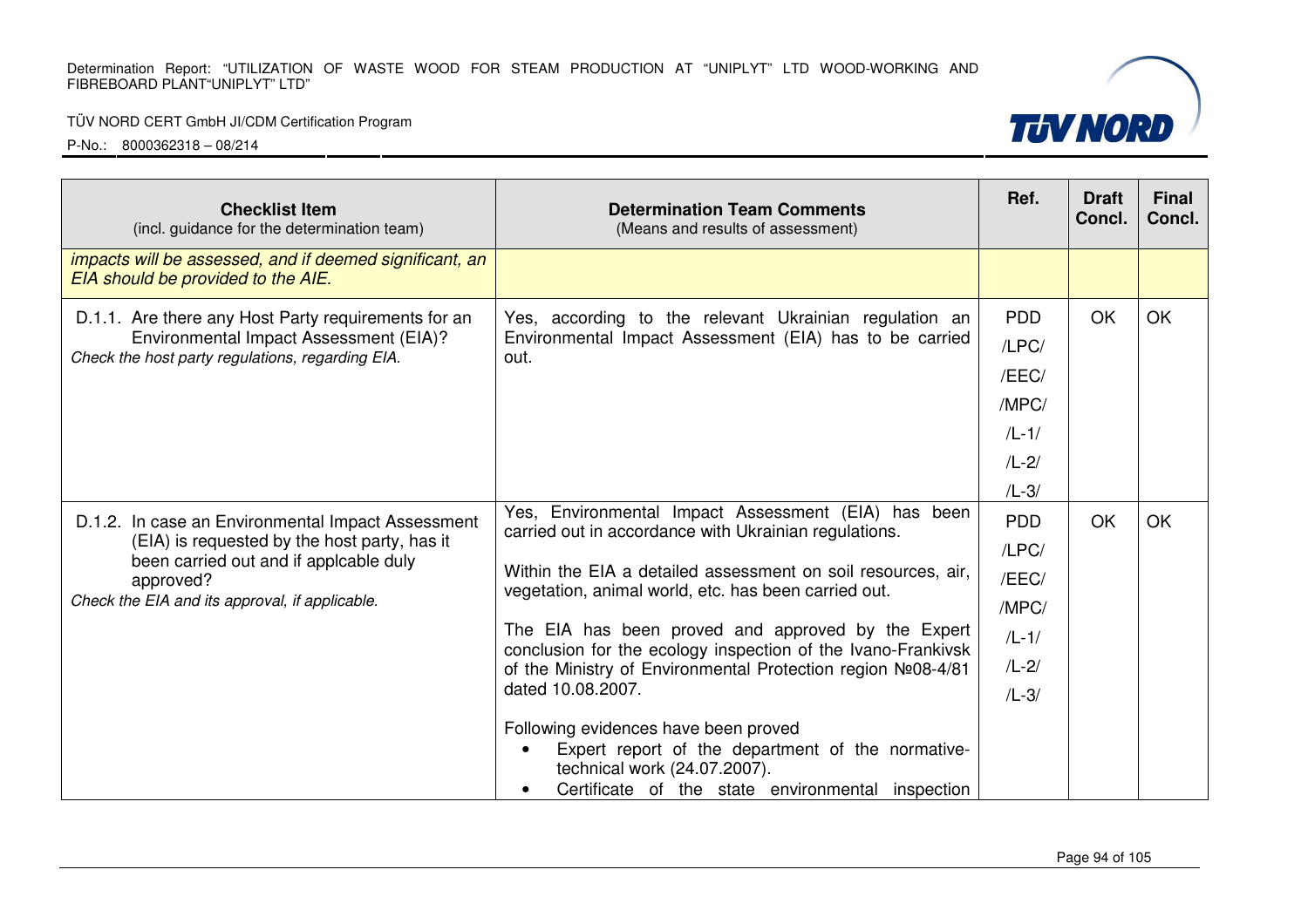| **Checklist Item** (incl. guidance for the determination team) | **Determination Team Comments** (Means and results of assessment) | Ref. | Draft Concl. | Final Concl. |
|---|---|---|---|---|
| *impacts will be assessed, and if deemed significant, an EIA should be provided to the AIE.* | | | | |
| D.1.1. Are there any Host Party requirements for an Environmental Impact Assessment (EIA)? *Check the host party regulations, regarding EIA.* | Yes, according to the relevant Ukrainian regulation an Environmental Impact Assessment (EIA) has to be carried out. | PDD /LPC/ /EEC/ /MPC/ /L-1/ /L-2/ /L-3/ | OK | OK |
| D.1.2. In case an Environmental Impact Assessment (EIA) is requested by the host party, has it been carried out and if applcable duly approved? *Check the EIA and its approval, if applicable.* | Yes, Environmental Impact Assessment (EIA) has been carried out in accordance with Ukrainian regulations.<br><br>Within the EIA a detailed assessment on soil resources, air, vegetation, animal world, etc. has been carried out.<br><br>The EIA has been proved and approved by the Expert conclusion for the ecology inspection of the Ivano-Frankivsk of the Ministry of Environmental Protection region №08-4/81 dated 10.08.2007.<br><br>Following evidences have been proved<br>• Expert report of the department of the normative-technical work (24.07.2007).<br>• Certificate of the state environmental inspection | PDD /LPC/ /EEC/ /MPC/ /L-1/ /L-2/ /L-3/ | OK | OK |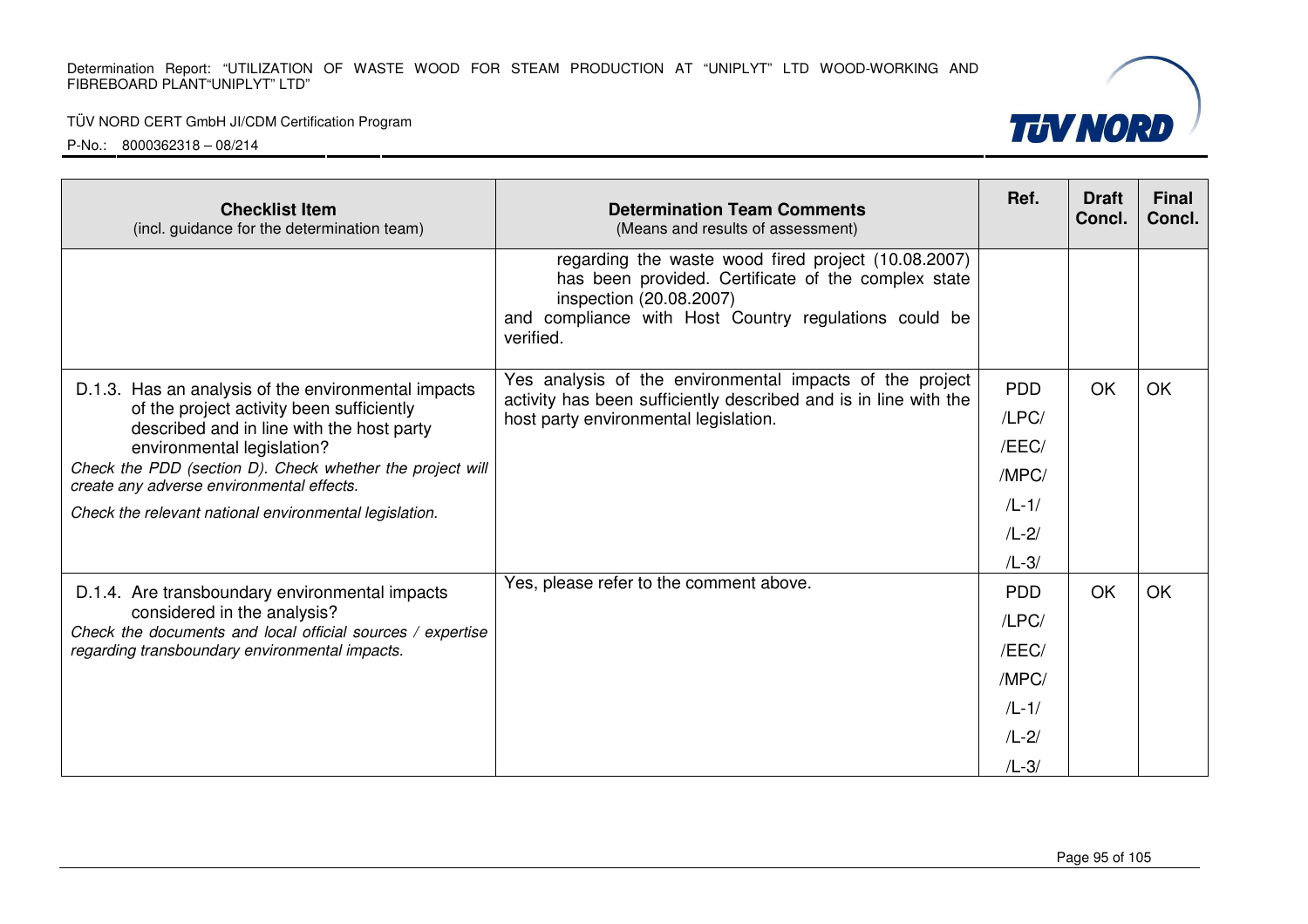| Checklist Item (incl. guidance for the determination team) | Determination Team Comments (Means and results of assessment) | Ref. | Draft Concl. | Final Concl. |
|---|---|---|---|---|
| | regarding the waste wood fired project (10.08.2007) has been provided. Certificate of the complex state inspection (20.08.2007) and compliance with Host Country regulations could be verified. | | | |
| D.1.3. Has an analysis of the environmental impacts of the project activity been sufficiently described and in line with the host party environmental legislation? *Check the PDD (section D). Check whether the project will create any adverse environmental effects.* *Check the relevant national environmental legislation.* | Yes analysis of the environmental impacts of the project activity has been sufficiently described and is in line with the host party environmental legislation. | PDD /LPC/ /EEC/ /MPC/ /L-1/ /L-2/ /L-3/ | OK | OK |
| D.1.4. Are transboundary environmental impacts considered in the analysis? *Check the documents and local official sources / expertise regarding transboundary environmental impacts.* | Yes, please refer to the comment above. | PDD /LPC/ /EEC/ /MPC/ /L-1/ /L-2/ /L-3/ | OK | OK |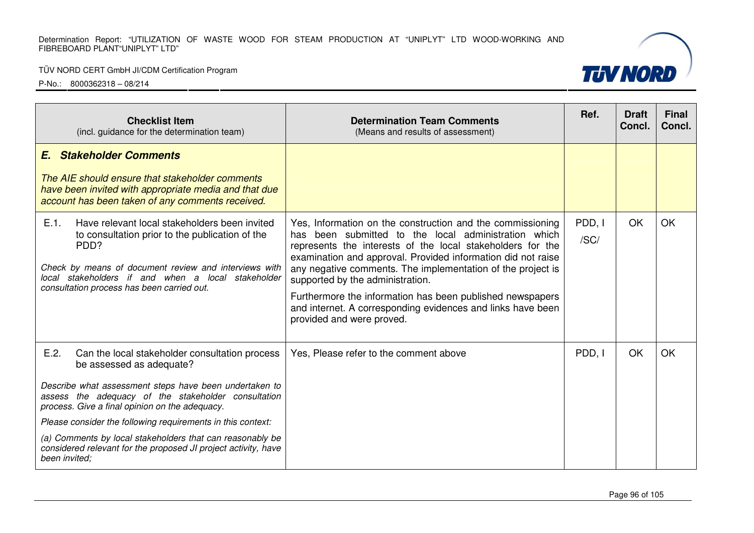| Checklist Item (incl. guidance for the determination team) | Determination Team Comments (Means and results of assessment) | Ref. | Draft Concl. | Final Concl. |
|---|---|---|---|---|
| ***E. Stakeholder Comments***<br><br>*The AIE should ensure that stakeholder comments have been invited with appropriate media and that due account has been taken of any comments received.* | | | | |
| E.1. Have relevant local stakeholders been invited to consultation prior to the publication of the PDD?<br><br>*Check by means of document review and interviews with local stakeholders if and when a local stakeholder consultation process has been carried out.* | Yes, Information on the construction and the commissioning has been submitted to the local administration which represents the interests of the local stakeholders for the examination and approval. Provided information did not raise any negative comments. The implementation of the project is supported by the administration.<br><br>Furthermore the information has been published newspapers and internet. A corresponding evidences and links have been provided and were proved. | PDD, I /SC/ | OK | OK |
| E.2. Can the local stakeholder consultation process be assessed as adequate?<br><br>*Describe what assessment steps have been undertaken to assess the adequacy of the stakeholder consultation process. Give a final opinion on the adequacy.*<br><br>*Please consider the following requirements in this context:*<br><br>*(a) Comments by local stakeholders that can reasonably be considered relevant for the proposed JI project activity, have been invited;* | Yes, Please refer to the comment above | PDD, I | OK | OK |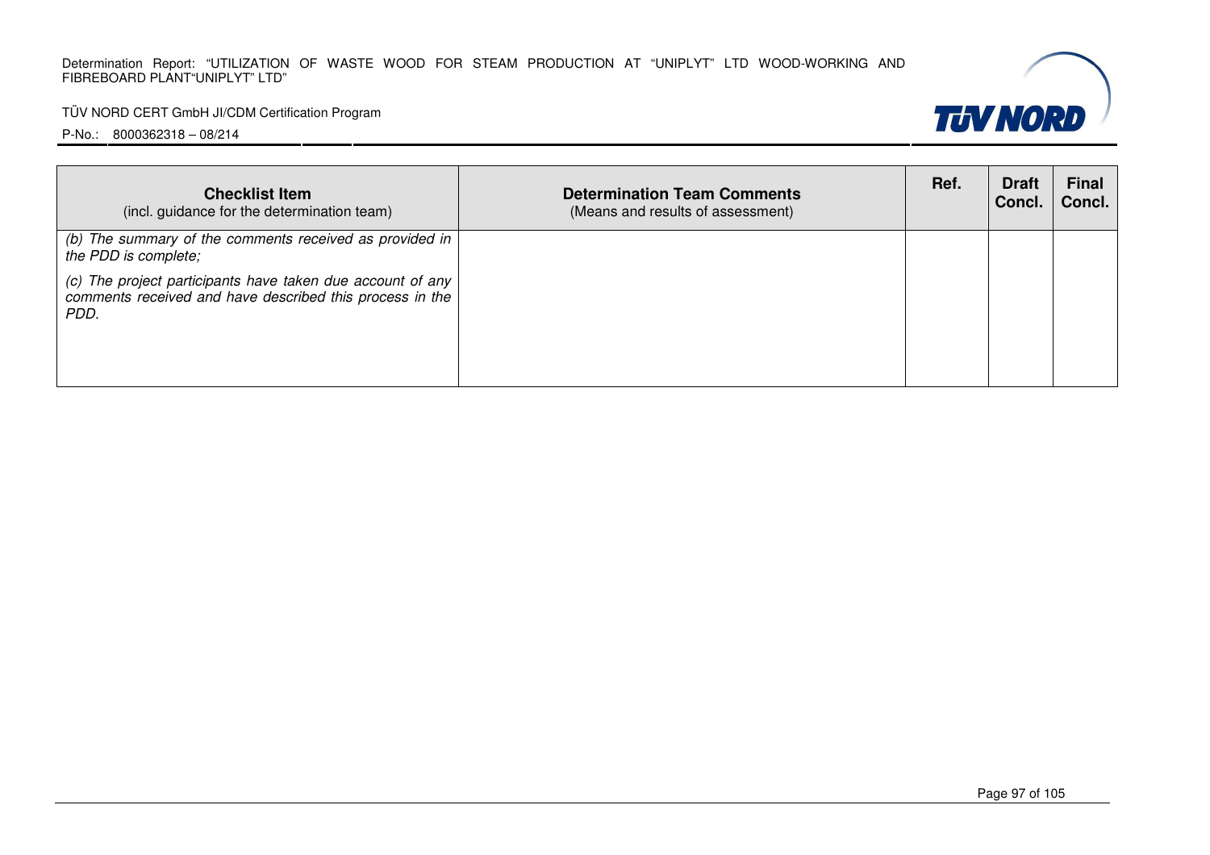| Checklist Item (incl. guidance for the determination team) | Determination Team Comments (Means and results of assessment) | Ref. | Draft Concl. | Final Concl. |
|---|---|---|---|---|
| *(b) The summary of the comments received as provided in the PDD is complete;*<br><br>*(c) The project participants have taken due account of any comments received and have described this process in the PDD.* | | | | |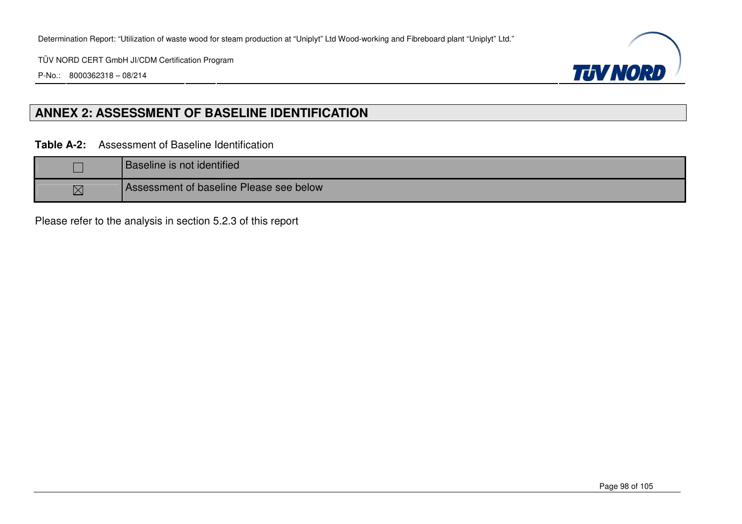## ANNEX 2: ASSESSMENT OF BASELINE IDENTIFICATION

**Table A-2:** Assessment of Baseline Identification

| | |
|---|---|
| ☐ | Baseline is not identified |
| ☒ | Assessment of baseline Please see below |

Please refer to the analysis in section 5.2.3 of this report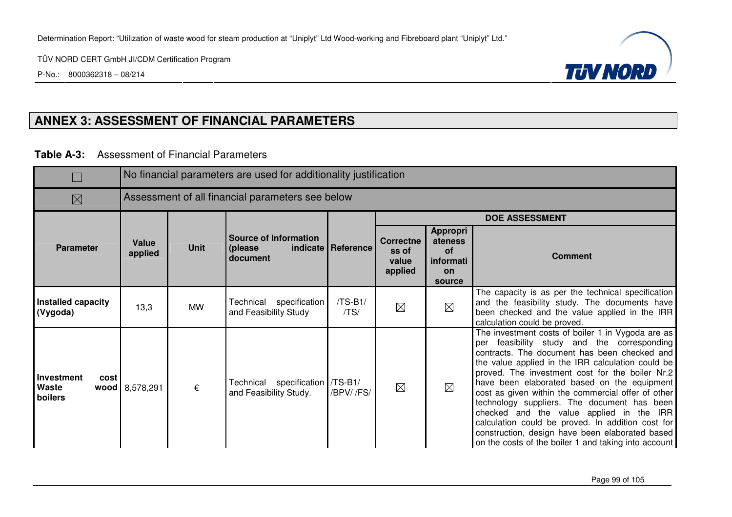## ANNEX 3: ASSESSMENT OF FINANCIAL PARAMETERS

**Table A-3:** Assessment of Financial Parameters

| ☐ | No financial parameters are used for additionality justification | | | | | | |
|---|---|---|---|---|---|---|---|
| ☒ | Assessment of all financial parameters see below | | | | | | |
| | | | | | DOE ASSESSMENT | | |
| **Parameter** | **Value applied** | **Unit** | **Source of Information (please indicate document** | **Reference** | **Correctness of value applied** | **Appropriateness of information source** | **Comment** |
| **Installed capacity (Vygoda)** | 13,3 | MW | Technical specification and Feasibility Study | /TS-B1/ /TS/ | ☒ | ☒ | The capacity is as per the technical specification and the feasibility study. The documents have been checked and the value applied in the IRR calculation could be proved. |
| **Investment cost Waste wood boilers** | 8,578,291 | € | Technical specification and Feasibility Study. | /TS-B1/ /BPV/ /FS/ | ☒ | ☒ | The investment costs of boiler 1 in Vygoda are as per feasibility study and the corresponding contracts. The document has been checked and the value applied in the IRR calculation could be proved. The investment cost for the boiler Nr.2 have been elaborated based on the equipment cost as given within the commercial offer of other technology suppliers. The document has been checked and the value applied in the IRR calculation could be proved. In addition cost for construction, design have been elaborated based on the costs of the boiler 1 and taking into account |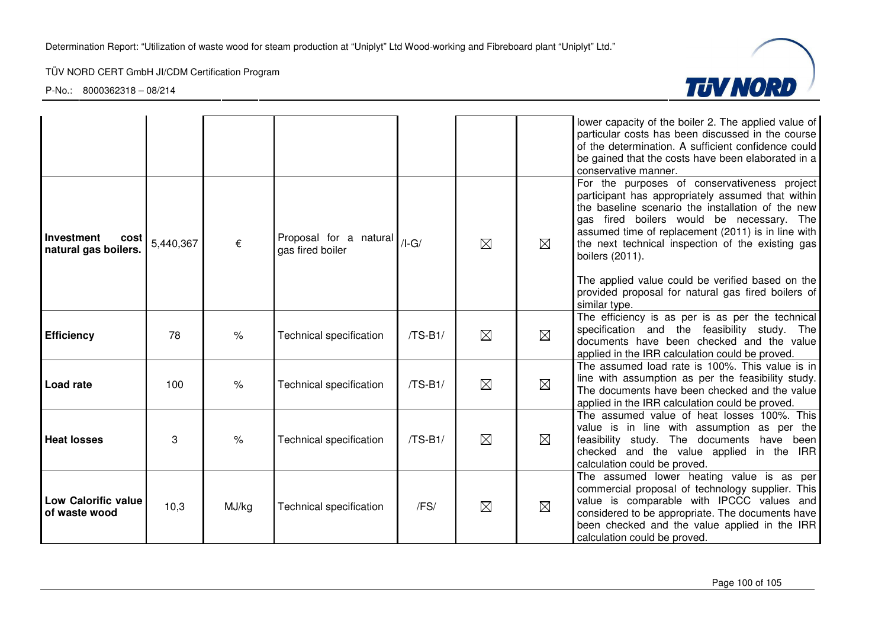| | | | | | | | |
|---|---|---|---|---|---|---|---|
| | | | | | | | lower capacity of the boiler 2. The applied value of particular costs has been discussed in the course of the determination. A sufficient confidence could be gained that the costs have been elaborated in a conservative manner. |
| **Investment cost natural gas boilers.** | 5,440,367 | € | Proposal for a natural gas fired boiler | /I-G/ | ☒ | ☒ | For the purposes of conservativeness project participant has appropriately assumed that within the baseline scenario the installation of the new gas fired boilers would be necessary. The assumed time of replacement (2011) is in line with the next technical inspection of the existing gas boilers (2011).<br><br>The applied value could be verified based on the provided proposal for natural gas fired boilers of similar type. |
| **Efficiency** | 78 | % | Technical specification | /TS-B1/ | ☒ | ☒ | The efficiency is as per is as per the technical specification and the feasibility study. The documents have been checked and the value applied in the IRR calculation could be proved. |
| **Load rate** | 100 | % | Technical specification | /TS-B1/ | ☒ | ☒ | The assumed load rate is 100%. This value is in line with assumption as per the feasibility study. The documents have been checked and the value applied in the IRR calculation could be proved. |
| **Heat losses** | 3 | % | Technical specification | /TS-B1/ | ☒ | ☒ | The assumed value of heat losses 100%. This value is in line with assumption as per the feasibility study. The documents have been checked and the value applied in the IRR calculation could be proved. |
| **Low Calorific value of waste wood** | 10,3 | MJ/kg | Technical specification | /FS/ | ☒ | ☒ | The assumed lower heating value is as per commercial proposal of technology supplier. This value is comparable with IPCCC values and considered to be appropriate. The documents have been checked and the value applied in the IRR calculation could be proved. |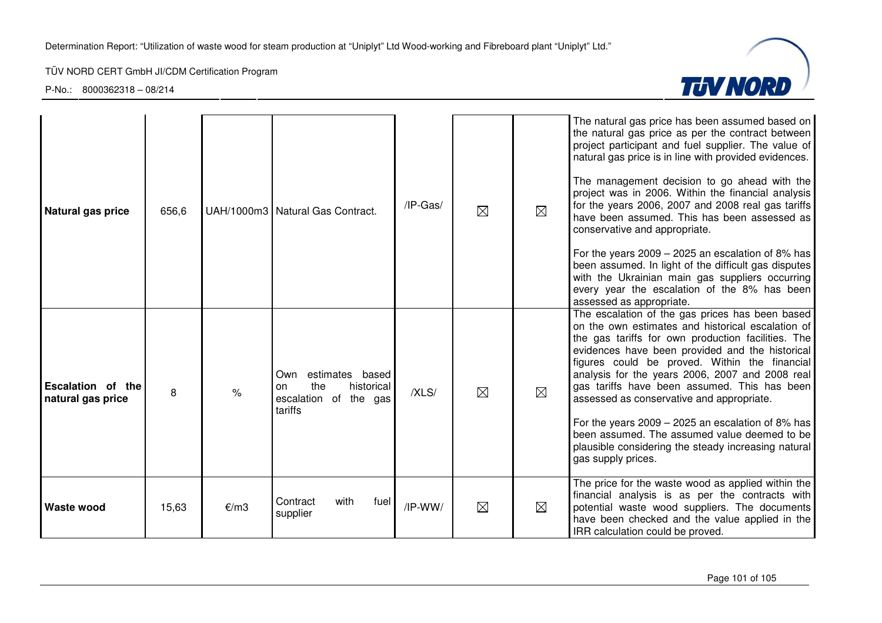| | | | | | | | |
|---|---|---|---|---|---|---|---|
| **Natural gas price** | 656,6 | UAH/1000m3 | Natural Gas Contract. | /IP-Gas/ | ☒ | ☒ | The natural gas price has been assumed based on the natural gas price as per the contract between project participant and fuel supplier. The value of natural gas price is in line with provided evidences.<br><br>The management decision to go ahead with the project was in 2006. Within the financial analysis for the years 2006, 2007 and 2008 real gas tariffs have been assumed. This has been assessed as conservative and appropriate.<br><br>For the years 2009 – 2025 an escalation of 8% has been assumed. In light of the difficult gas disputes with the Ukrainian main gas suppliers occurring every year the escalation of the 8% has been assessed as appropriate. |
| **Escalation of the natural gas price** | 8 | % | Own estimates based on the historical escalation of the gas tariffs | /XLS/ | ☒ | ☒ | The escalation of the gas prices has been based on the own estimates and historical escalation of the gas tariffs for own production facilities. The evidences have been provided and the historical figures could be proved. Within the financial analysis for the years 2006, 2007 and 2008 real gas tariffs have been assumed. This has been assessed as conservative and appropriate.<br><br>For the years 2009 – 2025 an escalation of 8% has been assumed. The assumed value deemed to be plausible considering the steady increasing natural gas supply prices. |
| **Waste wood** | 15,63 | €/m3 | Contract with fuel supplier | /IP-WW/ | ☒ | ☒ | The price for the waste wood as applied within the financial analysis is as per the contracts with potential waste wood suppliers. The documents have been checked and the value applied in the IRR calculation could be proved. |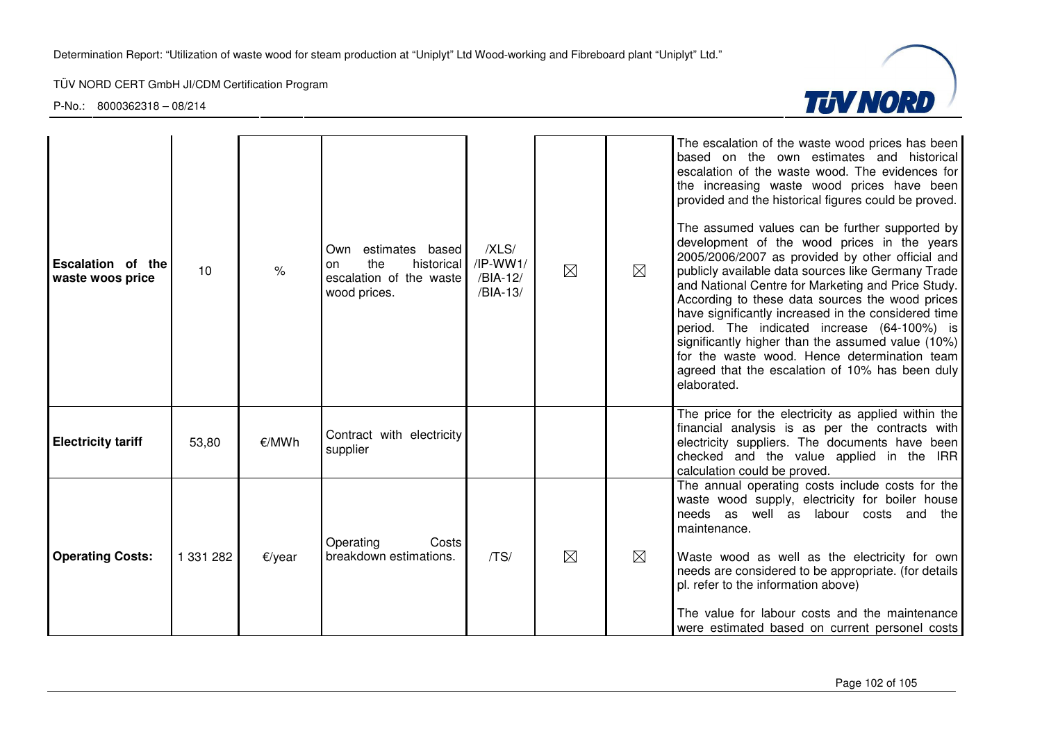| | | | | | | | |
|---|---|---|---|---|---|---|---|
| **Escalation of the waste woos price** | 10 | % | Own estimates based on the historical escalation of the waste wood prices. | /XLS/ /IP-WW1/ /BIA-12/ /BIA-13/ | ☒ | ☒ | The escalation of the waste wood prices has been based on the own estimates and historical escalation of the waste wood. The evidences for the increasing waste wood prices have been provided and the historical figures could be proved.<br><br>The assumed values can be further supported by development of the wood prices in the years 2005/2006/2007 as provided by other official and publicly available data sources like Germany Trade and National Centre for Marketing and Price Study. According to these data sources the wood prices have significantly increased in the considered time period. The indicated increase (64-100%) is significantly higher than the assumed value (10%) for the waste wood. Hence determination team agreed that the escalation of 10% has been duly elaborated. |
| **Electricity tariff** | 53,80 | €/MWh | Contract with electricity supplier | | | | The price for the electricity as applied within the financial analysis is as per the contracts with electricity suppliers. The documents have been checked and the value applied in the IRR calculation could be proved. |
| **Operating Costs:** | 1 331 282 | €/year | Operating Costs breakdown estimations. | /TS/ | ☒ | ☒ | The annual operating costs include costs for the waste wood supply, electricity for boiler house needs as well as labour costs and the maintenance.<br><br>Waste wood as well as the electricity for own needs are considered to be appropriate. (for details pl. refer to the information above)<br><br>The value for labour costs and the maintenance were estimated based on current personel costs |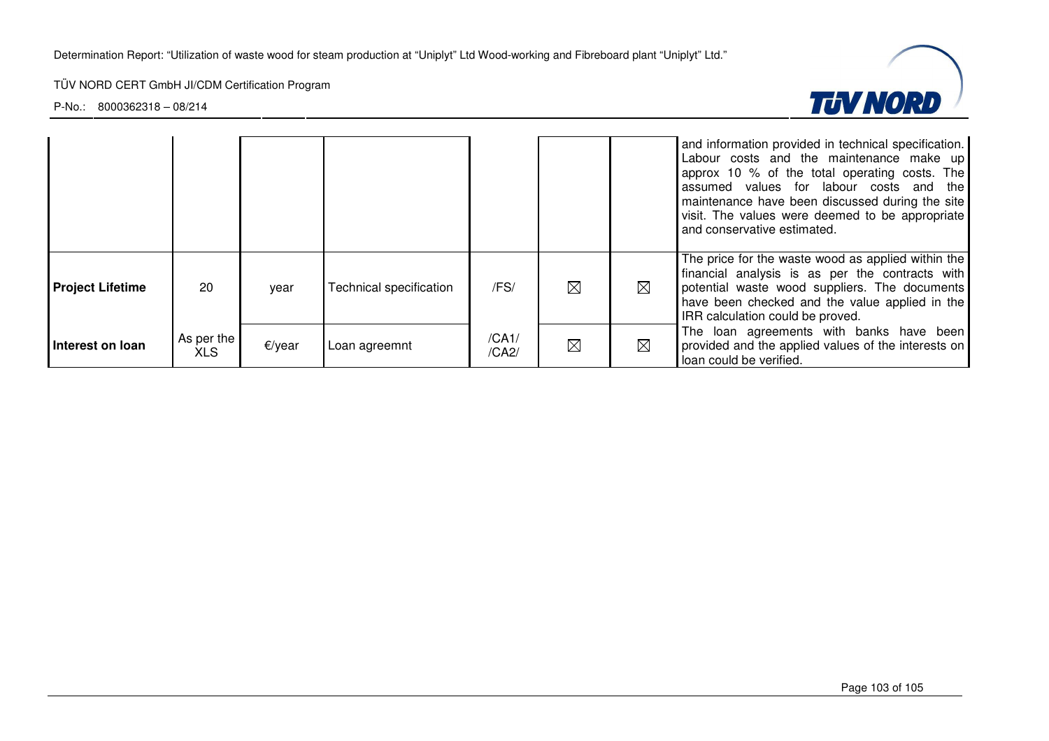| | | | | | | | |
|---|---|---|---|---|---|---|---|
| | | | | | | | and information provided in technical specification. Labour costs and the maintenance make up approx 10 % of the total operating costs. The assumed values for labour costs and the maintenance have been discussed during the site visit. The values were deemed to be appropriate and conservative estimated. |
| **Project Lifetime** | 20 | year | Technical specification | /FS/ | ☒ | ☒ | The price for the waste wood as applied within the financial analysis is as per the contracts with potential waste wood suppliers. The documents have been checked and the value applied in the IRR calculation could be proved. |
| **Interest on loan** | As per the XLS | €/year | Loan agreemnt | /CA1/ /CA2/ | ☒ | ☒ | The loan agreements with banks have been provided and the applied values of the interests on loan could be verified. |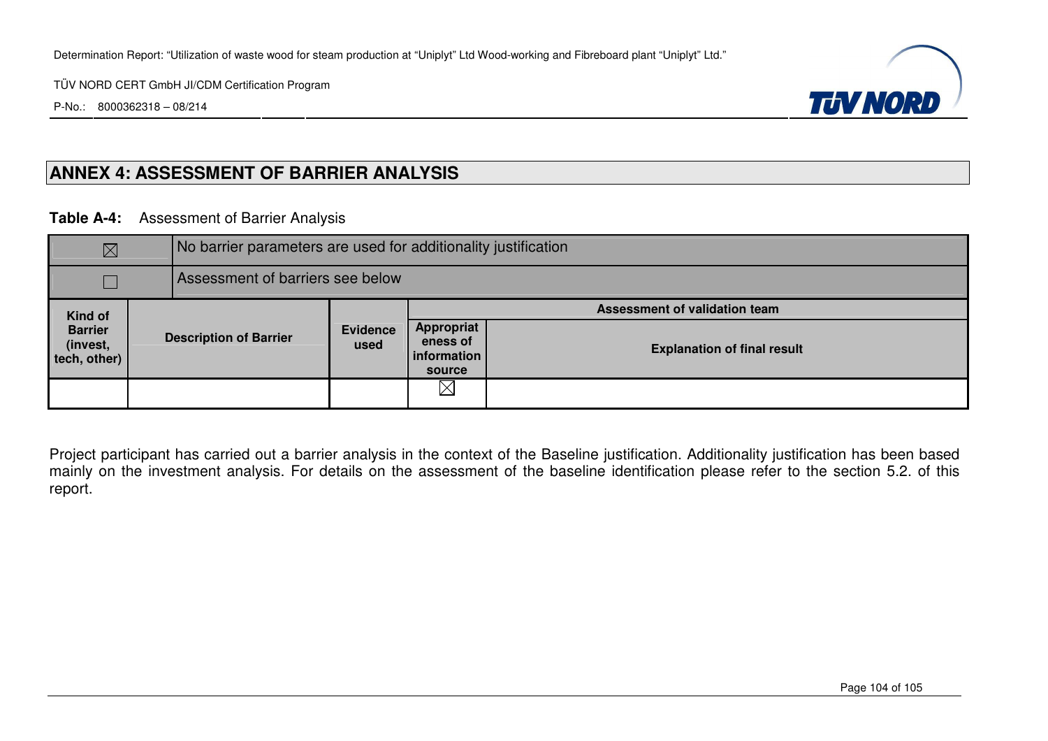## ANNEX 4: ASSESSMENT OF BARRIER ANALYSIS

**Table A-4:** Assessment of Barrier Analysis

| ☒ | No barrier parameters are used for additionality justification | | | |
|---|---|---|---|---|
| ☐ | Assessment of barriers see below | | | |
| **Kind of Barrier (invest, tech, other)** | **Description of Barrier** | **Evidence used** | **Assessment of validation team** | |
| | | | **Appropriateness of information source** | **Explanation of final result** |
| | | | ☒ | |

Project participant has carried out a barrier analysis in the context of the Baseline justification. Additionality justification has been based mainly on the investment analysis. For details on the assessment of the baseline identification please refer to the section 5.2. of this report.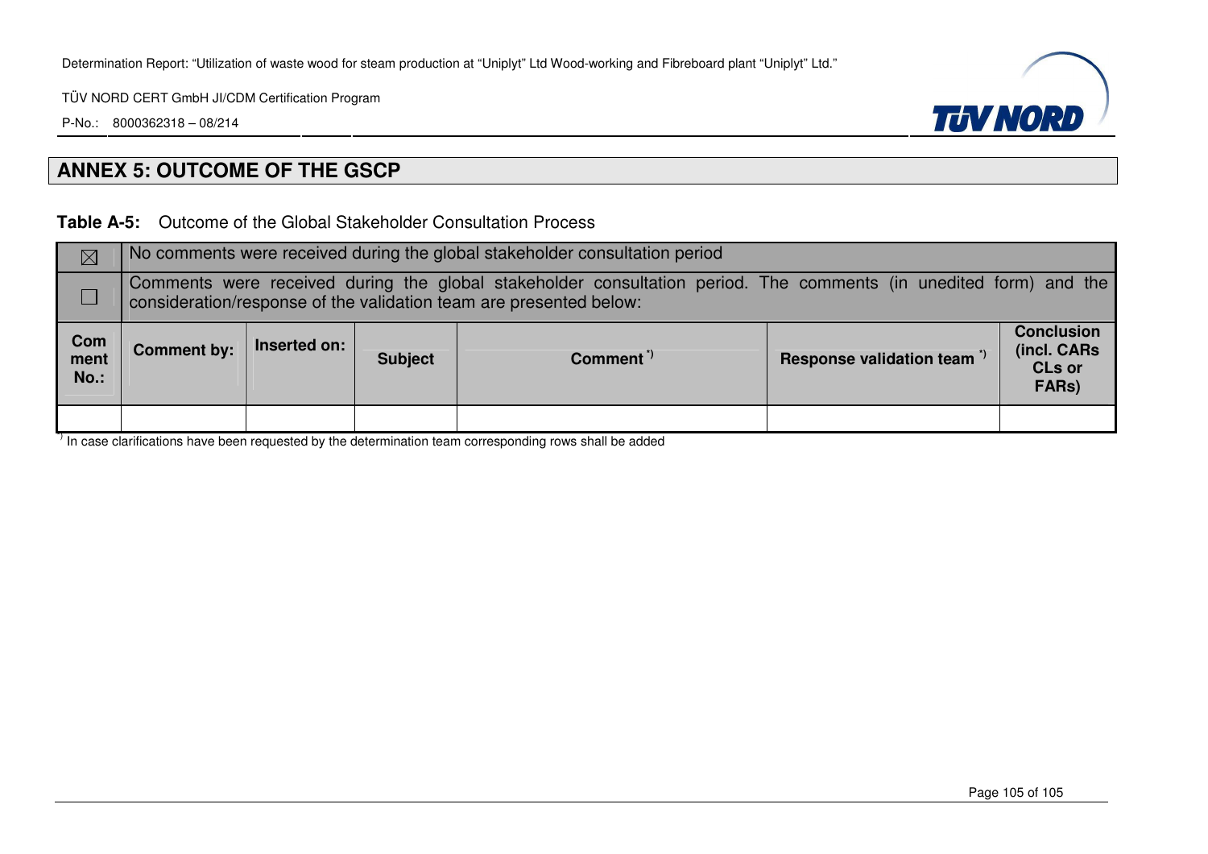## ANNEX 5: OUTCOME OF THE GSCP

**Table A-5:** Outcome of the Global Stakeholder Consultation Process

| | | | | | | |
|---|---|---|---|---|---|---|
| ☒ | No comments were received during the global stakeholder consultation period | | | | | |
| ☐ | Comments were received during the global stakeholder consultation period. The comments (in unedited form) and the consideration/response of the validation team are presented below: | | | | | |
| **Comment No.:** | **Comment by:** | **Inserted on:** | **Subject** | **Comment \*)** | **Response validation team \*)** | **Conclusion (incl. CARs CLs or FARs)** |
| | | | | | | |

*) In case clarifications have been requested by the determination team corresponding rows shall be added